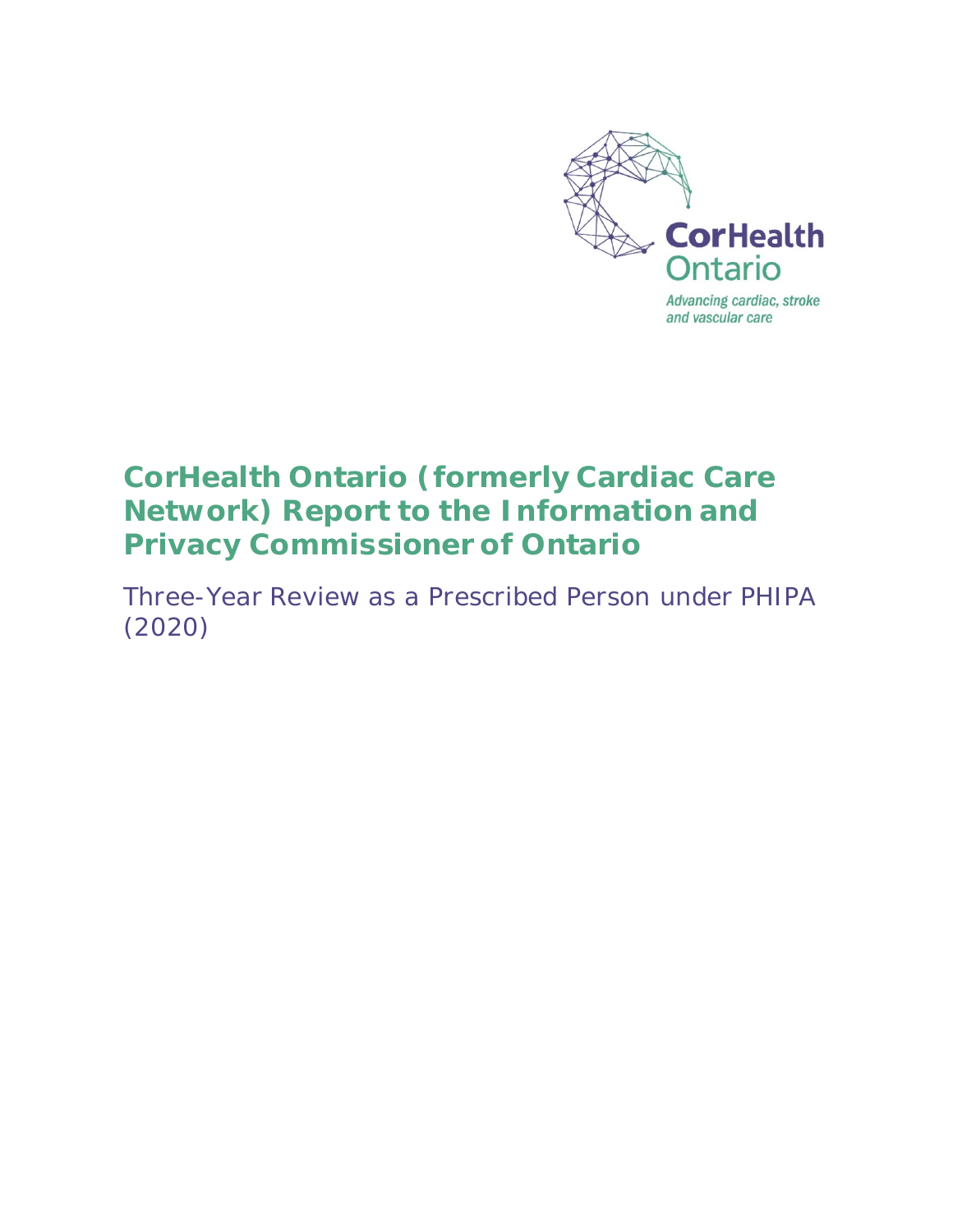CorHealth Ontario

Advancing cardiac, stroke and vascular care

# CorHealth Ontario (formerly Cardiac Care Network) Report to the Information and Privacy Commissioner of Ontario

Three-Year Review as a Prescribed Person under PHIPA (2020)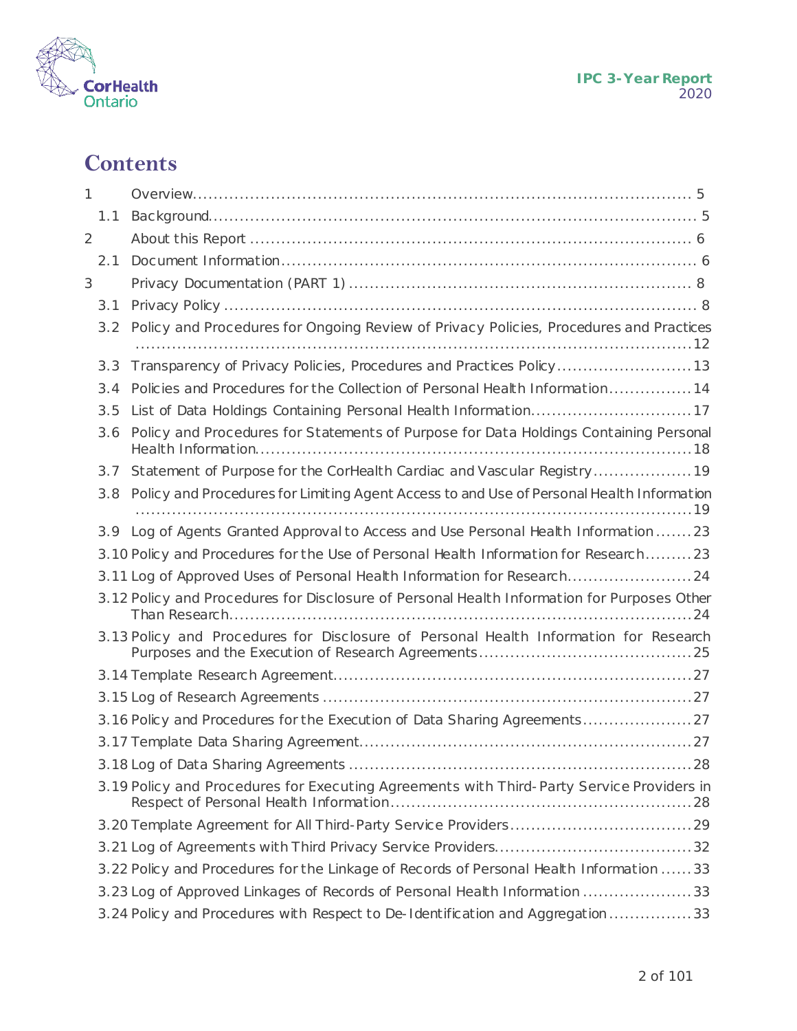# Contents

1 Overview.................................................................................................... 5

1.1 Background............................................................................................ 5

2 About this Report ...................................................................................... 6

2.1 Document Information.............................................................................. 6

3 Privacy Documentation (PART 1) ................................................................. 8

3.1 Privacy Policy ......................................................................................... 8

3.2 Policy and Procedures for Ongoing Review of Privacy Policies, Procedures and Practices ............................................................................................................12

3.3 Transparency of Privacy Policies, Procedures and Practices Policy.........................13

3.4 Policies and Procedures for the Collection of Personal Health Information................14

3.5 List of Data Holdings Containing Personal Health Information...............................17

3.6 Policy and Procedures for Statements of Purpose for Data Holdings Containing Personal Health Information......................................................................................18

3.7 Statement of Purpose for the CorHealth Cardiac and Vascular Registry...................19

3.8 Policy and Procedures for Limiting Agent Access to and Use of Personal Health Information ............................................................................................................19

3.9 Log of Agents Granted Approval to Access and Use Personal Health Information.......23

3.10 Policy and Procedures for the Use of Personal Health Information for Research.........23

3.11 Log of Approved Uses of Personal Health Information for Research........................24

3.12 Policy and Procedures for Disclosure of Personal Health Information for Purposes Other Than Research...................................................................................................24

3.13 Policy and Procedures for Disclosure of Personal Health Information for Research Purposes and the Execution of Research Agreements.........................................25

3.14 Template Research Agreement...................................................................27

3.15 Log of Research Agreements .....................................................................27

3.16 Policy and Procedures for the Execution of Data Sharing Agreements.....................27

3.17 Template Data Sharing Agreement...............................................................27

3.18 Log of Data Sharing Agreements ................................................................28

3.19 Policy and Procedures for Executing Agreements with Third-Party Service Providers in Respect of Personal Health Information.........................................................28

3.20 Template Agreement for All Third-Party Service Providers..................................29

3.21 Log of Agreements with Third Privacy Service Providers.....................................32

3.22 Policy and Procedures for the Linkage of Records of Personal Health Information ......33

3.23 Log of Approved Linkages of Records of Personal Health Information .....................33

3.24 Policy and Procedures with Respect to De-Identification and Aggregation ................33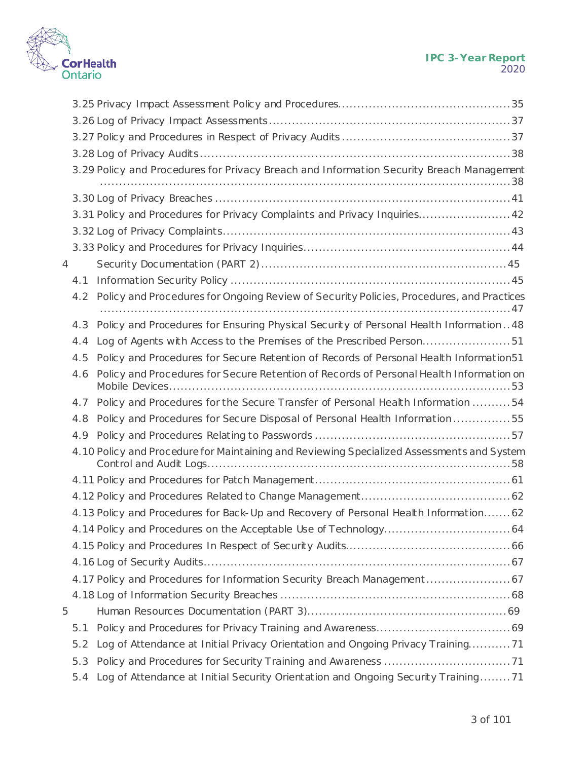- 3.25 Privacy Impact Assessment Policy and Procedures.....35
- 3.26 Log of Privacy Impact Assessments.....37
- 3.27 Policy and Procedures in Respect of Privacy Audits.....37
- 3.28 Log of Privacy Audits.....38
- 3.29 Policy and Procedures for Privacy Breach and Information Security Breach Management.....38
- 3.30 Log of Privacy Breaches.....41
- 3.31 Policy and Procedures for Privacy Complaints and Privacy Inquiries.....42
- 3.32 Log of Privacy Complaints.....43
- 3.33 Policy and Procedures for Privacy Inquiries.....44

4 Security Documentation (PART 2).....45

- 4.1 Information Security Policy.....45
- 4.2 Policy and Procedures for Ongoing Review of Security Policies, Procedures, and Practices.....47
- 4.3 Policy and Procedures for Ensuring Physical Security of Personal Health Information.....48
- 4.4 Log of Agents with Access to the Premises of the Prescribed Person.....51
- 4.5 Policy and Procedures for Secure Retention of Records of Personal Health Information.....51
- 4.6 Policy and Procedures for Secure Retention of Records of Personal Health Information on Mobile Devices.....53
- 4.7 Policy and Procedures for the Secure Transfer of Personal Health Information.....54
- 4.8 Policy and Procedures for Secure Disposal of Personal Health Information.....55
- 4.9 Policy and Procedures Relating to Passwords.....57
- 4.10 Policy and Procedure for Maintaining and Reviewing Specialized Assessments and System Control and Audit Logs.....58
- 4.11 Policy and Procedures for Patch Management.....61
- 4.12 Policy and Procedures Related to Change Management.....62
- 4.13 Policy and Procedures for Back-Up and Recovery of Personal Health Information.....62
- 4.14 Policy and Procedures on the Acceptable Use of Technology.....64
- 4.15 Policy and Procedures In Respect of Security Audits.....66
- 4.16 Log of Security Audits.....67
- 4.17 Policy and Procedures for Information Security Breach Management.....67
- 4.18 Log of Information Security Breaches.....68

5 Human Resources Documentation (PART 3).....69

- 5.1 Policy and Procedures for Privacy Training and Awareness.....69
- 5.2 Log of Attendance at Initial Privacy Orientation and Ongoing Privacy Training.....71
- 5.3 Policy and Procedures for Security Training and Awareness.....71
- 5.4 Log of Attendance at Initial Security Orientation and Ongoing Security Training.....71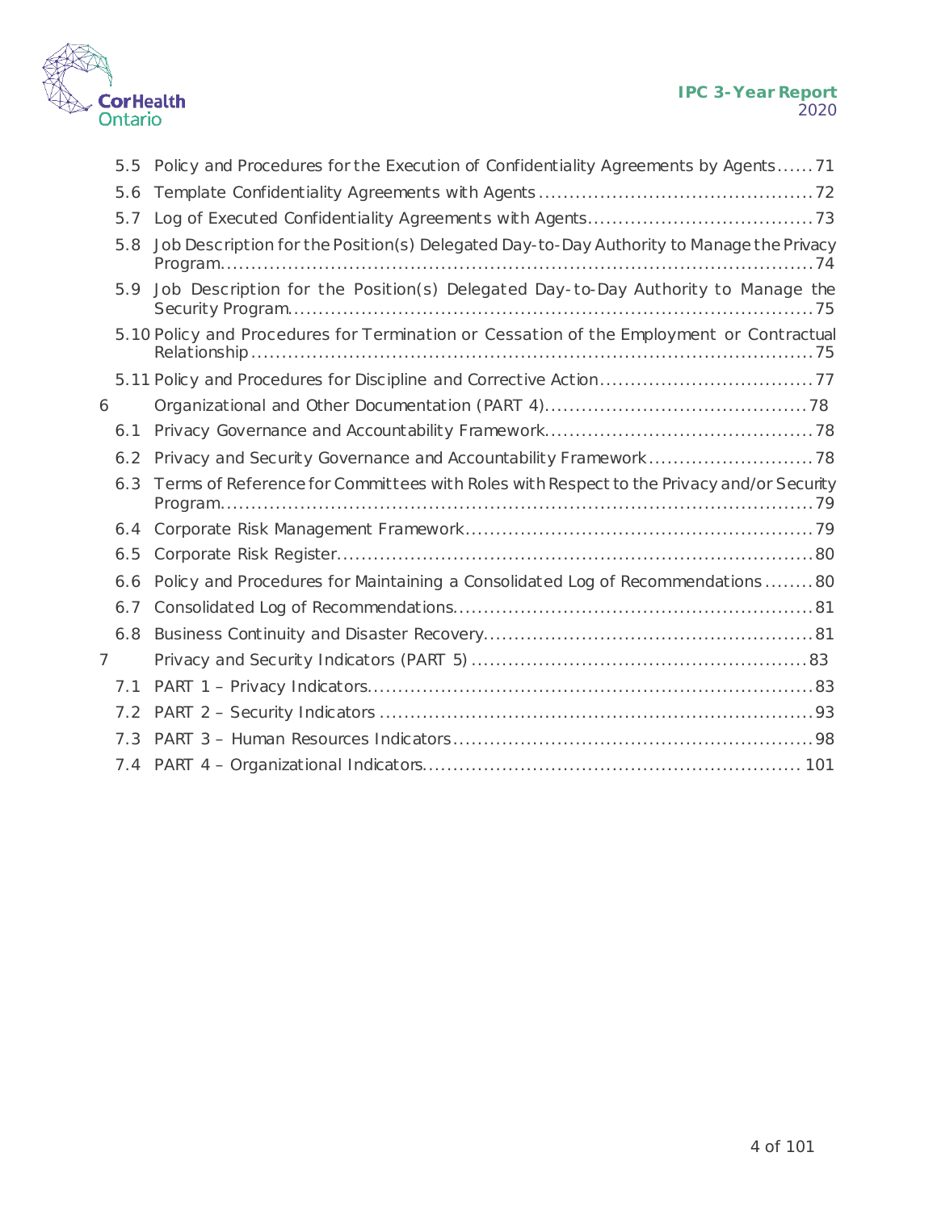- 5.5 Policy and Procedures for the Execution of Confidentiality Agreements by Agents ...... 71
- 5.6 Template Confidentiality Agreements with Agents ...... 72
- 5.7 Log of Executed Confidentiality Agreements with Agents ...... 73
- 5.8 Job Description for the Position(s) Delegated Day-to-Day Authority to Manage the Privacy Program ...... 74
- 5.9 Job Description for the Position(s) Delegated Day-to-Day Authority to Manage the Security Program ...... 75
- 5.10 Policy and Procedures for Termination or Cessation of the Employment or Contractual Relationship ...... 75
- 5.11 Policy and Procedures for Discipline and Corrective Action ...... 77

6 Organizational and Other Documentation (PART 4) ...... 78

- 6.1 Privacy Governance and Accountability Framework ...... 78
- 6.2 Privacy and Security Governance and Accountability Framework ...... 78
- 6.3 Terms of Reference for Committees with Roles with Respect to the Privacy and/or Security Program ...... 79
- 6.4 Corporate Risk Management Framework ...... 79
- 6.5 Corporate Risk Register ...... 80
- 6.6 Policy and Procedures for Maintaining a Consolidated Log of Recommendations ...... 80
- 6.7 Consolidated Log of Recommendations ...... 81
- 6.8 Business Continuity and Disaster Recovery ...... 81

7 Privacy and Security Indicators (PART 5) ...... 83

- 7.1 PART 1 – Privacy Indicators ...... 83
- 7.2 PART 2 – Security Indicators ...... 93
- 7.3 PART 3 – Human Resources Indicators ...... 98
- 7.4 PART 4 – Organizational Indicators ...... 101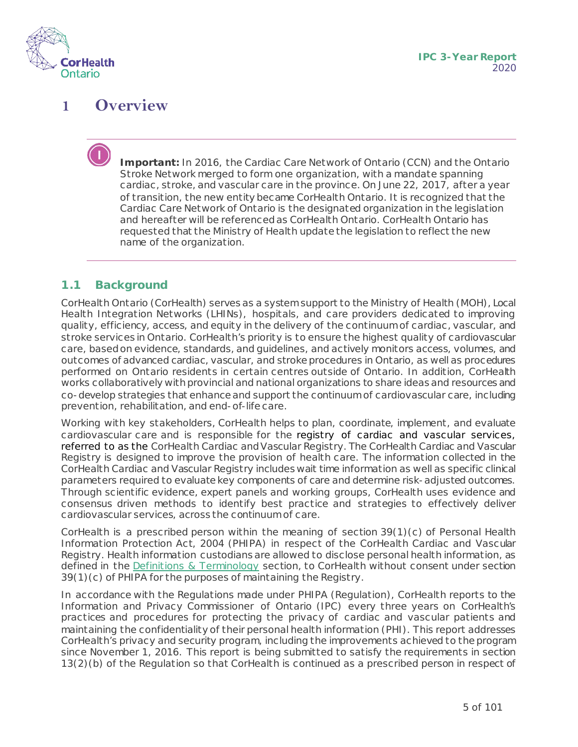# 1 Overview

> **Important:** In 2016, the Cardiac Care Network of Ontario (CCN) and the Ontario Stroke Network merged to form one organization, with a mandate spanning cardiac, stroke, and vascular care in the province. On June 22, 2017, after a year of transition, the new entity became CorHealth Ontario. It is recognized that the Cardiac Care Network of Ontario is the designated organization in the legislation and hereafter will be referenced as CorHealth Ontario. CorHealth Ontario has requested that the Ministry of Health update the legislation to reflect the new name of the organization.

## 1.1 Background

CorHealth Ontario (CorHealth) serves as a system support to the Ministry of Health (MOH), Local Health Integration Networks (LHINs), hospitals, and care providers dedicated to improving quality, efficiency, access, and equity in the delivery of the continuum of cardiac, vascular, and stroke services in Ontario. CorHealth's priority is to ensure the highest quality of cardiovascular care, based on evidence, standards, and guidelines, and actively monitors access, volumes, and outcomes of advanced cardiac, vascular, and stroke procedures in Ontario, as well as procedures performed on Ontario residents in certain centres outside of Ontario. In addition, CorHealth works collaboratively with provincial and national organizations to share ideas and resources and co-develop strategies that enhance and support the continuum of cardiovascular care, including prevention, rehabilitation, and end-of-life care.

Working with key stakeholders, CorHealth helps to plan, coordinate, implement, and evaluate cardiovascular care and is responsible for the registry of cardiac and vascular services, referred to as the CorHealth Cardiac and Vascular Registry. The CorHealth Cardiac and Vascular Registry is designed to improve the provision of health care. The information collected in the CorHealth Cardiac and Vascular Registry includes wait time information as well as specific clinical parameters required to evaluate key components of care and determine risk-adjusted outcomes. Through scientific evidence, expert panels and working groups, CorHealth uses evidence and consensus driven methods to identify best practice and strategies to effectively deliver cardiovascular services, across the continuum of care.

CorHealth is a prescribed person within the meaning of section 39(1)(c) of Personal Health Information Protection Act, 2004 (PHIPA) in respect of the CorHealth Cardiac and Vascular Registry. Health information custodians are allowed to disclose personal health information, as defined in the Definitions & Terminology section, to CorHealth without consent under section 39(1)(c) of PHIPA for the purposes of maintaining the Registry.

In accordance with the Regulations made under PHIPA (Regulation), CorHealth reports to the Information and Privacy Commissioner of Ontario (IPC) every three years on CorHealth's practices and procedures for protecting the privacy of cardiac and vascular patients and maintaining the confidentiality of their personal health information (PHI). This report addresses CorHealth's privacy and security program, including the improvements achieved to the program since November 1, 2016. This report is being submitted to satisfy the requirements in section 13(2)(b) of the Regulation so that CorHealth is continued as a prescribed person in respect of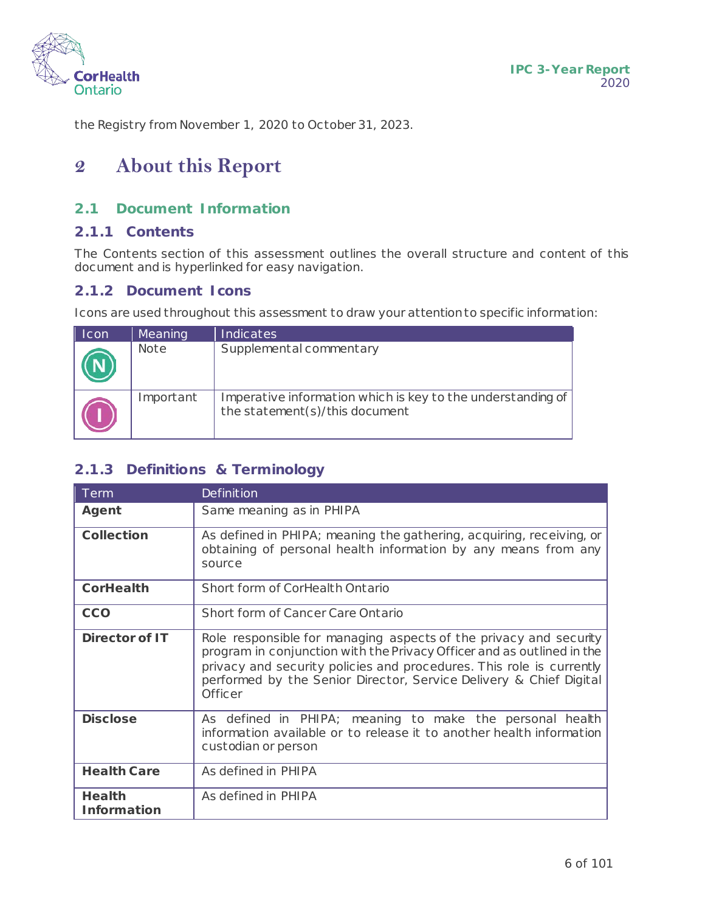the Registry from November 1, 2020 to October 31, 2023.

# 2 About this Report

## 2.1 Document Information

### 2.1.1 Contents

The Contents section of this assessment outlines the overall structure and content of this document and is hyperlinked for easy navigation.

### 2.1.2 Document Icons

Icons are used throughout this assessment to draw your attention to specific information:

| Icon | Meaning | Indicates |
|---|---|---|
| N | Note | Supplemental commentary |
| I | Important | Imperative information which is key to the understanding of the statement(s)/this document |

### 2.1.3 Definitions & Terminology

| Term | Definition |
|---|---|
| **Agent** | Same meaning as in PHIPA |
| **Collection** | As defined in PHIPA; meaning the gathering, acquiring, receiving, or obtaining of personal health information by any means from any source |
| **CorHealth** | Short form of CorHealth Ontario |
| **CCO** | Short form of Cancer Care Ontario |
| **Director of IT** | Role responsible for managing aspects of the privacy and security program in conjunction with the Privacy Officer and as outlined in the privacy and security policies and procedures. This role is currently performed by the Senior Director, Service Delivery & Chief Digital Officer |
| **Disclose** | As defined in PHIPA; meaning to make the personal health information available or to release it to another health information custodian or person |
| **Health Care** | As defined in PHIPA |
| **Health Information** | As defined in PHIPA |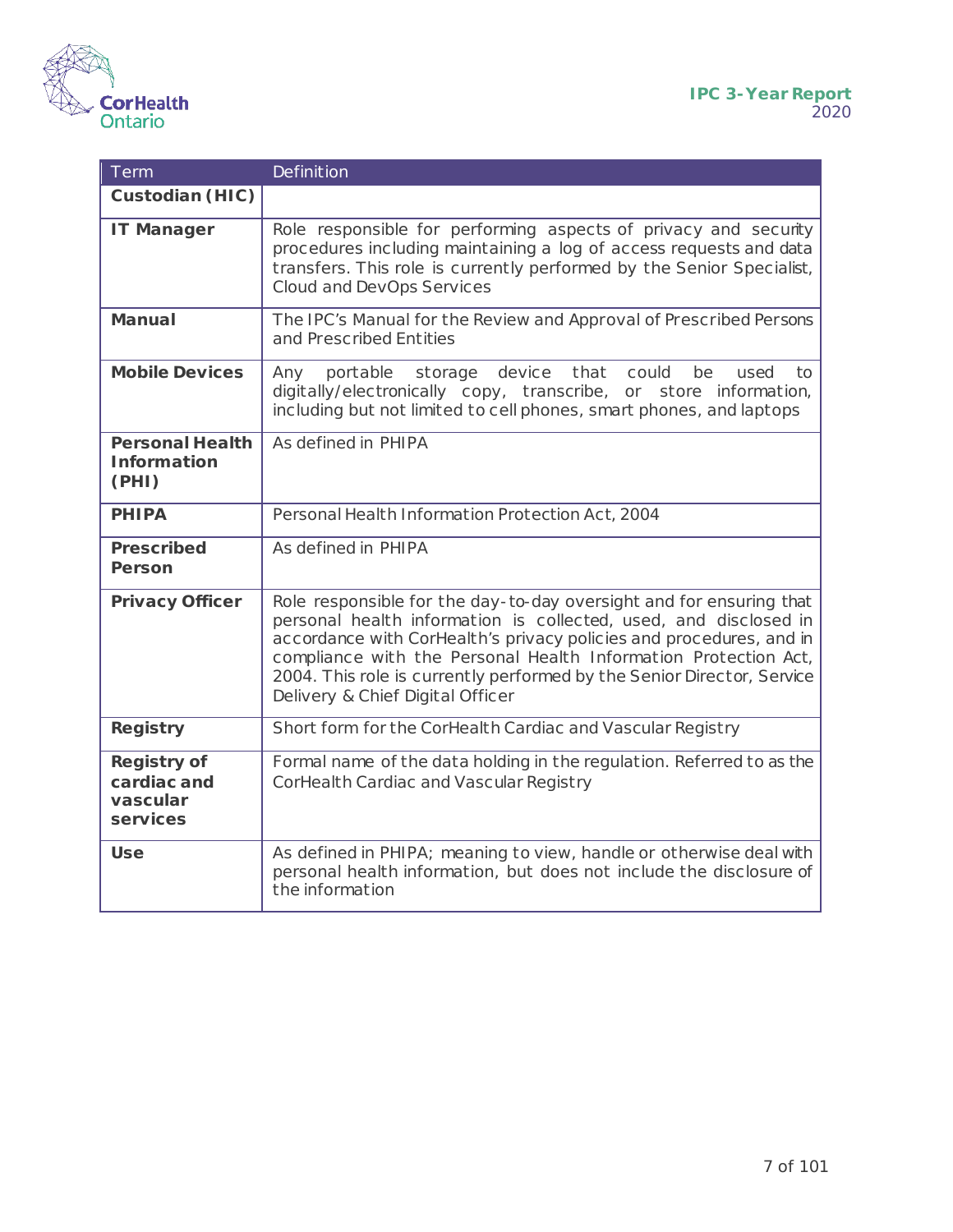| Term | Definition |
|---|---|
| **Custodian (HIC)** | |
| **IT Manager** | Role responsible for performing aspects of privacy and security procedures including maintaining a log of access requests and data transfers. This role is currently performed by the Senior Specialist, Cloud and DevOps Services |
| **Manual** | The IPC's Manual for the Review and Approval of Prescribed Persons and Prescribed Entities |
| **Mobile Devices** | Any portable storage device that could be used to digitally/electronically copy, transcribe, or store information, including but not limited to cell phones, smart phones, and laptops |
| **Personal Health Information (PHI)** | As defined in PHIPA |
| **PHIPA** | Personal Health Information Protection Act, 2004 |
| **Prescribed Person** | As defined in PHIPA |
| **Privacy Officer** | Role responsible for the day-to-day oversight and for ensuring that personal health information is collected, used, and disclosed in accordance with CorHealth's privacy policies and procedures, and in compliance with the Personal Health Information Protection Act, 2004. This role is currently performed by the Senior Director, Service Delivery & Chief Digital Officer |
| **Registry** | Short form for the CorHealth Cardiac and Vascular Registry |
| **Registry of cardiac and vascular services** | Formal name of the data holding in the regulation. Referred to as the CorHealth Cardiac and Vascular Registry |
| **Use** | As defined in PHIPA; meaning to view, handle or otherwise deal with personal health information, but does not include the disclosure of the information |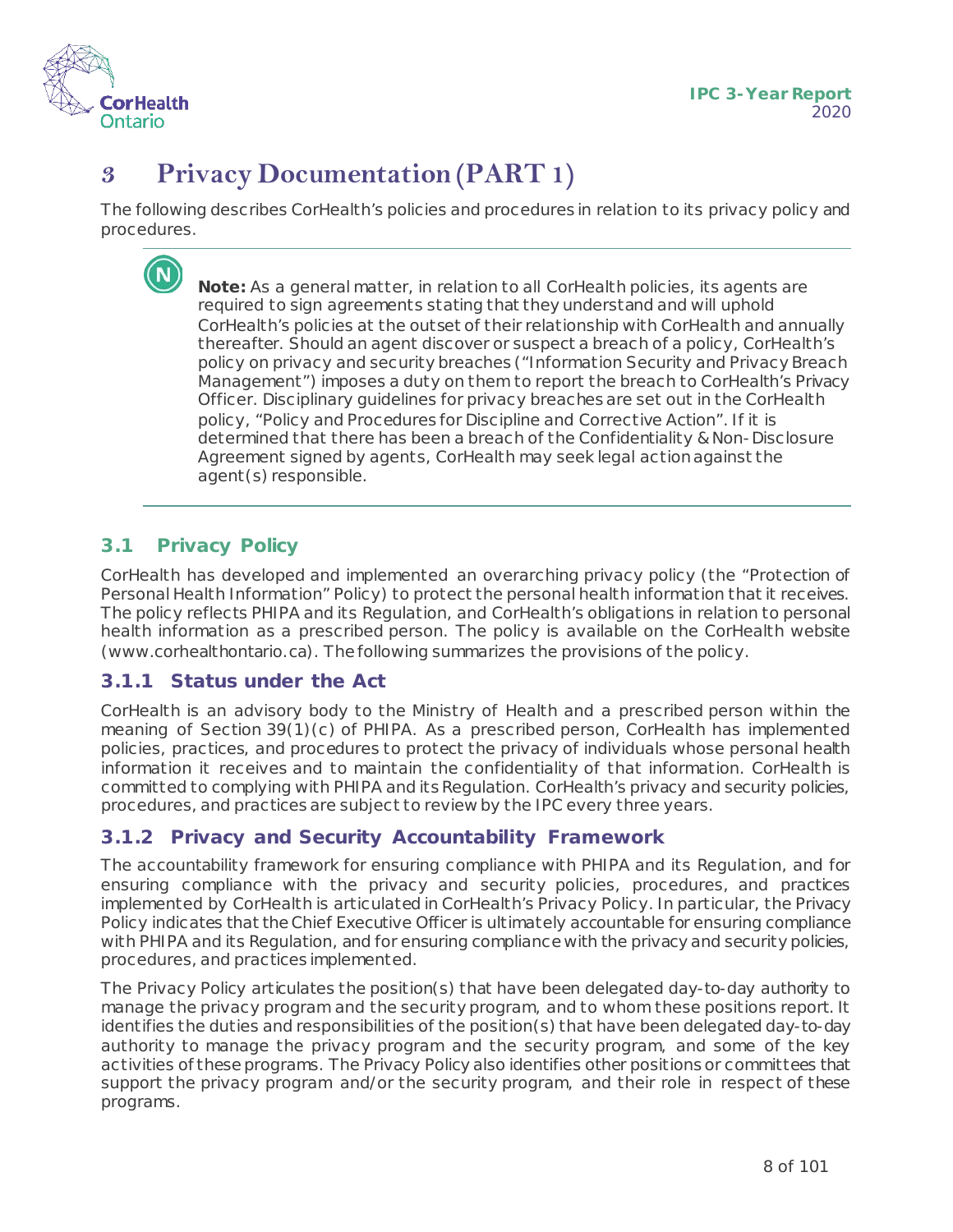# 3 Privacy Documentation (PART 1)

The following describes CorHealth's policies and procedures in relation to its privacy policy and procedures.

> **Note:** As a general matter, in relation to all CorHealth policies, its agents are required to sign agreements stating that they understand and will uphold CorHealth's policies at the outset of their relationship with CorHealth and annually thereafter. Should an agent discover or suspect a breach of a policy, CorHealth's policy on privacy and security breaches ("Information Security and Privacy Breach Management") imposes a duty on them to report the breach to CorHealth's Privacy Officer. Disciplinary guidelines for privacy breaches are set out in the CorHealth policy, "Policy and Procedures for Discipline and Corrective Action". If it is determined that there has been a breach of the Confidentiality & Non-Disclosure Agreement signed by agents, CorHealth may seek legal action against the agent(s) responsible.

## 3.1 Privacy Policy

CorHealth has developed and implemented an overarching privacy policy (the "Protection of Personal Health Information" Policy) to protect the personal health information that it receives. The policy reflects PHIPA and its Regulation, and CorHealth's obligations in relation to personal health information as a prescribed person. The policy is available on the CorHealth website (www.corhealthontario.ca). The following summarizes the provisions of the policy.

### 3.1.1 Status under the Act

CorHealth is an advisory body to the Ministry of Health and a prescribed person within the meaning of Section 39(1)(c) of PHIPA. As a prescribed person, CorHealth has implemented policies, practices, and procedures to protect the privacy of individuals whose personal health information it receives and to maintain the confidentiality of that information. CorHealth is committed to complying with PHIPA and its Regulation. CorHealth's privacy and security policies, procedures, and practices are subject to review by the IPC every three years.

### 3.1.2 Privacy and Security Accountability Framework

The accountability framework for ensuring compliance with PHIPA and its Regulation, and for ensuring compliance with the privacy and security policies, procedures, and practices implemented by CorHealth is articulated in CorHealth's Privacy Policy. In particular, the Privacy Policy indicates that the Chief Executive Officer is ultimately accountable for ensuring compliance with PHIPA and its Regulation, and for ensuring compliance with the privacy and security policies, procedures, and practices implemented.

The Privacy Policy articulates the position(s) that have been delegated day-to-day authority to manage the privacy program and the security program, and to whom these positions report. It identifies the duties and responsibilities of the position(s) that have been delegated day-to-day authority to manage the privacy program and the security program, and some of the key activities of these programs. The Privacy Policy also identifies other positions or committees that support the privacy program and/or the security program, and their role in respect of these programs.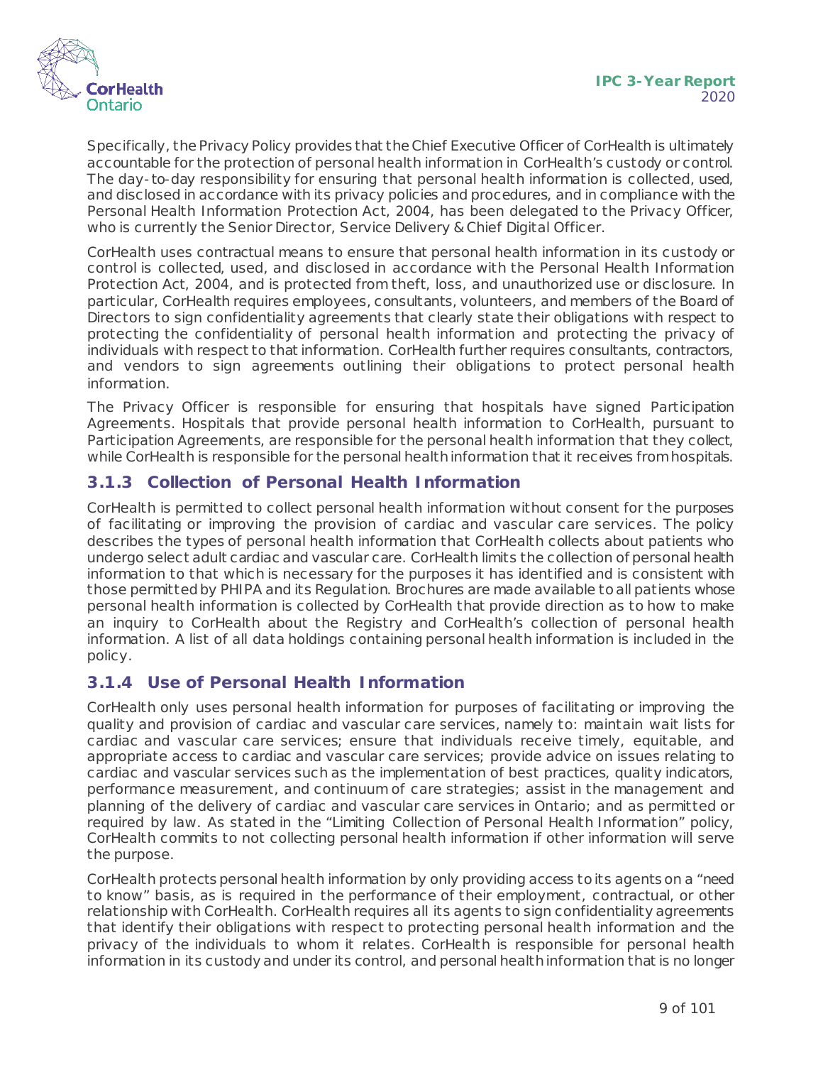Specifically, the Privacy Policy provides that the Chief Executive Officer of CorHealth is ultimately accountable for the protection of personal health information in CorHealth's custody or control. The day-to-day responsibility for ensuring that personal health information is collected, used, and disclosed in accordance with its privacy policies and procedures, and in compliance with the Personal Health Information Protection Act, 2004, has been delegated to the Privacy Officer, who is currently the Senior Director, Service Delivery & Chief Digital Officer.

CorHealth uses contractual means to ensure that personal health information in its custody or control is collected, used, and disclosed in accordance with the Personal Health Information Protection Act, 2004, and is protected from theft, loss, and unauthorized use or disclosure. In particular, CorHealth requires employees, consultants, volunteers, and members of the Board of Directors to sign confidentiality agreements that clearly state their obligations with respect to protecting the confidentiality of personal health information and protecting the privacy of individuals with respect to that information. CorHealth further requires consultants, contractors, and vendors to sign agreements outlining their obligations to protect personal health information.

The Privacy Officer is responsible for ensuring that hospitals have signed Participation Agreements. Hospitals that provide personal health information to CorHealth, pursuant to Participation Agreements, are responsible for the personal health information that they collect, while CorHealth is responsible for the personal health information that it receives from hospitals.

### 3.1.3 Collection of Personal Health Information

CorHealth is permitted to collect personal health information without consent for the purposes of facilitating or improving the provision of cardiac and vascular care services. The policy describes the types of personal health information that CorHealth collects about patients who undergo select adult cardiac and vascular care. CorHealth limits the collection of personal health information to that which is necessary for the purposes it has identified and is consistent with those permitted by PHIPA and its Regulation. Brochures are made available to all patients whose personal health information is collected by CorHealth that provide direction as to how to make an inquiry to CorHealth about the Registry and CorHealth's collection of personal health information. A list of all data holdings containing personal health information is included in the policy.

### 3.1.4 Use of Personal Health Information

CorHealth only uses personal health information for purposes of facilitating or improving the quality and provision of cardiac and vascular care services, namely to: maintain wait lists for cardiac and vascular care services; ensure that individuals receive timely, equitable, and appropriate access to cardiac and vascular care services; provide advice on issues relating to cardiac and vascular services such as the implementation of best practices, quality indicators, performance measurement, and continuum of care strategies; assist in the management and planning of the delivery of cardiac and vascular care services in Ontario; and as permitted or required by law. As stated in the "Limiting Collection of Personal Health Information" policy, CorHealth commits to not collecting personal health information if other information will serve the purpose.

CorHealth protects personal health information by only providing access to its agents on a "need to know" basis, as is required in the performance of their employment, contractual, or other relationship with CorHealth. CorHealth requires all its agents to sign confidentiality agreements that identify their obligations with respect to protecting personal health information and the privacy of the individuals to whom it relates. CorHealth is responsible for personal health information in its custody and under its control, and personal health information that is no longer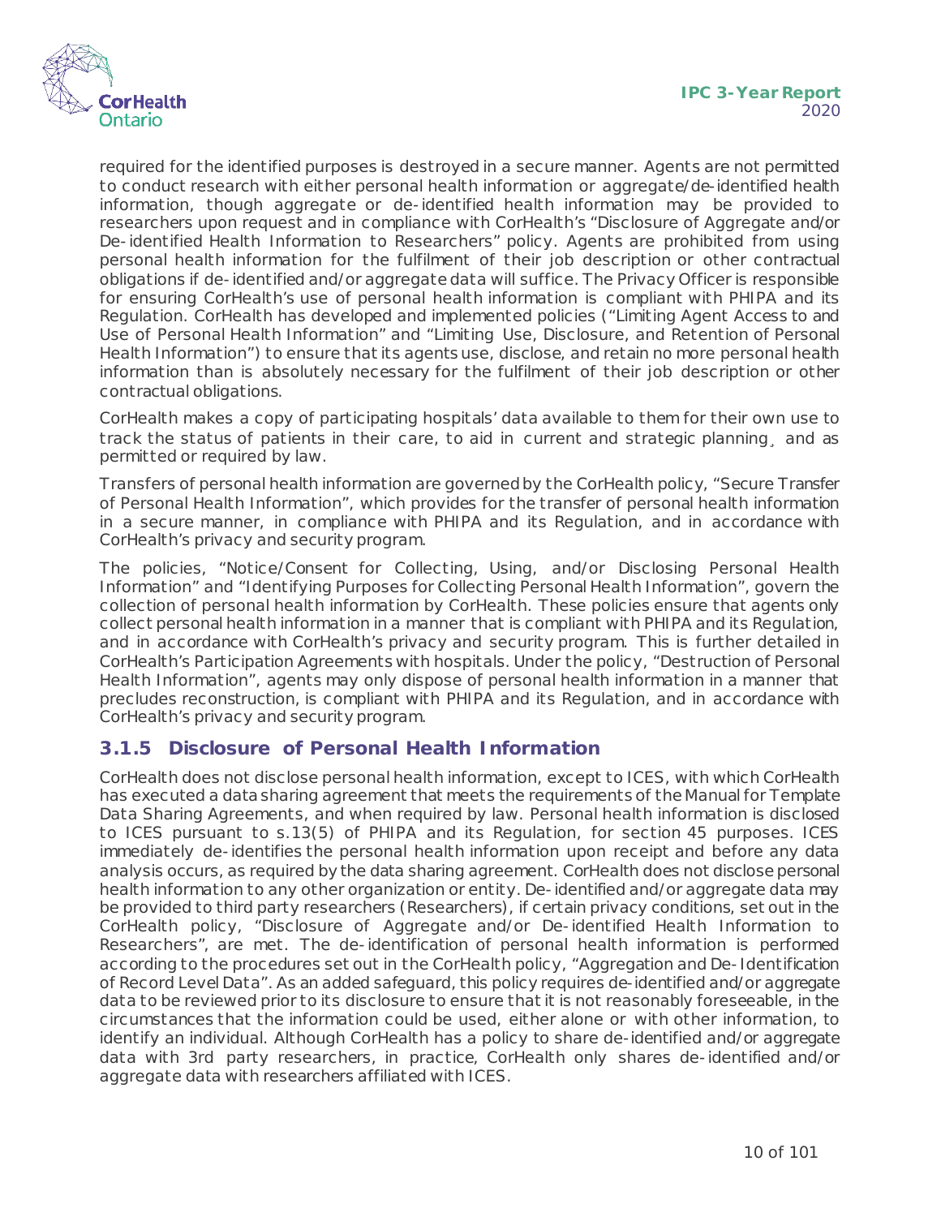required for the identified purposes is destroyed in a secure manner. Agents are not permitted to conduct research with either personal health information or aggregate/de-identified health information, though aggregate or de-identified health information may be provided to researchers upon request and in compliance with CorHealth's "Disclosure of Aggregate and/or De-identified Health Information to Researchers" policy. Agents are prohibited from using personal health information for the fulfilment of their job description or other contractual obligations if de-identified and/or aggregate data will suffice. The Privacy Officer is responsible for ensuring CorHealth's use of personal health information is compliant with PHIPA and its Regulation. CorHealth has developed and implemented policies ("Limiting Agent Access to and Use of Personal Health Information" and "Limiting Use, Disclosure, and Retention of Personal Health Information") to ensure that its agents use, disclose, and retain no more personal health information than is absolutely necessary for the fulfilment of their job description or other contractual obligations.

CorHealth makes a copy of participating hospitals' data available to them for their own use to track the status of patients in their care, to aid in current and strategic planning¸ and as permitted or required by law.

Transfers of personal health information are governed by the CorHealth policy, "Secure Transfer of Personal Health Information", which provides for the transfer of personal health information in a secure manner, in compliance with PHIPA and its Regulation, and in accordance with CorHealth's privacy and security program.

The policies, "Notice/Consent for Collecting, Using, and/or Disclosing Personal Health Information" and "Identifying Purposes for Collecting Personal Health Information", govern the collection of personal health information by CorHealth. These policies ensure that agents only collect personal health information in a manner that is compliant with PHIPA and its Regulation, and in accordance with CorHealth's privacy and security program. This is further detailed in CorHealth's Participation Agreements with hospitals. Under the policy, "Destruction of Personal Health Information", agents may only dispose of personal health information in a manner that precludes reconstruction, is compliant with PHIPA and its Regulation, and in accordance with CorHealth's privacy and security program.

### 3.1.5 Disclosure of Personal Health Information

CorHealth does not disclose personal health information, except to ICES, with which CorHealth has executed a data sharing agreement that meets the requirements of the Manual for Template Data Sharing Agreements, and when required by law. Personal health information is disclosed to ICES pursuant to s.13(5) of PHIPA and its Regulation, for section 45 purposes. ICES immediately de-identifies the personal health information upon receipt and before any data analysis occurs, as required by the data sharing agreement. CorHealth does not disclose personal health information to any other organization or entity. De-identified and/or aggregate data may be provided to third party researchers (Researchers), if certain privacy conditions, set out in the CorHealth policy, "Disclosure of Aggregate and/or De-identified Health Information to Researchers", are met. The de-identification of personal health information is performed according to the procedures set out in the CorHealth policy, "Aggregation and De-Identification of Record Level Data". As an added safeguard, this policy requires de-identified and/or aggregate data to be reviewed prior to its disclosure to ensure that it is not reasonably foreseeable, in the circumstances that the information could be used, either alone or with other information, to identify an individual. Although CorHealth has a policy to share de-identified and/or aggregate data with 3rd party researchers, in practice, CorHealth only shares de-identified and/or aggregate data with researchers affiliated with ICES.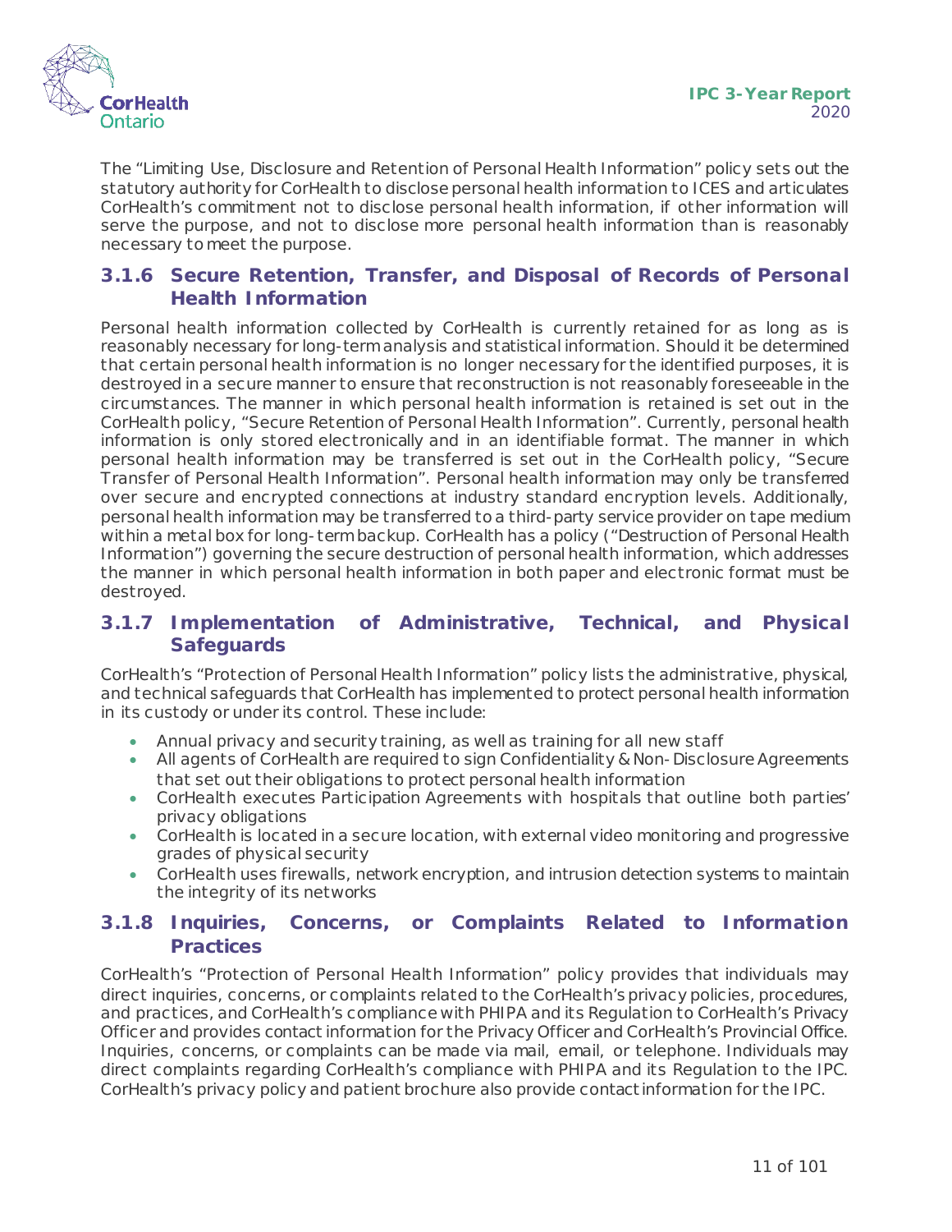The “Limiting Use, Disclosure and Retention of Personal Health Information” policy sets out the statutory authority for CorHealth to disclose personal health information to ICES and articulates CorHealth’s commitment not to disclose personal health information, if other information will serve the purpose, and not to disclose more personal health information than is reasonably necessary to meet the purpose.

### 3.1.6 Secure Retention, Transfer, and Disposal of Records of Personal Health Information

Personal health information collected by CorHealth is currently retained for as long as is reasonably necessary for long-term analysis and statistical information. Should it be determined that certain personal health information is no longer necessary for the identified purposes, it is destroyed in a secure manner to ensure that reconstruction is not reasonably foreseeable in the circumstances. The manner in which personal health information is retained is set out in the CorHealth policy, “Secure Retention of Personal Health Information”. Currently, personal health information is only stored electronically and in an identifiable format. The manner in which personal health information may be transferred is set out in the CorHealth policy, “Secure Transfer of Personal Health Information”. Personal health information may only be transferred over secure and encrypted connections at industry standard encryption levels. Additionally, personal health information may be transferred to a third-party service provider on tape medium within a metal box for long-term backup. CorHealth has a policy (“Destruction of Personal Health Information”) governing the secure destruction of personal health information, which addresses the manner in which personal health information in both paper and electronic format must be destroyed.

### 3.1.7 Implementation of Administrative, Technical, and Physical Safeguards

CorHealth’s “Protection of Personal Health Information” policy lists the administrative, physical, and technical safeguards that CorHealth has implemented to protect personal health information in its custody or under its control. These include:

- Annual privacy and security training, as well as training for all new staff
- All agents of CorHealth are required to sign Confidentiality & Non-Disclosure Agreements that set out their obligations to protect personal health information
- CorHealth executes Participation Agreements with hospitals that outline both parties’ privacy obligations
- CorHealth is located in a secure location, with external video monitoring and progressive grades of physical security
- CorHealth uses firewalls, network encryption, and intrusion detection systems to maintain the integrity of its networks

### 3.1.8 Inquiries, Concerns, or Complaints Related to Information Practices

CorHealth’s “Protection of Personal Health Information” policy provides that individuals may direct inquiries, concerns, or complaints related to the CorHealth’s privacy policies, procedures, and practices, and CorHealth’s compliance with PHIPA and its Regulation to CorHealth’s Privacy Officer and provides contact information for the Privacy Officer and CorHealth’s Provincial Office. Inquiries, concerns, or complaints can be made via mail, email, or telephone. Individuals may direct complaints regarding CorHealth’s compliance with PHIPA and its Regulation to the IPC. CorHealth’s privacy policy and patient brochure also provide contact information for the IPC.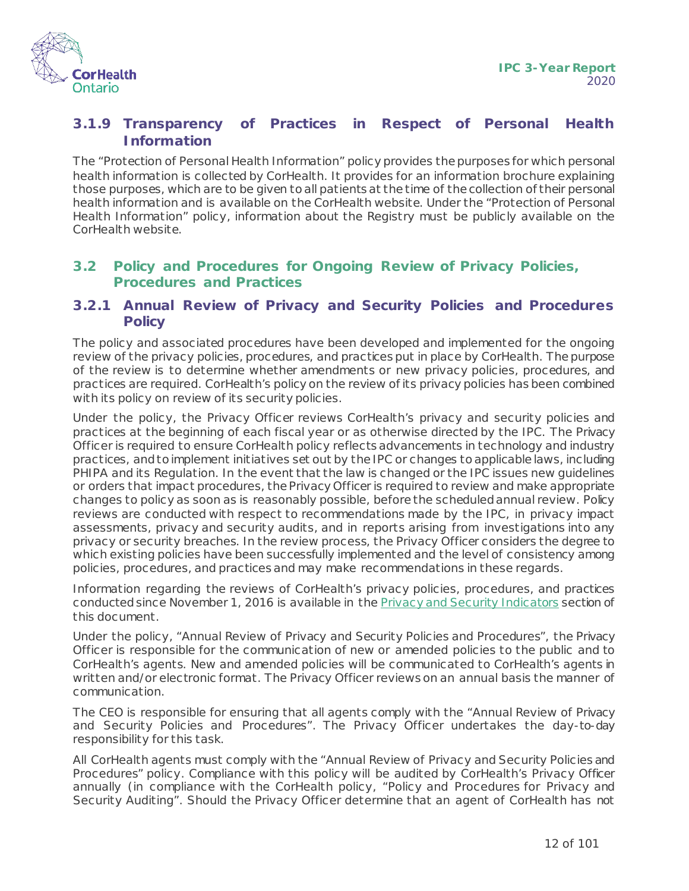### 3.1.9 Transparency of Practices in Respect of Personal Health Information

The "Protection of Personal Health Information" policy provides the purposes for which personal health information is collected by CorHealth. It provides for an information brochure explaining those purposes, which are to be given to all patients at the time of the collection of their personal health information and is available on the CorHealth website. Under the "Protection of Personal Health Information" policy, information about the Registry must be publicly available on the CorHealth website.

## 3.2 Policy and Procedures for Ongoing Review of Privacy Policies, Procedures and Practices

### 3.2.1 Annual Review of Privacy and Security Policies and Procedures Policy

The policy and associated procedures have been developed and implemented for the ongoing review of the privacy policies, procedures, and practices put in place by CorHealth. The purpose of the review is to determine whether amendments or new privacy policies, procedures, and practices are required. CorHealth's policy on the review of its privacy policies has been combined with its policy on review of its security policies.

Under the policy, the Privacy Officer reviews CorHealth's privacy and security policies and practices at the beginning of each fiscal year or as otherwise directed by the IPC. The Privacy Officer is required to ensure CorHealth policy reflects advancements in technology and industry practices, and to implement initiatives set out by the IPC or changes to applicable laws, including PHIPA and its Regulation. In the event that the law is changed or the IPC issues new guidelines or orders that impact procedures, the Privacy Officer is required to review and make appropriate changes to policy as soon as is reasonably possible, before the scheduled annual review. Policy reviews are conducted with respect to recommendations made by the IPC, in privacy impact assessments, privacy and security audits, and in reports arising from investigations into any privacy or security breaches. In the review process, the Privacy Officer considers the degree to which existing policies have been successfully implemented and the level of consistency among policies, procedures, and practices and may make recommendations in these regards.

Information regarding the reviews of CorHealth's privacy policies, procedures, and practices conducted since November 1, 2016 is available in the Privacy and Security Indicators section of this document.

Under the policy, "Annual Review of Privacy and Security Policies and Procedures", the Privacy Officer is responsible for the communication of new or amended policies to the public and to CorHealth's agents. New and amended policies will be communicated to CorHealth's agents in written and/or electronic format. The Privacy Officer reviews on an annual basis the manner of communication.

The CEO is responsible for ensuring that all agents comply with the "Annual Review of Privacy and Security Policies and Procedures". The Privacy Officer undertakes the day-to-day responsibility for this task.

All CorHealth agents must comply with the "Annual Review of Privacy and Security Policies and Procedures" policy. Compliance with this policy will be audited by CorHealth's Privacy Officer annually (in compliance with the CorHealth policy, "Policy and Procedures for Privacy and Security Auditing". Should the Privacy Officer determine that an agent of CorHealth has not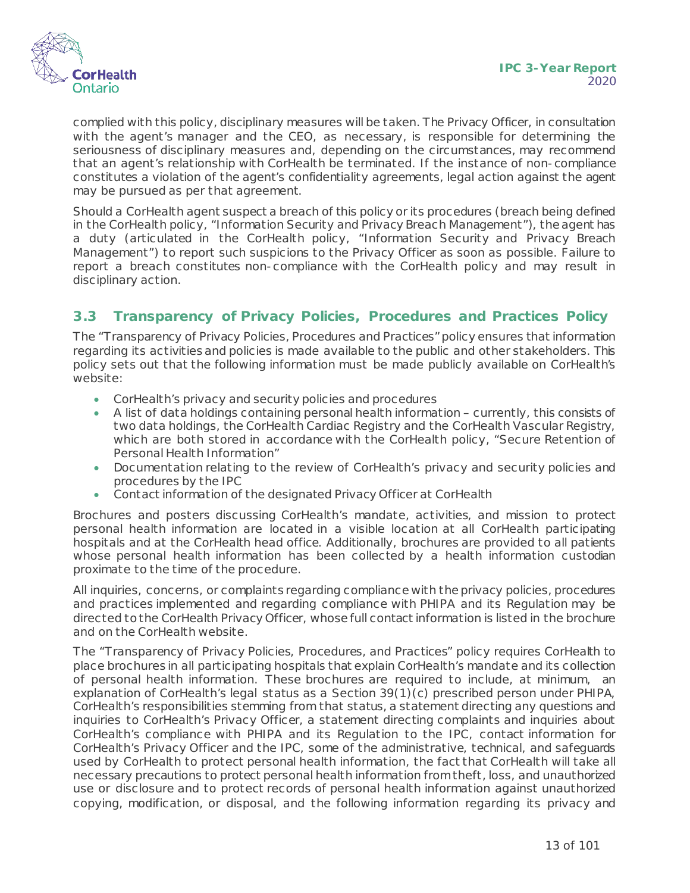complied with this policy, disciplinary measures will be taken. The Privacy Officer, in consultation with the agent's manager and the CEO, as necessary, is responsible for determining the seriousness of disciplinary measures and, depending on the circumstances, may recommend that an agent's relationship with CorHealth be terminated. If the instance of non-compliance constitutes a violation of the agent's confidentiality agreements, legal action against the agent may be pursued as per that agreement.

Should a CorHealth agent suspect a breach of this policy or its procedures (breach being defined in the CorHealth policy, "Information Security and Privacy Breach Management"), the agent has a duty (articulated in the CorHealth policy, "Information Security and Privacy Breach Management") to report such suspicions to the Privacy Officer as soon as possible. Failure to report a breach constitutes non-compliance with the CorHealth policy and may result in disciplinary action.

## 3.3 Transparency of Privacy Policies, Procedures and Practices Policy

The "Transparency of Privacy Policies, Procedures and Practices" policy ensures that information regarding its activities and policies is made available to the public and other stakeholders. This policy sets out that the following information must be made publicly available on CorHealth's website:

- CorHealth's privacy and security policies and procedures
- A list of data holdings containing personal health information – currently, this consists of two data holdings, the CorHealth Cardiac Registry and the CorHealth Vascular Registry, which are both stored in accordance with the CorHealth policy, "Secure Retention of Personal Health Information"
- Documentation relating to the review of CorHealth's privacy and security policies and procedures by the IPC
- Contact information of the designated Privacy Officer at CorHealth

Brochures and posters discussing CorHealth's mandate, activities, and mission to protect personal health information are located in a visible location at all CorHealth participating hospitals and at the CorHealth head office. Additionally, brochures are provided to all patients whose personal health information has been collected by a health information custodian proximate to the time of the procedure.

All inquiries, concerns, or complaints regarding compliance with the privacy policies, procedures and practices implemented and regarding compliance with PHIPA and its Regulation may be directed to the CorHealth Privacy Officer, whose full contact information is listed in the brochure and on the CorHealth website.

The "Transparency of Privacy Policies, Procedures, and Practices" policy requires CorHealth to place brochures in all participating hospitals that explain CorHealth's mandate and its collection of personal health information. These brochures are required to include, at minimum, an explanation of CorHealth's legal status as a Section 39(1)(c) prescribed person under PHIPA, CorHealth's responsibilities stemming from that status, a statement directing any questions and inquiries to CorHealth's Privacy Officer, a statement directing complaints and inquiries about CorHealth's compliance with PHIPA and its Regulation to the IPC, contact information for CorHealth's Privacy Officer and the IPC, some of the administrative, technical, and safeguards used by CorHealth to protect personal health information, the fact that CorHealth will take all necessary precautions to protect personal health information from theft, loss, and unauthorized use or disclosure and to protect records of personal health information against unauthorized copying, modification, or disposal, and the following information regarding its privacy and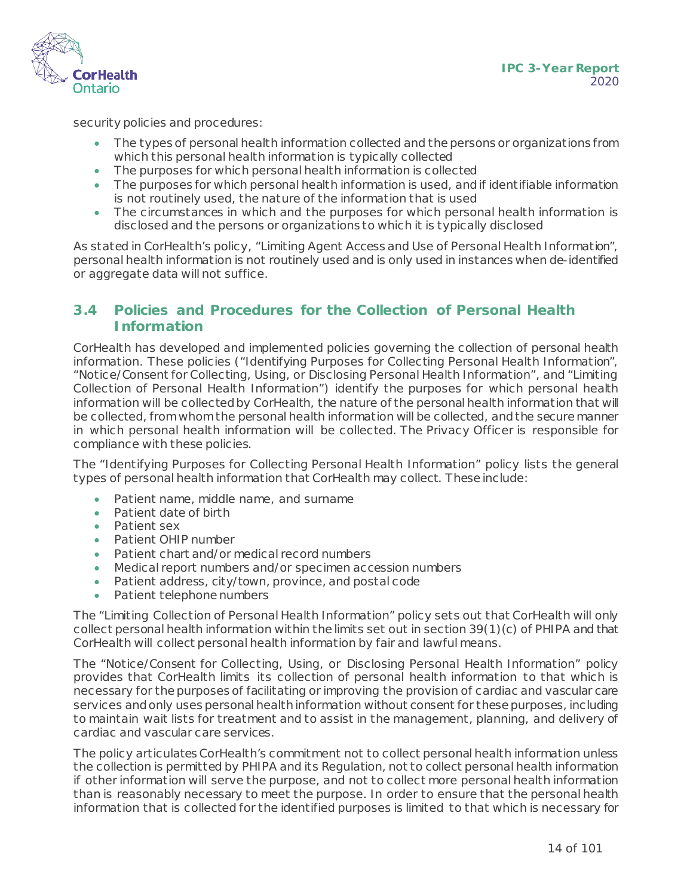security policies and procedures:

- The types of personal health information collected and the persons or organizations from which this personal health information is typically collected
- The purposes for which personal health information is collected
- The purposes for which personal health information is used, and if identifiable information is not routinely used, the nature of the information that is used
- The circumstances in which and the purposes for which personal health information is disclosed and the persons or organizations to which it is typically disclosed

As stated in CorHealth's policy, "Limiting Agent Access and Use of Personal Health Information", personal health information is not routinely used and is only used in instances when de-identified or aggregate data will not suffice.

## 3.4 Policies and Procedures for the Collection of Personal Health Information

CorHealth has developed and implemented policies governing the collection of personal health information. These policies ("Identifying Purposes for Collecting Personal Health Information", "Notice/Consent for Collecting, Using, or Disclosing Personal Health Information", and "Limiting Collection of Personal Health Information") identify the purposes for which personal health information will be collected by CorHealth, the nature of the personal health information that will be collected, from whom the personal health information will be collected, and the secure manner in which personal health information will be collected. The Privacy Officer is responsible for compliance with these policies.

The "Identifying Purposes for Collecting Personal Health Information" policy lists the general types of personal health information that CorHealth may collect. These include:

- Patient name, middle name, and surname
- Patient date of birth
- Patient sex
- Patient OHIP number
- Patient chart and/or medical record numbers
- Medical report numbers and/or specimen accession numbers
- Patient address, city/town, province, and postal code
- Patient telephone numbers

The "Limiting Collection of Personal Health Information" policy sets out that CorHealth will only collect personal health information within the limits set out in section 39(1)(c) of PHIPA and that CorHealth will collect personal health information by fair and lawful means.

The "Notice/Consent for Collecting, Using, or Disclosing Personal Health Information" policy provides that CorHealth limits its collection of personal health information to that which is necessary for the purposes of facilitating or improving the provision of cardiac and vascular care services and only uses personal health information without consent for these purposes, including to maintain wait lists for treatment and to assist in the management, planning, and delivery of cardiac and vascular care services.

The policy articulates CorHealth's commitment not to collect personal health information unless the collection is permitted by PHIPA and its Regulation, not to collect personal health information if other information will serve the purpose, and not to collect more personal health information than is reasonably necessary to meet the purpose. In order to ensure that the personal health information that is collected for the identified purposes is limited to that which is necessary for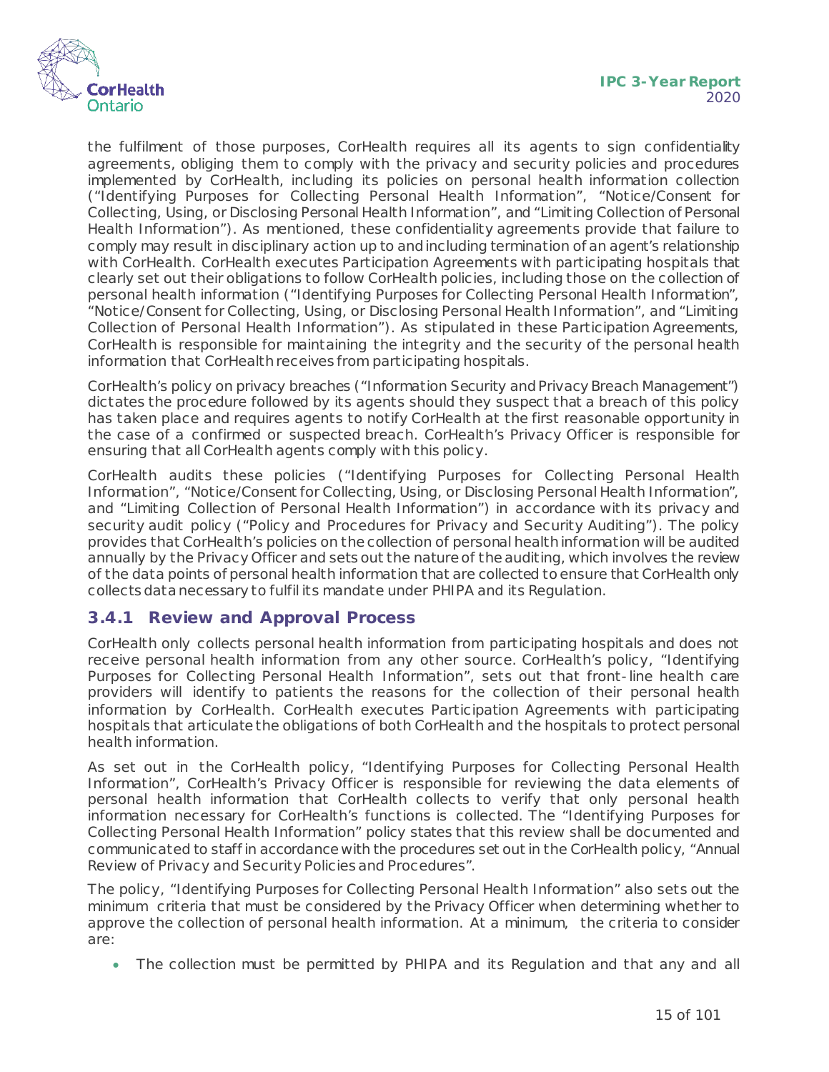the fulfilment of those purposes, CorHealth requires all its agents to sign confidentiality agreements, obliging them to comply with the privacy and security policies and procedures implemented by CorHealth, including its policies on personal health information collection ("Identifying Purposes for Collecting Personal Health Information", "Notice/Consent for Collecting, Using, or Disclosing Personal Health Information", and "Limiting Collection of Personal Health Information"). As mentioned, these confidentiality agreements provide that failure to comply may result in disciplinary action up to and including termination of an agent's relationship with CorHealth. CorHealth executes Participation Agreements with participating hospitals that clearly set out their obligations to follow CorHealth policies, including those on the collection of personal health information ("Identifying Purposes for Collecting Personal Health Information", "Notice/Consent for Collecting, Using, or Disclosing Personal Health Information", and "Limiting Collection of Personal Health Information"). As stipulated in these Participation Agreements, CorHealth is responsible for maintaining the integrity and the security of the personal health information that CorHealth receives from participating hospitals.

CorHealth's policy on privacy breaches ("Information Security and Privacy Breach Management") dictates the procedure followed by its agents should they suspect that a breach of this policy has taken place and requires agents to notify CorHealth at the first reasonable opportunity in the case of a confirmed or suspected breach. CorHealth's Privacy Officer is responsible for ensuring that all CorHealth agents comply with this policy.

CorHealth audits these policies ("Identifying Purposes for Collecting Personal Health Information", "Notice/Consent for Collecting, Using, or Disclosing Personal Health Information", and "Limiting Collection of Personal Health Information") in accordance with its privacy and security audit policy ("Policy and Procedures for Privacy and Security Auditing"). The policy provides that CorHealth's policies on the collection of personal health information will be audited annually by the Privacy Officer and sets out the nature of the auditing, which involves the review of the data points of personal health information that are collected to ensure that CorHealth only collects data necessary to fulfil its mandate under PHIPA and its Regulation.

### 3.4.1 Review and Approval Process

CorHealth only collects personal health information from participating hospitals and does not receive personal health information from any other source. CorHealth's policy, "Identifying Purposes for Collecting Personal Health Information", sets out that front-line health care providers will identify to patients the reasons for the collection of their personal health information by CorHealth. CorHealth executes Participation Agreements with participating hospitals that articulate the obligations of both CorHealth and the hospitals to protect personal health information.

As set out in the CorHealth policy, "Identifying Purposes for Collecting Personal Health Information", CorHealth's Privacy Officer is responsible for reviewing the data elements of personal health information that CorHealth collects to verify that only personal health information necessary for CorHealth's functions is collected. The "Identifying Purposes for Collecting Personal Health Information" policy states that this review shall be documented and communicated to staff in accordance with the procedures set out in the CorHealth policy, "Annual Review of Privacy and Security Policies and Procedures".

The policy, "Identifying Purposes for Collecting Personal Health Information" also sets out the minimum criteria that must be considered by the Privacy Officer when determining whether to approve the collection of personal health information. At a minimum, the criteria to consider are:

- The collection must be permitted by PHIPA and its Regulation and that any and all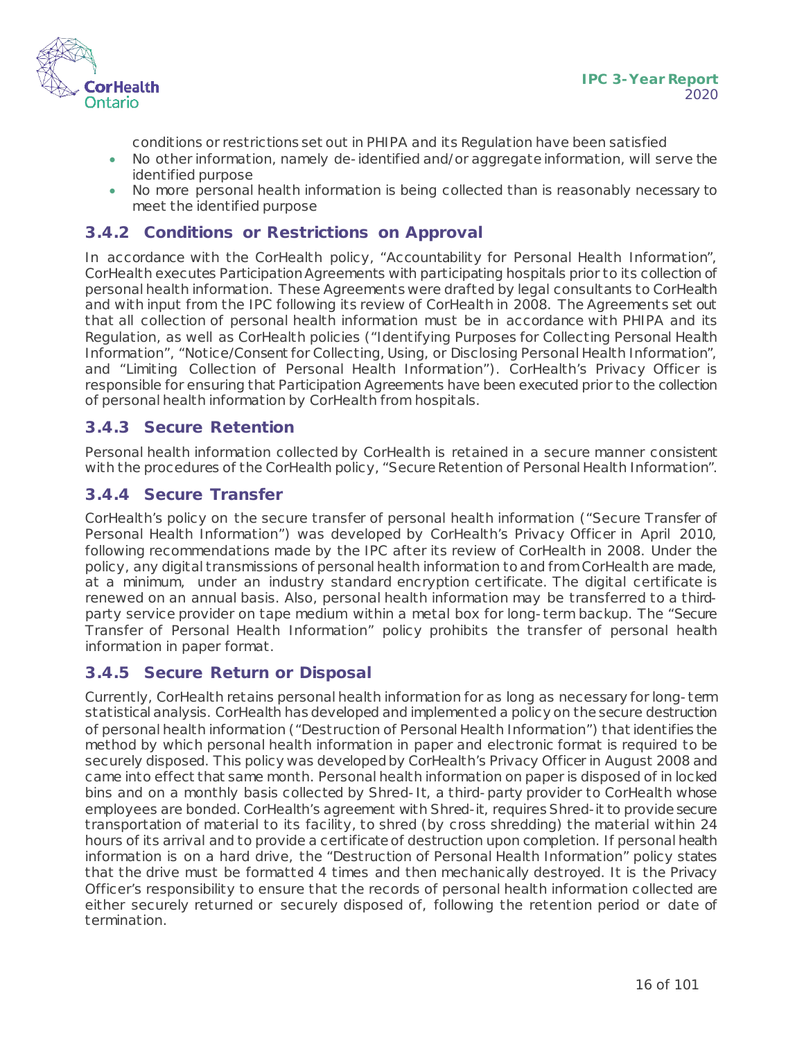conditions or restrictions set out in PHIPA and its Regulation have been satisfied

- No other information, namely de-identified and/or aggregate information, will serve the identified purpose
- No more personal health information is being collected than is reasonably necessary to meet the identified purpose

### 3.4.2 Conditions or Restrictions on Approval

In accordance with the CorHealth policy, "Accountability for Personal Health Information", CorHealth executes Participation Agreements with participating hospitals prior to its collection of personal health information. These Agreements were drafted by legal consultants to CorHealth and with input from the IPC following its review of CorHealth in 2008. The Agreements set out that all collection of personal health information must be in accordance with PHIPA and its Regulation, as well as CorHealth policies ("Identifying Purposes for Collecting Personal Health Information", "Notice/Consent for Collecting, Using, or Disclosing Personal Health Information", and "Limiting Collection of Personal Health Information"). CorHealth's Privacy Officer is responsible for ensuring that Participation Agreements have been executed prior to the collection of personal health information by CorHealth from hospitals.

### 3.4.3 Secure Retention

Personal health information collected by CorHealth is retained in a secure manner consistent with the procedures of the CorHealth policy, "Secure Retention of Personal Health Information".

### 3.4.4 Secure Transfer

CorHealth's policy on the secure transfer of personal health information ("Secure Transfer of Personal Health Information") was developed by CorHealth's Privacy Officer in April 2010, following recommendations made by the IPC after its review of CorHealth in 2008. Under the policy, any digital transmissions of personal health information to and from CorHealth are made, at a minimum, under an industry standard encryption certificate. The digital certificate is renewed on an annual basis. Also, personal health information may be transferred to a third-party service provider on tape medium within a metal box for long-term backup. The "Secure Transfer of Personal Health Information" policy prohibits the transfer of personal health information in paper format.

### 3.4.5 Secure Return or Disposal

Currently, CorHealth retains personal health information for as long as necessary for long-term statistical analysis. CorHealth has developed and implemented a policy on the secure destruction of personal health information ("Destruction of Personal Health Information") that identifies the method by which personal health information in paper and electronic format is required to be securely disposed. This policy was developed by CorHealth's Privacy Officer in August 2008 and came into effect that same month. Personal health information on paper is disposed of in locked bins and on a monthly basis collected by Shred-It, a third-party provider to CorHealth whose employees are bonded. CorHealth's agreement with Shred-it, requires Shred-it to provide secure transportation of material to its facility, to shred (by cross shredding) the material within 24 hours of its arrival and to provide a certificate of destruction upon completion. If personal health information is on a hard drive, the "Destruction of Personal Health Information" policy states that the drive must be formatted 4 times and then mechanically destroyed. It is the Privacy Officer's responsibility to ensure that the records of personal health information collected are either securely returned or securely disposed of, following the retention period or date of termination.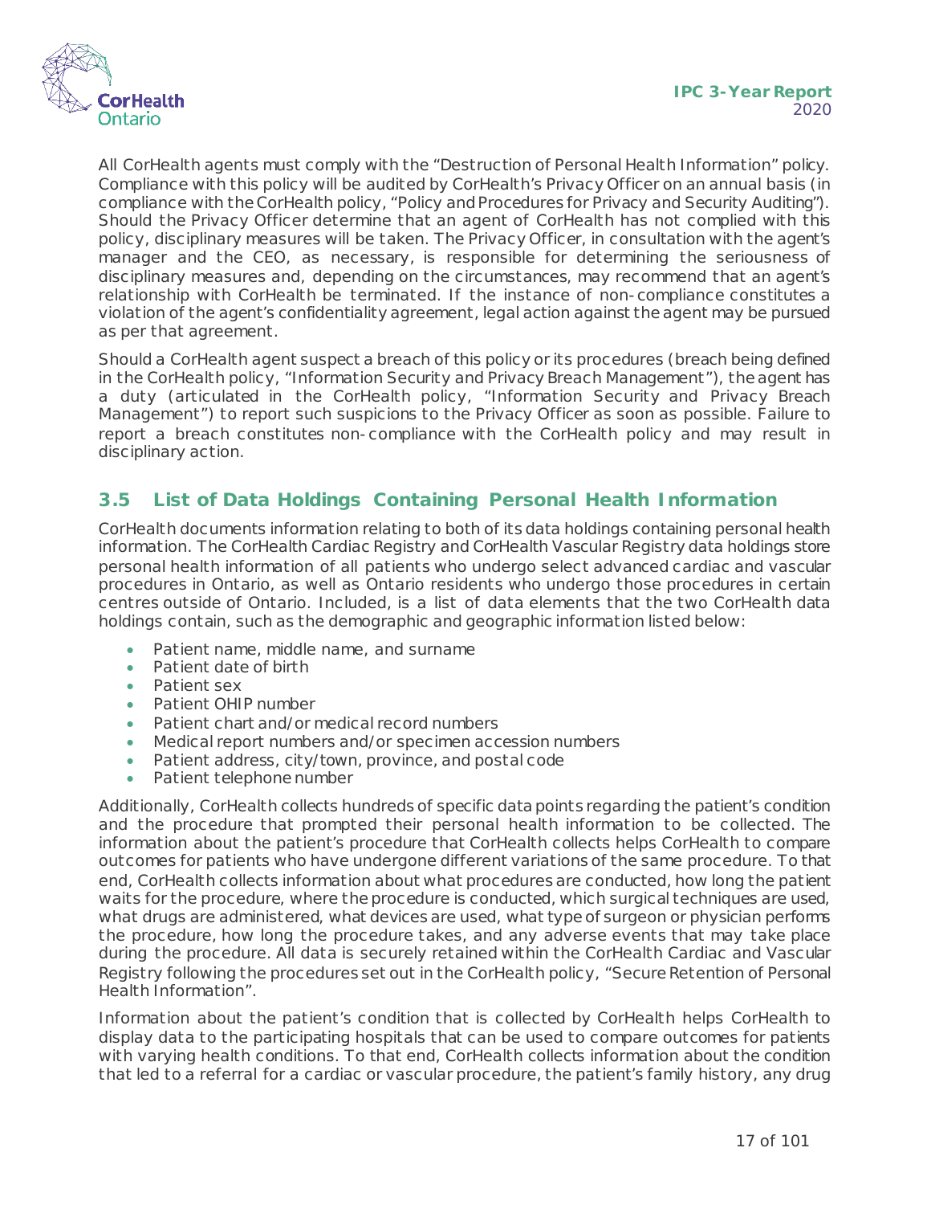All CorHealth agents must comply with the "Destruction of Personal Health Information" policy. Compliance with this policy will be audited by CorHealth's Privacy Officer on an annual basis (in compliance with the CorHealth policy, "Policy and Procedures for Privacy and Security Auditing"). Should the Privacy Officer determine that an agent of CorHealth has not complied with this policy, disciplinary measures will be taken. The Privacy Officer, in consultation with the agent's manager and the CEO, as necessary, is responsible for determining the seriousness of disciplinary measures and, depending on the circumstances, may recommend that an agent's relationship with CorHealth be terminated. If the instance of non-compliance constitutes a violation of the agent's confidentiality agreement, legal action against the agent may be pursued as per that agreement.

Should a CorHealth agent suspect a breach of this policy or its procedures (breach being defined in the CorHealth policy, "Information Security and Privacy Breach Management"), the agent has a duty (articulated in the CorHealth policy, "Information Security and Privacy Breach Management") to report such suspicions to the Privacy Officer as soon as possible. Failure to report a breach constitutes non-compliance with the CorHealth policy and may result in disciplinary action.

## 3.5 List of Data Holdings Containing Personal Health Information

CorHealth documents information relating to both of its data holdings containing personal health information. The CorHealth Cardiac Registry and CorHealth Vascular Registry data holdings store personal health information of all patients who undergo select advanced cardiac and vascular procedures in Ontario, as well as Ontario residents who undergo those procedures in certain centres outside of Ontario. Included, is a list of data elements that the two CorHealth data holdings contain, such as the demographic and geographic information listed below:

- Patient name, middle name, and surname
- Patient date of birth
- Patient sex
- Patient OHIP number
- Patient chart and/or medical record numbers
- Medical report numbers and/or specimen accession numbers
- Patient address, city/town, province, and postal code
- Patient telephone number

Additionally, CorHealth collects hundreds of specific data points regarding the patient's condition and the procedure that prompted their personal health information to be collected. The information about the patient's procedure that CorHealth collects helps CorHealth to compare outcomes for patients who have undergone different variations of the same procedure. To that end, CorHealth collects information about what procedures are conducted, how long the patient waits for the procedure, where the procedure is conducted, which surgical techniques are used, what drugs are administered, what devices are used, what type of surgeon or physician performs the procedure, how long the procedure takes, and any adverse events that may take place during the procedure. All data is securely retained within the CorHealth Cardiac and Vascular Registry following the procedures set out in the CorHealth policy, "Secure Retention of Personal Health Information".

Information about the patient's condition that is collected by CorHealth helps CorHealth to display data to the participating hospitals that can be used to compare outcomes for patients with varying health conditions. To that end, CorHealth collects information about the condition that led to a referral for a cardiac or vascular procedure, the patient's family history, any drug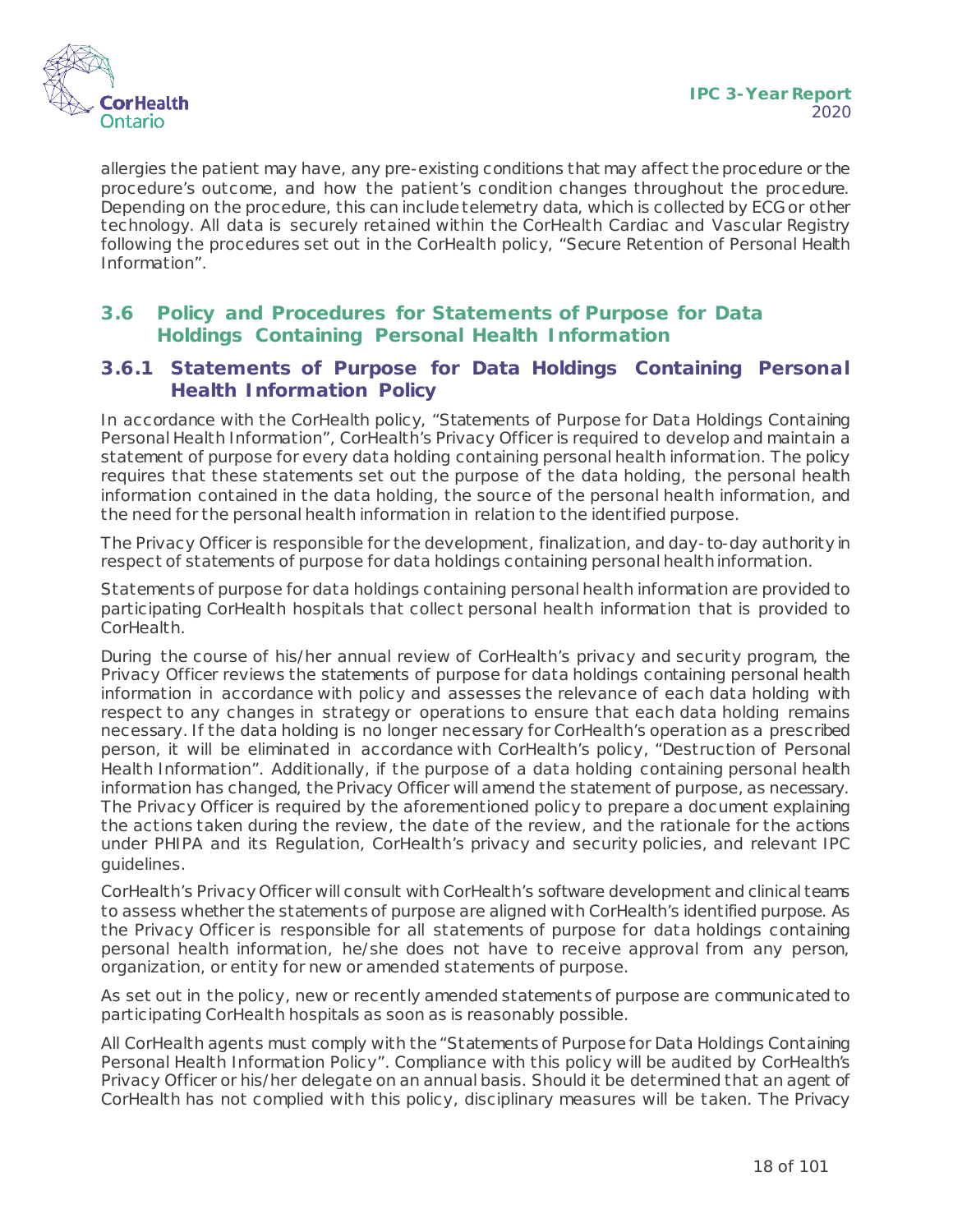allergies the patient may have, any pre-existing conditions that may affect the procedure or the procedure's outcome, and how the patient's condition changes throughout the procedure. Depending on the procedure, this can include telemetry data, which is collected by ECG or other technology. All data is securely retained within the CorHealth Cardiac and Vascular Registry following the procedures set out in the CorHealth policy, "Secure Retention of Personal Health Information".

## 3.6 Policy and Procedures for Statements of Purpose for Data Holdings Containing Personal Health Information

### 3.6.1 Statements of Purpose for Data Holdings Containing Personal Health Information Policy

In accordance with the CorHealth policy, "Statements of Purpose for Data Holdings Containing Personal Health Information", CorHealth's Privacy Officer is required to develop and maintain a statement of purpose for every data holding containing personal health information. The policy requires that these statements set out the purpose of the data holding, the personal health information contained in the data holding, the source of the personal health information, and the need for the personal health information in relation to the identified purpose.

The Privacy Officer is responsible for the development, finalization, and day-to-day authority in respect of statements of purpose for data holdings containing personal health information.

Statements of purpose for data holdings containing personal health information are provided to participating CorHealth hospitals that collect personal health information that is provided to CorHealth.

During the course of his/her annual review of CorHealth's privacy and security program, the Privacy Officer reviews the statements of purpose for data holdings containing personal health information in accordance with policy and assesses the relevance of each data holding with respect to any changes in strategy or operations to ensure that each data holding remains necessary. If the data holding is no longer necessary for CorHealth's operation as a prescribed person, it will be eliminated in accordance with CorHealth's policy, "Destruction of Personal Health Information". Additionally, if the purpose of a data holding containing personal health information has changed, the Privacy Officer will amend the statement of purpose, as necessary. The Privacy Officer is required by the aforementioned policy to prepare a document explaining the actions taken during the review, the date of the review, and the rationale for the actions under PHIPA and its Regulation, CorHealth's privacy and security policies, and relevant IPC guidelines.

CorHealth's Privacy Officer will consult with CorHealth's software development and clinical teams to assess whether the statements of purpose are aligned with CorHealth's identified purpose. As the Privacy Officer is responsible for all statements of purpose for data holdings containing personal health information, he/she does not have to receive approval from any person, organization, or entity for new or amended statements of purpose.

As set out in the policy, new or recently amended statements of purpose are communicated to participating CorHealth hospitals as soon as is reasonably possible.

All CorHealth agents must comply with the "Statements of Purpose for Data Holdings Containing Personal Health Information Policy". Compliance with this policy will be audited by CorHealth's Privacy Officer or his/her delegate on an annual basis. Should it be determined that an agent of CorHealth has not complied with this policy, disciplinary measures will be taken. The Privacy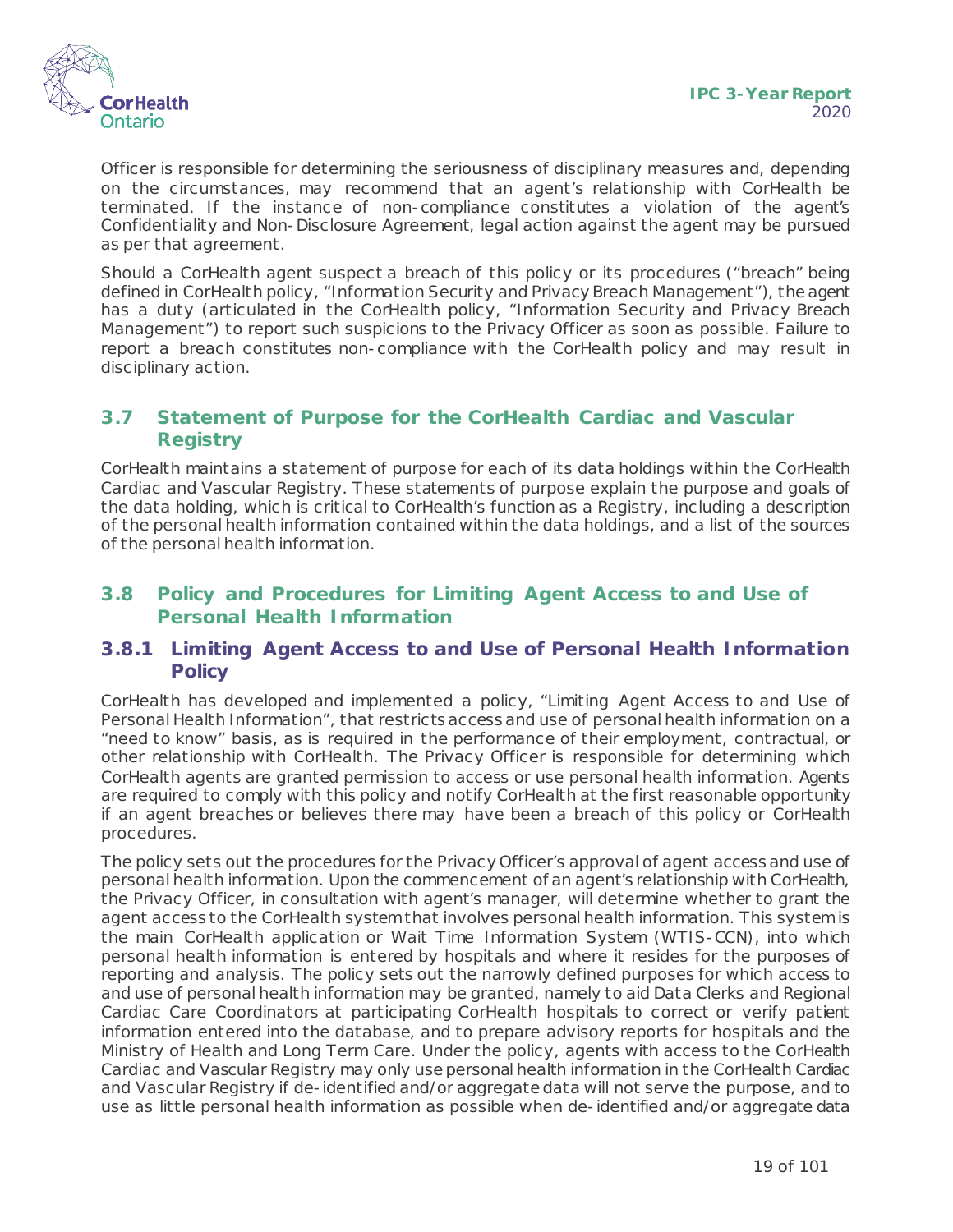Officer is responsible for determining the seriousness of disciplinary measures and, depending on the circumstances, may recommend that an agent's relationship with CorHealth be terminated. If the instance of non-compliance constitutes a violation of the agent's Confidentiality and Non-Disclosure Agreement, legal action against the agent may be pursued as per that agreement.

Should a CorHealth agent suspect a breach of this policy or its procedures ("breach" being defined in CorHealth policy, "Information Security and Privacy Breach Management"), the agent has a duty (articulated in the CorHealth policy, "Information Security and Privacy Breach Management") to report such suspicions to the Privacy Officer as soon as possible. Failure to report a breach constitutes non-compliance with the CorHealth policy and may result in disciplinary action.

## 3.7 Statement of Purpose for the CorHealth Cardiac and Vascular Registry

CorHealth maintains a statement of purpose for each of its data holdings within the CorHealth Cardiac and Vascular Registry. These statements of purpose explain the purpose and goals of the data holding, which is critical to CorHealth's function as a Registry, including a description of the personal health information contained within the data holdings, and a list of the sources of the personal health information.

## 3.8 Policy and Procedures for Limiting Agent Access to and Use of Personal Health Information

### 3.8.1 Limiting Agent Access to and Use of Personal Health Information Policy

CorHealth has developed and implemented a policy, "Limiting Agent Access to and Use of Personal Health Information", that restricts access and use of personal health information on a "need to know" basis, as is required in the performance of their employment, contractual, or other relationship with CorHealth. The Privacy Officer is responsible for determining which CorHealth agents are granted permission to access or use personal health information. Agents are required to comply with this policy and notify CorHealth at the first reasonable opportunity if an agent breaches or believes there may have been a breach of this policy or CorHealth procedures.

The policy sets out the procedures for the Privacy Officer's approval of agent access and use of personal health information. Upon the commencement of an agent's relationship with CorHealth, the Privacy Officer, in consultation with agent's manager, will determine whether to grant the agent access to the CorHealth system that involves personal health information. This system is the main CorHealth application or Wait Time Information System (WTIS-CCN), into which personal health information is entered by hospitals and where it resides for the purposes of reporting and analysis. The policy sets out the narrowly defined purposes for which access to and use of personal health information may be granted, namely to aid Data Clerks and Regional Cardiac Care Coordinators at participating CorHealth hospitals to correct or verify patient information entered into the database, and to prepare advisory reports for hospitals and the Ministry of Health and Long Term Care. Under the policy, agents with access to the CorHealth Cardiac and Vascular Registry may only use personal health information in the CorHealth Cardiac and Vascular Registry if de-identified and/or aggregate data will not serve the purpose, and to use as little personal health information as possible when de-identified and/or aggregate data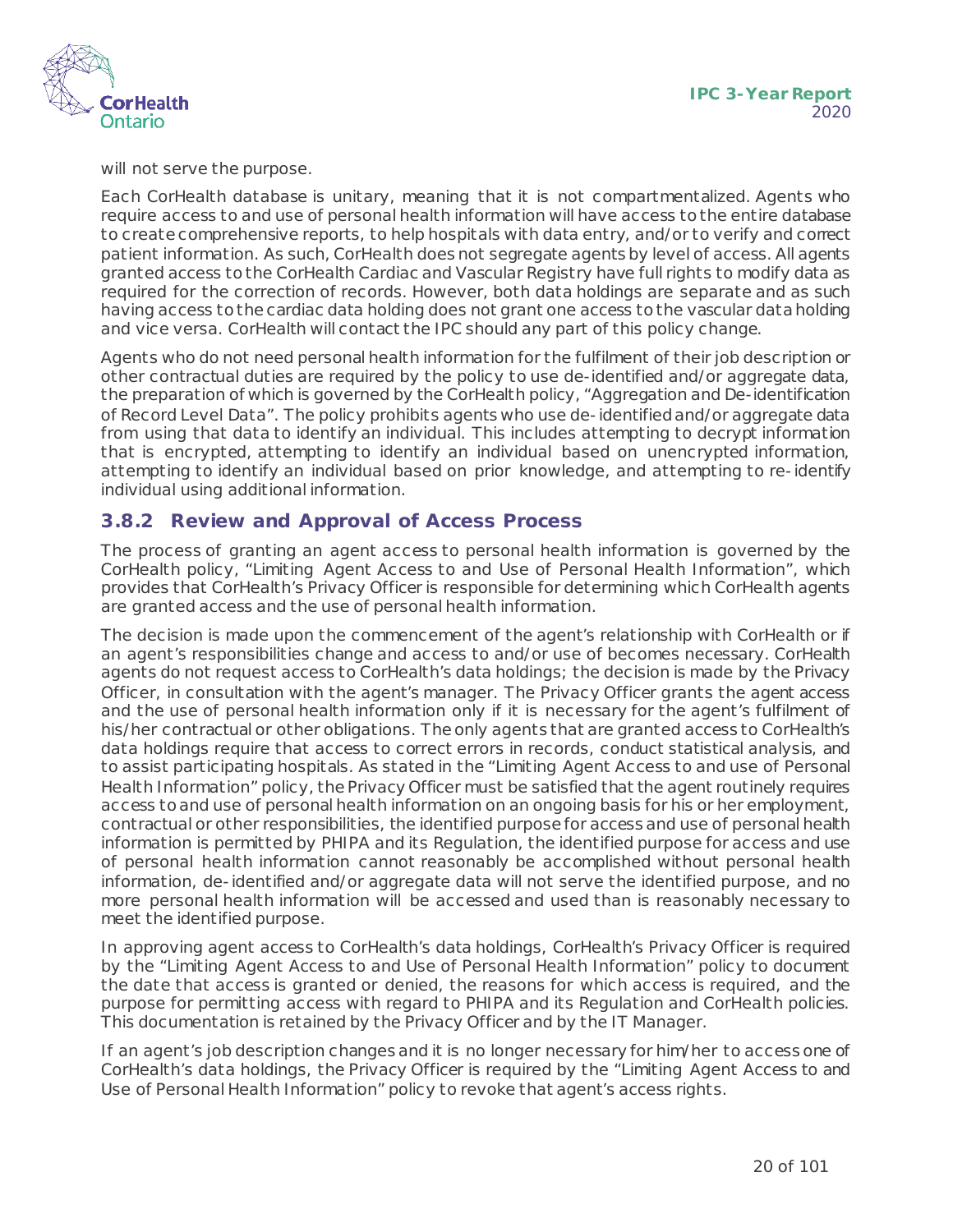will not serve the purpose.

Each CorHealth database is unitary, meaning that it is not compartmentalized. Agents who require access to and use of personal health information will have access to the entire database to create comprehensive reports, to help hospitals with data entry, and/or to verify and correct patient information. As such, CorHealth does not segregate agents by level of access. All agents granted access to the CorHealth Cardiac and Vascular Registry have full rights to modify data as required for the correction of records. However, both data holdings are separate and as such having access to the cardiac data holding does not grant one access to the vascular data holding and vice versa. CorHealth will contact the IPC should any part of this policy change.

Agents who do not need personal health information for the fulfilment of their job description or other contractual duties are required by the policy to use de-identified and/or aggregate data, the preparation of which is governed by the CorHealth policy, "Aggregation and De-identification of Record Level Data". The policy prohibits agents who use de- identified and/or aggregate data from using that data to identify an individual. This includes attempting to decrypt information that is encrypted, attempting to identify an individual based on unencrypted information, attempting to identify an individual based on prior knowledge, and attempting to re- identify individual using additional information.

### 3.8.2 Review and Approval of Access Process

The process of granting an agent access to personal health information is governed by the CorHealth policy, "Limiting Agent Access to and Use of Personal Health Information", which provides that CorHealth's Privacy Officer is responsible for determining which CorHealth agents are granted access and the use of personal health information.

The decision is made upon the commencement of the agent's relationship with CorHealth or if an agent's responsibilities change and access to and/or use of becomes necessary. CorHealth agents do not request access to CorHealth's data holdings; the decision is made by the Privacy Officer, in consultation with the agent's manager. The Privacy Officer grants the agent access and the use of personal health information only if it is necessary for the agent's fulfilment of his/her contractual or other obligations. The only agents that are granted access to CorHealth's data holdings require that access to correct errors in records, conduct statistical analysis, and to assist participating hospitals. As stated in the "Limiting Agent Access to and use of Personal Health Information" policy, the Privacy Officer must be satisfied that the agent routinely requires access to and use of personal health information on an ongoing basis for his or her employment, contractual or other responsibilities, the identified purpose for access and use of personal health information is permitted by PHIPA and its Regulation, the identified purpose for access and use of personal health information cannot reasonably be accomplished without personal health information, de- identified and/or aggregate data will not serve the identified purpose, and no more personal health information will be accessed and used than is reasonably necessary to meet the identified purpose.

In approving agent access to CorHealth's data holdings, CorHealth's Privacy Officer is required by the "Limiting Agent Access to and Use of Personal Health Information" policy to document the date that access is granted or denied, the reasons for which access is required, and the purpose for permitting access with regard to PHIPA and its Regulation and CorHealth policies. This documentation is retained by the Privacy Officer and by the IT Manager.

If an agent's job description changes and it is no longer necessary for him/her to access one of CorHealth's data holdings, the Privacy Officer is required by the "Limiting Agent Access to and Use of Personal Health Information" policy to revoke that agent's access rights.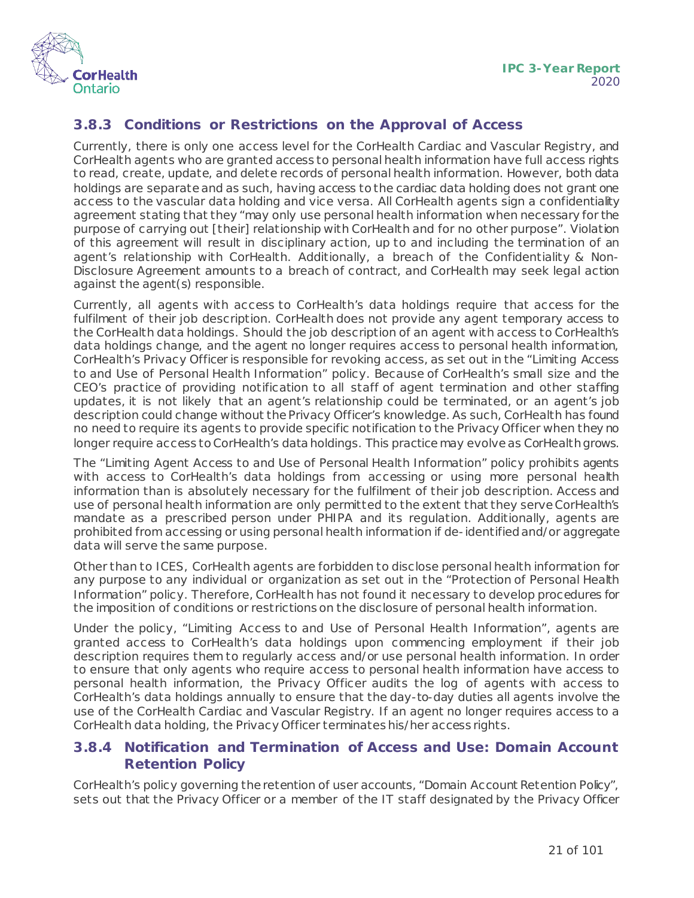### 3.8.3 Conditions or Restrictions on the Approval of Access

Currently, there is only one access level for the CorHealth Cardiac and Vascular Registry, and CorHealth agents who are granted access to personal health information have full access rights to read, create, update, and delete records of personal health information. However, both data holdings are separate and as such, having access to the cardiac data holding does not grant one access to the vascular data holding and vice versa. All CorHealth agents sign a confidentiality agreement stating that they "may only use personal health information when necessary for the purpose of carrying out [their] relationship with CorHealth and for no other purpose". Violation of this agreement will result in disciplinary action, up to and including the termination of an agent's relationship with CorHealth. Additionally, a breach of the Confidentiality & Non-Disclosure Agreement amounts to a breach of contract, and CorHealth may seek legal action against the agent(s) responsible.

Currently, all agents with access to CorHealth's data holdings require that access for the fulfilment of their job description. CorHealth does not provide any agent temporary access to the CorHealth data holdings. Should the job description of an agent with access to CorHealth's data holdings change, and the agent no longer requires access to personal health information, CorHealth's Privacy Officer is responsible for revoking access, as set out in the "Limiting Access to and Use of Personal Health Information" policy. Because of CorHealth's small size and the CEO's practice of providing notification to all staff of agent termination and other staffing updates, it is not likely that an agent's relationship could be terminated, or an agent's job description could change without the Privacy Officer's knowledge. As such, CorHealth has found no need to require its agents to provide specific notification to the Privacy Officer when they no longer require access to CorHealth's data holdings. This practice may evolve as CorHealth grows.

The "Limiting Agent Access to and Use of Personal Health Information" policy prohibits agents with access to CorHealth's data holdings from accessing or using more personal health information than is absolutely necessary for the fulfilment of their job description. Access and use of personal health information are only permitted to the extent that they serve CorHealth's mandate as a prescribed person under PHIPA and its regulation. Additionally, agents are prohibited from accessing or using personal health information if de-identified and/or aggregate data will serve the same purpose.

Other than to ICES, CorHealth agents are forbidden to disclose personal health information for any purpose to any individual or organization as set out in the "Protection of Personal Health Information" policy. Therefore, CorHealth has not found it necessary to develop procedures for the imposition of conditions or restrictions on the disclosure of personal health information.

Under the policy, "Limiting Access to and Use of Personal Health Information", agents are granted access to CorHealth's data holdings upon commencing employment if their job description requires them to regularly access and/or use personal health information. In order to ensure that only agents who require access to personal health information have access to personal health information, the Privacy Officer audits the log of agents with access to CorHealth's data holdings annually to ensure that the day-to-day duties all agents involve the use of the CorHealth Cardiac and Vascular Registry. If an agent no longer requires access to a CorHealth data holding, the Privacy Officer terminates his/her access rights.

### 3.8.4 Notification and Termination of Access and Use: Domain Account Retention Policy

CorHealth's policy governing the retention of user accounts, "Domain Account Retention Policy", sets out that the Privacy Officer or a member of the IT staff designated by the Privacy Officer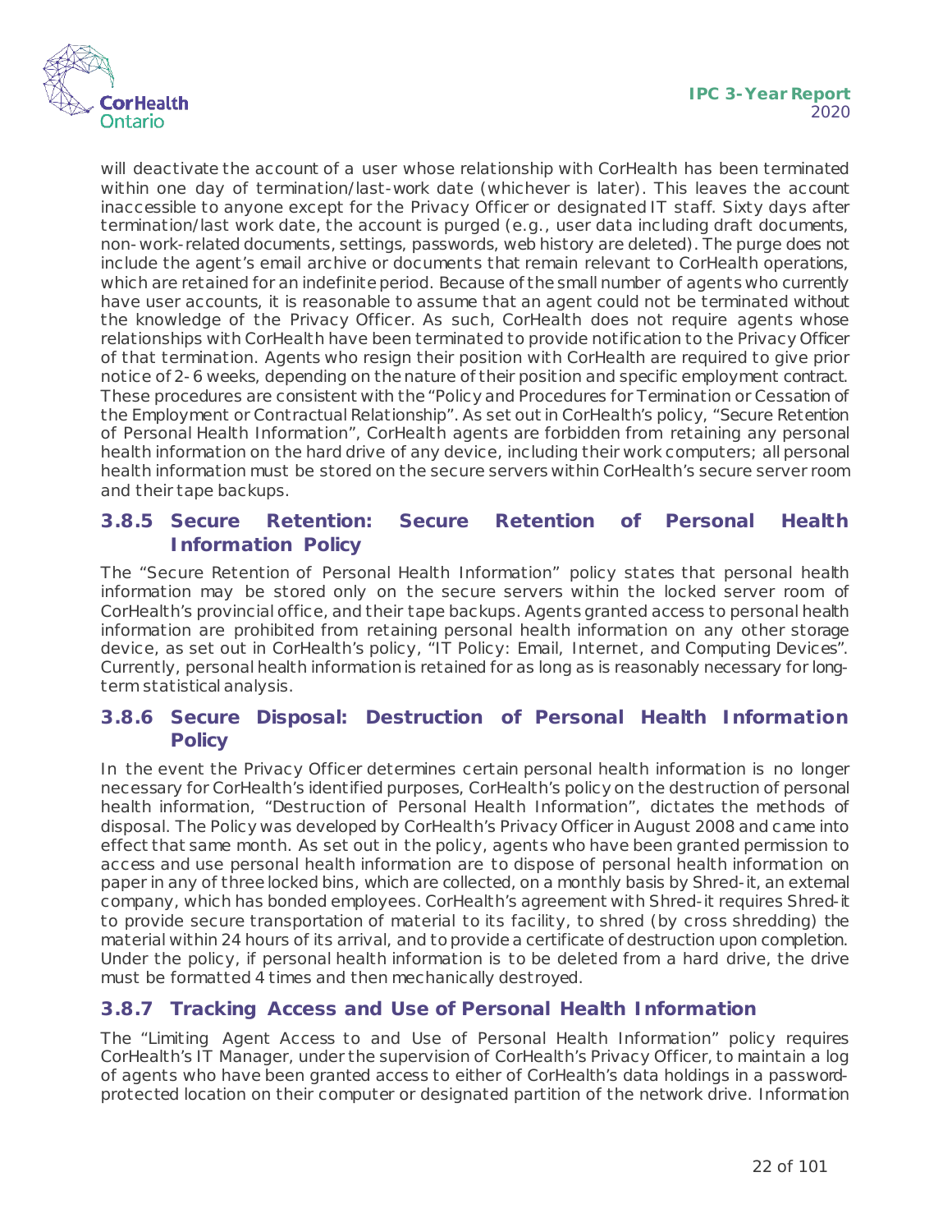will deactivate the account of a user whose relationship with CorHealth has been terminated within one day of termination/last-work date (whichever is later). This leaves the account inaccessible to anyone except for the Privacy Officer or designated IT staff. Sixty days after termination/last work date, the account is purged (e.g., user data including draft documents, non-work-related documents, settings, passwords, web history are deleted). The purge does not include the agent's email archive or documents that remain relevant to CorHealth operations, which are retained for an indefinite period. Because of the small number of agents who currently have user accounts, it is reasonable to assume that an agent could not be terminated without the knowledge of the Privacy Officer. As such, CorHealth does not require agents whose relationships with CorHealth have been terminated to provide notification to the Privacy Officer of that termination. Agents who resign their position with CorHealth are required to give prior notice of 2-6 weeks, depending on the nature of their position and specific employment contract. These procedures are consistent with the "Policy and Procedures for Termination or Cessation of the Employment or Contractual Relationship". As set out in CorHealth's policy, "Secure Retention of Personal Health Information", CorHealth agents are forbidden from retaining any personal health information on the hard drive of any device, including their work computers; all personal health information must be stored on the secure servers within CorHealth's secure server room and their tape backups.

### 3.8.5 Secure Retention: Secure Retention of Personal Health Information Policy

The "Secure Retention of Personal Health Information" policy states that personal health information may be stored only on the secure servers within the locked server room of CorHealth's provincial office, and their tape backups. Agents granted access to personal health information are prohibited from retaining personal health information on any other storage device, as set out in CorHealth's policy, "IT Policy: Email, Internet, and Computing Devices". Currently, personal health information is retained for as long as is reasonably necessary for long-term statistical analysis.

### 3.8.6 Secure Disposal: Destruction of Personal Health Information Policy

In the event the Privacy Officer determines certain personal health information is no longer necessary for CorHealth's identified purposes, CorHealth's policy on the destruction of personal health information, "Destruction of Personal Health Information", dictates the methods of disposal. The Policy was developed by CorHealth's Privacy Officer in August 2008 and came into effect that same month. As set out in the policy, agents who have been granted permission to access and use personal health information are to dispose of personal health information on paper in any of three locked bins, which are collected, on a monthly basis by Shred-it, an external company, which has bonded employees. CorHealth's agreement with Shred-it requires Shred-it to provide secure transportation of material to its facility, to shred (by cross shredding) the material within 24 hours of its arrival, and to provide a certificate of destruction upon completion. Under the policy, if personal health information is to be deleted from a hard drive, the drive must be formatted 4 times and then mechanically destroyed.

### 3.8.7 Tracking Access and Use of Personal Health Information

The "Limiting Agent Access to and Use of Personal Health Information" policy requires CorHealth's IT Manager, under the supervision of CorHealth's Privacy Officer, to maintain a log of agents who have been granted access to either of CorHealth's data holdings in a password-protected location on their computer or designated partition of the network drive. Information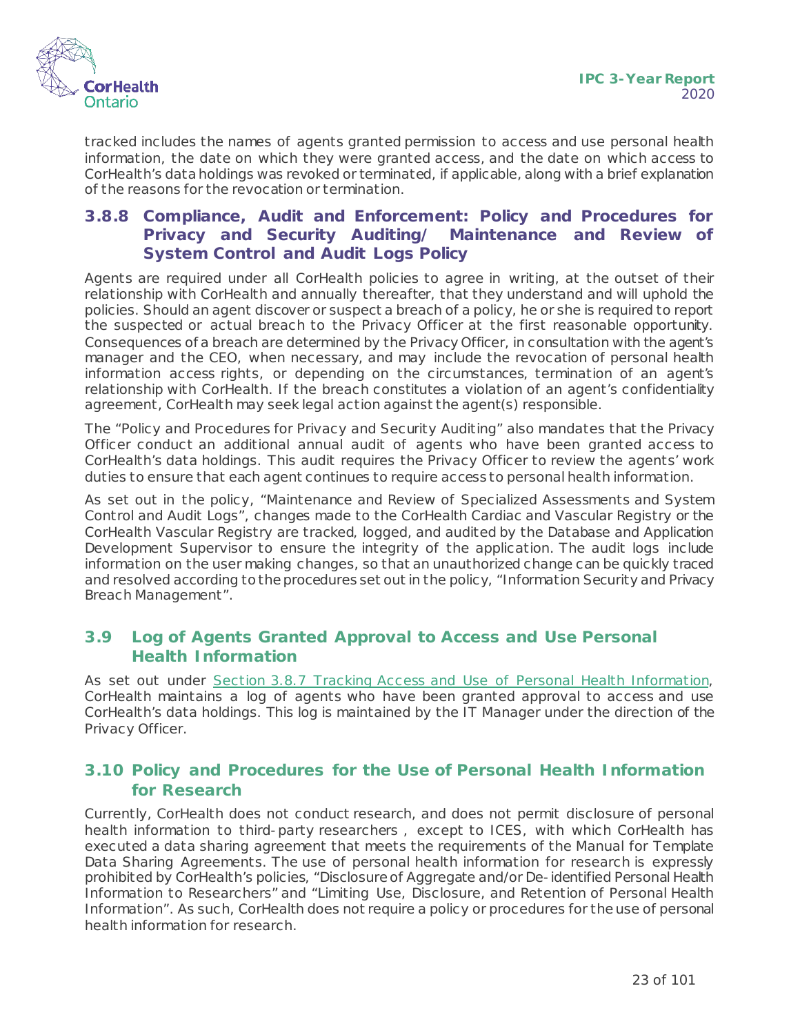tracked includes the names of agents granted permission to access and use personal health information, the date on which they were granted access, and the date on which access to CorHealth's data holdings was revoked or terminated, if applicable, along with a brief explanation of the reasons for the revocation or termination.

### 3.8.8 Compliance, Audit and Enforcement: Policy and Procedures for Privacy and Security Auditing/ Maintenance and Review of System Control and Audit Logs Policy

Agents are required under all CorHealth policies to agree in writing, at the outset of their relationship with CorHealth and annually thereafter, that they understand and will uphold the policies. Should an agent discover or suspect a breach of a policy, he or she is required to report the suspected or actual breach to the Privacy Officer at the first reasonable opportunity. Consequences of a breach are determined by the Privacy Officer, in consultation with the agent's manager and the CEO, when necessary, and may include the revocation of personal health information access rights, or depending on the circumstances, termination of an agent's relationship with CorHealth. If the breach constitutes a violation of an agent's confidentiality agreement, CorHealth may seek legal action against the agent(s) responsible.

The "Policy and Procedures for Privacy and Security Auditing" also mandates that the Privacy Officer conduct an additional annual audit of agents who have been granted access to CorHealth's data holdings. This audit requires the Privacy Officer to review the agents' work duties to ensure that each agent continues to require access to personal health information.

As set out in the policy, "Maintenance and Review of Specialized Assessments and System Control and Audit Logs", changes made to the CorHealth Cardiac and Vascular Registry or the CorHealth Vascular Registry are tracked, logged, and audited by the Database and Application Development Supervisor to ensure the integrity of the application. The audit logs include information on the user making changes, so that an unauthorized change can be quickly traced and resolved according to the procedures set out in the policy, "Information Security and Privacy Breach Management".

## 3.9 Log of Agents Granted Approval to Access and Use Personal Health Information

As set out under Section 3.8.7 Tracking Access and Use of Personal Health Information, CorHealth maintains a log of agents who have been granted approval to access and use CorHealth's data holdings. This log is maintained by the IT Manager under the direction of the Privacy Officer.

## 3.10 Policy and Procedures for the Use of Personal Health Information for Research

Currently, CorHealth does not conduct research, and does not permit disclosure of personal health information to third-party researchers , except to ICES, with which CorHealth has executed a data sharing agreement that meets the requirements of the Manual for Template Data Sharing Agreements. The use of personal health information for research is expressly prohibited by CorHealth's policies, "Disclosure of Aggregate and/or De-identified Personal Health Information to Researchers" and "Limiting Use, Disclosure, and Retention of Personal Health Information". As such, CorHealth does not require a policy or procedures for the use of personal health information for research.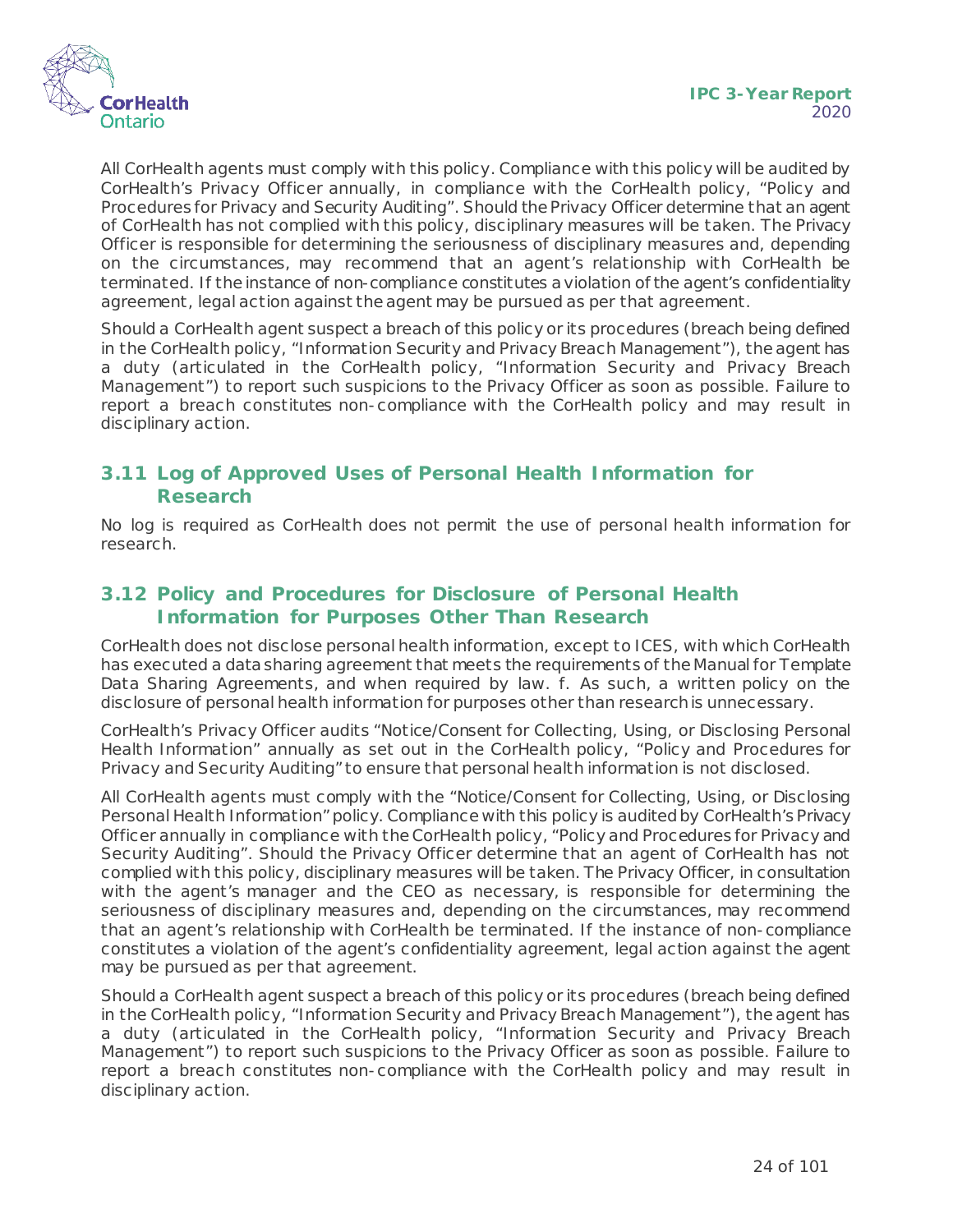All CorHealth agents must comply with this policy. Compliance with this policy will be audited by CorHealth's Privacy Officer annually, in compliance with the CorHealth policy, "Policy and Procedures for Privacy and Security Auditing". Should the Privacy Officer determine that an agent of CorHealth has not complied with this policy, disciplinary measures will be taken. The Privacy Officer is responsible for determining the seriousness of disciplinary measures and, depending on the circumstances, may recommend that an agent's relationship with CorHealth be terminated. If the instance of non-compliance constitutes a violation of the agent's confidentiality agreement, legal action against the agent may be pursued as per that agreement.

Should a CorHealth agent suspect a breach of this policy or its procedures (breach being defined in the CorHealth policy, "Information Security and Privacy Breach Management"), the agent has a duty (articulated in the CorHealth policy, "Information Security and Privacy Breach Management") to report such suspicions to the Privacy Officer as soon as possible. Failure to report a breach constitutes non-compliance with the CorHealth policy and may result in disciplinary action.

## 3.11 Log of Approved Uses of Personal Health Information for Research

No log is required as CorHealth does not permit the use of personal health information for research.

## 3.12 Policy and Procedures for Disclosure of Personal Health Information for Purposes Other Than Research

CorHealth does not disclose personal health information, except to ICES, with which CorHealth has executed a data sharing agreement that meets the requirements of the Manual for Template Data Sharing Agreements, and when required by law. f. As such, a written policy on the disclosure of personal health information for purposes other than research is unnecessary.

CorHealth's Privacy Officer audits "Notice/Consent for Collecting, Using, or Disclosing Personal Health Information" annually as set out in the CorHealth policy, "Policy and Procedures for Privacy and Security Auditing" to ensure that personal health information is not disclosed.

All CorHealth agents must comply with the "Notice/Consent for Collecting, Using, or Disclosing Personal Health Information" policy. Compliance with this policy is audited by CorHealth's Privacy Officer annually in compliance with the CorHealth policy, "Policy and Procedures for Privacy and Security Auditing". Should the Privacy Officer determine that an agent of CorHealth has not complied with this policy, disciplinary measures will be taken. The Privacy Officer, in consultation with the agent's manager and the CEO as necessary, is responsible for determining the seriousness of disciplinary measures and, depending on the circumstances, may recommend that an agent's relationship with CorHealth be terminated. If the instance of non-compliance constitutes a violation of the agent's confidentiality agreement, legal action against the agent may be pursued as per that agreement.

Should a CorHealth agent suspect a breach of this policy or its procedures (breach being defined in the CorHealth policy, "Information Security and Privacy Breach Management"), the agent has a duty (articulated in the CorHealth policy, "Information Security and Privacy Breach Management") to report such suspicions to the Privacy Officer as soon as possible. Failure to report a breach constitutes non-compliance with the CorHealth policy and may result in disciplinary action.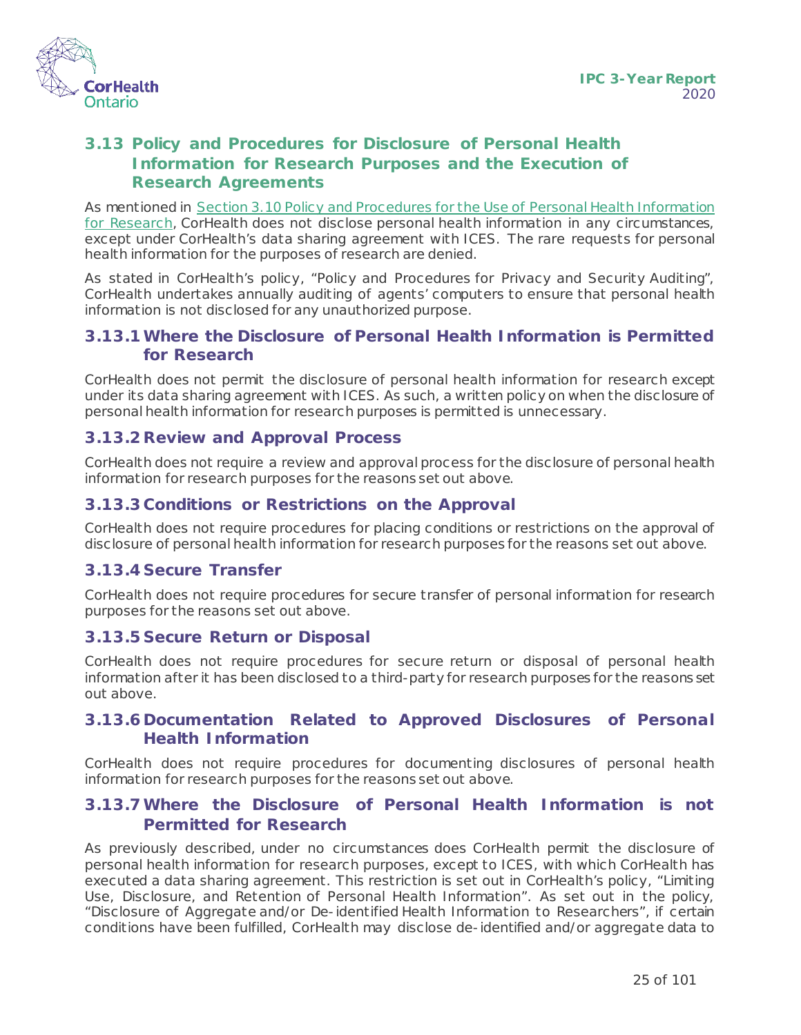## 3.13 Policy and Procedures for Disclosure of Personal Health Information for Research Purposes and the Execution of Research Agreements

As mentioned in Section 3.10 Policy and Procedures for the Use of Personal Health Information for Research, CorHealth does not disclose personal health information in any circumstances, except under CorHealth's data sharing agreement with ICES. The rare requests for personal health information for the purposes of research are denied.

As stated in CorHealth's policy, "Policy and Procedures for Privacy and Security Auditing", CorHealth undertakes annually auditing of agents' computers to ensure that personal health information is not disclosed for any unauthorized purpose.

### 3.13.1 Where the Disclosure of Personal Health Information is Permitted for Research

CorHealth does not permit the disclosure of personal health information for research except under its data sharing agreement with ICES. As such, a written policy on when the disclosure of personal health information for research purposes is permitted is unnecessary.

### 3.13.2 Review and Approval Process

CorHealth does not require a review and approval process for the disclosure of personal health information for research purposes for the reasons set out above.

### 3.13.3 Conditions or Restrictions on the Approval

CorHealth does not require procedures for placing conditions or restrictions on the approval of disclosure of personal health information for research purposes for the reasons set out above.

### 3.13.4 Secure Transfer

CorHealth does not require procedures for secure transfer of personal information for research purposes for the reasons set out above.

### 3.13.5 Secure Return or Disposal

CorHealth does not require procedures for secure return or disposal of personal health information after it has been disclosed to a third-party for research purposes for the reasons set out above.

### 3.13.6 Documentation Related to Approved Disclosures of Personal Health Information

CorHealth does not require procedures for documenting disclosures of personal health information for research purposes for the reasons set out above.

### 3.13.7 Where the Disclosure of Personal Health Information is not Permitted for Research

As previously described, under no circumstances does CorHealth permit the disclosure of personal health information for research purposes, except to ICES, with which CorHealth has executed a data sharing agreement. This restriction is set out in CorHealth's policy, "Limiting Use, Disclosure, and Retention of Personal Health Information". As set out in the policy, "Disclosure of Aggregate and/or De-identified Health Information to Researchers", if certain conditions have been fulfilled, CorHealth may disclose de-identified and/or aggregate data to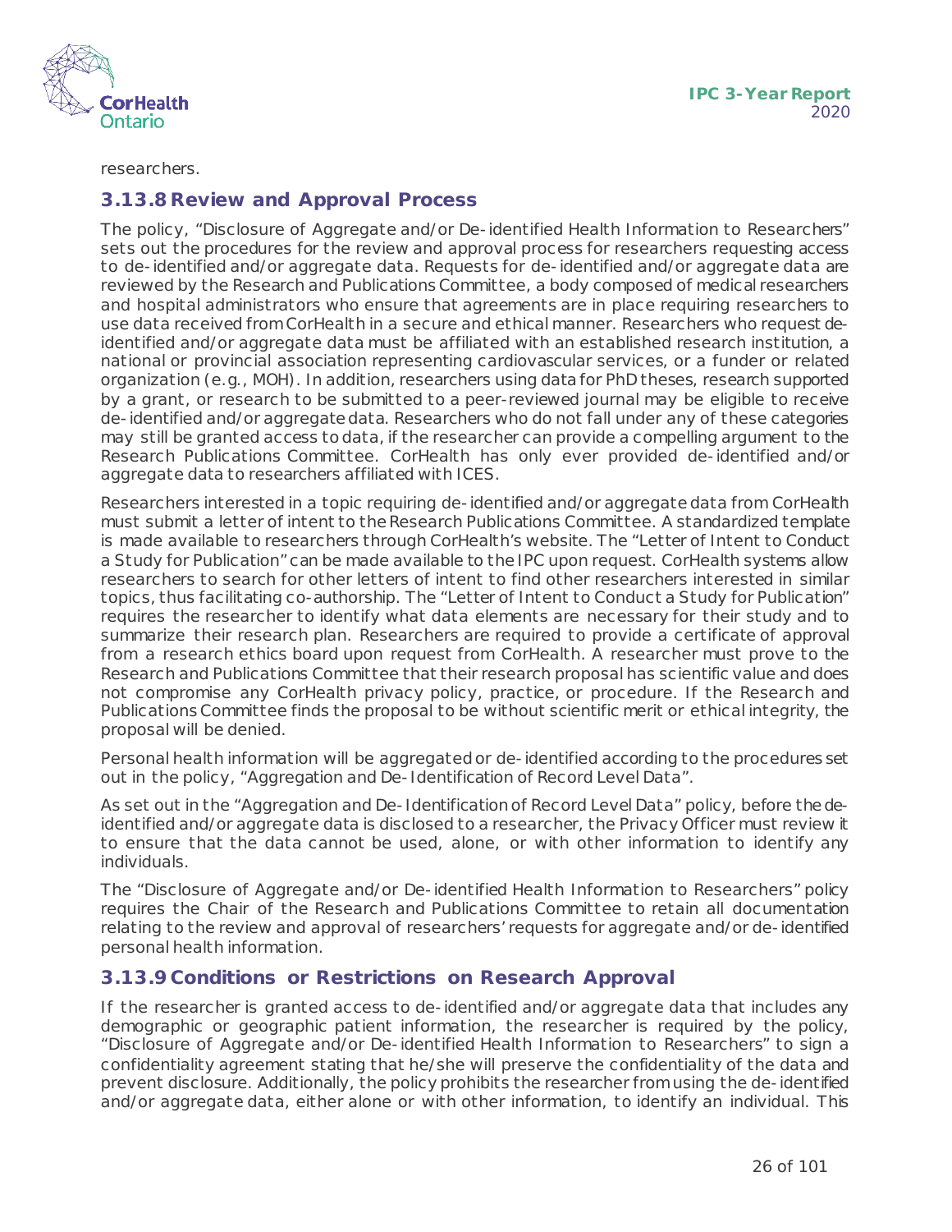researchers.

### 3.13.8 Review and Approval Process

The policy, "Disclosure of Aggregate and/or De-identified Health Information to Researchers" sets out the procedures for the review and approval process for researchers requesting access to de-identified and/or aggregate data. Requests for de-identified and/or aggregate data are reviewed by the Research and Publications Committee, a body composed of medical researchers and hospital administrators who ensure that agreements are in place requiring researchers to use data received from CorHealth in a secure and ethical manner. Researchers who request de-identified and/or aggregate data must be affiliated with an established research institution, a national or provincial association representing cardiovascular services, or a funder or related organization (e.g., MOH). In addition, researchers using data for PhD theses, research supported by a grant, or research to be submitted to a peer-reviewed journal may be eligible to receive de-identified and/or aggregate data. Researchers who do not fall under any of these categories may still be granted access to data, if the researcher can provide a compelling argument to the Research Publications Committee. CorHealth has only ever provided de-identified and/or aggregate data to researchers affiliated with ICES.

Researchers interested in a topic requiring de-identified and/or aggregate data from CorHealth must submit a letter of intent to the Research Publications Committee. A standardized template is made available to researchers through CorHealth's website. The "Letter of Intent to Conduct a Study for Publication" can be made available to the IPC upon request. CorHealth systems allow researchers to search for other letters of intent to find other researchers interested in similar topics, thus facilitating co-authorship. The "Letter of Intent to Conduct a Study for Publication" requires the researcher to identify what data elements are necessary for their study and to summarize their research plan. Researchers are required to provide a certificate of approval from a research ethics board upon request from CorHealth. A researcher must prove to the Research and Publications Committee that their research proposal has scientific value and does not compromise any CorHealth privacy policy, practice, or procedure. If the Research and Publications Committee finds the proposal to be without scientific merit or ethical integrity, the proposal will be denied.

Personal health information will be aggregated or de-identified according to the procedures set out in the policy, "Aggregation and De-Identification of Record Level Data".

As set out in the "Aggregation and De-Identification of Record Level Data" policy, before the de-identified and/or aggregate data is disclosed to a researcher, the Privacy Officer must review it to ensure that the data cannot be used, alone, or with other information to identify any individuals.

The "Disclosure of Aggregate and/or De-identified Health Information to Researchers" policy requires the Chair of the Research and Publications Committee to retain all documentation relating to the review and approval of researchers' requests for aggregate and/or de-identified personal health information.

### 3.13.9 Conditions or Restrictions on Research Approval

If the researcher is granted access to de-identified and/or aggregate data that includes any demographic or geographic patient information, the researcher is required by the policy, "Disclosure of Aggregate and/or De-identified Health Information to Researchers" to sign a confidentiality agreement stating that he/she will preserve the confidentiality of the data and prevent disclosure. Additionally, the policy prohibits the researcher from using the de-identified and/or aggregate data, either alone or with other information, to identify an individual. This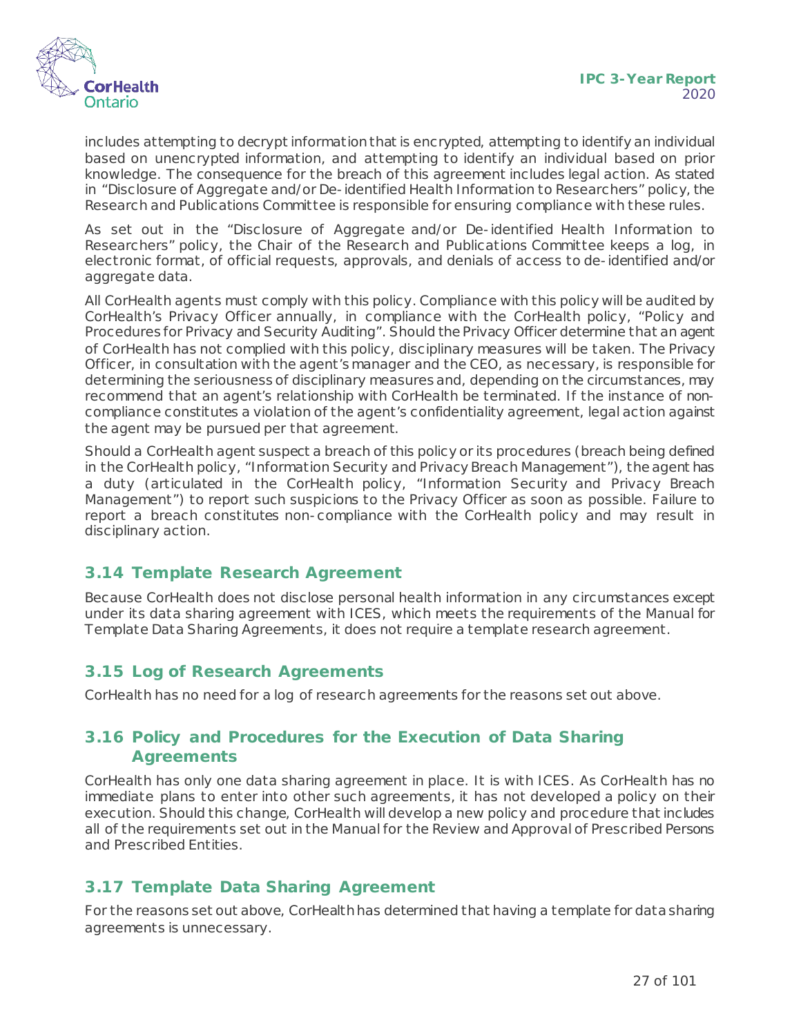includes attempting to decrypt information that is encrypted, attempting to identify an individual based on unencrypted information, and attempting to identify an individual based on prior knowledge. The consequence for the breach of this agreement includes legal action. As stated in "Disclosure of Aggregate and/or De-identified Health Information to Researchers" policy, the Research and Publications Committee is responsible for ensuring compliance with these rules.

As set out in the "Disclosure of Aggregate and/or De-identified Health Information to Researchers" policy, the Chair of the Research and Publications Committee keeps a log, in electronic format, of official requests, approvals, and denials of access to de-identified and/or aggregate data.

All CorHealth agents must comply with this policy. Compliance with this policy will be audited by CorHealth's Privacy Officer annually, in compliance with the CorHealth policy, "Policy and Procedures for Privacy and Security Auditing". Should the Privacy Officer determine that an agent of CorHealth has not complied with this policy, disciplinary measures will be taken. The Privacy Officer, in consultation with the agent's manager and the CEO, as necessary, is responsible for determining the seriousness of disciplinary measures and, depending on the circumstances, may recommend that an agent's relationship with CorHealth be terminated. If the instance of non-compliance constitutes a violation of the agent's confidentiality agreement, legal action against the agent may be pursued per that agreement.

Should a CorHealth agent suspect a breach of this policy or its procedures (breach being defined in the CorHealth policy, "Information Security and Privacy Breach Management"), the agent has a duty (articulated in the CorHealth policy, "Information Security and Privacy Breach Management") to report such suspicions to the Privacy Officer as soon as possible. Failure to report a breach constitutes non-compliance with the CorHealth policy and may result in disciplinary action.

## 3.14 Template Research Agreement

Because CorHealth does not disclose personal health information in any circumstances except under its data sharing agreement with ICES, which meets the requirements of the Manual for Template Data Sharing Agreements, it does not require a template research agreement.

## 3.15 Log of Research Agreements

CorHealth has no need for a log of research agreements for the reasons set out above.

## 3.16 Policy and Procedures for the Execution of Data Sharing Agreements

CorHealth has only one data sharing agreement in place. It is with ICES. As CorHealth has no immediate plans to enter into other such agreements, it has not developed a policy on their execution. Should this change, CorHealth will develop a new policy and procedure that includes all of the requirements set out in the Manual for the Review and Approval of Prescribed Persons and Prescribed Entities.

## 3.17 Template Data Sharing Agreement

For the reasons set out above, CorHealth has determined that having a template for data sharing agreements is unnecessary.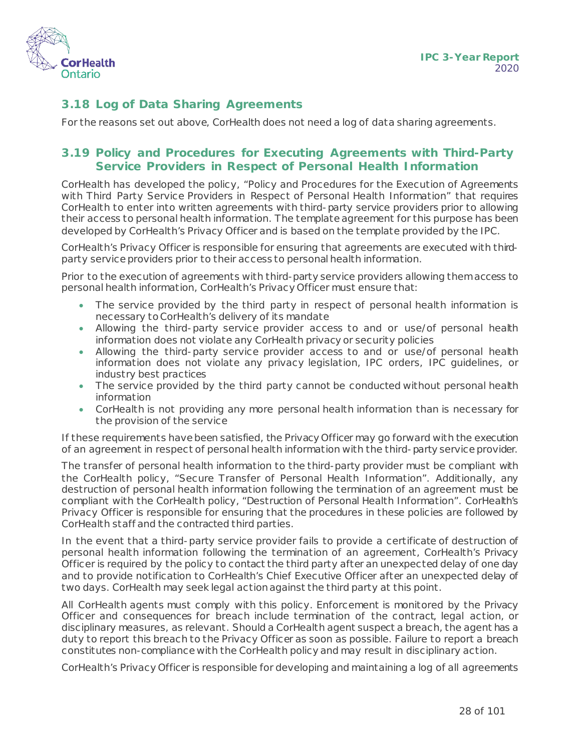## 3.18 Log of Data Sharing Agreements

For the reasons set out above, CorHealth does not need a log of data sharing agreements.

## 3.19 Policy and Procedures for Executing Agreements with Third-Party Service Providers in Respect of Personal Health Information

CorHealth has developed the policy, "Policy and Procedures for the Execution of Agreements with Third Party Service Providers in Respect of Personal Health Information" that requires CorHealth to enter into written agreements with third-party service providers prior to allowing their access to personal health information. The template agreement for this purpose has been developed by CorHealth's Privacy Officer and is based on the template provided by the IPC.

CorHealth's Privacy Officer is responsible for ensuring that agreements are executed with third-party service providers prior to their access to personal health information.

Prior to the execution of agreements with third-party service providers allowing them access to personal health information, CorHealth's Privacy Officer must ensure that:

- The service provided by the third party in respect of personal health information is necessary to CorHealth's delivery of its mandate
- Allowing the third-party service provider access to and or use/of personal health information does not violate any CorHealth privacy or security policies
- Allowing the third-party service provider access to and or use/of personal health information does not violate any privacy legislation, IPC orders, IPC guidelines, or industry best practices
- The service provided by the third party cannot be conducted without personal health information
- CorHealth is not providing any more personal health information than is necessary for the provision of the service

If these requirements have been satisfied, the Privacy Officer may go forward with the execution of an agreement in respect of personal health information with the third-party service provider.

The transfer of personal health information to the third-party provider must be compliant with the CorHealth policy, "Secure Transfer of Personal Health Information". Additionally, any destruction of personal health information following the termination of an agreement must be compliant with the CorHealth policy, "Destruction of Personal Health Information". CorHealth's Privacy Officer is responsible for ensuring that the procedures in these policies are followed by CorHealth staff and the contracted third parties.

In the event that a third-party service provider fails to provide a certificate of destruction of personal health information following the termination of an agreement, CorHealth's Privacy Officer is required by the policy to contact the third party after an unexpected delay of one day and to provide notification to CorHealth's Chief Executive Officer after an unexpected delay of two days. CorHealth may seek legal action against the third party at this point.

All CorHealth agents must comply with this policy. Enforcement is monitored by the Privacy Officer and consequences for breach include termination of the contract, legal action, or disciplinary measures, as relevant. Should a CorHealth agent suspect a breach, the agent has a duty to report this breach to the Privacy Officer as soon as possible. Failure to report a breach constitutes non-compliance with the CorHealth policy and may result in disciplinary action.

CorHealth's Privacy Officer is responsible for developing and maintaining a log of all agreements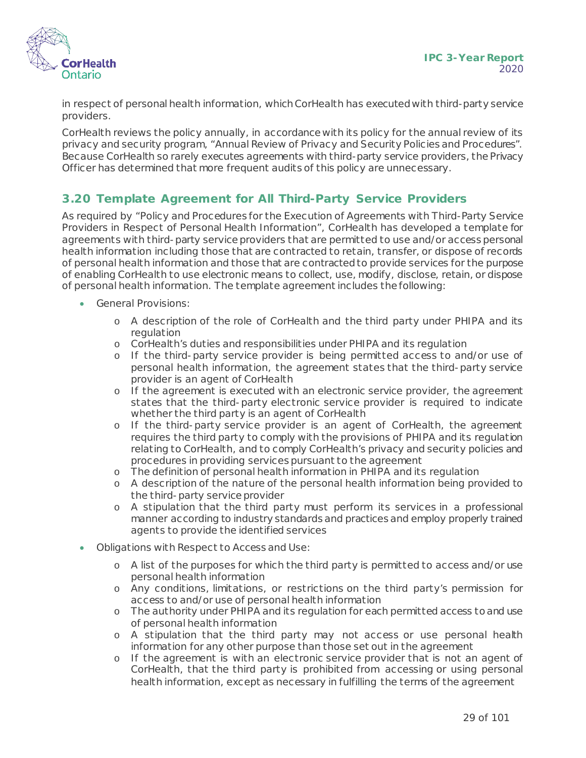in respect of personal health information, which CorHealth has executed with third-party service providers.

CorHealth reviews the policy annually, in accordance with its policy for the annual review of its privacy and security program, "Annual Review of Privacy and Security Policies and Procedures". Because CorHealth so rarely executes agreements with third-party service providers, the Privacy Officer has determined that more frequent audits of this policy are unnecessary.

## 3.20 Template Agreement for All Third-Party Service Providers

As required by "Policy and Procedures for the Execution of Agreements with Third-Party Service Providers in Respect of Personal Health Information", CorHealth has developed a template for agreements with third-party service providers that are permitted to use and/or access personal health information including those that are contracted to retain, transfer, or dispose of records of personal health information and those that are contracted to provide services for the purpose of enabling CorHealth to use electronic means to collect, use, modify, disclose, retain, or dispose of personal health information. The template agreement includes the following:

- General Provisions:
  - A description of the role of CorHealth and the third party under PHIPA and its regulation
  - CorHealth's duties and responsibilities under PHIPA and its regulation
  - If the third-party service provider is being permitted access to and/or use of personal health information, the agreement states that the third-party service provider is an agent of CorHealth
  - If the agreement is executed with an electronic service provider, the agreement states that the third-party electronic service provider is required to indicate whether the third party is an agent of CorHealth
  - If the third-party service provider is an agent of CorHealth, the agreement requires the third party to comply with the provisions of PHIPA and its regulation relating to CorHealth, and to comply CorHealth's privacy and security policies and procedures in providing services pursuant to the agreement
  - The definition of personal health information in PHIPA and its regulation
  - A description of the nature of the personal health information being provided to the third-party service provider
  - A stipulation that the third party must perform its services in a professional manner according to industry standards and practices and employ properly trained agents to provide the identified services
- Obligations with Respect to Access and Use:
  - A list of the purposes for which the third party is permitted to access and/or use personal health information
  - Any conditions, limitations, or restrictions on the third party's permission for access to and/or use of personal health information
  - The authority under PHIPA and its regulation for each permitted access to and use of personal health information
  - A stipulation that the third party may not access or use personal health information for any other purpose than those set out in the agreement
  - If the agreement is with an electronic service provider that is not an agent of CorHealth, that the third party is prohibited from accessing or using personal health information, except as necessary in fulfilling the terms of the agreement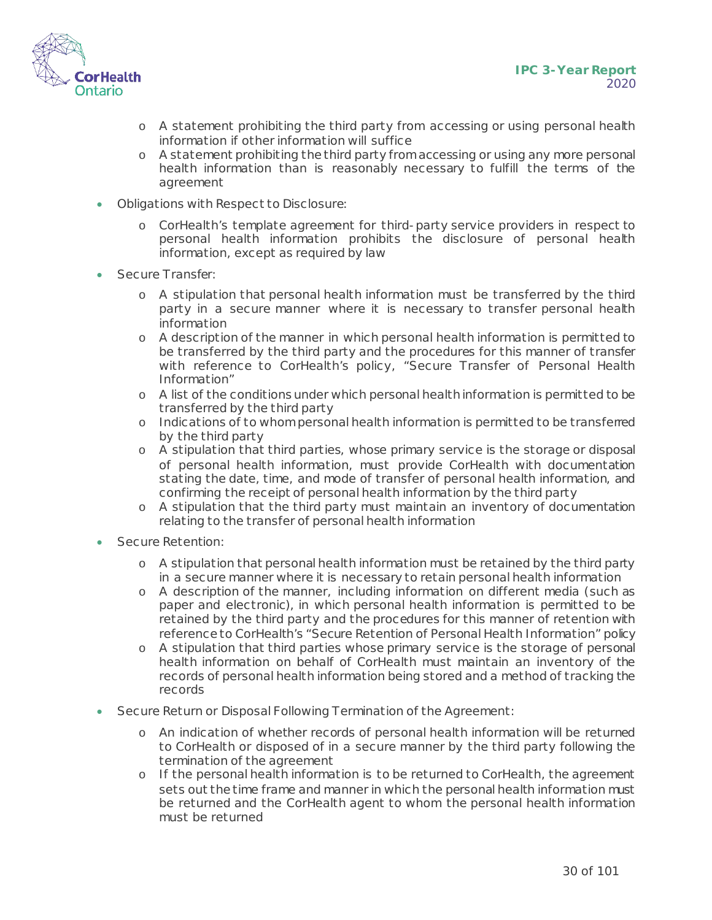- A statement prohibiting the third party from accessing or using personal health information if other information will suffice
   - A statement prohibiting the third party from accessing or using any more personal health information than is reasonably necessary to fulfill the terms of the agreement

- Obligations with Respect to Disclosure:
   - CorHealth's template agreement for third- party service providers in respect to personal health information prohibits the disclosure of personal health information, except as required by law

- Secure Transfer:
   - A stipulation that personal health information must be transferred by the third party in a secure manner where it is necessary to transfer personal health information
   - A description of the manner in which personal health information is permitted to be transferred by the third party and the procedures for this manner of transfer with reference to CorHealth's policy, "Secure Transfer of Personal Health Information"
   - A list of the conditions under which personal health information is permitted to be transferred by the third party
   - Indications of to whom personal health information is permitted to be transferred by the third party
   - A stipulation that third parties, whose primary service is the storage or disposal of personal health information, must provide CorHealth with documentation stating the date, time, and mode of transfer of personal health information, and confirming the receipt of personal health information by the third party
   - A stipulation that the third party must maintain an inventory of documentation relating to the transfer of personal health information

- Secure Retention:
   - A stipulation that personal health information must be retained by the third party in a secure manner where it is necessary to retain personal health information
   - A description of the manner, including information on different media (such as paper and electronic), in which personal health information is permitted to be retained by the third party and the procedures for this manner of retention with reference to CorHealth's "Secure Retention of Personal Health Information" policy
   - A stipulation that third parties whose primary service is the storage of personal health information on behalf of CorHealth must maintain an inventory of the records of personal health information being stored and a method of tracking the records

- Secure Return or Disposal Following Termination of the Agreement:
   - An indication of whether records of personal health information will be returned to CorHealth or disposed of in a secure manner by the third party following the termination of the agreement
   - If the personal health information is to be returned to CorHealth, the agreement sets out the time frame and manner in which the personal health information must be returned and the CorHealth agent to whom the personal health information must be returned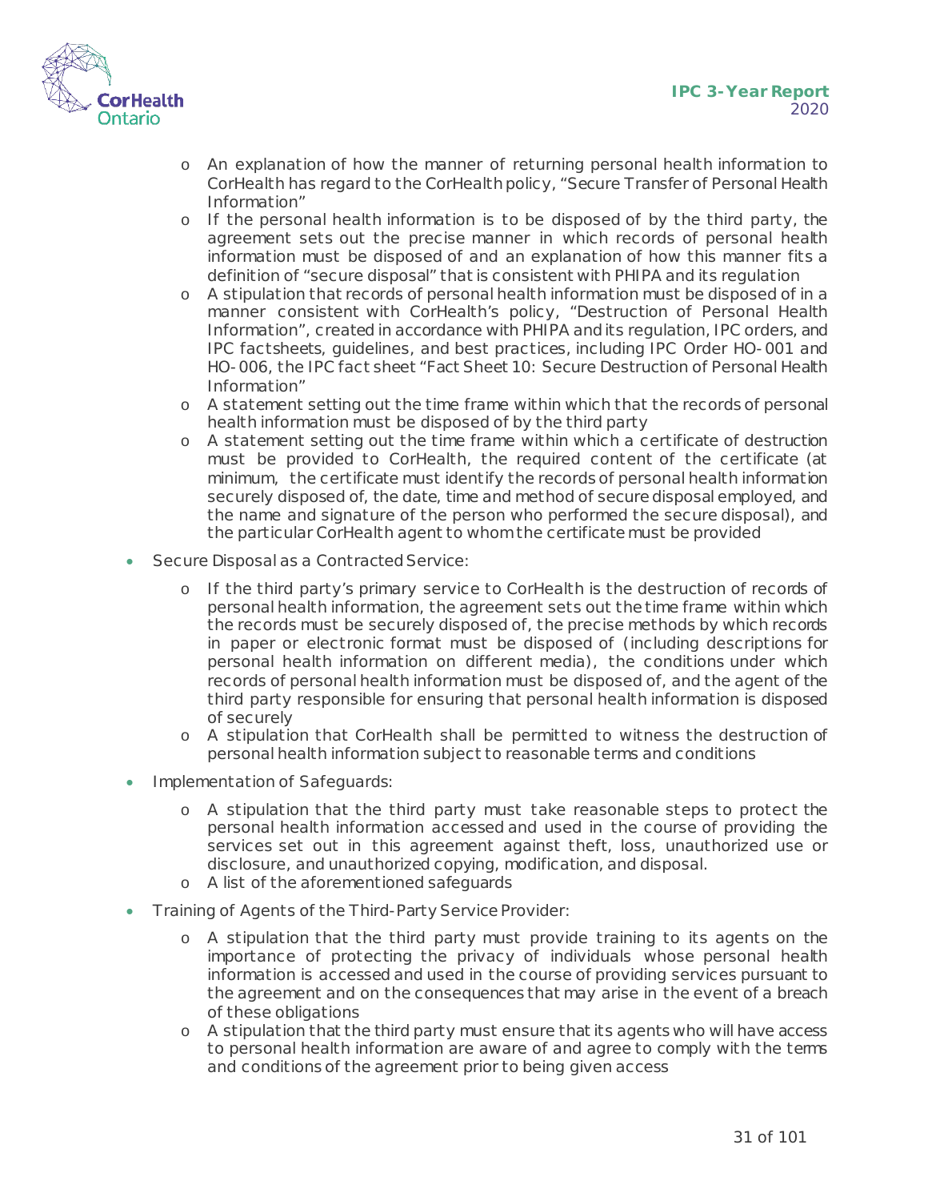- An explanation of how the manner of returning personal health information to CorHealth has regard to the CorHealth policy, "Secure Transfer of Personal Health Information"
  - If the personal health information is to be disposed of by the third party, the agreement sets out the precise manner in which records of personal health information must be disposed of and an explanation of how this manner fits a definition of "secure disposal" that is consistent with PHIPA and its regulation
  - A stipulation that records of personal health information must be disposed of in a manner consistent with CorHealth's policy, "Destruction of Personal Health Information", created in accordance with PHIPA and its regulation, IPC orders, and IPC factsheets, guidelines, and best practices, including IPC Order HO-001 and HO-006, the IPC fact sheet "Fact Sheet 10: Secure Destruction of Personal Health Information"
  - A statement setting out the time frame within which that the records of personal health information must be disposed of by the third party
  - A statement setting out the time frame within which a certificate of destruction must be provided to CorHealth, the required content of the certificate (at minimum, the certificate must identify the records of personal health information securely disposed of, the date, time and method of secure disposal employed, and the name and signature of the person who performed the secure disposal), and the particular CorHealth agent to whom the certificate must be provided

- Secure Disposal as a Contracted Service:
  - If the third party's primary service to CorHealth is the destruction of records of personal health information, the agreement sets out the time frame within which the records must be securely disposed of, the precise methods by which records in paper or electronic format must be disposed of (including descriptions for personal health information on different media), the conditions under which records of personal health information must be disposed of, and the agent of the third party responsible for ensuring that personal health information is disposed of securely
  - A stipulation that CorHealth shall be permitted to witness the destruction of personal health information subject to reasonable terms and conditions

- Implementation of Safeguards:
  - A stipulation that the third party must take reasonable steps to protect the personal health information accessed and used in the course of providing the services set out in this agreement against theft, loss, unauthorized use or disclosure, and unauthorized copying, modification, and disposal.
  - A list of the aforementioned safeguards

- Training of Agents of the Third-Party Service Provider:
  - A stipulation that the third party must provide training to its agents on the importance of protecting the privacy of individuals whose personal health information is accessed and used in the course of providing services pursuant to the agreement and on the consequences that may arise in the event of a breach of these obligations
  - A stipulation that the third party must ensure that its agents who will have access to personal health information are aware of and agree to comply with the terms and conditions of the agreement prior to being given access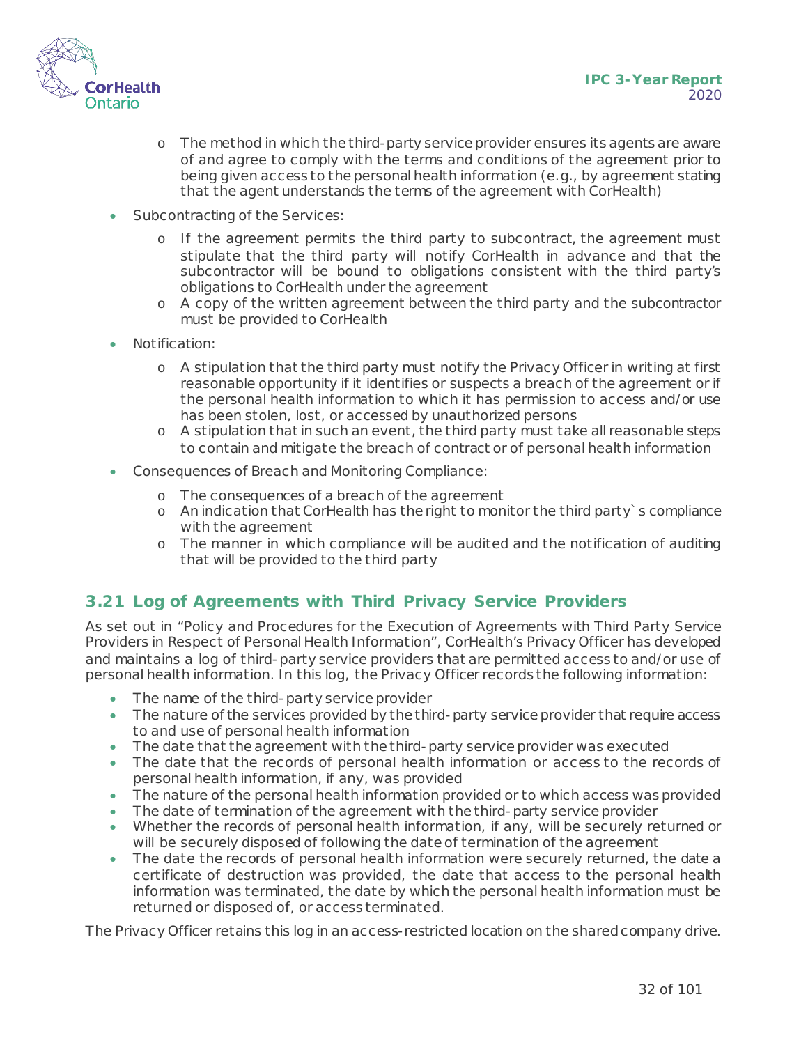- The method in which the third-party service provider ensures its agents are aware of and agree to comply with the terms and conditions of the agreement prior to being given access to the personal health information (e.g., by agreement stating that the agent understands the terms of the agreement with CorHealth)

- Subcontracting of the Services:
  - If the agreement permits the third party to subcontract, the agreement must stipulate that the third party will notify CorHealth in advance and that the subcontractor will be bound to obligations consistent with the third party's obligations to CorHealth under the agreement
  - A copy of the written agreement between the third party and the subcontractor must be provided to CorHealth
- Notification:
  - A stipulation that the third party must notify the Privacy Officer in writing at first reasonable opportunity if it identifies or suspects a breach of the agreement or if the personal health information to which it has permission to access and/or use has been stolen, lost, or accessed by unauthorized persons
  - A stipulation that in such an event, the third party must take all reasonable steps to contain and mitigate the breach of contract or of personal health information
- Consequences of Breach and Monitoring Compliance:
  - The consequences of a breach of the agreement
  - An indication that CorHealth has the right to monitor the third party`s compliance with the agreement
  - The manner in which compliance will be audited and the notification of auditing that will be provided to the third party

## 3.21 Log of Agreements with Third Privacy Service Providers

As set out in "Policy and Procedures for the Execution of Agreements with Third Party Service Providers in Respect of Personal Health Information", CorHealth's Privacy Officer has developed and maintains a log of third-party service providers that are permitted access to and/or use of personal health information. In this log, the Privacy Officer records the following information:

- The name of the third-party service provider
- The nature of the services provided by the third-party service provider that require access to and use of personal health information
- The date that the agreement with the third-party service provider was executed
- The date that the records of personal health information or access to the records of personal health information, if any, was provided
- The nature of the personal health information provided or to which access was provided
- The date of termination of the agreement with the third-party service provider
- Whether the records of personal health information, if any, will be securely returned or will be securely disposed of following the date of termination of the agreement
- The date the records of personal health information were securely returned, the date a certificate of destruction was provided, the date that access to the personal health information was terminated, the date by which the personal health information must be returned or disposed of, or access terminated.

The Privacy Officer retains this log in an access-restricted location on the shared company drive.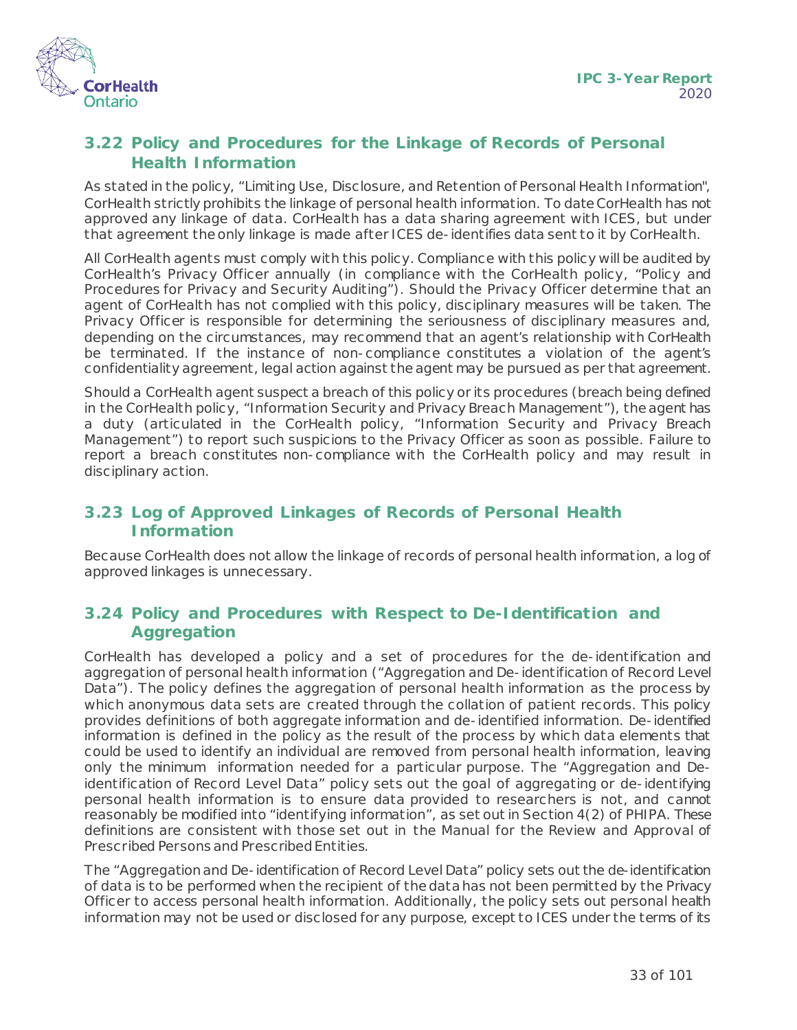## 3.22 Policy and Procedures for the Linkage of Records of Personal Health Information

As stated in the policy, "Limiting Use, Disclosure, and Retention of Personal Health Information", CorHealth strictly prohibits the linkage of personal health information. To date CorHealth has not approved any linkage of data. CorHealth has a data sharing agreement with ICES, but under that agreement the only linkage is made after ICES de-identifies data sent to it by CorHealth.

All CorHealth agents must comply with this policy. Compliance with this policy will be audited by CorHealth's Privacy Officer annually (in compliance with the CorHealth policy, "Policy and Procedures for Privacy and Security Auditing"). Should the Privacy Officer determine that an agent of CorHealth has not complied with this policy, disciplinary measures will be taken. The Privacy Officer is responsible for determining the seriousness of disciplinary measures and, depending on the circumstances, may recommend that an agent's relationship with CorHealth be terminated. If the instance of non-compliance constitutes a violation of the agent's confidentiality agreement, legal action against the agent may be pursued as per that agreement.

Should a CorHealth agent suspect a breach of this policy or its procedures (breach being defined in the CorHealth policy, "Information Security and Privacy Breach Management"), the agent has a duty (articulated in the CorHealth policy, "Information Security and Privacy Breach Management") to report such suspicions to the Privacy Officer as soon as possible. Failure to report a breach constitutes non-compliance with the CorHealth policy and may result in disciplinary action.

## 3.23 Log of Approved Linkages of Records of Personal Health Information

Because CorHealth does not allow the linkage of records of personal health information, a log of approved linkages is unnecessary.

## 3.24 Policy and Procedures with Respect to De-Identification and Aggregation

CorHealth has developed a policy and a set of procedures for the de-identification and aggregation of personal health information ("Aggregation and De-identification of Record Level Data"). The policy defines the aggregation of personal health information as the process by which anonymous data sets are created through the collation of patient records. This policy provides definitions of both aggregate information and de-identified information. De-identified information is defined in the policy as the result of the process by which data elements that could be used to identify an individual are removed from personal health information, leaving only the minimum information needed for a particular purpose. The "Aggregation and De-identification of Record Level Data" policy sets out the goal of aggregating or de-identifying personal health information is to ensure data provided to researchers is not, and cannot reasonably be modified into "identifying information", as set out in Section 4(2) of PHIPA. These definitions are consistent with those set out in the Manual for the Review and Approval of Prescribed Persons and Prescribed Entities.

The "Aggregation and De-identification of Record Level Data" policy sets out the de-identification of data is to be performed when the recipient of the data has not been permitted by the Privacy Officer to access personal health information. Additionally, the policy sets out personal health information may not be used or disclosed for any purpose, except to ICES under the terms of its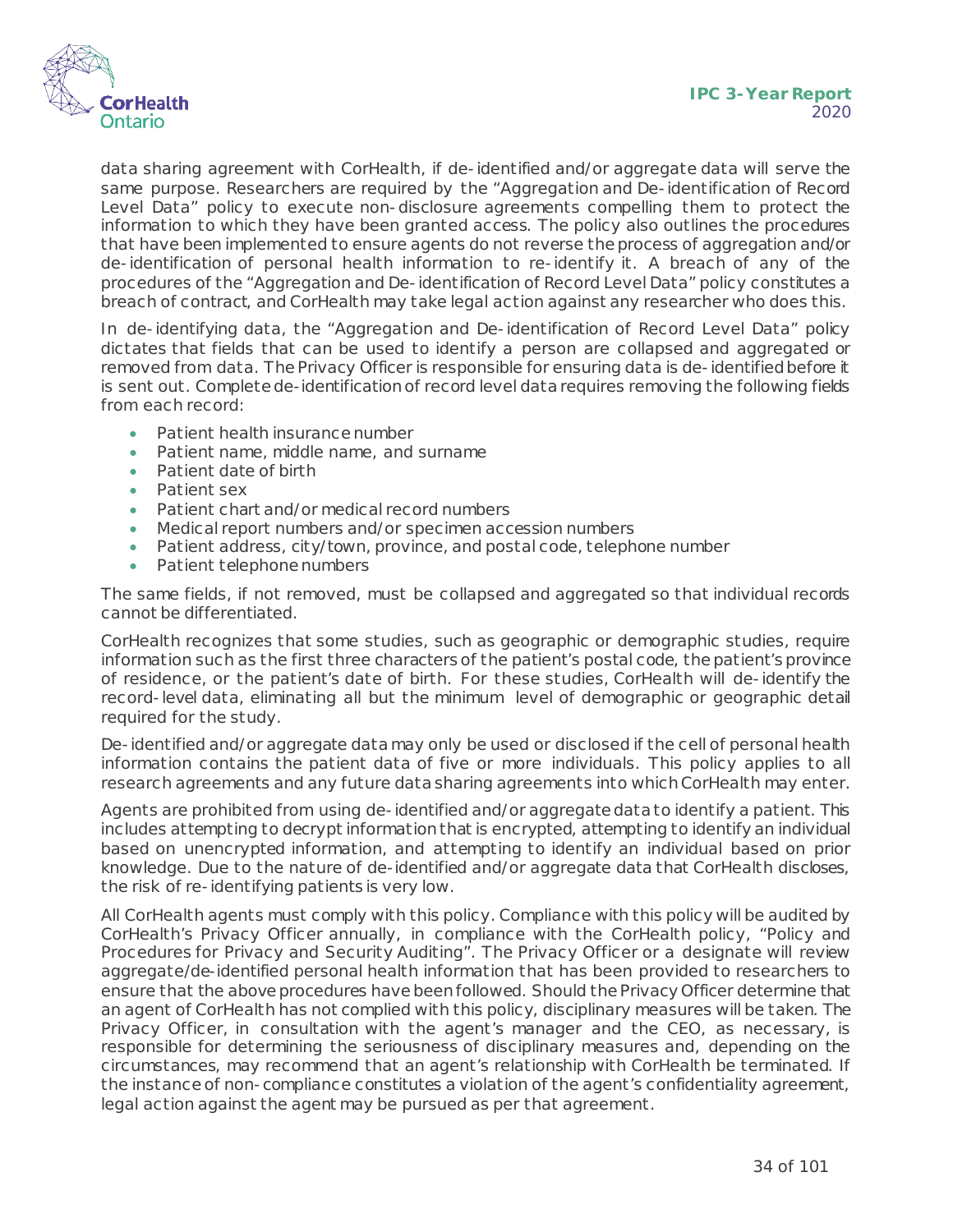data sharing agreement with CorHealth, if de-identified and/or aggregate data will serve the same purpose. Researchers are required by the "Aggregation and De-identification of Record Level Data" policy to execute non-disclosure agreements compelling them to protect the information to which they have been granted access. The policy also outlines the procedures that have been implemented to ensure agents do not reverse the process of aggregation and/or de-identification of personal health information to re-identify it. A breach of any of the procedures of the "Aggregation and De-identification of Record Level Data" policy constitutes a breach of contract, and CorHealth may take legal action against any researcher who does this.

In de-identifying data, the "Aggregation and De-identification of Record Level Data" policy dictates that fields that can be used to identify a person are collapsed and aggregated or removed from data. The Privacy Officer is responsible for ensuring data is de-identified before it is sent out. Complete de-identification of record level data requires removing the following fields from each record:

- Patient health insurance number
- Patient name, middle name, and surname
- Patient date of birth
- Patient sex
- Patient chart and/or medical record numbers
- Medical report numbers and/or specimen accession numbers
- Patient address, city/town, province, and postal code, telephone number
- Patient telephone numbers

The same fields, if not removed, must be collapsed and aggregated so that individual records cannot be differentiated.

CorHealth recognizes that some studies, such as geographic or demographic studies, require information such as the first three characters of the patient's postal code, the patient's province of residence, or the patient's date of birth. For these studies, CorHealth will de-identify the record-level data, eliminating all but the minimum level of demographic or geographic detail required for the study.

De-identified and/or aggregate data may only be used or disclosed if the cell of personal health information contains the patient data of five or more individuals. This policy applies to all research agreements and any future data sharing agreements into which CorHealth may enter.

Agents are prohibited from using de-identified and/or aggregate data to identify a patient. This includes attempting to decrypt information that is encrypted, attempting to identify an individual based on unencrypted information, and attempting to identify an individual based on prior knowledge. Due to the nature of de-identified and/or aggregate data that CorHealth discloses, the risk of re-identifying patients is very low.

All CorHealth agents must comply with this policy. Compliance with this policy will be audited by CorHealth's Privacy Officer annually, in compliance with the CorHealth policy, "Policy and Procedures for Privacy and Security Auditing". The Privacy Officer or a designate will review aggregate/de-identified personal health information that has been provided to researchers to ensure that the above procedures have been followed. Should the Privacy Officer determine that an agent of CorHealth has not complied with this policy, disciplinary measures will be taken. The Privacy Officer, in consultation with the agent's manager and the CEO, as necessary, is responsible for determining the seriousness of disciplinary measures and, depending on the circumstances, may recommend that an agent's relationship with CorHealth be terminated. If the instance of non-compliance constitutes a violation of the agent's confidentiality agreement, legal action against the agent may be pursued as per that agreement.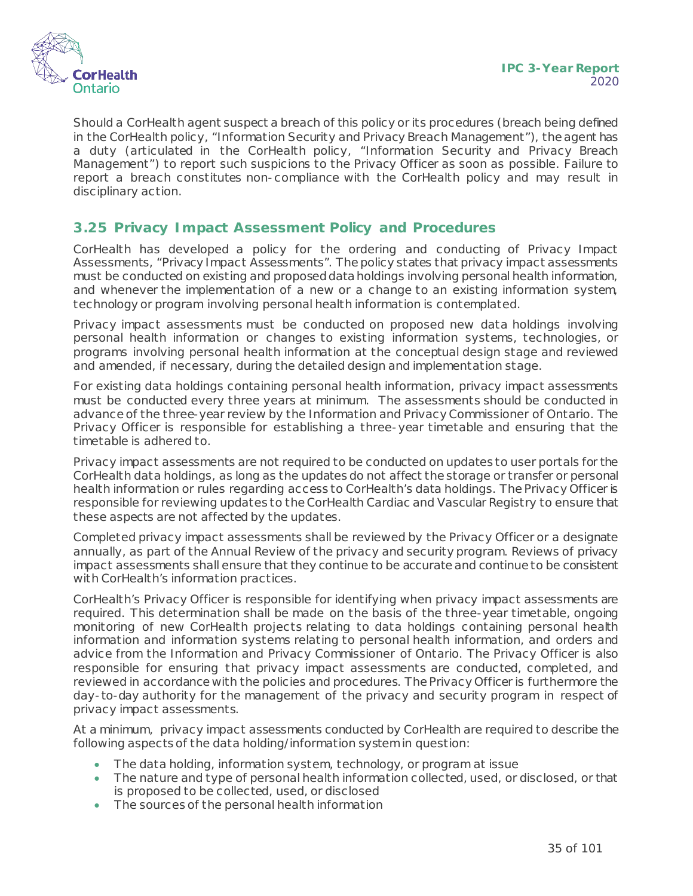Should a CorHealth agent suspect a breach of this policy or its procedures (breach being defined in the CorHealth policy, "Information Security and Privacy Breach Management"), the agent has a duty (articulated in the CorHealth policy, "Information Security and Privacy Breach Management") to report such suspicions to the Privacy Officer as soon as possible. Failure to report a breach constitutes non-compliance with the CorHealth policy and may result in disciplinary action.

## 3.25 Privacy Impact Assessment Policy and Procedures

CorHealth has developed a policy for the ordering and conducting of Privacy Impact Assessments, "Privacy Impact Assessments". The policy states that privacy impact assessments must be conducted on existing and proposed data holdings involving personal health information, and whenever the implementation of a new or a change to an existing information system, technology or program involving personal health information is contemplated.

Privacy impact assessments must be conducted on proposed new data holdings involving personal health information or changes to existing information systems, technologies, or programs involving personal health information at the conceptual design stage and reviewed and amended, if necessary, during the detailed design and implementation stage.

For existing data holdings containing personal health information, privacy impact assessments must be conducted every three years at minimum. The assessments should be conducted in advance of the three-year review by the Information and Privacy Commissioner of Ontario. The Privacy Officer is responsible for establishing a three-year timetable and ensuring that the timetable is adhered to.

Privacy impact assessments are not required to be conducted on updates to user portals for the CorHealth data holdings, as long as the updates do not affect the storage or transfer or personal health information or rules regarding access to CorHealth's data holdings. The Privacy Officer is responsible for reviewing updates to the CorHealth Cardiac and Vascular Registry to ensure that these aspects are not affected by the updates.

Completed privacy impact assessments shall be reviewed by the Privacy Officer or a designate annually, as part of the Annual Review of the privacy and security program. Reviews of privacy impact assessments shall ensure that they continue to be accurate and continue to be consistent with CorHealth's information practices.

CorHealth's Privacy Officer is responsible for identifying when privacy impact assessments are required. This determination shall be made on the basis of the three-year timetable, ongoing monitoring of new CorHealth projects relating to data holdings containing personal health information and information systems relating to personal health information, and orders and advice from the Information and Privacy Commissioner of Ontario. The Privacy Officer is also responsible for ensuring that privacy impact assessments are conducted, completed, and reviewed in accordance with the policies and procedures. The Privacy Officer is furthermore the day-to-day authority for the management of the privacy and security program in respect of privacy impact assessments.

At a minimum, privacy impact assessments conducted by CorHealth are required to describe the following aspects of the data holding/information system in question:

- The data holding, information system, technology, or program at issue
- The nature and type of personal health information collected, used, or disclosed, or that is proposed to be collected, used, or disclosed
- The sources of the personal health information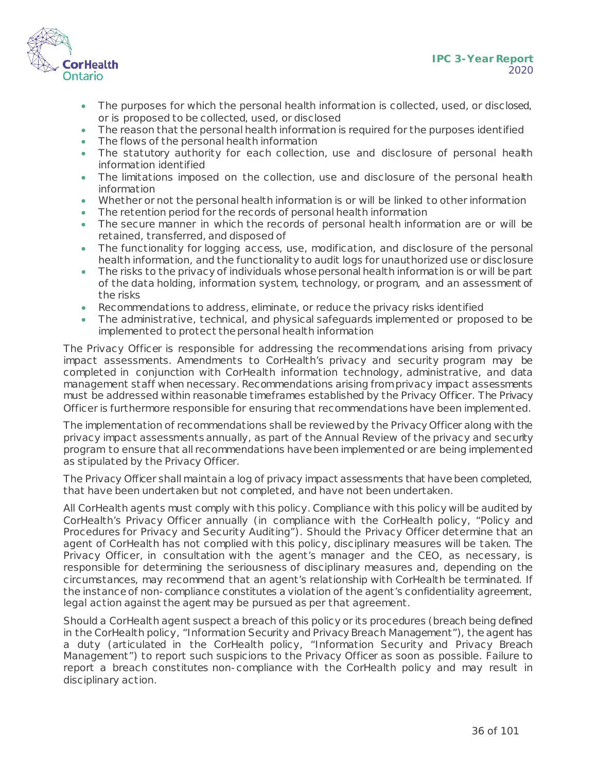- The purposes for which the personal health information is collected, used, or disclosed, or is proposed to be collected, used, or disclosed
- The reason that the personal health information is required for the purposes identified
- The flows of the personal health information
- The statutory authority for each collection, use and disclosure of personal health information identified
- The limitations imposed on the collection, use and disclosure of the personal health information
- Whether or not the personal health information is or will be linked to other information
- The retention period for the records of personal health information
- The secure manner in which the records of personal health information are or will be retained, transferred, and disposed of
- The functionality for logging access, use, modification, and disclosure of the personal health information, and the functionality to audit logs for unauthorized use or disclosure
- The risks to the privacy of individuals whose personal health information is or will be part of the data holding, information system, technology, or program, and an assessment of the risks
- Recommendations to address, eliminate, or reduce the privacy risks identified
- The administrative, technical, and physical safeguards implemented or proposed to be implemented to protect the personal health information

The Privacy Officer is responsible for addressing the recommendations arising from privacy impact assessments. Amendments to CorHealth's privacy and security program may be completed in conjunction with CorHealth information technology, administrative, and data management staff when necessary. Recommendations arising from privacy impact assessments must be addressed within reasonable timeframes established by the Privacy Officer. The Privacy Officer is furthermore responsible for ensuring that recommendations have been implemented.

The implementation of recommendations shall be reviewed by the Privacy Officer along with the privacy impact assessments annually, as part of the Annual Review of the privacy and security program to ensure that all recommendations have been implemented or are being implemented as stipulated by the Privacy Officer.

The Privacy Officer shall maintain a log of privacy impact assessments that have been completed, that have been undertaken but not completed, and have not been undertaken.

All CorHealth agents must comply with this policy. Compliance with this policy will be audited by CorHealth's Privacy Officer annually (in compliance with the CorHealth policy, "Policy and Procedures for Privacy and Security Auditing"). Should the Privacy Officer determine that an agent of CorHealth has not complied with this policy, disciplinary measures will be taken. The Privacy Officer, in consultation with the agent's manager and the CEO, as necessary, is responsible for determining the seriousness of disciplinary measures and, depending on the circumstances, may recommend that an agent's relationship with CorHealth be terminated. If the instance of non-compliance constitutes a violation of the agent's confidentiality agreement, legal action against the agent may be pursued as per that agreement.

Should a CorHealth agent suspect a breach of this policy or its procedures (breach being defined in the CorHealth policy, "Information Security and Privacy Breach Management"), the agent has a duty (articulated in the CorHealth policy, "Information Security and Privacy Breach Management") to report such suspicions to the Privacy Officer as soon as possible. Failure to report a breach constitutes non-compliance with the CorHealth policy and may result in disciplinary action.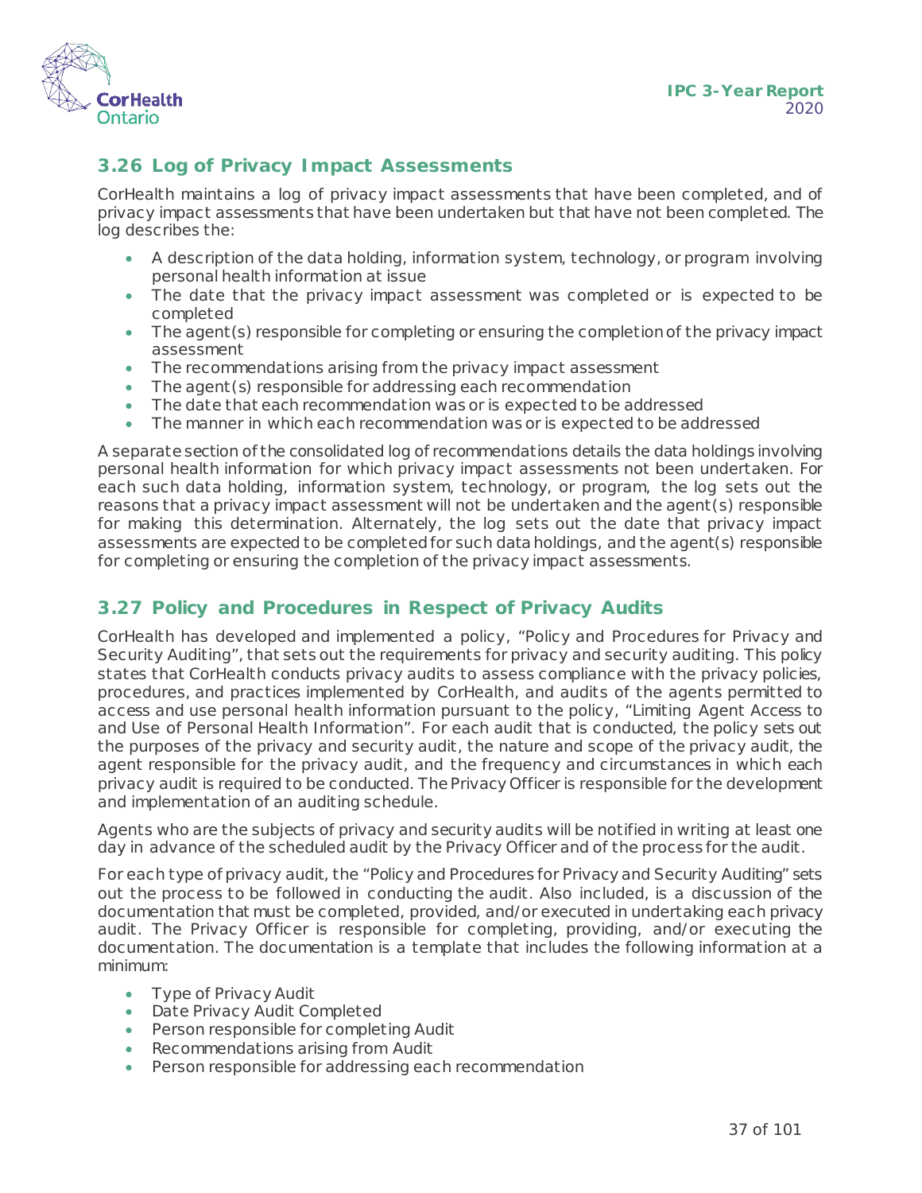## 3.26 Log of Privacy Impact Assessments

CorHealth maintains a log of privacy impact assessments that have been completed, and of privacy impact assessments that have been undertaken but that have not been completed. The log describes the:

- A description of the data holding, information system, technology, or program involving personal health information at issue
- The date that the privacy impact assessment was completed or is expected to be completed
- The agent(s) responsible for completing or ensuring the completion of the privacy impact assessment
- The recommendations arising from the privacy impact assessment
- The agent(s) responsible for addressing each recommendation
- The date that each recommendation was or is expected to be addressed
- The manner in which each recommendation was or is expected to be addressed

A separate section of the consolidated log of recommendations details the data holdings involving personal health information for which privacy impact assessments not been undertaken. For each such data holding, information system, technology, or program, the log sets out the reasons that a privacy impact assessment will not be undertaken and the agent(s) responsible for making this determination. Alternately, the log sets out the date that privacy impact assessments are expected to be completed for such data holdings, and the agent(s) responsible for completing or ensuring the completion of the privacy impact assessments.

## 3.27 Policy and Procedures in Respect of Privacy Audits

CorHealth has developed and implemented a policy, "Policy and Procedures for Privacy and Security Auditing", that sets out the requirements for privacy and security auditing. This policy states that CorHealth conducts privacy audits to assess compliance with the privacy policies, procedures, and practices implemented by CorHealth, and audits of the agents permitted to access and use personal health information pursuant to the policy, "Limiting Agent Access to and Use of Personal Health Information". For each audit that is conducted, the policy sets out the purposes of the privacy and security audit, the nature and scope of the privacy audit, the agent responsible for the privacy audit, and the frequency and circumstances in which each privacy audit is required to be conducted. The Privacy Officer is responsible for the development and implementation of an auditing schedule.

Agents who are the subjects of privacy and security audits will be notified in writing at least one day in advance of the scheduled audit by the Privacy Officer and of the process for the audit.

For each type of privacy audit, the "Policy and Procedures for Privacy and Security Auditing" sets out the process to be followed in conducting the audit. Also included, is a discussion of the documentation that must be completed, provided, and/or executed in undertaking each privacy audit. The Privacy Officer is responsible for completing, providing, and/or executing the documentation. The documentation is a template that includes the following information at a minimum:

- Type of Privacy Audit
- Date Privacy Audit Completed
- Person responsible for completing Audit
- Recommendations arising from Audit
- Person responsible for addressing each recommendation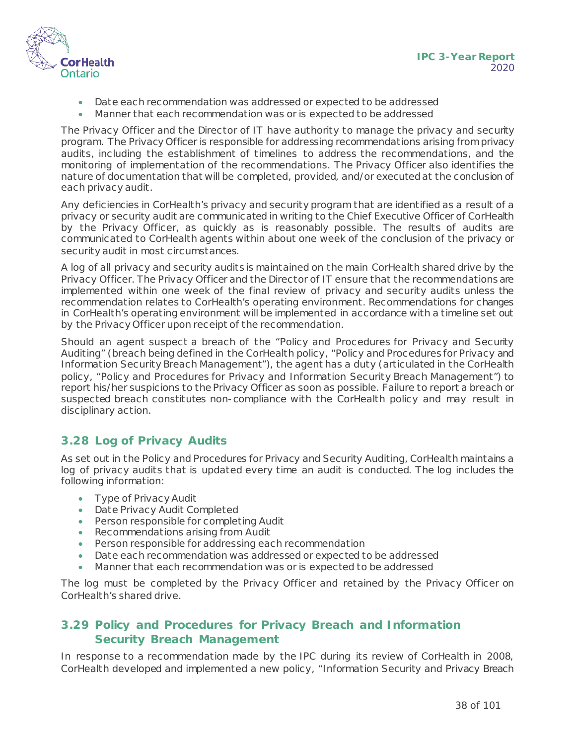- Date each recommendation was addressed or expected to be addressed
- Manner that each recommendation was or is expected to be addressed

The Privacy Officer and the Director of IT have authority to manage the privacy and security program. The Privacy Officer is responsible for addressing recommendations arising from privacy audits, including the establishment of timelines to address the recommendations, and the monitoring of implementation of the recommendations. The Privacy Officer also identifies the nature of documentation that will be completed, provided, and/or executed at the conclusion of each privacy audit.

Any deficiencies in CorHealth's privacy and security program that are identified as a result of a privacy or security audit are communicated in writing to the Chief Executive Officer of CorHealth by the Privacy Officer, as quickly as is reasonably possible. The results of audits are communicated to CorHealth agents within about one week of the conclusion of the privacy or security audit in most circumstances.

A log of all privacy and security audits is maintained on the main CorHealth shared drive by the Privacy Officer. The Privacy Officer and the Director of IT ensure that the recommendations are implemented within one week of the final review of privacy and security audits unless the recommendation relates to CorHealth's operating environment. Recommendations for changes in CorHealth's operating environment will be implemented in accordance with a timeline set out by the Privacy Officer upon receipt of the recommendation.

Should an agent suspect a breach of the "Policy and Procedures for Privacy and Security Auditing" (breach being defined in the CorHealth policy, "Policy and Procedures for Privacy and Information Security Breach Management"), the agent has a duty (articulated in the CorHealth policy, "Policy and Procedures for Privacy and Information Security Breach Management") to report his/her suspicions to the Privacy Officer as soon as possible. Failure to report a breach or suspected breach constitutes non-compliance with the CorHealth policy and may result in disciplinary action.

## 3.28 Log of Privacy Audits

As set out in the Policy and Procedures for Privacy and Security Auditing, CorHealth maintains a log of privacy audits that is updated every time an audit is conducted. The log includes the following information:

- Type of Privacy Audit
- Date Privacy Audit Completed
- Person responsible for completing Audit
- Recommendations arising from Audit
- Person responsible for addressing each recommendation
- Date each recommendation was addressed or expected to be addressed
- Manner that each recommendation was or is expected to be addressed

The log must be completed by the Privacy Officer and retained by the Privacy Officer on CorHealth's shared drive.

## 3.29 Policy and Procedures for Privacy Breach and Information Security Breach Management

In response to a recommendation made by the IPC during its review of CorHealth in 2008, CorHealth developed and implemented a new policy, "Information Security and Privacy Breach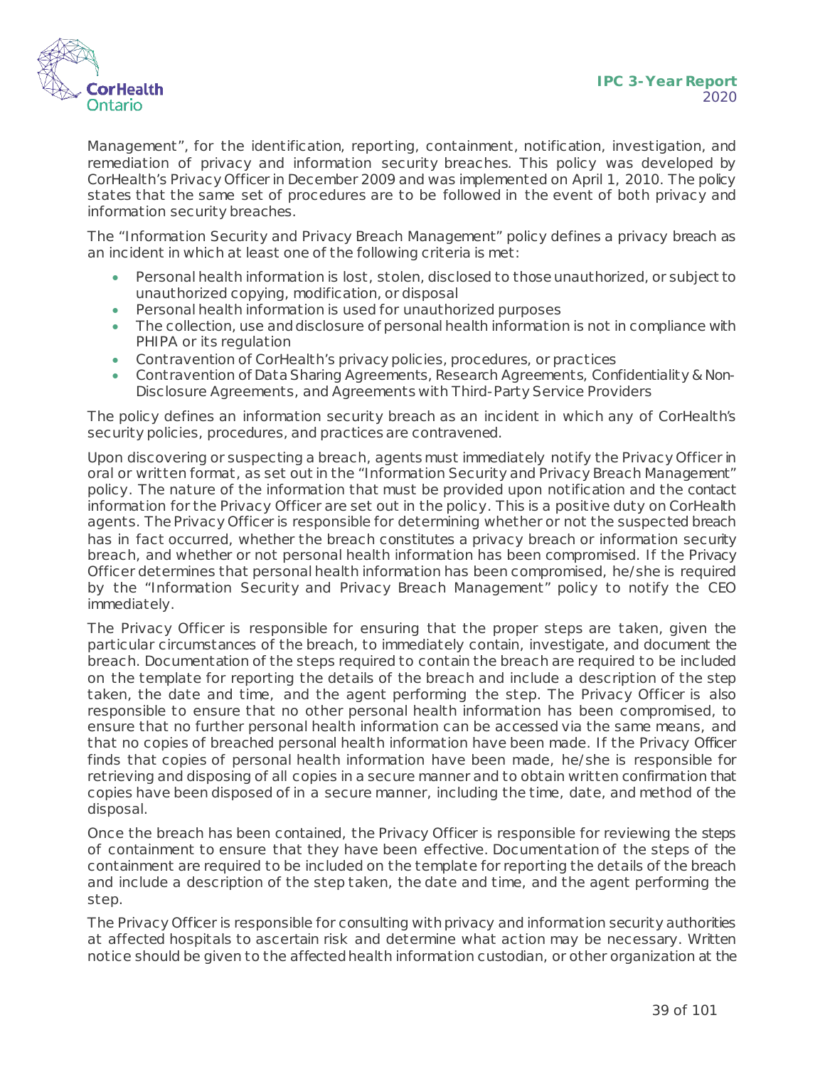Management", for the identification, reporting, containment, notification, investigation, and remediation of privacy and information security breaches. This policy was developed by CorHealth's Privacy Officer in December 2009 and was implemented on April 1, 2010. The policy states that the same set of procedures are to be followed in the event of both privacy and information security breaches.

The "Information Security and Privacy Breach Management" policy defines a privacy breach as an incident in which at least one of the following criteria is met:

- Personal health information is lost, stolen, disclosed to those unauthorized, or subject to unauthorized copying, modification, or disposal
- Personal health information is used for unauthorized purposes
- The collection, use and disclosure of personal health information is not in compliance with PHIPA or its regulation
- Contravention of CorHealth's privacy policies, procedures, or practices
- Contravention of Data Sharing Agreements, Research Agreements, Confidentiality & Non-Disclosure Agreements, and Agreements with Third-Party Service Providers

The policy defines an information security breach as an incident in which any of CorHealth's security policies, procedures, and practices are contravened.

Upon discovering or suspecting a breach, agents must immediately notify the Privacy Officer in oral or written format, as set out in the "Information Security and Privacy Breach Management" policy. The nature of the information that must be provided upon notification and the contact information for the Privacy Officer are set out in the policy. This is a positive duty on CorHealth agents. The Privacy Officer is responsible for determining whether or not the suspected breach has in fact occurred, whether the breach constitutes a privacy breach or information security breach, and whether or not personal health information has been compromised. If the Privacy Officer determines that personal health information has been compromised, he/she is required by the "Information Security and Privacy Breach Management" policy to notify the CEO immediately.

The Privacy Officer is responsible for ensuring that the proper steps are taken, given the particular circumstances of the breach, to immediately contain, investigate, and document the breach. Documentation of the steps required to contain the breach are required to be included on the template for reporting the details of the breach and include a description of the step taken, the date and time, and the agent performing the step. The Privacy Officer is also responsible to ensure that no other personal health information has been compromised, to ensure that no further personal health information can be accessed via the same means, and that no copies of breached personal health information have been made. If the Privacy Officer finds that copies of personal health information have been made, he/she is responsible for retrieving and disposing of all copies in a secure manner and to obtain written confirmation that copies have been disposed of in a secure manner, including the time, date, and method of the disposal.

Once the breach has been contained, the Privacy Officer is responsible for reviewing the steps of containment to ensure that they have been effective. Documentation of the steps of the containment are required to be included on the template for reporting the details of the breach and include a description of the step taken, the date and time, and the agent performing the step.

The Privacy Officer is responsible for consulting with privacy and information security authorities at affected hospitals to ascertain risk and determine what action may be necessary. Written notice should be given to the affected health information custodian, or other organization at the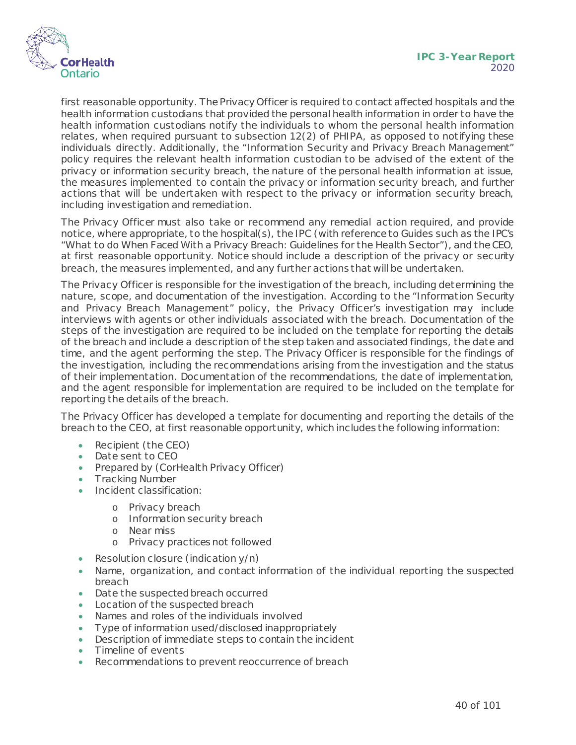first reasonable opportunity. The Privacy Officer is required to contact affected hospitals and the health information custodians that provided the personal health information in order to have the health information custodians notify the individuals to whom the personal health information relates, when required pursuant to subsection 12(2) of PHIPA, as opposed to notifying these individuals directly. Additionally, the "Information Security and Privacy Breach Management" policy requires the relevant health information custodian to be advised of the extent of the privacy or information security breach, the nature of the personal health information at issue, the measures implemented to contain the privacy or information security breach, and further actions that will be undertaken with respect to the privacy or information security breach, including investigation and remediation.

The Privacy Officer must also take or recommend any remedial action required, and provide notice, where appropriate, to the hospital(s), the IPC (with reference to Guides such as the IPC's "What to do When Faced With a Privacy Breach: Guidelines for the Health Sector"), and the CEO, at first reasonable opportunity. Notice should include a description of the privacy or security breach, the measures implemented, and any further actions that will be undertaken.

The Privacy Officer is responsible for the investigation of the breach, including determining the nature, scope, and documentation of the investigation. According to the "Information Security and Privacy Breach Management" policy, the Privacy Officer's investigation may include interviews with agents or other individuals associated with the breach. Documentation of the steps of the investigation are required to be included on the template for reporting the details of the breach and include a description of the step taken and associated findings, the date and time, and the agent performing the step. The Privacy Officer is responsible for the findings of the investigation, including the recommendations arising from the investigation and the status of their implementation. Documentation of the recommendations, the date of implementation, and the agent responsible for implementation are required to be included on the template for reporting the details of the breach.

The Privacy Officer has developed a template for documenting and reporting the details of the breach to the CEO, at first reasonable opportunity, which includes the following information:

- Recipient (the CEO)
- Date sent to CEO
- Prepared by (CorHealth Privacy Officer)
- Tracking Number
- Incident classification:
  - Privacy breach
  - Information security breach
  - Near miss
  - Privacy practices not followed
- Resolution closure (indication y/n)
- Name, organization, and contact information of the individual reporting the suspected breach
- Date the suspected breach occurred
- Location of the suspected breach
- Names and roles of the individuals involved
- Type of information used/disclosed inappropriately
- Description of immediate steps to contain the incident
- Timeline of events
- Recommendations to prevent reoccurrence of breach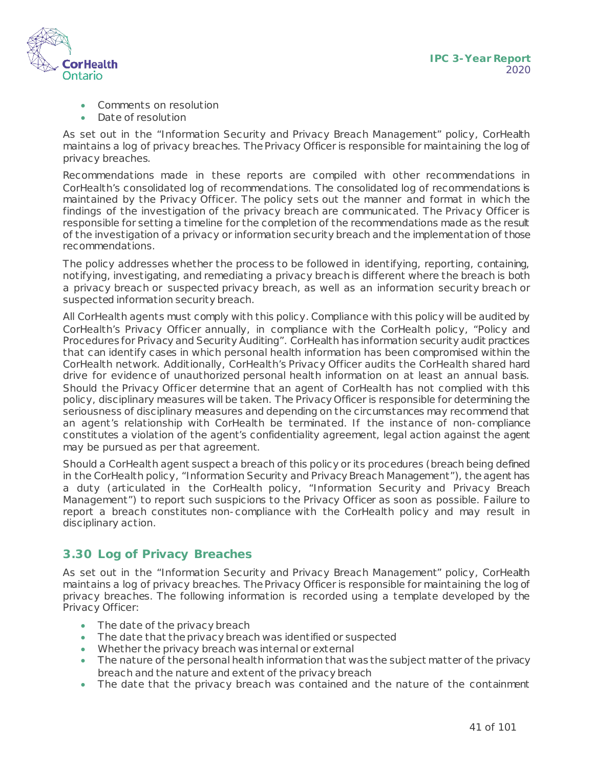- Comments on resolution
- Date of resolution

As set out in the "Information Security and Privacy Breach Management" policy, CorHealth maintains a log of privacy breaches. The Privacy Officer is responsible for maintaining the log of privacy breaches.

Recommendations made in these reports are compiled with other recommendations in CorHealth's consolidated log of recommendations. The consolidated log of recommendations is maintained by the Privacy Officer. The policy sets out the manner and format in which the findings of the investigation of the privacy breach are communicated. The Privacy Officer is responsible for setting a timeline for the completion of the recommendations made as the result of the investigation of a privacy or information security breach and the implementation of those recommendations.

The policy addresses whether the process to be followed in identifying, reporting, containing, notifying, investigating, and remediating a privacy breach is different where the breach is both a privacy breach or suspected privacy breach, as well as an information security breach or suspected information security breach.

All CorHealth agents must comply with this policy. Compliance with this policy will be audited by CorHealth's Privacy Officer annually, in compliance with the CorHealth policy, "Policy and Procedures for Privacy and Security Auditing". CorHealth has information security audit practices that can identify cases in which personal health information has been compromised within the CorHealth network. Additionally, CorHealth's Privacy Officer audits the CorHealth shared hard drive for evidence of unauthorized personal health information on at least an annual basis. Should the Privacy Officer determine that an agent of CorHealth has not complied with this policy, disciplinary measures will be taken. The Privacy Officer is responsible for determining the seriousness of disciplinary measures and depending on the circumstances may recommend that an agent's relationship with CorHealth be terminated. If the instance of non-compliance constitutes a violation of the agent's confidentiality agreement, legal action against the agent may be pursued as per that agreement.

Should a CorHealth agent suspect a breach of this policy or its procedures (breach being defined in the CorHealth policy, "Information Security and Privacy Breach Management"), the agent has a duty (articulated in the CorHealth policy, "Information Security and Privacy Breach Management") to report such suspicions to the Privacy Officer as soon as possible. Failure to report a breach constitutes non-compliance with the CorHealth policy and may result in disciplinary action.

## 3.30 Log of Privacy Breaches

As set out in the "Information Security and Privacy Breach Management" policy, CorHealth maintains a log of privacy breaches. The Privacy Officer is responsible for maintaining the log of privacy breaches. The following information is recorded using a template developed by the Privacy Officer:

- The date of the privacy breach
- The date that the privacy breach was identified or suspected
- Whether the privacy breach was internal or external
- The nature of the personal health information that was the subject matter of the privacy breach and the nature and extent of the privacy breach
- The date that the privacy breach was contained and the nature of the containment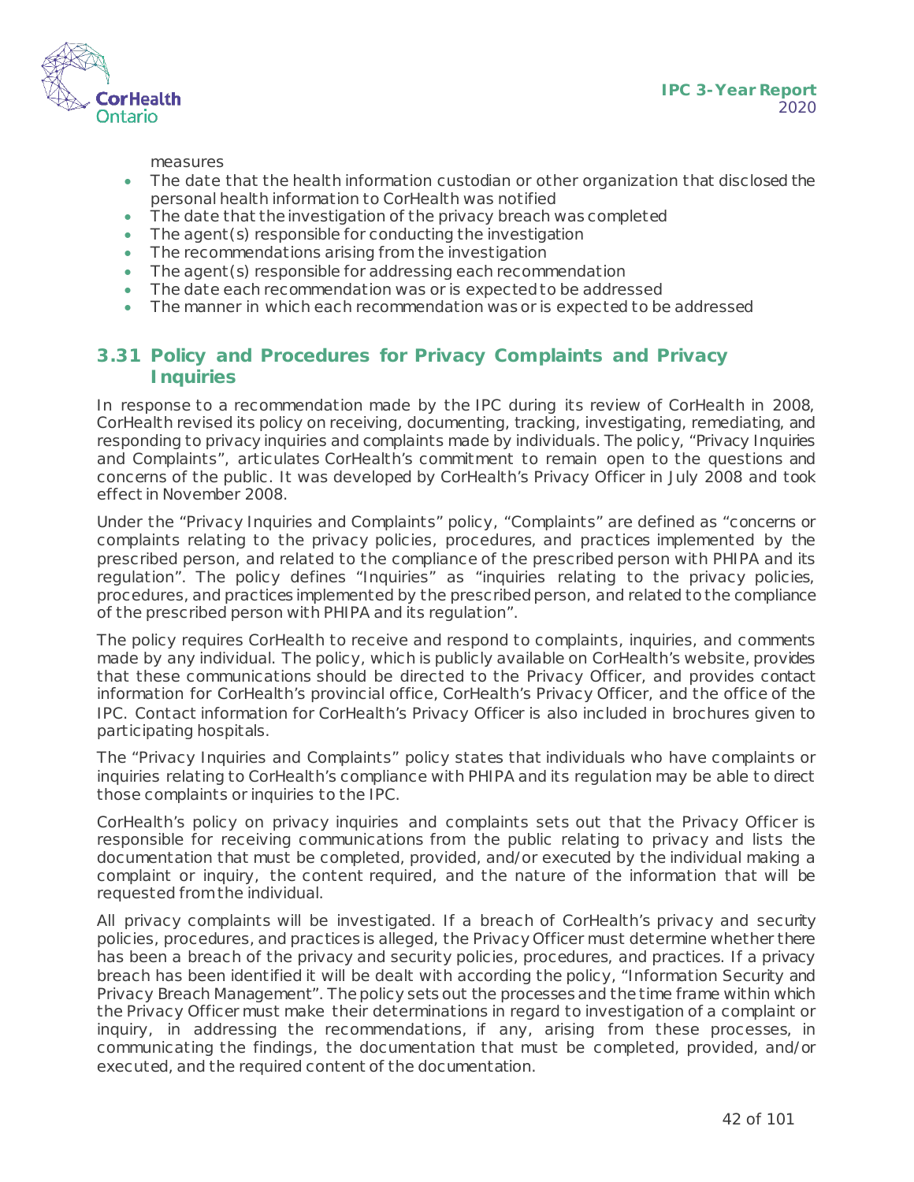measures

- The date that the health information custodian or other organization that disclosed the personal health information to CorHealth was notified
- The date that the investigation of the privacy breach was completed
- The agent(s) responsible for conducting the investigation
- The recommendations arising from the investigation
- The agent(s) responsible for addressing each recommendation
- The date each recommendation was or is expected to be addressed
- The manner in which each recommendation was or is expected to be addressed

## 3.31 Policy and Procedures for Privacy Complaints and Privacy Inquiries

In response to a recommendation made by the IPC during its review of CorHealth in 2008, CorHealth revised its policy on receiving, documenting, tracking, investigating, remediating, and responding to privacy inquiries and complaints made by individuals. The policy, "Privacy Inquiries and Complaints", articulates CorHealth's commitment to remain open to the questions and concerns of the public. It was developed by CorHealth's Privacy Officer in July 2008 and took effect in November 2008.

Under the "Privacy Inquiries and Complaints" policy, "Complaints" are defined as "concerns or complaints relating to the privacy policies, procedures, and practices implemented by the prescribed person, and related to the compliance of the prescribed person with PHIPA and its regulation". The policy defines "Inquiries" as "inquiries relating to the privacy policies, procedures, and practices implemented by the prescribed person, and related to the compliance of the prescribed person with PHIPA and its regulation".

The policy requires CorHealth to receive and respond to complaints, inquiries, and comments made by any individual. The policy, which is publicly available on CorHealth's website, provides that these communications should be directed to the Privacy Officer, and provides contact information for CorHealth's provincial office, CorHealth's Privacy Officer, and the office of the IPC. Contact information for CorHealth's Privacy Officer is also included in brochures given to participating hospitals.

The "Privacy Inquiries and Complaints" policy states that individuals who have complaints or inquiries relating to CorHealth's compliance with PHIPA and its regulation may be able to direct those complaints or inquiries to the IPC.

CorHealth's policy on privacy inquiries and complaints sets out that the Privacy Officer is responsible for receiving communications from the public relating to privacy and lists the documentation that must be completed, provided, and/or executed by the individual making a complaint or inquiry, the content required, and the nature of the information that will be requested from the individual.

All privacy complaints will be investigated. If a breach of CorHealth's privacy and security policies, procedures, and practices is alleged, the Privacy Officer must determine whether there has been a breach of the privacy and security policies, procedures, and practices. If a privacy breach has been identified it will be dealt with according the policy, "Information Security and Privacy Breach Management". The policy sets out the processes and the time frame within which the Privacy Officer must make their determinations in regard to investigation of a complaint or inquiry, in addressing the recommendations, if any, arising from these processes, in communicating the findings, the documentation that must be completed, provided, and/or executed, and the required content of the documentation.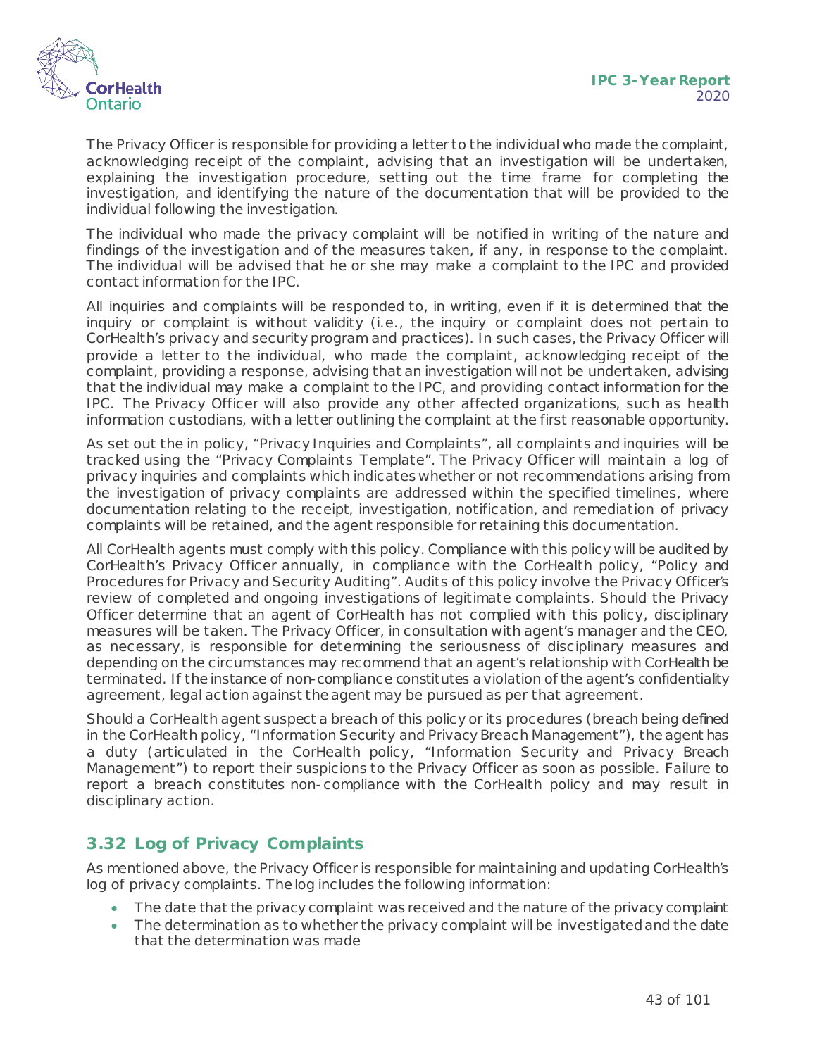The Privacy Officer is responsible for providing a letter to the individual who made the complaint, acknowledging receipt of the complaint, advising that an investigation will be undertaken, explaining the investigation procedure, setting out the time frame for completing the investigation, and identifying the nature of the documentation that will be provided to the individual following the investigation.

The individual who made the privacy complaint will be notified in writing of the nature and findings of the investigation and of the measures taken, if any, in response to the complaint. The individual will be advised that he or she may make a complaint to the IPC and provided contact information for the IPC.

All inquiries and complaints will be responded to, in writing, even if it is determined that the inquiry or complaint is without validity (i.e., the inquiry or complaint does not pertain to CorHealth's privacy and security program and practices). In such cases, the Privacy Officer will provide a letter to the individual, who made the complaint, acknowledging receipt of the complaint, providing a response, advising that an investigation will not be undertaken, advising that the individual may make a complaint to the IPC, and providing contact information for the IPC. The Privacy Officer will also provide any other affected organizations, such as health information custodians, with a letter outlining the complaint at the first reasonable opportunity.

As set out the in policy, "Privacy Inquiries and Complaints", all complaints and inquiries will be tracked using the "Privacy Complaints Template". The Privacy Officer will maintain a log of privacy inquiries and complaints which indicates whether or not recommendations arising from the investigation of privacy complaints are addressed within the specified timelines, where documentation relating to the receipt, investigation, notification, and remediation of privacy complaints will be retained, and the agent responsible for retaining this documentation.

All CorHealth agents must comply with this policy. Compliance with this policy will be audited by CorHealth's Privacy Officer annually, in compliance with the CorHealth policy, "Policy and Procedures for Privacy and Security Auditing". Audits of this policy involve the Privacy Officer's review of completed and ongoing investigations of legitimate complaints. Should the Privacy Officer determine that an agent of CorHealth has not complied with this policy, disciplinary measures will be taken. The Privacy Officer, in consultation with agent's manager and the CEO, as necessary, is responsible for determining the seriousness of disciplinary measures and depending on the circumstances may recommend that an agent's relationship with CorHealth be terminated. If the instance of non-compliance constitutes a violation of the agent's confidentiality agreement, legal action against the agent may be pursued as per that agreement.

Should a CorHealth agent suspect a breach of this policy or its procedures (breach being defined in the CorHealth policy, "Information Security and Privacy Breach Management"), the agent has a duty (articulated in the CorHealth policy, "Information Security and Privacy Breach Management") to report their suspicions to the Privacy Officer as soon as possible. Failure to report a breach constitutes non-compliance with the CorHealth policy and may result in disciplinary action.

## 3.32 Log of Privacy Complaints

As mentioned above, the Privacy Officer is responsible for maintaining and updating CorHealth's log of privacy complaints. The log includes the following information:

- The date that the privacy complaint was received and the nature of the privacy complaint
- The determination as to whether the privacy complaint will be investigated and the date that the determination was made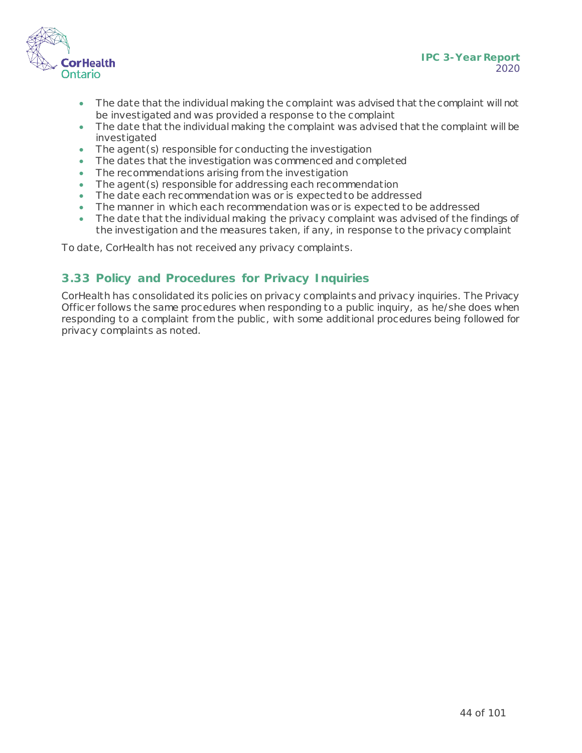- The date that the individual making the complaint was advised that the complaint will not be investigated and was provided a response to the complaint
- The date that the individual making the complaint was advised that the complaint will be investigated
- The agent(s) responsible for conducting the investigation
- The dates that the investigation was commenced and completed
- The recommendations arising from the investigation
- The agent(s) responsible for addressing each recommendation
- The date each recommendation was or is expected to be addressed
- The manner in which each recommendation was or is expected to be addressed
- The date that the individual making the privacy complaint was advised of the findings of the investigation and the measures taken, if any, in response to the privacy complaint

To date, CorHealth has not received any privacy complaints.

## 3.33 Policy and Procedures for Privacy Inquiries

CorHealth has consolidated its policies on privacy complaints and privacy inquiries. The Privacy Officer follows the same procedures when responding to a public inquiry, as he/she does when responding to a complaint from the public, with some additional procedures being followed for privacy complaints as noted.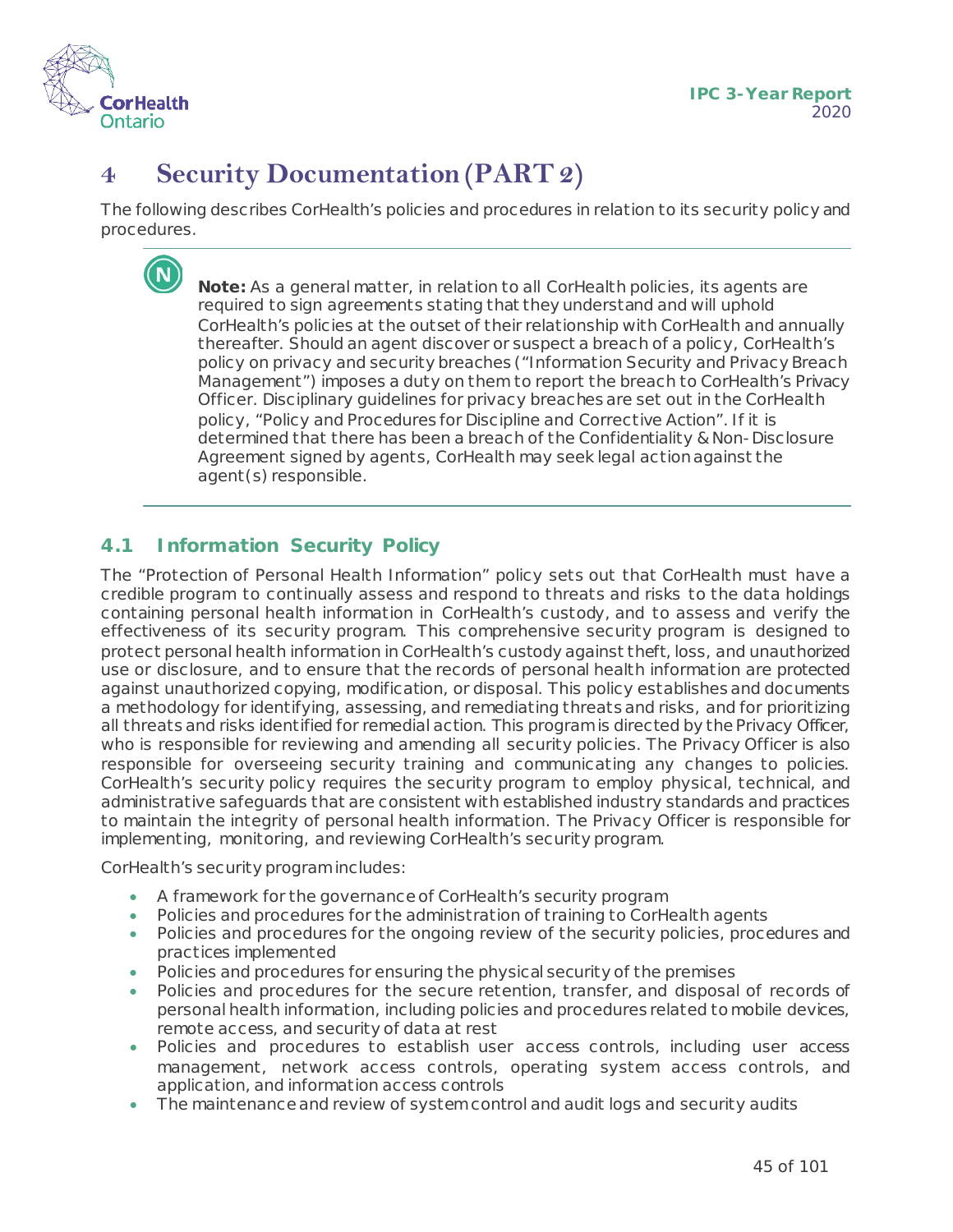# 4 Security Documentation (PART 2)

The following describes CorHealth's policies and procedures in relation to its security policy and procedures.

> **Note:** As a general matter, in relation to all CorHealth policies, its agents are required to sign agreements stating that they understand and will uphold CorHealth's policies at the outset of their relationship with CorHealth and annually thereafter. Should an agent discover or suspect a breach of a policy, CorHealth's policy on privacy and security breaches ("Information Security and Privacy Breach Management") imposes a duty on them to report the breach to CorHealth's Privacy Officer. Disciplinary guidelines for privacy breaches are set out in the CorHealth policy, "Policy and Procedures for Discipline and Corrective Action". If it is determined that there has been a breach of the Confidentiality & Non-Disclosure Agreement signed by agents, CorHealth may seek legal action against the agent(s) responsible.

## 4.1 Information Security Policy

The "Protection of Personal Health Information" policy sets out that CorHealth must have a credible program to continually assess and respond to threats and risks to the data holdings containing personal health information in CorHealth's custody, and to assess and verify the effectiveness of its security program. This comprehensive security program is designed to protect personal health information in CorHealth's custody against theft, loss, and unauthorized use or disclosure, and to ensure that the records of personal health information are protected against unauthorized copying, modification, or disposal. This policy establishes and documents a methodology for identifying, assessing, and remediating threats and risks, and for prioritizing all threats and risks identified for remedial action. This program is directed by the Privacy Officer, who is responsible for reviewing and amending all security policies. The Privacy Officer is also responsible for overseeing security training and communicating any changes to policies. CorHealth's security policy requires the security program to employ physical, technical, and administrative safeguards that are consistent with established industry standards and practices to maintain the integrity of personal health information. The Privacy Officer is responsible for implementing, monitoring, and reviewing CorHealth's security program.

CorHealth's security program includes:

- A framework for the governance of CorHealth's security program
- Policies and procedures for the administration of training to CorHealth agents
- Policies and procedures for the ongoing review of the security policies, procedures and practices implemented
- Policies and procedures for ensuring the physical security of the premises
- Policies and procedures for the secure retention, transfer, and disposal of records of personal health information, including policies and procedures related to mobile devices, remote access, and security of data at rest
- Policies and procedures to establish user access controls, including user access management, network access controls, operating system access controls, and application, and information access controls
- The maintenance and review of system control and audit logs and security audits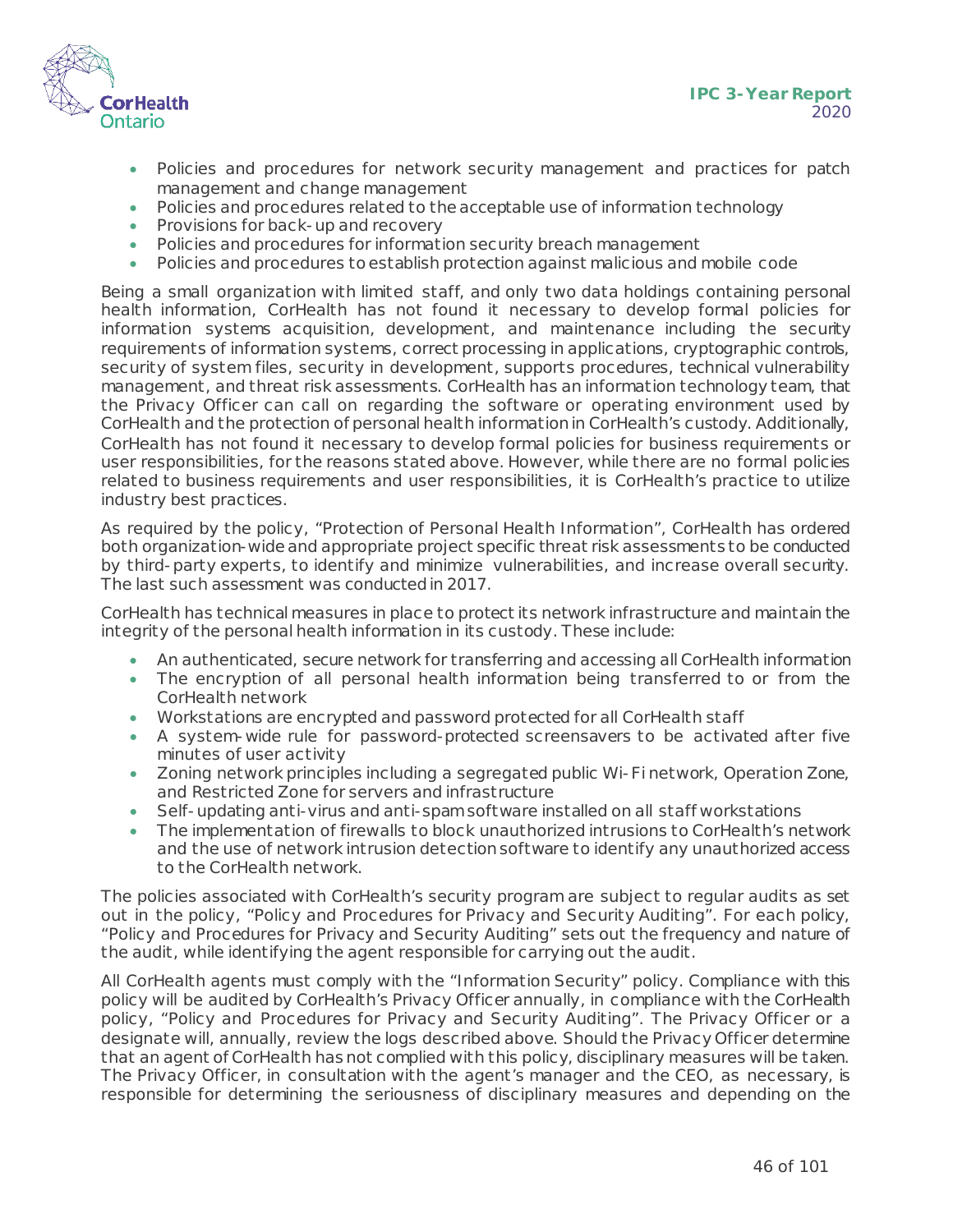- Policies and procedures for network security management and practices for patch management and change management
- Policies and procedures related to the acceptable use of information technology
- Provisions for back-up and recovery
- Policies and procedures for information security breach management
- Policies and procedures to establish protection against malicious and mobile code

Being a small organization with limited staff, and only two data holdings containing personal health information, CorHealth has not found it necessary to develop formal policies for information systems acquisition, development, and maintenance including the security requirements of information systems, correct processing in applications, cryptographic controls, security of system files, security in development, supports procedures, technical vulnerability management, and threat risk assessments. CorHealth has an information technology team, that the Privacy Officer can call on regarding the software or operating environment used by CorHealth and the protection of personal health information in CorHealth's custody. Additionally, CorHealth has not found it necessary to develop formal policies for business requirements or user responsibilities, for the reasons stated above. However, while there are no formal policies related to business requirements and user responsibilities, it is CorHealth's practice to utilize industry best practices.

As required by the policy, "Protection of Personal Health Information", CorHealth has ordered both organization-wide and appropriate project specific threat risk assessments to be conducted by third-party experts, to identify and minimize vulnerabilities, and increase overall security. The last such assessment was conducted in 2017.

CorHealth has technical measures in place to protect its network infrastructure and maintain the integrity of the personal health information in its custody. These include:

- An authenticated, secure network for transferring and accessing all CorHealth information
- The encryption of all personal health information being transferred to or from the CorHealth network
- Workstations are encrypted and password protected for all CorHealth staff
- A system-wide rule for password-protected screensavers to be activated after five minutes of user activity
- Zoning network principles including a segregated public Wi-Fi network, Operation Zone, and Restricted Zone for servers and infrastructure
- Self-updating anti-virus and anti-spam software installed on all staff workstations
- The implementation of firewalls to block unauthorized intrusions to CorHealth's network and the use of network intrusion detection software to identify any unauthorized access to the CorHealth network.

The policies associated with CorHealth's security program are subject to regular audits as set out in the policy, "Policy and Procedures for Privacy and Security Auditing". For each policy, "Policy and Procedures for Privacy and Security Auditing" sets out the frequency and nature of the audit, while identifying the agent responsible for carrying out the audit.

All CorHealth agents must comply with the "Information Security" policy. Compliance with this policy will be audited by CorHealth's Privacy Officer annually, in compliance with the CorHealth policy, "Policy and Procedures for Privacy and Security Auditing". The Privacy Officer or a designate will, annually, review the logs described above. Should the Privacy Officer determine that an agent of CorHealth has not complied with this policy, disciplinary measures will be taken. The Privacy Officer, in consultation with the agent's manager and the CEO, as necessary, is responsible for determining the seriousness of disciplinary measures and depending on the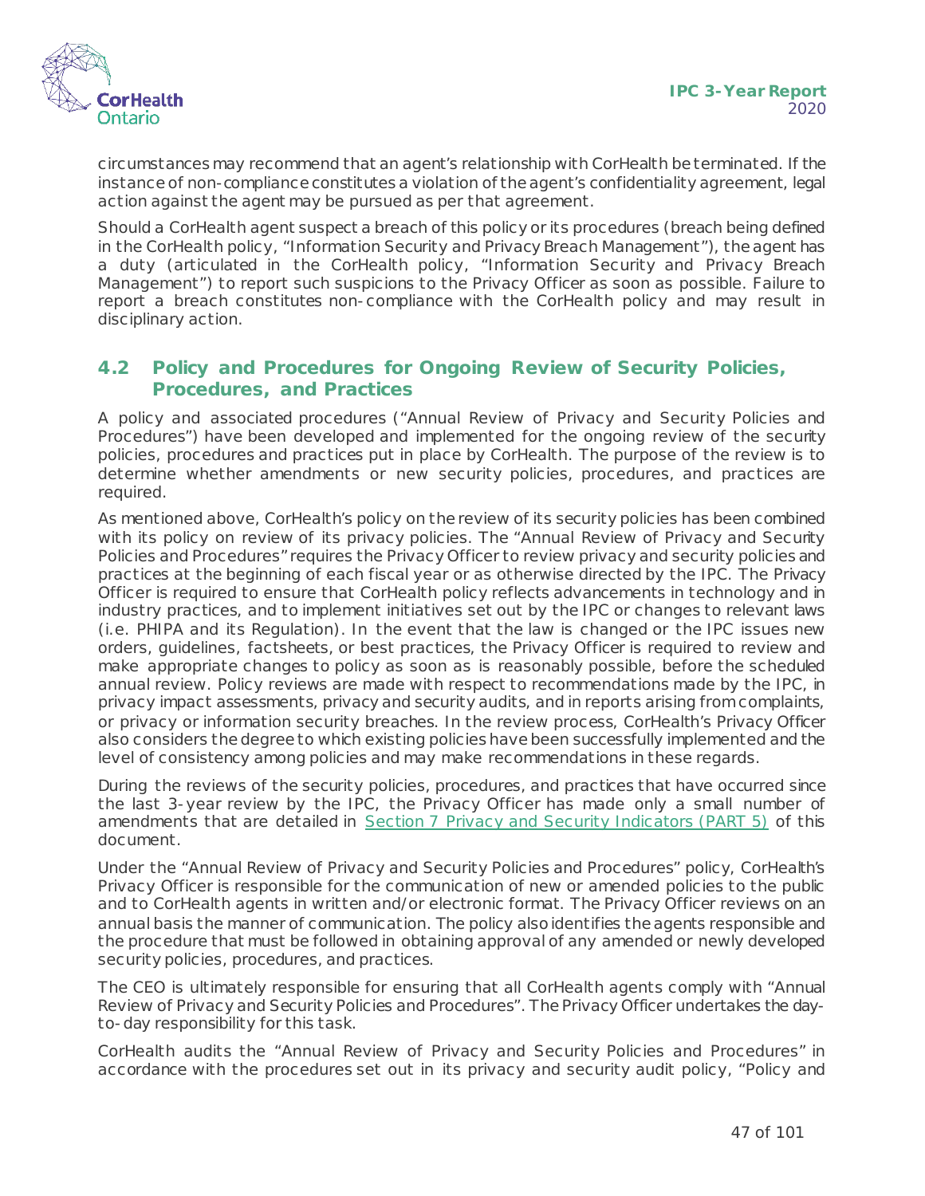circumstances may recommend that an agent's relationship with CorHealth be terminated. If the instance of non-compliance constitutes a violation of the agent's confidentiality agreement, legal action against the agent may be pursued as per that agreement.

Should a CorHealth agent suspect a breach of this policy or its procedures (breach being defined in the CorHealth policy, "Information Security and Privacy Breach Management"), the agent has a duty (articulated in the CorHealth policy, "Information Security and Privacy Breach Management") to report such suspicions to the Privacy Officer as soon as possible. Failure to report a breach constitutes non-compliance with the CorHealth policy and may result in disciplinary action.

## 4.2 Policy and Procedures for Ongoing Review of Security Policies, Procedures, and Practices

A policy and associated procedures ("Annual Review of Privacy and Security Policies and Procedures") have been developed and implemented for the ongoing review of the security policies, procedures and practices put in place by CorHealth. The purpose of the review is to determine whether amendments or new security policies, procedures, and practices are required.

As mentioned above, CorHealth's policy on the review of its security policies has been combined with its policy on review of its privacy policies. The "Annual Review of Privacy and Security Policies and Procedures" requires the Privacy Officer to review privacy and security policies and practices at the beginning of each fiscal year or as otherwise directed by the IPC. The Privacy Officer is required to ensure that CorHealth policy reflects advancements in technology and in industry practices, and to implement initiatives set out by the IPC or changes to relevant laws (i.e. PHIPA and its Regulation). In the event that the law is changed or the IPC issues new orders, guidelines, factsheets, or best practices, the Privacy Officer is required to review and make appropriate changes to policy as soon as is reasonably possible, before the scheduled annual review. Policy reviews are made with respect to recommendations made by the IPC, in privacy impact assessments, privacy and security audits, and in reports arising from complaints, or privacy or information security breaches. In the review process, CorHealth's Privacy Officer also considers the degree to which existing policies have been successfully implemented and the level of consistency among policies and may make recommendations in these regards.

During the reviews of the security policies, procedures, and practices that have occurred since the last 3-year review by the IPC, the Privacy Officer has made only a small number of amendments that are detailed in Section 7 Privacy and Security Indicators (PART 5) of this document.

Under the "Annual Review of Privacy and Security Policies and Procedures" policy, CorHealth's Privacy Officer is responsible for the communication of new or amended policies to the public and to CorHealth agents in written and/or electronic format. The Privacy Officer reviews on an annual basis the manner of communication. The policy also identifies the agents responsible and the procedure that must be followed in obtaining approval of any amended or newly developed security policies, procedures, and practices.

The CEO is ultimately responsible for ensuring that all CorHealth agents comply with "Annual Review of Privacy and Security Policies and Procedures". The Privacy Officer undertakes the day-to-day responsibility for this task.

CorHealth audits the "Annual Review of Privacy and Security Policies and Procedures" in accordance with the procedures set out in its privacy and security audit policy, "Policy and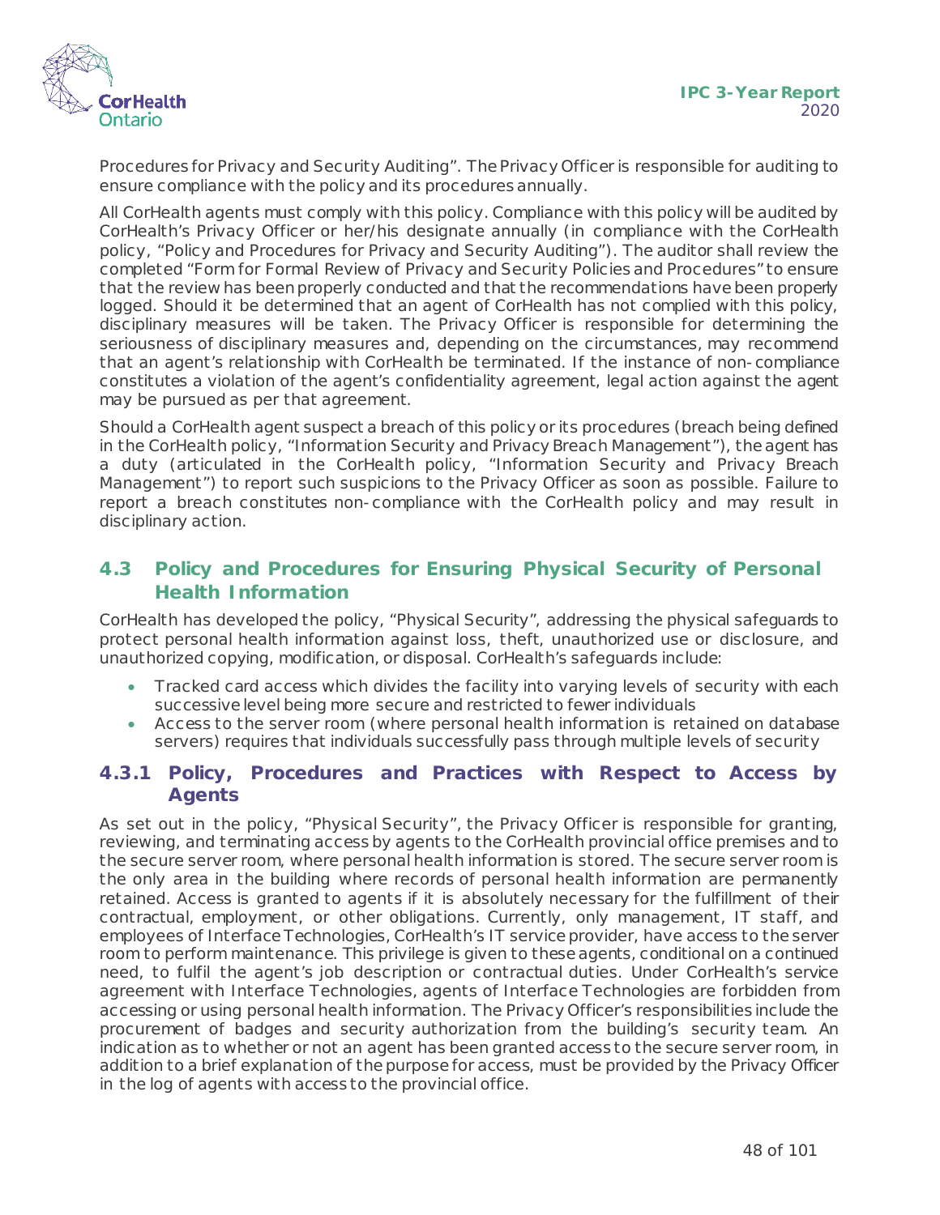Procedures for Privacy and Security Auditing". The Privacy Officer is responsible for auditing to ensure compliance with the policy and its procedures annually.

All CorHealth agents must comply with this policy. Compliance with this policy will be audited by CorHealth's Privacy Officer or her/his designate annually (in compliance with the CorHealth policy, "Policy and Procedures for Privacy and Security Auditing"). The auditor shall review the completed "Form for Formal Review of Privacy and Security Policies and Procedures" to ensure that the review has been properly conducted and that the recommendations have been properly logged. Should it be determined that an agent of CorHealth has not complied with this policy, disciplinary measures will be taken. The Privacy Officer is responsible for determining the seriousness of disciplinary measures and, depending on the circumstances, may recommend that an agent's relationship with CorHealth be terminated. If the instance of non-compliance constitutes a violation of the agent's confidentiality agreement, legal action against the agent may be pursued as per that agreement.

Should a CorHealth agent suspect a breach of this policy or its procedures (breach being defined in the CorHealth policy, "Information Security and Privacy Breach Management"), the agent has a duty (articulated in the CorHealth policy, "Information Security and Privacy Breach Management") to report such suspicions to the Privacy Officer as soon as possible. Failure to report a breach constitutes non-compliance with the CorHealth policy and may result in disciplinary action.

## 4.3 Policy and Procedures for Ensuring Physical Security of Personal Health Information

CorHealth has developed the policy, "Physical Security", addressing the physical safeguards to protect personal health information against loss, theft, unauthorized use or disclosure, and unauthorized copying, modification, or disposal. CorHealth's safeguards include:

- Tracked card access which divides the facility into varying levels of security with each successive level being more secure and restricted to fewer individuals
- Access to the server room (where personal health information is retained on database servers) requires that individuals successfully pass through multiple levels of security

### 4.3.1 Policy, Procedures and Practices with Respect to Access by Agents

As set out in the policy, "Physical Security", the Privacy Officer is responsible for granting, reviewing, and terminating access by agents to the CorHealth provincial office premises and to the secure server room, where personal health information is stored. The secure server room is the only area in the building where records of personal health information are permanently retained. Access is granted to agents if it is absolutely necessary for the fulfillment of their contractual, employment, or other obligations. Currently, only management, IT staff, and employees of Interface Technologies, CorHealth's IT service provider, have access to the server room to perform maintenance. This privilege is given to these agents, conditional on a continued need, to fulfil the agent's job description or contractual duties. Under CorHealth's service agreement with Interface Technologies, agents of Interface Technologies are forbidden from accessing or using personal health information. The Privacy Officer's responsibilities include the procurement of badges and security authorization from the building's security team. An indication as to whether or not an agent has been granted access to the secure server room, in addition to a brief explanation of the purpose for access, must be provided by the Privacy Officer in the log of agents with access to the provincial office.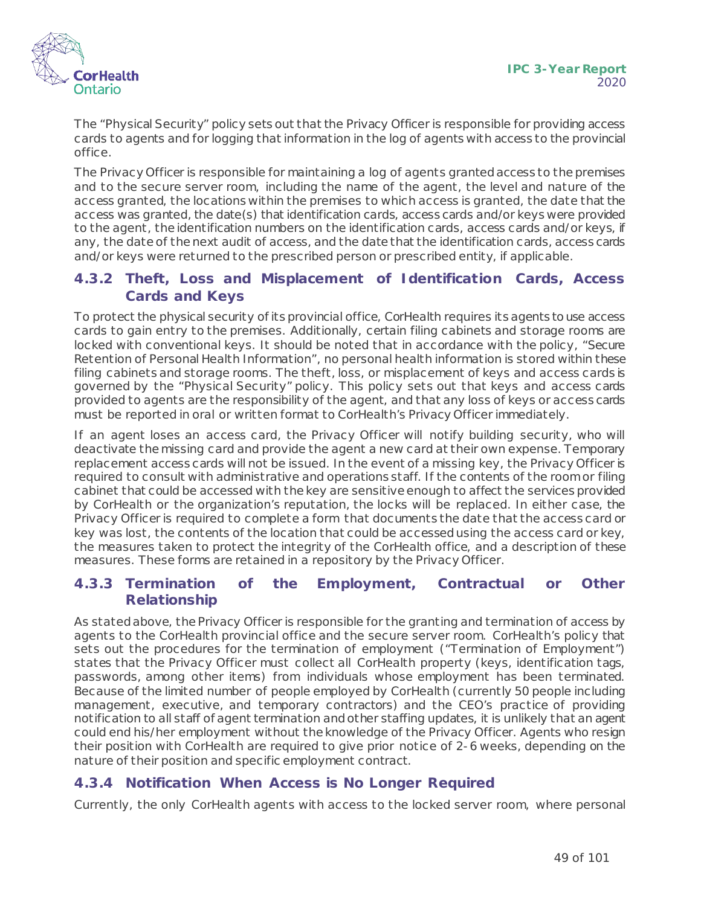The "Physical Security" policy sets out that the Privacy Officer is responsible for providing access cards to agents and for logging that information in the log of agents with access to the provincial office.

The Privacy Officer is responsible for maintaining a log of agents granted access to the premises and to the secure server room, including the name of the agent, the level and nature of the access granted, the locations within the premises to which access is granted, the date that the access was granted, the date(s) that identification cards, access cards and/or keys were provided to the agent, the identification numbers on the identification cards, access cards and/or keys, if any, the date of the next audit of access, and the date that the identification cards, access cards and/or keys were returned to the prescribed person or prescribed entity, if applicable.

### 4.3.2 Theft, Loss and Misplacement of Identification Cards, Access Cards and Keys

To protect the physical security of its provincial office, CorHealth requires its agents to use access cards to gain entry to the premises. Additionally, certain filing cabinets and storage rooms are locked with conventional keys. It should be noted that in accordance with the policy, "Secure Retention of Personal Health Information", no personal health information is stored within these filing cabinets and storage rooms. The theft, loss, or misplacement of keys and access cards is governed by the "Physical Security" policy. This policy sets out that keys and access cards provided to agents are the responsibility of the agent, and that any loss of keys or access cards must be reported in oral or written format to CorHealth's Privacy Officer immediately.

If an agent loses an access card, the Privacy Officer will notify building security, who will deactivate the missing card and provide the agent a new card at their own expense. Temporary replacement access cards will not be issued. In the event of a missing key, the Privacy Officer is required to consult with administrative and operations staff. If the contents of the room or filing cabinet that could be accessed with the key are sensitive enough to affect the services provided by CorHealth or the organization's reputation, the locks will be replaced. In either case, the Privacy Officer is required to complete a form that documents the date that the access card or key was lost, the contents of the location that could be accessed using the access card or key, the measures taken to protect the integrity of the CorHealth office, and a description of these measures. These forms are retained in a repository by the Privacy Officer.

### 4.3.3 Termination of the Employment, Contractual or Other Relationship

As stated above, the Privacy Officer is responsible for the granting and termination of access by agents to the CorHealth provincial office and the secure server room. CorHealth's policy that sets out the procedures for the termination of employment ("Termination of Employment") states that the Privacy Officer must collect all CorHealth property (keys, identification tags, passwords, among other items) from individuals whose employment has been terminated. Because of the limited number of people employed by CorHealth (currently 50 people including management, executive, and temporary contractors) and the CEO's practice of providing notification to all staff of agent termination and other staffing updates, it is unlikely that an agent could end his/her employment without the knowledge of the Privacy Officer. Agents who resign their position with CorHealth are required to give prior notice of 2-6 weeks, depending on the nature of their position and specific employment contract.

### 4.3.4 Notification When Access is No Longer Required

Currently, the only CorHealth agents with access to the locked server room, where personal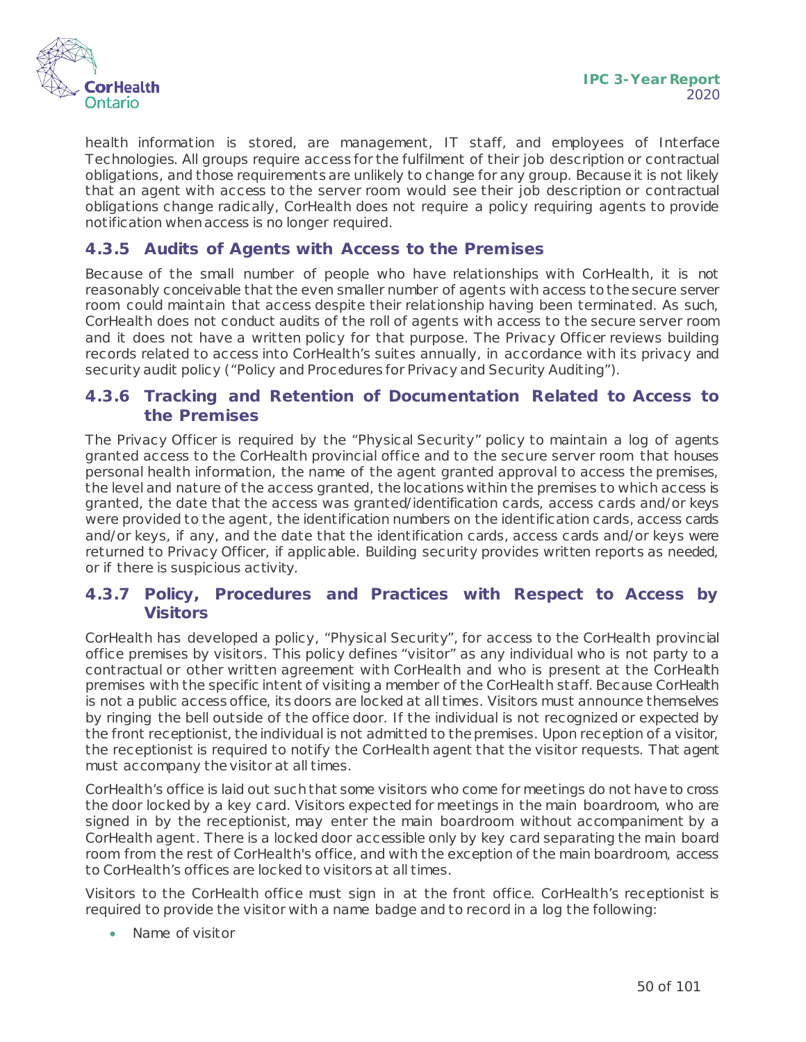health information is stored, are management, IT staff, and employees of Interface Technologies. All groups require access for the fulfilment of their job description or contractual obligations, and those requirements are unlikely to change for any group. Because it is not likely that an agent with access to the server room would see their job description or contractual obligations change radically, CorHealth does not require a policy requiring agents to provide notification when access is no longer required.

### 4.3.5 Audits of Agents with Access to the Premises

Because of the small number of people who have relationships with CorHealth, it is not reasonably conceivable that the even smaller number of agents with access to the secure server room could maintain that access despite their relationship having been terminated. As such, CorHealth does not conduct audits of the roll of agents with access to the secure server room and it does not have a written policy for that purpose. The Privacy Officer reviews building records related to access into CorHealth's suites annually, in accordance with its privacy and security audit policy ("Policy and Procedures for Privacy and Security Auditing").

### 4.3.6 Tracking and Retention of Documentation Related to Access to the Premises

The Privacy Officer is required by the "Physical Security" policy to maintain a log of agents granted access to the CorHealth provincial office and to the secure server room that houses personal health information, the name of the agent granted approval to access the premises, the level and nature of the access granted, the locations within the premises to which access is granted, the date that the access was granted/identification cards, access cards and/or keys were provided to the agent, the identification numbers on the identification cards, access cards and/or keys, if any, and the date that the identification cards, access cards and/or keys were returned to Privacy Officer, if applicable. Building security provides written reports as needed, or if there is suspicious activity.

### 4.3.7 Policy, Procedures and Practices with Respect to Access by Visitors

CorHealth has developed a policy, "Physical Security", for access to the CorHealth provincial office premises by visitors. This policy defines "visitor" as any individual who is not party to a contractual or other written agreement with CorHealth and who is present at the CorHealth premises with the specific intent of visiting a member of the CorHealth staff. Because CorHealth is not a public access office, its doors are locked at all times. Visitors must announce themselves by ringing the bell outside of the office door. If the individual is not recognized or expected by the front receptionist, the individual is not admitted to the premises. Upon reception of a visitor, the receptionist is required to notify the CorHealth agent that the visitor requests. That agent must accompany the visitor at all times.

CorHealth's office is laid out such that some visitors who come for meetings do not have to cross the door locked by a key card. Visitors expected for meetings in the main boardroom, who are signed in by the receptionist, may enter the main boardroom without accompaniment by a CorHealth agent. There is a locked door accessible only by key card separating the main board room from the rest of CorHealth's office, and with the exception of the main boardroom, access to CorHealth's offices are locked to visitors at all times.

Visitors to the CorHealth office must sign in at the front office. CorHealth's receptionist is required to provide the visitor with a name badge and to record in a log the following:

- Name of visitor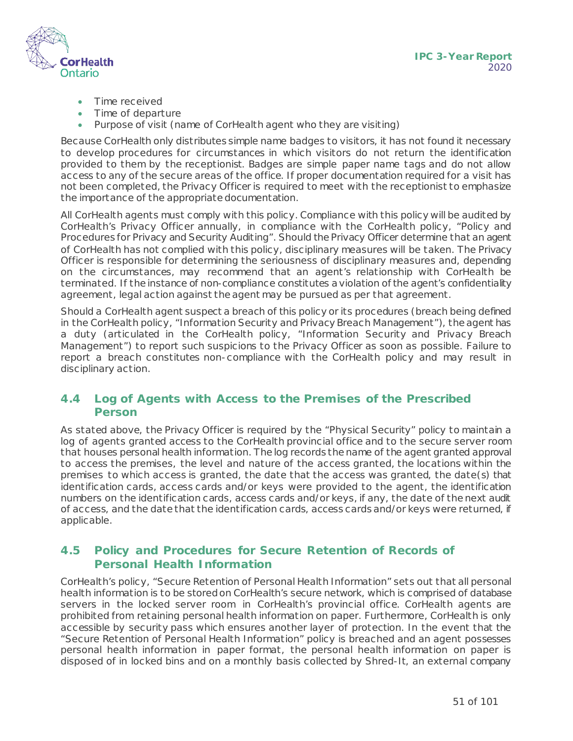- Time received
- Time of departure
- Purpose of visit (name of CorHealth agent who they are visiting)

Because CorHealth only distributes simple name badges to visitors, it has not found it necessary to develop procedures for circumstances in which visitors do not return the identification provided to them by the receptionist. Badges are simple paper name tags and do not allow access to any of the secure areas of the office. If proper documentation required for a visit has not been completed, the Privacy Officer is required to meet with the receptionist to emphasize the importance of the appropriate documentation.

All CorHealth agents must comply with this policy. Compliance with this policy will be audited by CorHealth's Privacy Officer annually, in compliance with the CorHealth policy, "Policy and Procedures for Privacy and Security Auditing". Should the Privacy Officer determine that an agent of CorHealth has not complied with this policy, disciplinary measures will be taken. The Privacy Officer is responsible for determining the seriousness of disciplinary measures and, depending on the circumstances, may recommend that an agent's relationship with CorHealth be terminated. If the instance of non-compliance constitutes a violation of the agent's confidentiality agreement, legal action against the agent may be pursued as per that agreement.

Should a CorHealth agent suspect a breach of this policy or its procedures (breach being defined in the CorHealth policy, "Information Security and Privacy Breach Management"), the agent has a duty (articulated in the CorHealth policy, "Information Security and Privacy Breach Management") to report such suspicions to the Privacy Officer as soon as possible. Failure to report a breach constitutes non-compliance with the CorHealth policy and may result in disciplinary action.

## 4.4 Log of Agents with Access to the Premises of the Prescribed Person

As stated above, the Privacy Officer is required by the "Physical Security" policy to maintain a log of agents granted access to the CorHealth provincial office and to the secure server room that houses personal health information. The log records the name of the agent granted approval to access the premises, the level and nature of the access granted, the locations within the premises to which access is granted, the date that the access was granted, the date(s) that identification cards, access cards and/or keys were provided to the agent, the identification numbers on the identification cards, access cards and/or keys, if any, the date of the next audit of access, and the date that the identification cards, access cards and/or keys were returned, if applicable.

## 4.5 Policy and Procedures for Secure Retention of Records of Personal Health Information

CorHealth's policy, "Secure Retention of Personal Health Information" sets out that all personal health information is to be stored on CorHealth's secure network, which is comprised of database servers in the locked server room in CorHealth's provincial office. CorHealth agents are prohibited from retaining personal health information on paper. Furthermore, CorHealth is only accessible by security pass which ensures another layer of protection. In the event that the "Secure Retention of Personal Health Information" policy is breached and an agent possesses personal health information in paper format, the personal health information on paper is disposed of in locked bins and on a monthly basis collected by Shred-It, an external company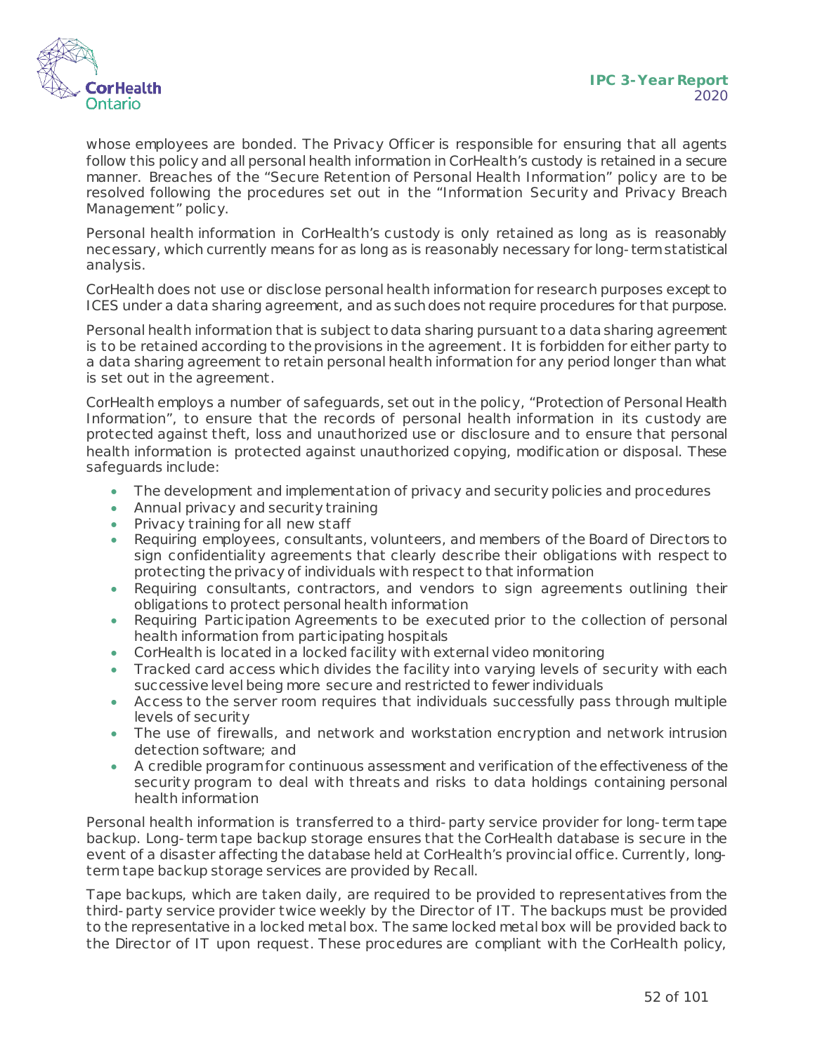whose employees are bonded. The Privacy Officer is responsible for ensuring that all agents follow this policy and all personal health information in CorHealth's custody is retained in a secure manner. Breaches of the "Secure Retention of Personal Health Information" policy are to be resolved following the procedures set out in the "Information Security and Privacy Breach Management" policy.

Personal health information in CorHealth's custody is only retained as long as is reasonably necessary, which currently means for as long as is reasonably necessary for long-term statistical analysis.

CorHealth does not use or disclose personal health information for research purposes except to ICES under a data sharing agreement, and as such does not require procedures for that purpose.

Personal health information that is subject to data sharing pursuant to a data sharing agreement is to be retained according to the provisions in the agreement. It is forbidden for either party to a data sharing agreement to retain personal health information for any period longer than what is set out in the agreement.

CorHealth employs a number of safeguards, set out in the policy, "Protection of Personal Health Information", to ensure that the records of personal health information in its custody are protected against theft, loss and unauthorized use or disclosure and to ensure that personal health information is protected against unauthorized copying, modification or disposal. These safeguards include:

- The development and implementation of privacy and security policies and procedures
- Annual privacy and security training
- Privacy training for all new staff
- Requiring employees, consultants, volunteers, and members of the Board of Directors to sign confidentiality agreements that clearly describe their obligations with respect to protecting the privacy of individuals with respect to that information
- Requiring consultants, contractors, and vendors to sign agreements outlining their obligations to protect personal health information
- Requiring Participation Agreements to be executed prior to the collection of personal health information from participating hospitals
- CorHealth is located in a locked facility with external video monitoring
- Tracked card access which divides the facility into varying levels of security with each successive level being more secure and restricted to fewer individuals
- Access to the server room requires that individuals successfully pass through multiple levels of security
- The use of firewalls, and network and workstation encryption and network intrusion detection software; and
- A credible program for continuous assessment and verification of the effectiveness of the security program to deal with threats and risks to data holdings containing personal health information

Personal health information is transferred to a third-party service provider for long-term tape backup. Long-term tape backup storage ensures that the CorHealth database is secure in the event of a disaster affecting the database held at CorHealth's provincial office. Currently, long-term tape backup storage services are provided by Recall.

Tape backups, which are taken daily, are required to be provided to representatives from the third-party service provider twice weekly by the Director of IT. The backups must be provided to the representative in a locked metal box. The same locked metal box will be provided back to the Director of IT upon request. These procedures are compliant with the CorHealth policy,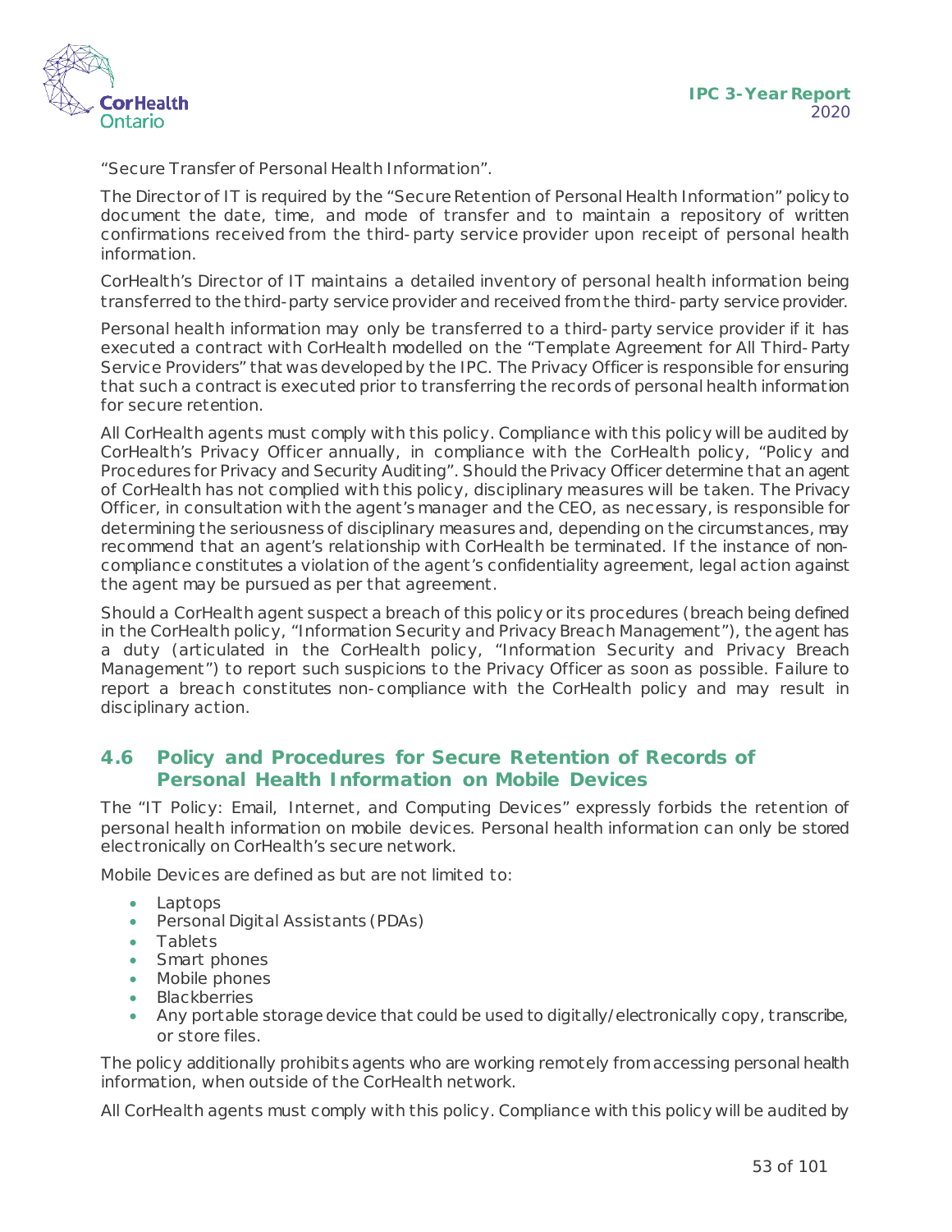"Secure Transfer of Personal Health Information".

The Director of IT is required by the "Secure Retention of Personal Health Information" policy to document the date, time, and mode of transfer and to maintain a repository of written confirmations received from the third-party service provider upon receipt of personal health information.

CorHealth's Director of IT maintains a detailed inventory of personal health information being transferred to the third-party service provider and received from the third-party service provider.

Personal health information may only be transferred to a third-party service provider if it has executed a contract with CorHealth modelled on the "Template Agreement for All Third-Party Service Providers" that was developed by the IPC. The Privacy Officer is responsible for ensuring that such a contract is executed prior to transferring the records of personal health information for secure retention.

All CorHealth agents must comply with this policy. Compliance with this policy will be audited by CorHealth's Privacy Officer annually, in compliance with the CorHealth policy, "Policy and Procedures for Privacy and Security Auditing". Should the Privacy Officer determine that an agent of CorHealth has not complied with this policy, disciplinary measures will be taken. The Privacy Officer, in consultation with the agent's manager and the CEO, as necessary, is responsible for determining the seriousness of disciplinary measures and, depending on the circumstances, may recommend that an agent's relationship with CorHealth be terminated. If the instance of non-compliance constitutes a violation of the agent's confidentiality agreement, legal action against the agent may be pursued as per that agreement.

Should a CorHealth agent suspect a breach of this policy or its procedures (breach being defined in the CorHealth policy, "Information Security and Privacy Breach Management"), the agent has a duty (articulated in the CorHealth policy, "Information Security and Privacy Breach Management") to report such suspicions to the Privacy Officer as soon as possible. Failure to report a breach constitutes non-compliance with the CorHealth policy and may result in disciplinary action.

## 4.6 Policy and Procedures for Secure Retention of Records of Personal Health Information on Mobile Devices

The "IT Policy: Email, Internet, and Computing Devices" expressly forbids the retention of personal health information on mobile devices. Personal health information can only be stored electronically on CorHealth's secure network.

Mobile Devices are defined as but are not limited to:

- Laptops
- Personal Digital Assistants (PDAs)
- Tablets
- Smart phones
- Mobile phones
- Blackberries
- Any portable storage device that could be used to digitally/electronically copy, transcribe, or store files.

The policy additionally prohibits agents who are working remotely from accessing personal health information, when outside of the CorHealth network.

All CorHealth agents must comply with this policy. Compliance with this policy will be audited by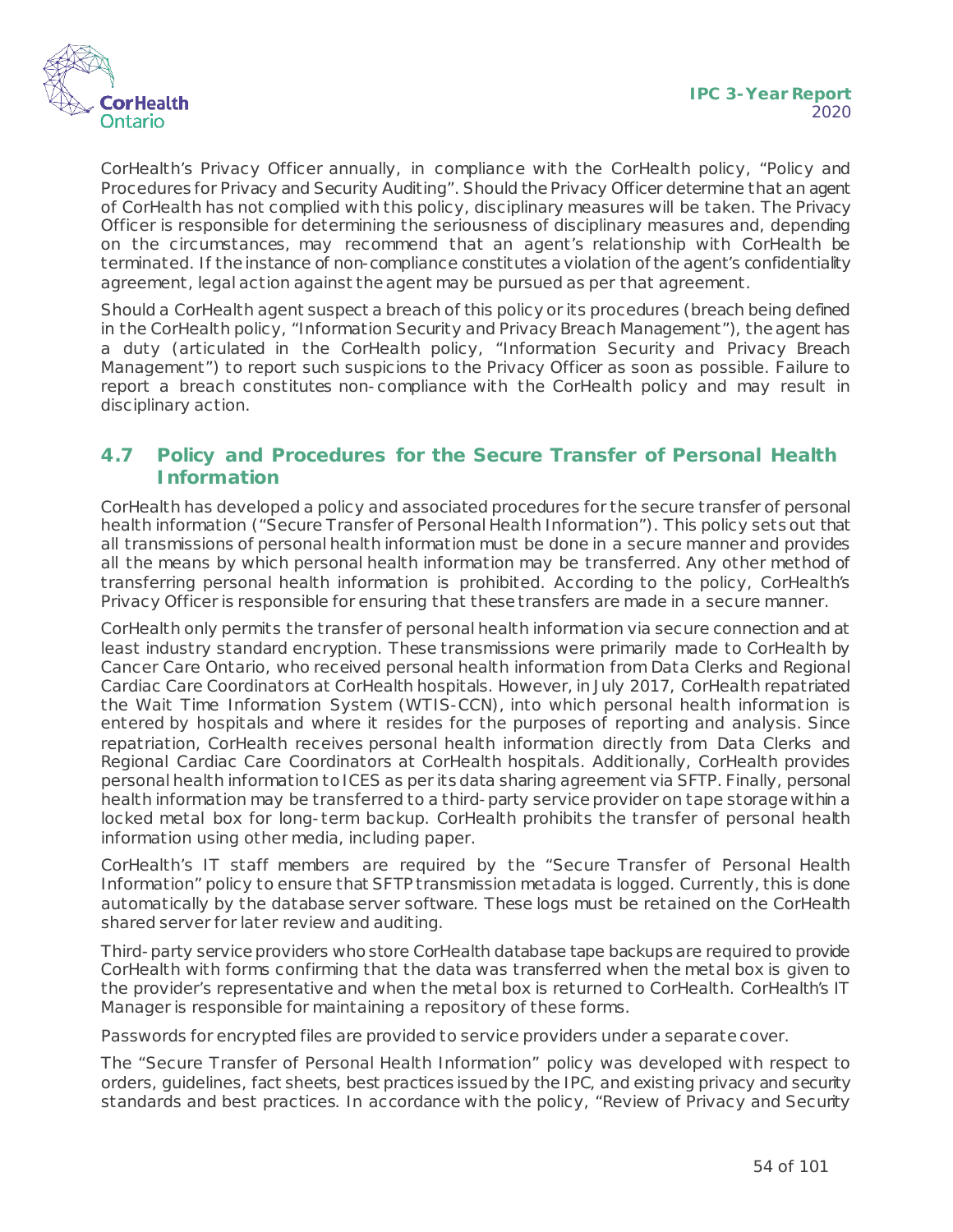CorHealth's Privacy Officer annually, in compliance with the CorHealth policy, "Policy and Procedures for Privacy and Security Auditing". Should the Privacy Officer determine that an agent of CorHealth has not complied with this policy, disciplinary measures will be taken. The Privacy Officer is responsible for determining the seriousness of disciplinary measures and, depending on the circumstances, may recommend that an agent's relationship with CorHealth be terminated. If the instance of non-compliance constitutes a violation of the agent's confidentiality agreement, legal action against the agent may be pursued as per that agreement.

Should a CorHealth agent suspect a breach of this policy or its procedures (breach being defined in the CorHealth policy, "Information Security and Privacy Breach Management"), the agent has a duty (articulated in the CorHealth policy, "Information Security and Privacy Breach Management") to report such suspicions to the Privacy Officer as soon as possible. Failure to report a breach constitutes non-compliance with the CorHealth policy and may result in disciplinary action.

## 4.7 Policy and Procedures for the Secure Transfer of Personal Health Information

CorHealth has developed a policy and associated procedures for the secure transfer of personal health information ("Secure Transfer of Personal Health Information"). This policy sets out that all transmissions of personal health information must be done in a secure manner and provides all the means by which personal health information may be transferred. Any other method of transferring personal health information is prohibited. According to the policy, CorHealth's Privacy Officer is responsible for ensuring that these transfers are made in a secure manner.

CorHealth only permits the transfer of personal health information via secure connection and at least industry standard encryption. These transmissions were primarily made to CorHealth by Cancer Care Ontario, who received personal health information from Data Clerks and Regional Cardiac Care Coordinators at CorHealth hospitals. However, in July 2017, CorHealth repatriated the Wait Time Information System (WTIS-CCN), into which personal health information is entered by hospitals and where it resides for the purposes of reporting and analysis. Since repatriation, CorHealth receives personal health information directly from Data Clerks and Regional Cardiac Care Coordinators at CorHealth hospitals. Additionally, CorHealth provides personal health information to ICES as per its data sharing agreement via SFTP. Finally, personal health information may be transferred to a third-party service provider on tape storage within a locked metal box for long-term backup. CorHealth prohibits the transfer of personal health information using other media, including paper.

CorHealth's IT staff members are required by the "Secure Transfer of Personal Health Information" policy to ensure that SFTP transmission metadata is logged. Currently, this is done automatically by the database server software. These logs must be retained on the CorHealth shared server for later review and auditing.

Third-party service providers who store CorHealth database tape backups are required to provide CorHealth with forms confirming that the data was transferred when the metal box is given to the provider's representative and when the metal box is returned to CorHealth. CorHealth's IT Manager is responsible for maintaining a repository of these forms.

Passwords for encrypted files are provided to service providers under a separate cover.

The "Secure Transfer of Personal Health Information" policy was developed with respect to orders, guidelines, fact sheets, best practices issued by the IPC, and existing privacy and security standards and best practices. In accordance with the policy, "Review of Privacy and Security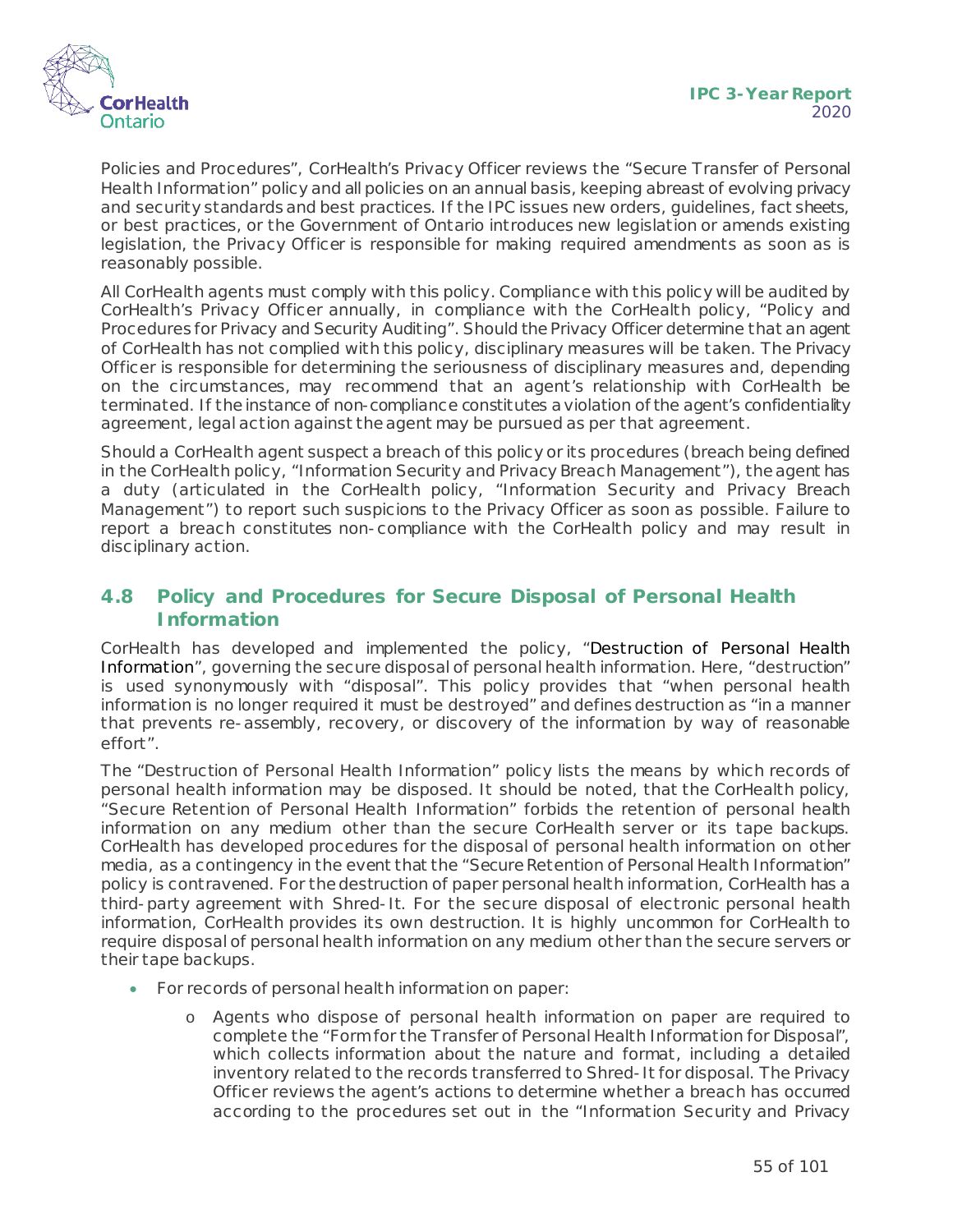Policies and Procedures", CorHealth's Privacy Officer reviews the "Secure Transfer of Personal Health Information" policy and all policies on an annual basis, keeping abreast of evolving privacy and security standards and best practices. If the IPC issues new orders, guidelines, fact sheets, or best practices, or the Government of Ontario introduces new legislation or amends existing legislation, the Privacy Officer is responsible for making required amendments as soon as is reasonably possible.

All CorHealth agents must comply with this policy. Compliance with this policy will be audited by CorHealth's Privacy Officer annually, in compliance with the CorHealth policy, "Policy and Procedures for Privacy and Security Auditing". Should the Privacy Officer determine that an agent of CorHealth has not complied with this policy, disciplinary measures will be taken. The Privacy Officer is responsible for determining the seriousness of disciplinary measures and, depending on the circumstances, may recommend that an agent's relationship with CorHealth be terminated. If the instance of non-compliance constitutes a violation of the agent's confidentiality agreement, legal action against the agent may be pursued as per that agreement.

Should a CorHealth agent suspect a breach of this policy or its procedures (breach being defined in the CorHealth policy, "Information Security and Privacy Breach Management"), the agent has a duty (articulated in the CorHealth policy, "Information Security and Privacy Breach Management") to report such suspicions to the Privacy Officer as soon as possible. Failure to report a breach constitutes non-compliance with the CorHealth policy and may result in disciplinary action.

## 4.8 Policy and Procedures for Secure Disposal of Personal Health Information

CorHealth has developed and implemented the policy, "Destruction of Personal Health Information", governing the secure disposal of personal health information. Here, "destruction" is used synonymously with "disposal". This policy provides that "when personal health information is no longer required it must be destroyed" and defines destruction as "in a manner that prevents re-assembly, recovery, or discovery of the information by way of reasonable effort".

The "Destruction of Personal Health Information" policy lists the means by which records of personal health information may be disposed. It should be noted, that the CorHealth policy, "Secure Retention of Personal Health Information" forbids the retention of personal health information on any medium other than the secure CorHealth server or its tape backups. CorHealth has developed procedures for the disposal of personal health information on other media, as a contingency in the event that the "Secure Retention of Personal Health Information" policy is contravened. For the destruction of paper personal health information, CorHealth has a third-party agreement with Shred-It. For the secure disposal of electronic personal health information, CorHealth provides its own destruction. It is highly uncommon for CorHealth to require disposal of personal health information on any medium other than the secure servers or their tape backups.

- For records of personal health information on paper:
  - Agents who dispose of personal health information on paper are required to complete the "Form for the Transfer of Personal Health Information for Disposal", which collects information about the nature and format, including a detailed inventory related to the records transferred to Shred-It for disposal. The Privacy Officer reviews the agent's actions to determine whether a breach has occurred according to the procedures set out in the "Information Security and Privacy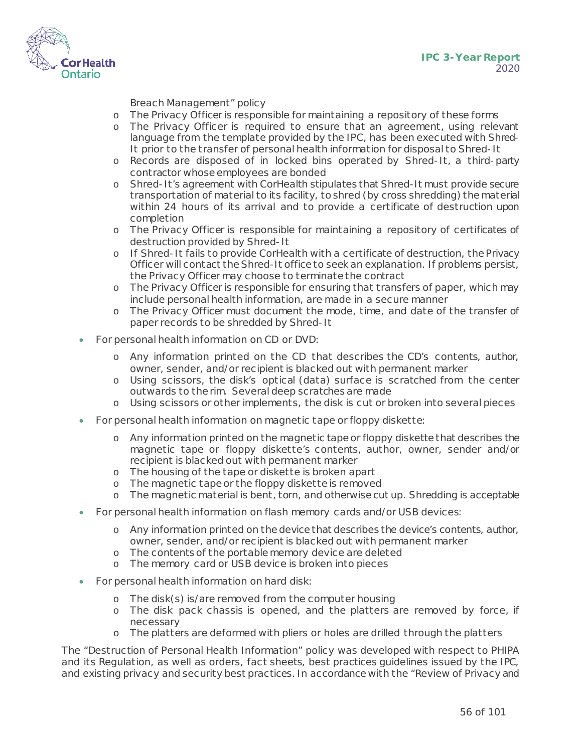Breach Management" policy
    - The Privacy Officer is responsible for maintaining a repository of these forms
    - The Privacy Officer is required to ensure that an agreement, using relevant language from the template provided by the IPC, has been executed with Shred-It prior to the transfer of personal health information for disposal to Shred-It
    - Records are disposed of in locked bins operated by Shred-It, a third-party contractor whose employees are bonded
    - Shred-It's agreement with CorHealth stipulates that Shred-It must provide secure transportation of material to its facility, to shred (by cross shredding) the material within 24 hours of its arrival and to provide a certificate of destruction upon completion
    - The Privacy Officer is responsible for maintaining a repository of certificates of destruction provided by Shred-It
    - If Shred-It fails to provide CorHealth with a certificate of destruction, the Privacy Officer will contact the Shred-It office to seek an explanation. If problems persist, the Privacy Officer may choose to terminate the contract
    - The Privacy Officer is responsible for ensuring that transfers of paper, which may include personal health information, are made in a secure manner
    - The Privacy Officer must document the mode, time, and date of the transfer of paper records to be shredded by Shred-It
- For personal health information on CD or DVD:
    - Any information printed on the CD that describes the CD's contents, author, owner, sender, and/or recipient is blacked out with permanent marker
    - Using scissors, the disk's optical (data) surface is scratched from the center outwards to the rim. Several deep scratches are made
    - Using scissors or other implements, the disk is cut or broken into several pieces
- For personal health information on magnetic tape or floppy diskette:
    - Any information printed on the magnetic tape or floppy diskette that describes the magnetic tape or floppy diskette's contents, author, owner, sender and/or recipient is blacked out with permanent marker
    - The housing of the tape or diskette is broken apart
    - The magnetic tape or the floppy diskette is removed
    - The magnetic material is bent, torn, and otherwise cut up. Shredding is acceptable
- For personal health information on flash memory cards and/or USB devices:
    - Any information printed on the device that describes the device's contents, author, owner, sender, and/or recipient is blacked out with permanent marker
    - The contents of the portable memory device are deleted
    - The memory card or USB device is broken into pieces
- For personal health information on hard disk:
    - The disk(s) is/are removed from the computer housing
    - The disk pack chassis is opened, and the platters are removed by force, if necessary
    - The platters are deformed with pliers or holes are drilled through the platters

The "Destruction of Personal Health Information" policy was developed with respect to PHIPA and its Regulation, as well as orders, fact sheets, best practices guidelines issued by the IPC, and existing privacy and security best practices. In accordance with the "Review of Privacy and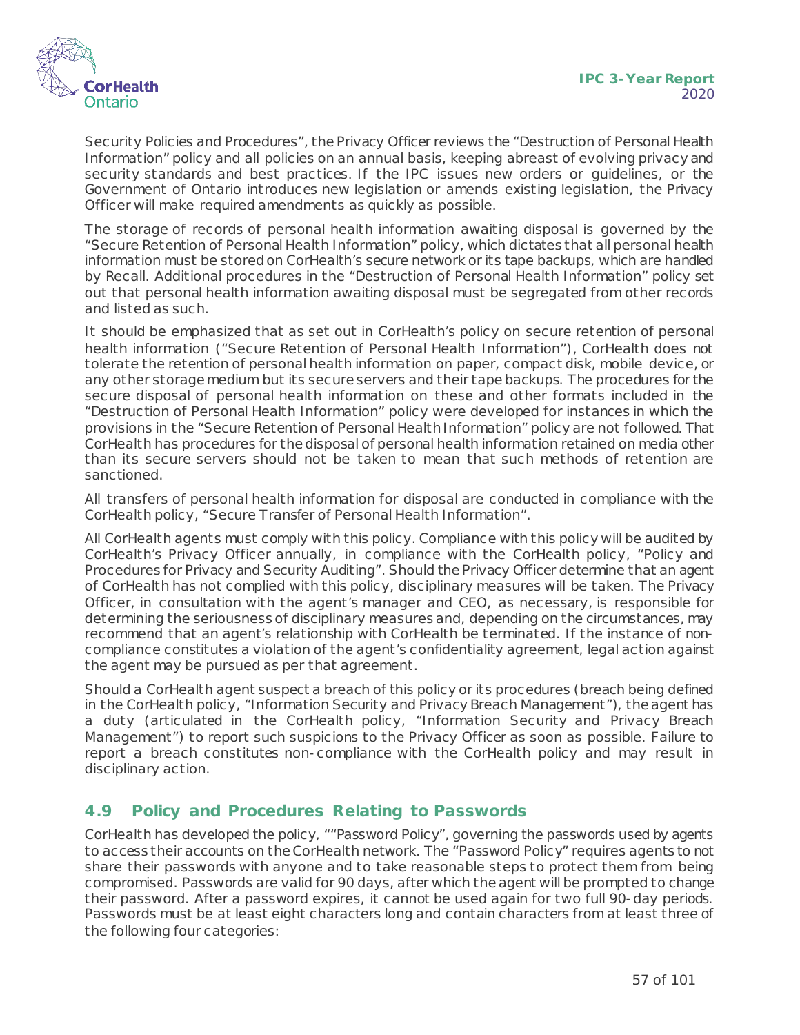Security Policies and Procedures", the Privacy Officer reviews the "Destruction of Personal Health Information" policy and all policies on an annual basis, keeping abreast of evolving privacy and security standards and best practices. If the IPC issues new orders or guidelines, or the Government of Ontario introduces new legislation or amends existing legislation, the Privacy Officer will make required amendments as quickly as possible.

The storage of records of personal health information awaiting disposal is governed by the "Secure Retention of Personal Health Information" policy, which dictates that all personal health information must be stored on CorHealth's secure network or its tape backups, which are handled by Recall. Additional procedures in the "Destruction of Personal Health Information" policy set out that personal health information awaiting disposal must be segregated from other records and listed as such.

It should be emphasized that as set out in CorHealth's policy on secure retention of personal health information ("Secure Retention of Personal Health Information"), CorHealth does not tolerate the retention of personal health information on paper, compact disk, mobile device, or any other storage medium but its secure servers and their tape backups. The procedures for the secure disposal of personal health information on these and other formats included in the "Destruction of Personal Health Information" policy were developed for instances in which the provisions in the "Secure Retention of Personal Health Information" policy are not followed. That CorHealth has procedures for the disposal of personal health information retained on media other than its secure servers should not be taken to mean that such methods of retention are sanctioned.

All transfers of personal health information for disposal are conducted in compliance with the CorHealth policy, "Secure Transfer of Personal Health Information".

All CorHealth agents must comply with this policy. Compliance with this policy will be audited by CorHealth's Privacy Officer annually, in compliance with the CorHealth policy, "Policy and Procedures for Privacy and Security Auditing". Should the Privacy Officer determine that an agent of CorHealth has not complied with this policy, disciplinary measures will be taken. The Privacy Officer, in consultation with the agent's manager and CEO, as necessary, is responsible for determining the seriousness of disciplinary measures and, depending on the circumstances, may recommend that an agent's relationship with CorHealth be terminated. If the instance of non-compliance constitutes a violation of the agent's confidentiality agreement, legal action against the agent may be pursued as per that agreement.

Should a CorHealth agent suspect a breach of this policy or its procedures (breach being defined in the CorHealth policy, "Information Security and Privacy Breach Management"), the agent has a duty (articulated in the CorHealth policy, "Information Security and Privacy Breach Management") to report such suspicions to the Privacy Officer as soon as possible. Failure to report a breach constitutes non-compliance with the CorHealth policy and may result in disciplinary action.

## 4.9 Policy and Procedures Relating to Passwords

CorHealth has developed the policy, ""Password Policy", governing the passwords used by agents to access their accounts on the CorHealth network. The "Password Policy" requires agents to not share their passwords with anyone and to take reasonable steps to protect them from being compromised. Passwords are valid for 90 days, after which the agent will be prompted to change their password. After a password expires, it cannot be used again for two full 90-day periods. Passwords must be at least eight characters long and contain characters from at least three of the following four categories: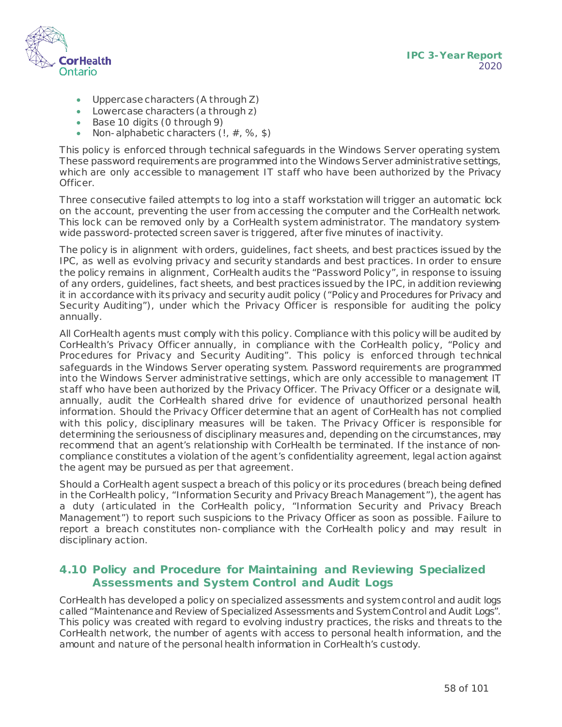- Uppercase characters (A through Z)
- Lowercase characters (a through z)
- Base 10 digits (0 through 9)
- Non-alphabetic characters (!, #, %, $)

This policy is enforced through technical safeguards in the Windows Server operating system. These password requirements are programmed into the Windows Server administrative settings, which are only accessible to management IT staff who have been authorized by the Privacy Officer.

Three consecutive failed attempts to log into a staff workstation will trigger an automatic lock on the account, preventing the user from accessing the computer and the CorHealth network. This lock can be removed only by a CorHealth system administrator. The mandatory system-wide password-protected screen saver is triggered, after five minutes of inactivity.

The policy is in alignment with orders, guidelines, fact sheets, and best practices issued by the IPC, as well as evolving privacy and security standards and best practices. In order to ensure the policy remains in alignment, CorHealth audits the "Password Policy", in response to issuing of any orders, guidelines, fact sheets, and best practices issued by the IPC, in addition reviewing it in accordance with its privacy and security audit policy ("Policy and Procedures for Privacy and Security Auditing"), under which the Privacy Officer is responsible for auditing the policy annually.

All CorHealth agents must comply with this policy. Compliance with this policy will be audited by CorHealth's Privacy Officer annually, in compliance with the CorHealth policy, "Policy and Procedures for Privacy and Security Auditing". This policy is enforced through technical safeguards in the Windows Server operating system. Password requirements are programmed into the Windows Server administrative settings, which are only accessible to management IT staff who have been authorized by the Privacy Officer. The Privacy Officer or a designate will, annually, audit the CorHealth shared drive for evidence of unauthorized personal health information. Should the Privacy Officer determine that an agent of CorHealth has not complied with this policy, disciplinary measures will be taken. The Privacy Officer is responsible for determining the seriousness of disciplinary measures and, depending on the circumstances, may recommend that an agent's relationship with CorHealth be terminated. If the instance of non-compliance constitutes a violation of the agent's confidentiality agreement, legal action against the agent may be pursued as per that agreement.

Should a CorHealth agent suspect a breach of this policy or its procedures (breach being defined in the CorHealth policy, "Information Security and Privacy Breach Management"), the agent has a duty (articulated in the CorHealth policy, "Information Security and Privacy Breach Management") to report such suspicions to the Privacy Officer as soon as possible. Failure to report a breach constitutes non-compliance with the CorHealth policy and may result in disciplinary action.

## 4.10 Policy and Procedure for Maintaining and Reviewing Specialized Assessments and System Control and Audit Logs

CorHealth has developed a policy on specialized assessments and system control and audit logs called "Maintenance and Review of Specialized Assessments and System Control and Audit Logs". This policy was created with regard to evolving industry practices, the risks and threats to the CorHealth network, the number of agents with access to personal health information, and the amount and nature of the personal health information in CorHealth's custody.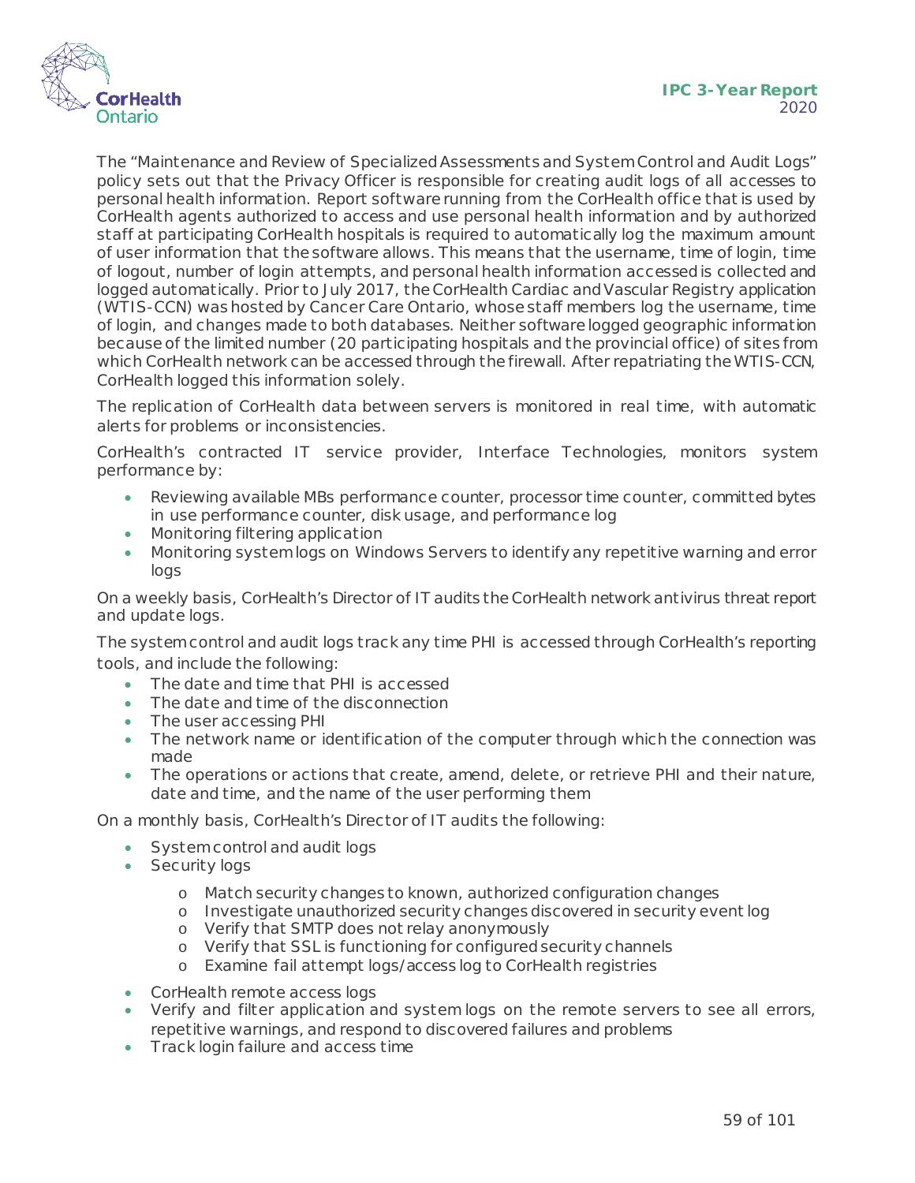The "Maintenance and Review of Specialized Assessments and System Control and Audit Logs" policy sets out that the Privacy Officer is responsible for creating audit logs of all accesses to personal health information. Report software running from the CorHealth office that is used by CorHealth agents authorized to access and use personal health information and by authorized staff at participating CorHealth hospitals is required to automatically log the maximum amount of user information that the software allows. This means that the username, time of login, time of logout, number of login attempts, and personal health information accessed is collected and logged automatically. Prior to July 2017, the CorHealth Cardiac and Vascular Registry application (WTIS-CCN) was hosted by Cancer Care Ontario, whose staff members log the username, time of login, and changes made to both databases. Neither software logged geographic information because of the limited number (20 participating hospitals and the provincial office) of sites from which CorHealth network can be accessed through the firewall. After repatriating the WTIS-CCN, CorHealth logged this information solely.

The replication of CorHealth data between servers is monitored in real time, with automatic alerts for problems or inconsistencies.

CorHealth's contracted IT service provider, Interface Technologies, monitors system performance by:

- Reviewing available MBs performance counter, processor time counter, committed bytes in use performance counter, disk usage, and performance log
- Monitoring filtering application
- Monitoring system logs on Windows Servers to identify any repetitive warning and error logs

On a weekly basis, CorHealth's Director of IT audits the CorHealth network antivirus threat report and update logs.

The system control and audit logs track any time PHI is accessed through CorHealth's reporting tools, and include the following:

- The date and time that PHI is accessed
- The date and time of the disconnection
- The user accessing PHI
- The network name or identification of the computer through which the connection was made
- The operations or actions that create, amend, delete, or retrieve PHI and their nature, date and time, and the name of the user performing them

On a monthly basis, CorHealth's Director of IT audits the following:

- System control and audit logs
- Security logs
    - Match security changes to known, authorized configuration changes
    - Investigate unauthorized security changes discovered in security event log
    - Verify that SMTP does not relay anonymously
    - Verify that SSL is functioning for configured security channels
    - Examine fail attempt logs/access log to CorHealth registries
- CorHealth remote access logs
- Verify and filter application and system logs on the remote servers to see all errors, repetitive warnings, and respond to discovered failures and problems
- Track login failure and access time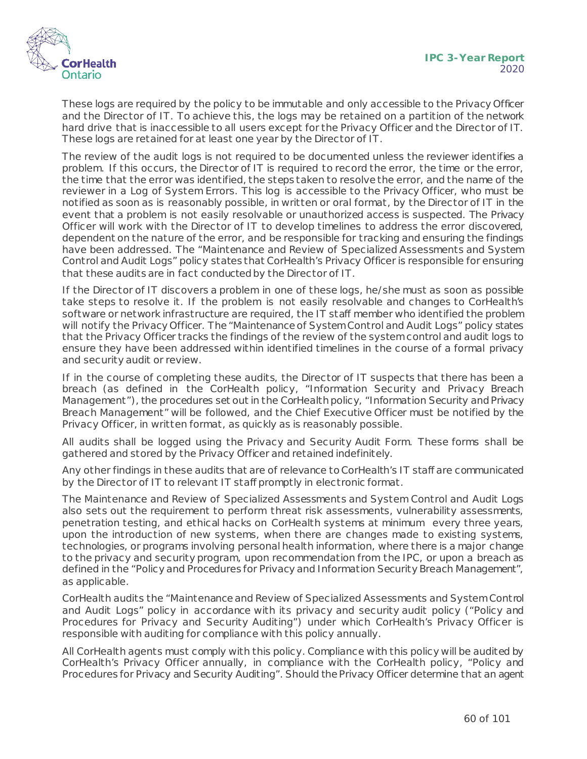These logs are required by the policy to be immutable and only accessible to the Privacy Officer and the Director of IT. To achieve this, the logs may be retained on a partition of the network hard drive that is inaccessible to all users except for the Privacy Officer and the Director of IT. These logs are retained for at least one year by the Director of IT.

The review of the audit logs is not required to be documented unless the reviewer identifies a problem. If this occurs, the Director of IT is required to record the error, the time or the error, the time that the error was identified, the steps taken to resolve the error, and the name of the reviewer in a Log of System Errors. This log is accessible to the Privacy Officer, who must be notified as soon as is reasonably possible, in written or oral format, by the Director of IT in the event that a problem is not easily resolvable or unauthorized access is suspected. The Privacy Officer will work with the Director of IT to develop timelines to address the error discovered, dependent on the nature of the error, and be responsible for tracking and ensuring the findings have been addressed. The "Maintenance and Review of Specialized Assessments and System Control and Audit Logs" policy states that CorHealth's Privacy Officer is responsible for ensuring that these audits are in fact conducted by the Director of IT.

If the Director of IT discovers a problem in one of these logs, he/she must as soon as possible take steps to resolve it. If the problem is not easily resolvable and changes to CorHealth's software or network infrastructure are required, the IT staff member who identified the problem will notify the Privacy Officer. The "Maintenance of System Control and Audit Logs" policy states that the Privacy Officer tracks the findings of the review of the system control and audit logs to ensure they have been addressed within identified timelines in the course of a formal privacy and security audit or review.

If in the course of completing these audits, the Director of IT suspects that there has been a breach (as defined in the CorHealth policy, "Information Security and Privacy Breach Management"), the procedures set out in the CorHealth policy, "Information Security and Privacy Breach Management" will be followed, and the Chief Executive Officer must be notified by the Privacy Officer, in written format, as quickly as is reasonably possible.

All audits shall be logged using the Privacy and Security Audit Form. These forms shall be gathered and stored by the Privacy Officer and retained indefinitely.

Any other findings in these audits that are of relevance to CorHealth's IT staff are communicated by the Director of IT to relevant IT staff promptly in electronic format.

The Maintenance and Review of Specialized Assessments and System Control and Audit Logs also sets out the requirement to perform threat risk assessments, vulnerability assessments, penetration testing, and ethical hacks on CorHealth systems at minimum every three years, upon the introduction of new systems, when there are changes made to existing systems, technologies, or programs involving personal health information, where there is a major change to the privacy and security program, upon recommendation from the IPC, or upon a breach as defined in the "Policy and Procedures for Privacy and Information Security Breach Management", as applicable.

CorHealth audits the "Maintenance and Review of Specialized Assessments and System Control and Audit Logs" policy in accordance with its privacy and security audit policy ("Policy and Procedures for Privacy and Security Auditing") under which CorHealth's Privacy Officer is responsible with auditing for compliance with this policy annually.

All CorHealth agents must comply with this policy. Compliance with this policy will be audited by CorHealth's Privacy Officer annually, in compliance with the CorHealth policy, "Policy and Procedures for Privacy and Security Auditing". Should the Privacy Officer determine that an agent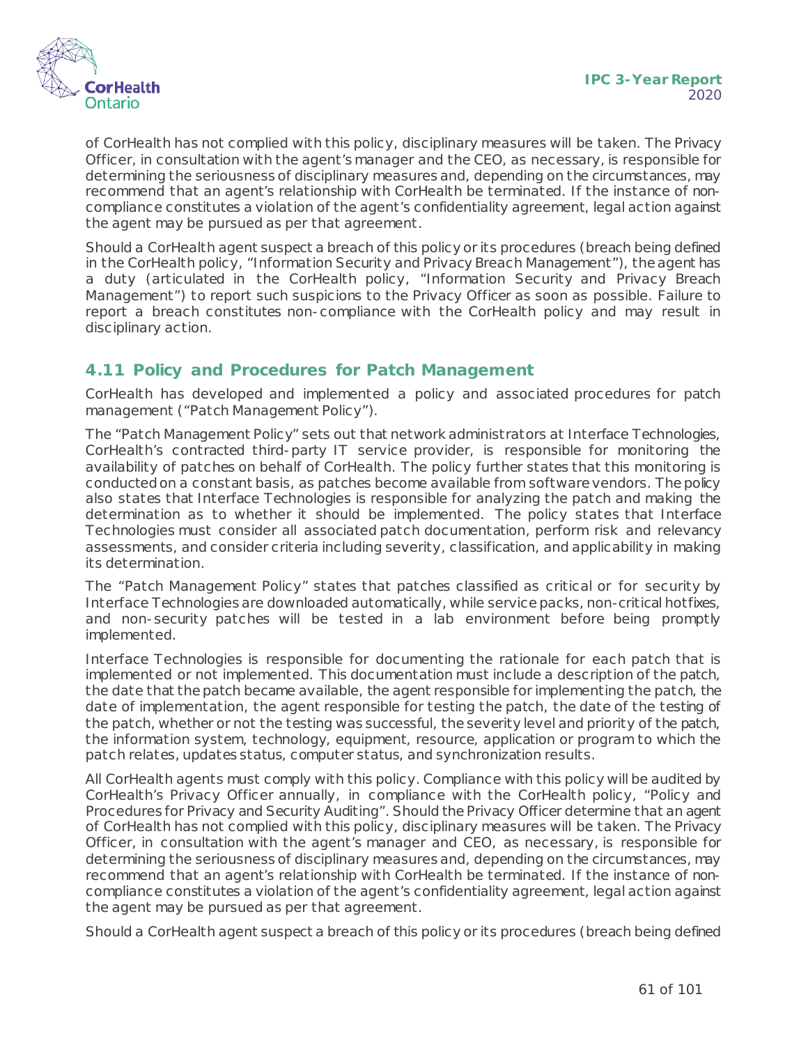of CorHealth has not complied with this policy, disciplinary measures will be taken. The Privacy Officer, in consultation with the agent's manager and the CEO, as necessary, is responsible for determining the seriousness of disciplinary measures and, depending on the circumstances, may recommend that an agent's relationship with CorHealth be terminated. If the instance of non-compliance constitutes a violation of the agent's confidentiality agreement, legal action against the agent may be pursued as per that agreement.

Should a CorHealth agent suspect a breach of this policy or its procedures (breach being defined in the CorHealth policy, "Information Security and Privacy Breach Management"), the agent has a duty (articulated in the CorHealth policy, "Information Security and Privacy Breach Management") to report such suspicions to the Privacy Officer as soon as possible. Failure to report a breach constitutes non-compliance with the CorHealth policy and may result in disciplinary action.

## 4.11 Policy and Procedures for Patch Management

CorHealth has developed and implemented a policy and associated procedures for patch management ("Patch Management Policy").

The "Patch Management Policy" sets out that network administrators at Interface Technologies, CorHealth's contracted third-party IT service provider, is responsible for monitoring the availability of patches on behalf of CorHealth. The policy further states that this monitoring is conducted on a constant basis, as patches become available from software vendors. The policy also states that Interface Technologies is responsible for analyzing the patch and making the determination as to whether it should be implemented. The policy states that Interface Technologies must consider all associated patch documentation, perform risk and relevancy assessments, and consider criteria including severity, classification, and applicability in making its determination.

The "Patch Management Policy" states that patches classified as critical or for security by Interface Technologies are downloaded automatically, while service packs, non-critical hotfixes, and non-security patches will be tested in a lab environment before being promptly implemented.

Interface Technologies is responsible for documenting the rationale for each patch that is implemented or not implemented. This documentation must include a description of the patch, the date that the patch became available, the agent responsible for implementing the patch, the date of implementation, the agent responsible for testing the patch, the date of the testing of the patch, whether or not the testing was successful, the severity level and priority of the patch, the information system, technology, equipment, resource, application or program to which the patch relates, updates status, computer status, and synchronization results.

All CorHealth agents must comply with this policy. Compliance with this policy will be audited by CorHealth's Privacy Officer annually, in compliance with the CorHealth policy, "Policy and Procedures for Privacy and Security Auditing". Should the Privacy Officer determine that an agent of CorHealth has not complied with this policy, disciplinary measures will be taken. The Privacy Officer, in consultation with the agent's manager and CEO, as necessary, is responsible for determining the seriousness of disciplinary measures and, depending on the circumstances, may recommend that an agent's relationship with CorHealth be terminated. If the instance of non-compliance constitutes a violation of the agent's confidentiality agreement, legal action against the agent may be pursued as per that agreement.

Should a CorHealth agent suspect a breach of this policy or its procedures (breach being defined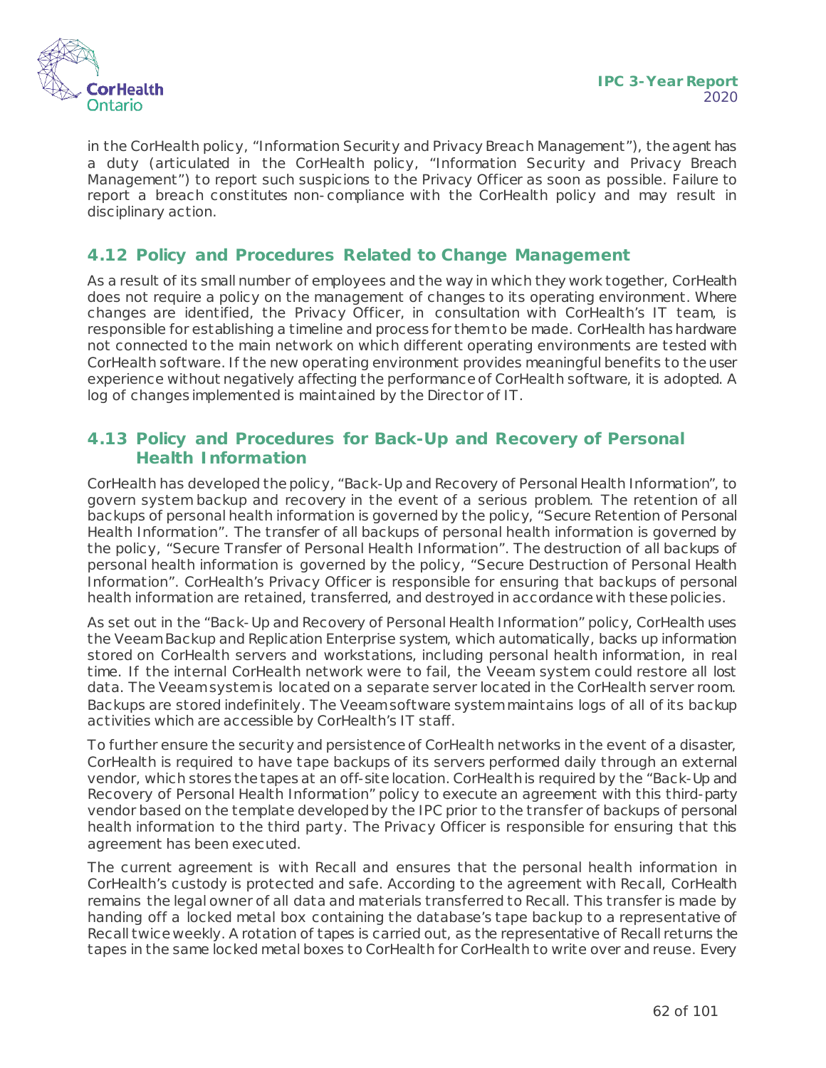in the CorHealth policy, "Information Security and Privacy Breach Management"), the agent has a duty (articulated in the CorHealth policy, "Information Security and Privacy Breach Management") to report such suspicions to the Privacy Officer as soon as possible. Failure to report a breach constitutes non-compliance with the CorHealth policy and may result in disciplinary action.

## 4.12 Policy and Procedures Related to Change Management

As a result of its small number of employees and the way in which they work together, CorHealth does not require a policy on the management of changes to its operating environment. Where changes are identified, the Privacy Officer, in consultation with CorHealth's IT team, is responsible for establishing a timeline and process for them to be made. CorHealth has hardware not connected to the main network on which different operating environments are tested with CorHealth software. If the new operating environment provides meaningful benefits to the user experience without negatively affecting the performance of CorHealth software, it is adopted. A log of changes implemented is maintained by the Director of IT.

## 4.13 Policy and Procedures for Back-Up and Recovery of Personal Health Information

CorHealth has developed the policy, "Back-Up and Recovery of Personal Health Information", to govern system backup and recovery in the event of a serious problem. The retention of all backups of personal health information is governed by the policy, "Secure Retention of Personal Health Information". The transfer of all backups of personal health information is governed by the policy, "Secure Transfer of Personal Health Information". The destruction of all backups of personal health information is governed by the policy, "Secure Destruction of Personal Health Information". CorHealth's Privacy Officer is responsible for ensuring that backups of personal health information are retained, transferred, and destroyed in accordance with these policies.

As set out in the "Back-Up and Recovery of Personal Health Information" policy, CorHealth uses the Veeam Backup and Replication Enterprise system, which automatically, backs up information stored on CorHealth servers and workstations, including personal health information, in real time. If the internal CorHealth network were to fail, the Veeam system could restore all lost data. The Veeam system is located on a separate server located in the CorHealth server room. Backups are stored indefinitely. The Veeam software system maintains logs of all of its backup activities which are accessible by CorHealth's IT staff.

To further ensure the security and persistence of CorHealth networks in the event of a disaster, CorHealth is required to have tape backups of its servers performed daily through an external vendor, which stores the tapes at an off-site location. CorHealth is required by the "Back-Up and Recovery of Personal Health Information" policy to execute an agreement with this third-party vendor based on the template developed by the IPC prior to the transfer of backups of personal health information to the third party. The Privacy Officer is responsible for ensuring that this agreement has been executed.

The current agreement is with Recall and ensures that the personal health information in CorHealth's custody is protected and safe. According to the agreement with Recall, CorHealth remains the legal owner of all data and materials transferred to Recall. This transfer is made by handing off a locked metal box containing the database's tape backup to a representative of Recall twice weekly. A rotation of tapes is carried out, as the representative of Recall returns the tapes in the same locked metal boxes to CorHealth for CorHealth to write over and reuse. Every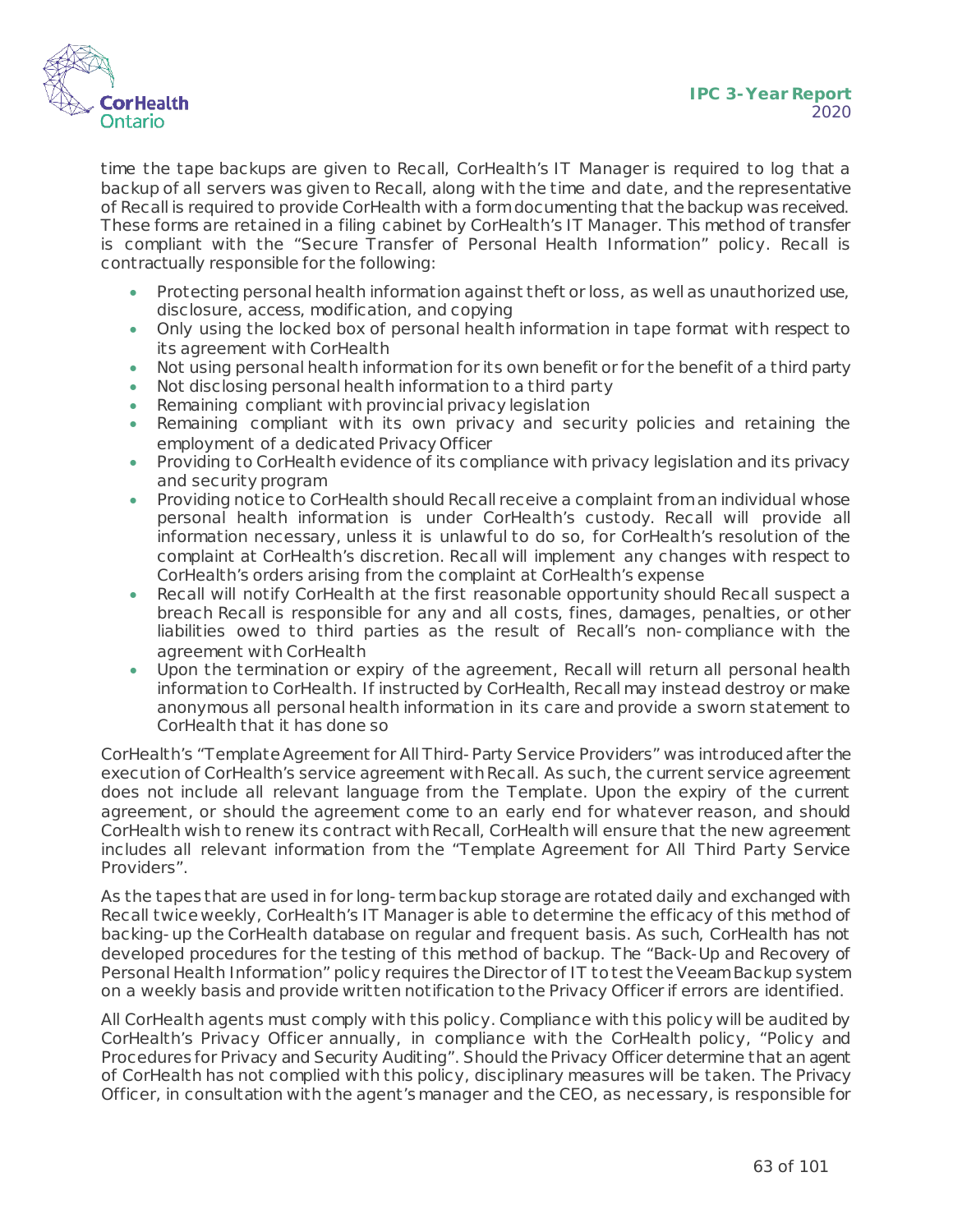time the tape backups are given to Recall, CorHealth's IT Manager is required to log that a backup of all servers was given to Recall, along with the time and date, and the representative of Recall is required to provide CorHealth with a form documenting that the backup was received. These forms are retained in a filing cabinet by CorHealth's IT Manager. This method of transfer is compliant with the "Secure Transfer of Personal Health Information" policy. Recall is contractually responsible for the following:

- Protecting personal health information against theft or loss, as well as unauthorized use, disclosure, access, modification, and copying
- Only using the locked box of personal health information in tape format with respect to its agreement with CorHealth
- Not using personal health information for its own benefit or for the benefit of a third party
- Not disclosing personal health information to a third party
- Remaining compliant with provincial privacy legislation
- Remaining compliant with its own privacy and security policies and retaining the employment of a dedicated Privacy Officer
- Providing to CorHealth evidence of its compliance with privacy legislation and its privacy and security program
- Providing notice to CorHealth should Recall receive a complaint from an individual whose personal health information is under CorHealth's custody. Recall will provide all information necessary, unless it is unlawful to do so, for CorHealth's resolution of the complaint at CorHealth's discretion. Recall will implement any changes with respect to CorHealth's orders arising from the complaint at CorHealth's expense
- Recall will notify CorHealth at the first reasonable opportunity should Recall suspect a breach Recall is responsible for any and all costs, fines, damages, penalties, or other liabilities owed to third parties as the result of Recall's non-compliance with the agreement with CorHealth
- Upon the termination or expiry of the agreement, Recall will return all personal health information to CorHealth. If instructed by CorHealth, Recall may instead destroy or make anonymous all personal health information in its care and provide a sworn statement to CorHealth that it has done so

CorHealth's "Template Agreement for All Third-Party Service Providers" was introduced after the execution of CorHealth's service agreement with Recall. As such, the current service agreement does not include all relevant language from the Template. Upon the expiry of the current agreement, or should the agreement come to an early end for whatever reason, and should CorHealth wish to renew its contract with Recall, CorHealth will ensure that the new agreement includes all relevant information from the "Template Agreement for All Third Party Service Providers".

As the tapes that are used in for long-term backup storage are rotated daily and exchanged with Recall twice weekly, CorHealth's IT Manager is able to determine the efficacy of this method of backing-up the CorHealth database on regular and frequent basis. As such, CorHealth has not developed procedures for the testing of this method of backup. The "Back-Up and Recovery of Personal Health Information" policy requires the Director of IT to test the Veeam Backup system on a weekly basis and provide written notification to the Privacy Officer if errors are identified.

All CorHealth agents must comply with this policy. Compliance with this policy will be audited by CorHealth's Privacy Officer annually, in compliance with the CorHealth policy, "Policy and Procedures for Privacy and Security Auditing". Should the Privacy Officer determine that an agent of CorHealth has not complied with this policy, disciplinary measures will be taken. The Privacy Officer, in consultation with the agent's manager and the CEO, as necessary, is responsible for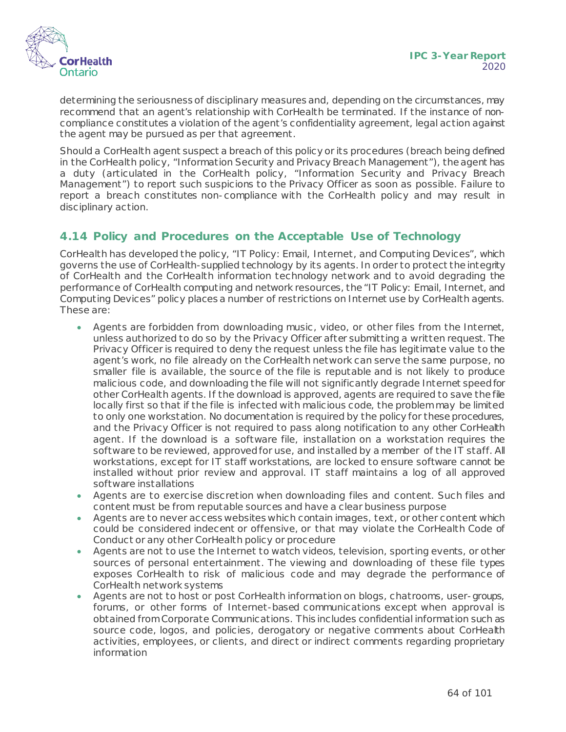determining the seriousness of disciplinary measures and, depending on the circumstances, may recommend that an agent's relationship with CorHealth be terminated. If the instance of non-compliance constitutes a violation of the agent's confidentiality agreement, legal action against the agent may be pursued as per that agreement.

Should a CorHealth agent suspect a breach of this policy or its procedures (breach being defined in the CorHealth policy, "Information Security and Privacy Breach Management"), the agent has a duty (articulated in the CorHealth policy, "Information Security and Privacy Breach Management") to report such suspicions to the Privacy Officer as soon as possible. Failure to report a breach constitutes non-compliance with the CorHealth policy and may result in disciplinary action.

## 4.14 Policy and Procedures on the Acceptable Use of Technology

CorHealth has developed the policy, "IT Policy: Email, Internet, and Computing Devices", which governs the use of CorHealth-supplied technology by its agents. In order to protect the integrity of CorHealth and the CorHealth information technology network and to avoid degrading the performance of CorHealth computing and network resources, the "IT Policy: Email, Internet, and Computing Devices" policy places a number of restrictions on Internet use by CorHealth agents. These are:

- Agents are forbidden from downloading music, video, or other files from the Internet, unless authorized to do so by the Privacy Officer after submitting a written request. The Privacy Officer is required to deny the request unless the file has legitimate value to the agent's work, no file already on the CorHealth network can serve the same purpose, no smaller file is available, the source of the file is reputable and is not likely to produce malicious code, and downloading the file will not significantly degrade Internet speed for other CorHealth agents. If the download is approved, agents are required to save the file locally first so that if the file is infected with malicious code, the problem may be limited to only one workstation. No documentation is required by the policy for these procedures, and the Privacy Officer is not required to pass along notification to any other CorHealth agent. If the download is a software file, installation on a workstation requires the software to be reviewed, approved for use, and installed by a member of the IT staff. All workstations, except for IT staff workstations, are locked to ensure software cannot be installed without prior review and approval. IT staff maintains a log of all approved software installations
- Agents are to exercise discretion when downloading files and content. Such files and content must be from reputable sources and have a clear business purpose
- Agents are to never access websites which contain images, text, or other content which could be considered indecent or offensive, or that may violate the CorHealth Code of Conduct or any other CorHealth policy or procedure
- Agents are not to use the Internet to watch videos, television, sporting events, or other sources of personal entertainment. The viewing and downloading of these file types exposes CorHealth to risk of malicious code and may degrade the performance of CorHealth network systems
- Agents are not to host or post CorHealth information on blogs, chatrooms, user-groups, forums, or other forms of Internet-based communications except when approval is obtained from Corporate Communications. This includes confidential information such as source code, logos, and policies, derogatory or negative comments about CorHealth activities, employees, or clients, and direct or indirect comments regarding proprietary information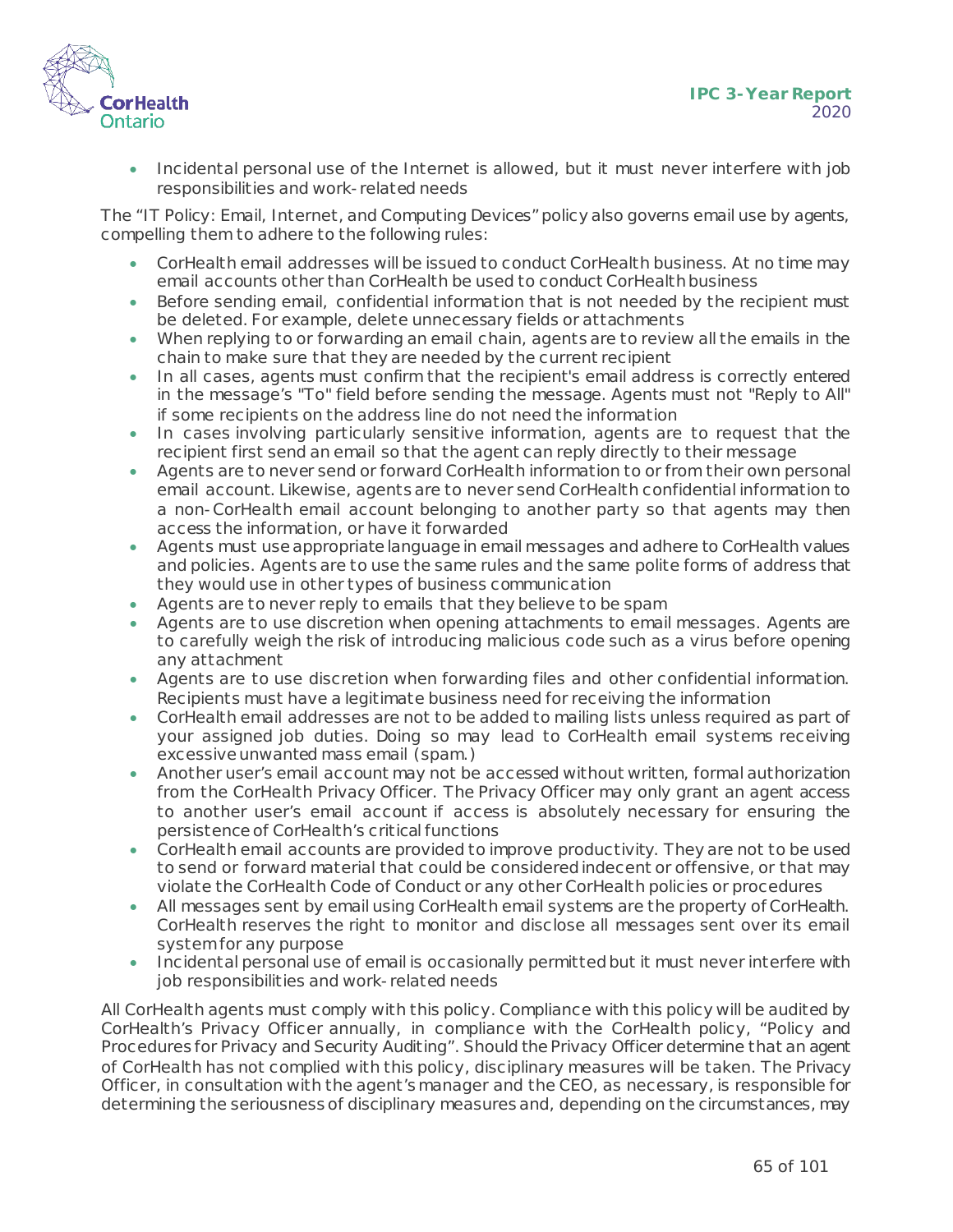- Incidental personal use of the Internet is allowed, but it must never interfere with job responsibilities and work-related needs

The "IT Policy: Email, Internet, and Computing Devices" policy also governs email use by agents, compelling them to adhere to the following rules:

- CorHealth email addresses will be issued to conduct CorHealth business. At no time may email accounts other than CorHealth be used to conduct CorHealth business
- Before sending email, confidential information that is not needed by the recipient must be deleted. For example, delete unnecessary fields or attachments
- When replying to or forwarding an email chain, agents are to review all the emails in the chain to make sure that they are needed by the current recipient
- In all cases, agents must confirm that the recipient's email address is correctly entered in the message's "To" field before sending the message. Agents must not "Reply to All" if some recipients on the address line do not need the information
- In cases involving particularly sensitive information, agents are to request that the recipient first send an email so that the agent can reply directly to their message
- Agents are to never send or forward CorHealth information to or from their own personal email account. Likewise, agents are to never send CorHealth confidential information to a non-CorHealth email account belonging to another party so that agents may then access the information, or have it forwarded
- Agents must use appropriate language in email messages and adhere to CorHealth values and policies. Agents are to use the same rules and the same polite forms of address that they would use in other types of business communication
- Agents are to never reply to emails that they believe to be spam
- Agents are to use discretion when opening attachments to email messages. Agents are to carefully weigh the risk of introducing malicious code such as a virus before opening any attachment
- Agents are to use discretion when forwarding files and other confidential information. Recipients must have a legitimate business need for receiving the information
- CorHealth email addresses are not to be added to mailing lists unless required as part of your assigned job duties. Doing so may lead to CorHealth email systems receiving excessive unwanted mass email (spam.)
- Another user's email account may not be accessed without written, formal authorization from the CorHealth Privacy Officer. The Privacy Officer may only grant an agent access to another user's email account if access is absolutely necessary for ensuring the persistence of CorHealth's critical functions
- CorHealth email accounts are provided to improve productivity. They are not to be used to send or forward material that could be considered indecent or offensive, or that may violate the CorHealth Code of Conduct or any other CorHealth policies or procedures
- All messages sent by email using CorHealth email systems are the property of CorHealth. CorHealth reserves the right to monitor and disclose all messages sent over its email system for any purpose
- Incidental personal use of email is occasionally permitted but it must never interfere with job responsibilities and work-related needs

All CorHealth agents must comply with this policy. Compliance with this policy will be audited by CorHealth's Privacy Officer annually, in compliance with the CorHealth policy, "Policy and Procedures for Privacy and Security Auditing". Should the Privacy Officer determine that an agent of CorHealth has not complied with this policy, disciplinary measures will be taken. The Privacy Officer, in consultation with the agent's manager and the CEO, as necessary, is responsible for determining the seriousness of disciplinary measures and, depending on the circumstances, may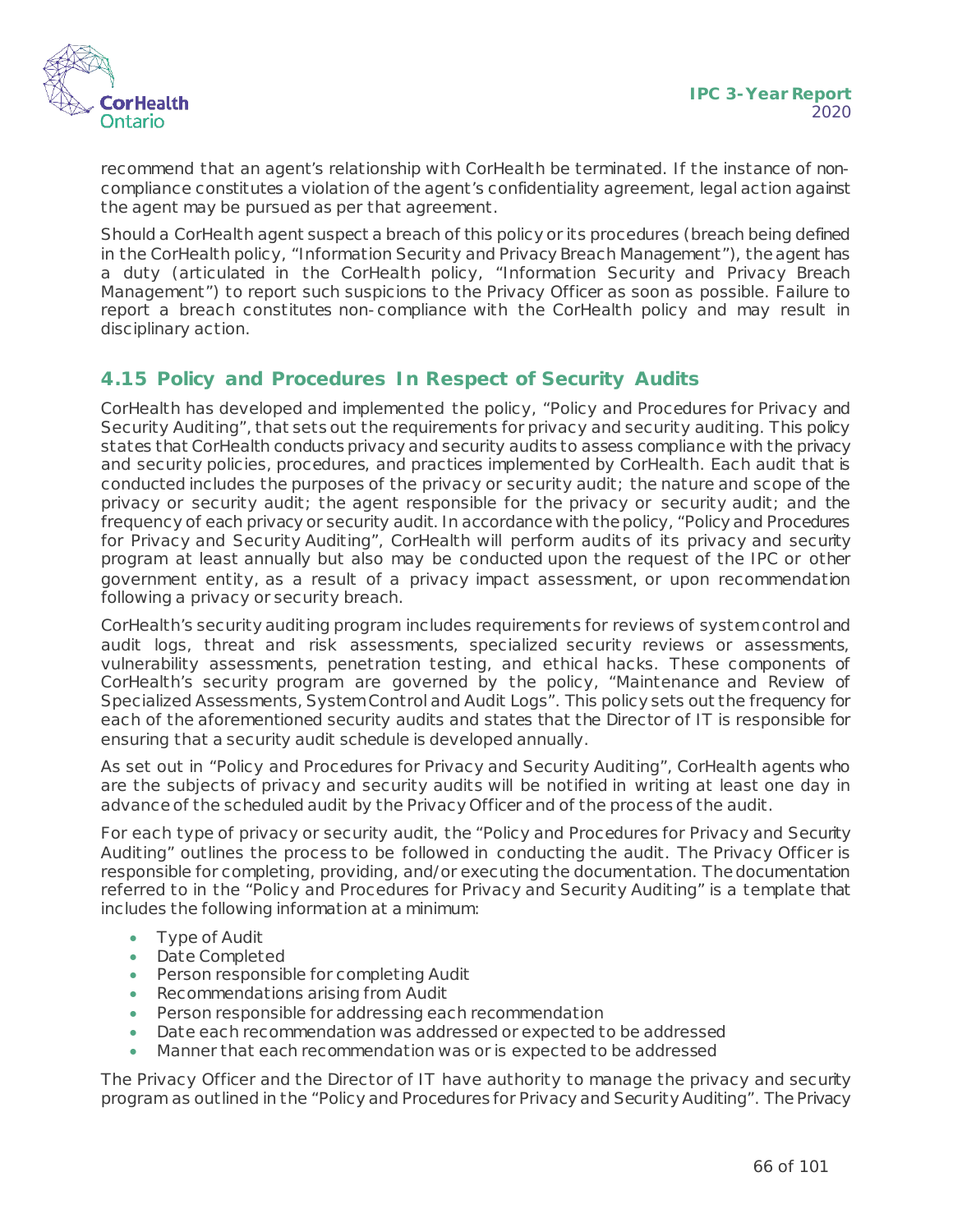recommend that an agent's relationship with CorHealth be terminated. If the instance of non-compliance constitutes a violation of the agent's confidentiality agreement, legal action against the agent may be pursued as per that agreement.

Should a CorHealth agent suspect a breach of this policy or its procedures (breach being defined in the CorHealth policy, "Information Security and Privacy Breach Management"), the agent has a duty (articulated in the CorHealth policy, "Information Security and Privacy Breach Management") to report such suspicions to the Privacy Officer as soon as possible. Failure to report a breach constitutes non-compliance with the CorHealth policy and may result in disciplinary action.

## 4.15 Policy and Procedures In Respect of Security Audits

CorHealth has developed and implemented the policy, "Policy and Procedures for Privacy and Security Auditing", that sets out the requirements for privacy and security auditing. This policy states that CorHealth conducts privacy and security audits to assess compliance with the privacy and security policies, procedures, and practices implemented by CorHealth. Each audit that is conducted includes the purposes of the privacy or security audit; the nature and scope of the privacy or security audit; the agent responsible for the privacy or security audit; and the frequency of each privacy or security audit. In accordance with the policy, "Policy and Procedures for Privacy and Security Auditing", CorHealth will perform audits of its privacy and security program at least annually but also may be conducted upon the request of the IPC or other government entity, as a result of a privacy impact assessment, or upon recommendation following a privacy or security breach.

CorHealth's security auditing program includes requirements for reviews of system control and audit logs, threat and risk assessments, specialized security reviews or assessments, vulnerability assessments, penetration testing, and ethical hacks. These components of CorHealth's security program are governed by the policy, "Maintenance and Review of Specialized Assessments, System Control and Audit Logs". This policy sets out the frequency for each of the aforementioned security audits and states that the Director of IT is responsible for ensuring that a security audit schedule is developed annually.

As set out in "Policy and Procedures for Privacy and Security Auditing", CorHealth agents who are the subjects of privacy and security audits will be notified in writing at least one day in advance of the scheduled audit by the Privacy Officer and of the process of the audit.

For each type of privacy or security audit, the "Policy and Procedures for Privacy and Security Auditing" outlines the process to be followed in conducting the audit. The Privacy Officer is responsible for completing, providing, and/or executing the documentation. The documentation referred to in the "Policy and Procedures for Privacy and Security Auditing" is a template that includes the following information at a minimum:

- Type of Audit
- Date Completed
- Person responsible for completing Audit
- Recommendations arising from Audit
- Person responsible for addressing each recommendation
- Date each recommendation was addressed or expected to be addressed
- Manner that each recommendation was or is expected to be addressed

The Privacy Officer and the Director of IT have authority to manage the privacy and security program as outlined in the "Policy and Procedures for Privacy and Security Auditing". The Privacy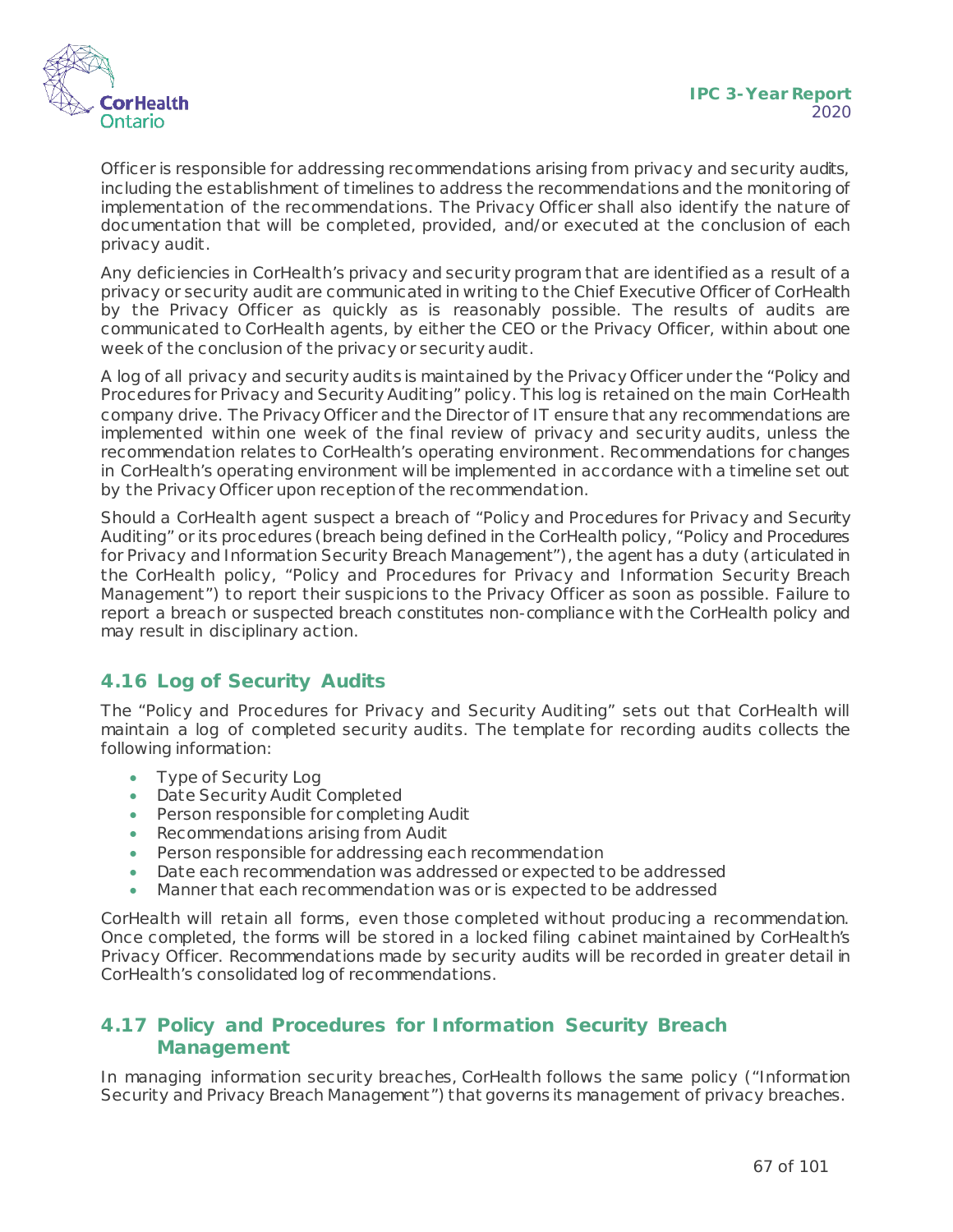Officer is responsible for addressing recommendations arising from privacy and security audits, including the establishment of timelines to address the recommendations and the monitoring of implementation of the recommendations. The Privacy Officer shall also identify the nature of documentation that will be completed, provided, and/or executed at the conclusion of each privacy audit.

Any deficiencies in CorHealth's privacy and security program that are identified as a result of a privacy or security audit are communicated in writing to the Chief Executive Officer of CorHealth by the Privacy Officer as quickly as is reasonably possible. The results of audits are communicated to CorHealth agents, by either the CEO or the Privacy Officer, within about one week of the conclusion of the privacy or security audit.

A log of all privacy and security audits is maintained by the Privacy Officer under the "Policy and Procedures for Privacy and Security Auditing" policy. This log is retained on the main CorHealth company drive. The Privacy Officer and the Director of IT ensure that any recommendations are implemented within one week of the final review of privacy and security audits, unless the recommendation relates to CorHealth's operating environment. Recommendations for changes in CorHealth's operating environment will be implemented in accordance with a timeline set out by the Privacy Officer upon reception of the recommendation.

Should a CorHealth agent suspect a breach of "Policy and Procedures for Privacy and Security Auditing" or its procedures (breach being defined in the CorHealth policy, "Policy and Procedures for Privacy and Information Security Breach Management"), the agent has a duty (articulated in the CorHealth policy, "Policy and Procedures for Privacy and Information Security Breach Management") to report their suspicions to the Privacy Officer as soon as possible. Failure to report a breach or suspected breach constitutes non-compliance with the CorHealth policy and may result in disciplinary action.

## 4.16 Log of Security Audits

The "Policy and Procedures for Privacy and Security Auditing" sets out that CorHealth will maintain a log of completed security audits. The template for recording audits collects the following information:

- Type of Security Log
- Date Security Audit Completed
- Person responsible for completing Audit
- Recommendations arising from Audit
- Person responsible for addressing each recommendation
- Date each recommendation was addressed or expected to be addressed
- Manner that each recommendation was or is expected to be addressed

CorHealth will retain all forms, even those completed without producing a recommendation. Once completed, the forms will be stored in a locked filing cabinet maintained by CorHealth's Privacy Officer. Recommendations made by security audits will be recorded in greater detail in CorHealth's consolidated log of recommendations.

## 4.17 Policy and Procedures for Information Security Breach Management

In managing information security breaches, CorHealth follows the same policy ("Information Security and Privacy Breach Management") that governs its management of privacy breaches.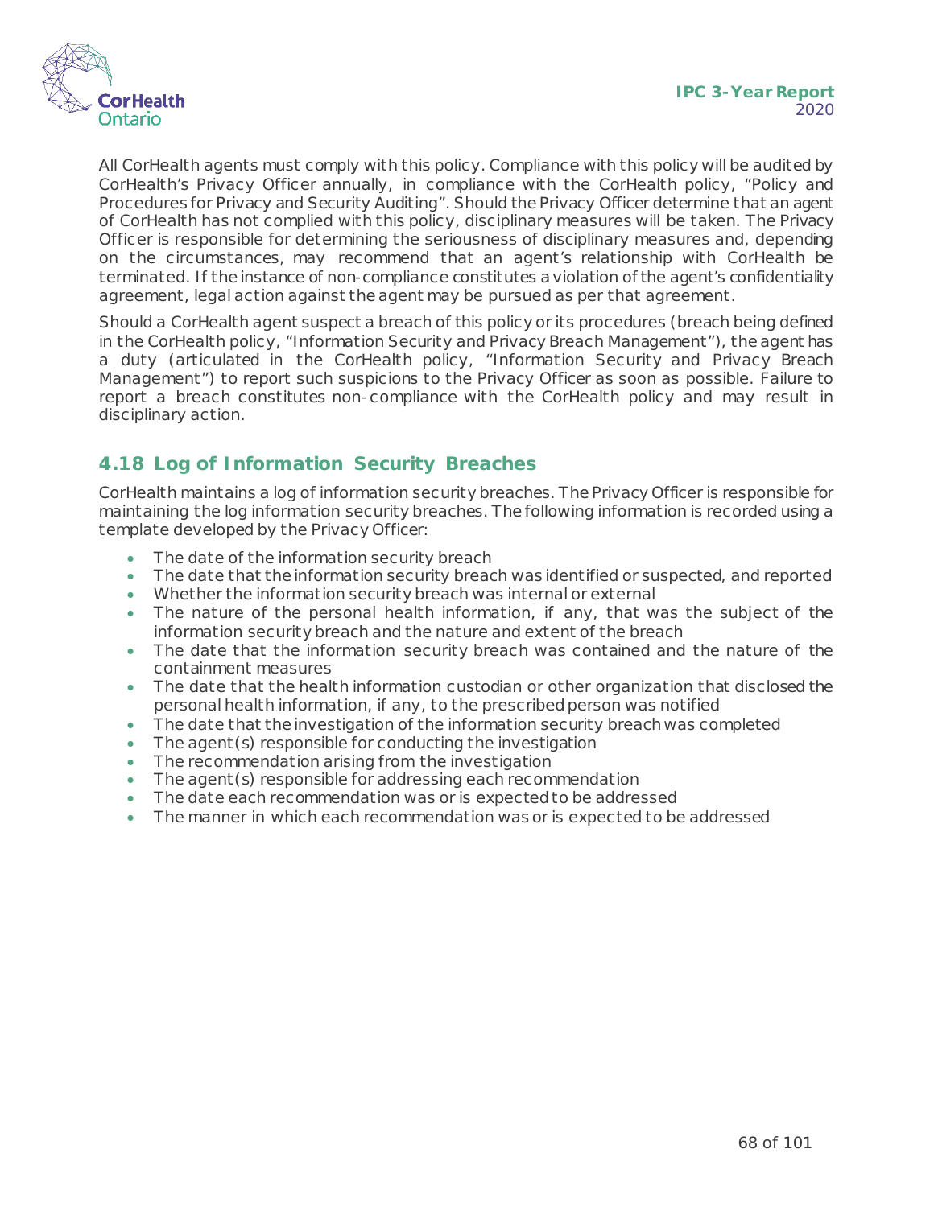All CorHealth agents must comply with this policy. Compliance with this policy will be audited by CorHealth's Privacy Officer annually, in compliance with the CorHealth policy, "Policy and Procedures for Privacy and Security Auditing". Should the Privacy Officer determine that an agent of CorHealth has not complied with this policy, disciplinary measures will be taken. The Privacy Officer is responsible for determining the seriousness of disciplinary measures and, depending on the circumstances, may recommend that an agent's relationship with CorHealth be terminated. If the instance of non-compliance constitutes a violation of the agent's confidentiality agreement, legal action against the agent may be pursued as per that agreement.

Should a CorHealth agent suspect a breach of this policy or its procedures (breach being defined in the CorHealth policy, "Information Security and Privacy Breach Management"), the agent has a duty (articulated in the CorHealth policy, "Information Security and Privacy Breach Management") to report such suspicions to the Privacy Officer as soon as possible. Failure to report a breach constitutes non-compliance with the CorHealth policy and may result in disciplinary action.

## 4.18 Log of Information Security Breaches

CorHealth maintains a log of information security breaches. The Privacy Officer is responsible for maintaining the log information security breaches. The following information is recorded using a template developed by the Privacy Officer:

- The date of the information security breach
- The date that the information security breach was identified or suspected, and reported
- Whether the information security breach was internal or external
- The nature of the personal health information, if any, that was the subject of the information security breach and the nature and extent of the breach
- The date that the information security breach was contained and the nature of the containment measures
- The date that the health information custodian or other organization that disclosed the personal health information, if any, to the prescribed person was notified
- The date that the investigation of the information security breach was completed
- The agent(s) responsible for conducting the investigation
- The recommendation arising from the investigation
- The agent(s) responsible for addressing each recommendation
- The date each recommendation was or is expected to be addressed
- The manner in which each recommendation was or is expected to be addressed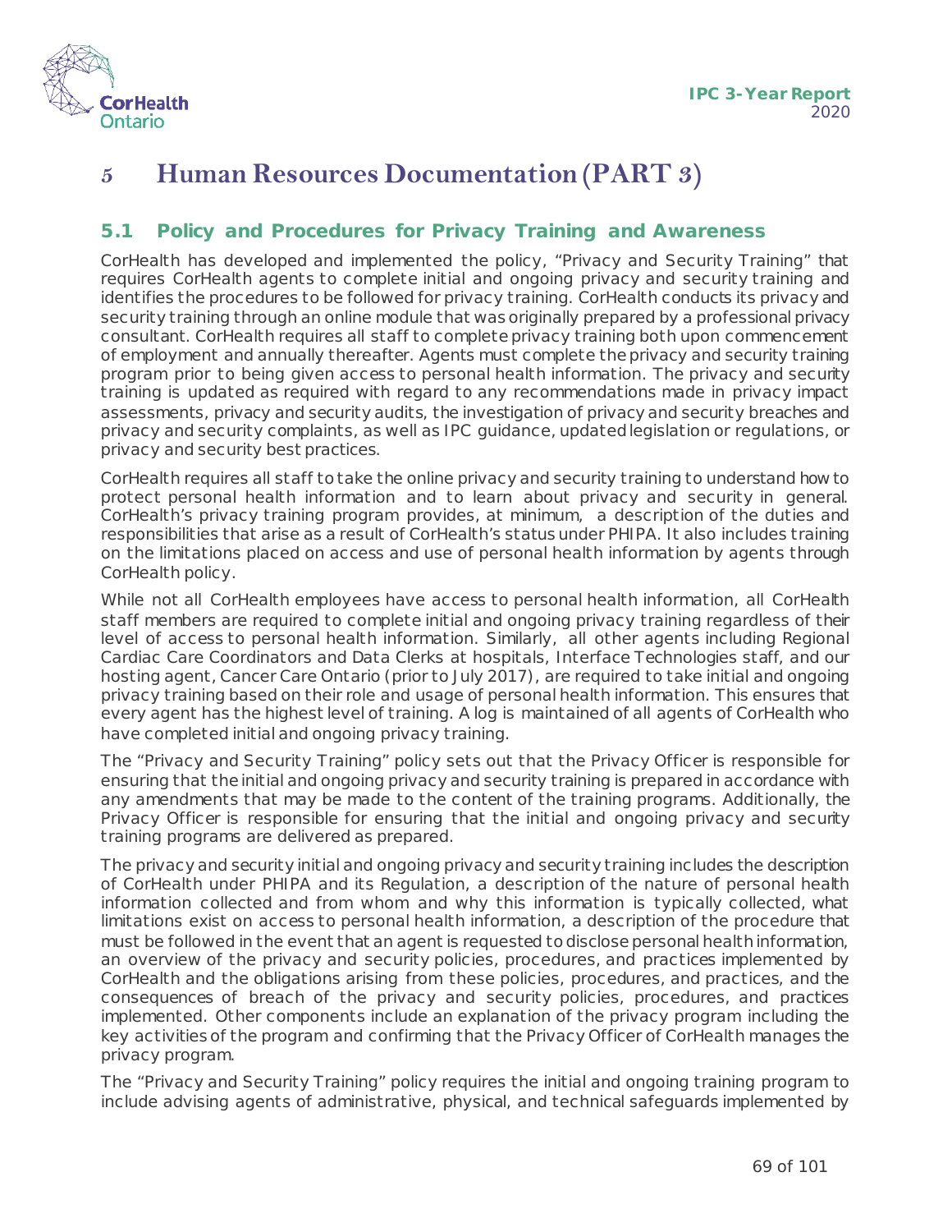# 5 Human Resources Documentation (PART 3)

## 5.1 Policy and Procedures for Privacy Training and Awareness

CorHealth has developed and implemented the policy, "Privacy and Security Training" that requires CorHealth agents to complete initial and ongoing privacy and security training and identifies the procedures to be followed for privacy training. CorHealth conducts its privacy and security training through an online module that was originally prepared by a professional privacy consultant. CorHealth requires all staff to complete privacy training both upon commencement of employment and annually thereafter. Agents must complete the privacy and security training program prior to being given access to personal health information. The privacy and security training is updated as required with regard to any recommendations made in privacy impact assessments, privacy and security audits, the investigation of privacy and security breaches and privacy and security complaints, as well as IPC guidance, updated legislation or regulations, or privacy and security best practices.

CorHealth requires all staff to take the online privacy and security training to understand how to protect personal health information and to learn about privacy and security in general. CorHealth's privacy training program provides, at minimum, a description of the duties and responsibilities that arise as a result of CorHealth's status under PHIPA. It also includes training on the limitations placed on access and use of personal health information by agents through CorHealth policy.

While not all CorHealth employees have access to personal health information, all CorHealth staff members are required to complete initial and ongoing privacy training regardless of their level of access to personal health information. Similarly, all other agents including Regional Cardiac Care Coordinators and Data Clerks at hospitals, Interface Technologies staff, and our hosting agent, Cancer Care Ontario (prior to July 2017), are required to take initial and ongoing privacy training based on their role and usage of personal health information. This ensures that every agent has the highest level of training. A log is maintained of all agents of CorHealth who have completed initial and ongoing privacy training.

The "Privacy and Security Training" policy sets out that the Privacy Officer is responsible for ensuring that the initial and ongoing privacy and security training is prepared in accordance with any amendments that may be made to the content of the training programs. Additionally, the Privacy Officer is responsible for ensuring that the initial and ongoing privacy and security training programs are delivered as prepared.

The privacy and security initial and ongoing privacy and security training includes the description of CorHealth under PHIPA and its Regulation, a description of the nature of personal health information collected and from whom and why this information is typically collected, what limitations exist on access to personal health information, a description of the procedure that must be followed in the event that an agent is requested to disclose personal health information, an overview of the privacy and security policies, procedures, and practices implemented by CorHealth and the obligations arising from these policies, procedures, and practices, and the consequences of breach of the privacy and security policies, procedures, and practices implemented. Other components include an explanation of the privacy program including the key activities of the program and confirming that the Privacy Officer of CorHealth manages the privacy program.

The "Privacy and Security Training" policy requires the initial and ongoing training program to include advising agents of administrative, physical, and technical safeguards implemented by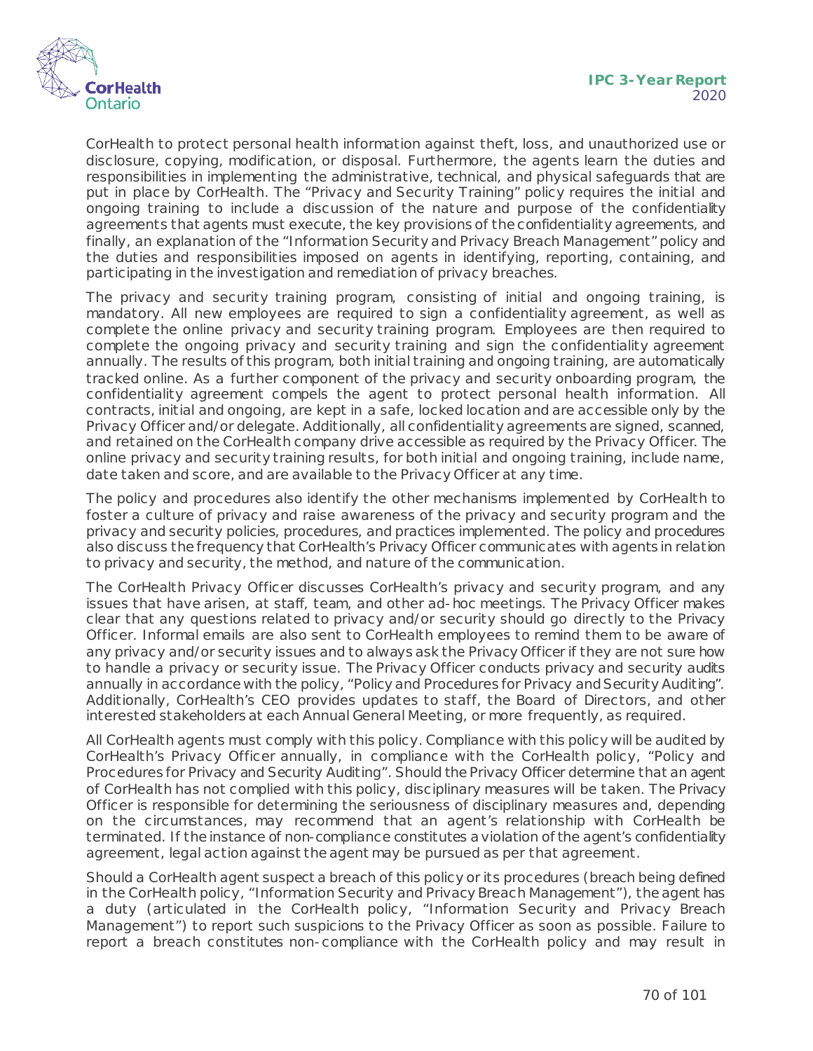CorHealth to protect personal health information against theft, loss, and unauthorized use or disclosure, copying, modification, or disposal. Furthermore, the agents learn the duties and responsibilities in implementing the administrative, technical, and physical safeguards that are put in place by CorHealth. The "Privacy and Security Training" policy requires the initial and ongoing training to include a discussion of the nature and purpose of the confidentiality agreements that agents must execute, the key provisions of the confidentiality agreements, and finally, an explanation of the "Information Security and Privacy Breach Management" policy and the duties and responsibilities imposed on agents in identifying, reporting, containing, and participating in the investigation and remediation of privacy breaches.

The privacy and security training program, consisting of initial and ongoing training, is mandatory. All new employees are required to sign a confidentiality agreement, as well as complete the online privacy and security training program. Employees are then required to complete the ongoing privacy and security training and sign the confidentiality agreement annually. The results of this program, both initial training and ongoing training, are automatically tracked online. As a further component of the privacy and security onboarding program, the confidentiality agreement compels the agent to protect personal health information. All contracts, initial and ongoing, are kept in a safe, locked location and are accessible only by the Privacy Officer and/or delegate. Additionally, all confidentiality agreements are signed, scanned, and retained on the CorHealth company drive accessible as required by the Privacy Officer. The online privacy and security training results, for both initial and ongoing training, include name, date taken and score, and are available to the Privacy Officer at any time.

The policy and procedures also identify the other mechanisms implemented by CorHealth to foster a culture of privacy and raise awareness of the privacy and security program and the privacy and security policies, procedures, and practices implemented. The policy and procedures also discuss the frequency that CorHealth's Privacy Officer communicates with agents in relation to privacy and security, the method, and nature of the communication.

The CorHealth Privacy Officer discusses CorHealth's privacy and security program, and any issues that have arisen, at staff, team, and other ad-hoc meetings. The Privacy Officer makes clear that any questions related to privacy and/or security should go directly to the Privacy Officer. Informal emails are also sent to CorHealth employees to remind them to be aware of any privacy and/or security issues and to always ask the Privacy Officer if they are not sure how to handle a privacy or security issue. The Privacy Officer conducts privacy and security audits annually in accordance with the policy, "Policy and Procedures for Privacy and Security Auditing". Additionally, CorHealth's CEO provides updates to staff, the Board of Directors, and other interested stakeholders at each Annual General Meeting, or more frequently, as required.

All CorHealth agents must comply with this policy. Compliance with this policy will be audited by CorHealth's Privacy Officer annually, in compliance with the CorHealth policy, "Policy and Procedures for Privacy and Security Auditing". Should the Privacy Officer determine that an agent of CorHealth has not complied with this policy, disciplinary measures will be taken. The Privacy Officer is responsible for determining the seriousness of disciplinary measures and, depending on the circumstances, may recommend that an agent's relationship with CorHealth be terminated. If the instance of non-compliance constitutes a violation of the agent's confidentiality agreement, legal action against the agent may be pursued as per that agreement.

Should a CorHealth agent suspect a breach of this policy or its procedures (breach being defined in the CorHealth policy, "Information Security and Privacy Breach Management"), the agent has a duty (articulated in the CorHealth policy, "Information Security and Privacy Breach Management") to report such suspicions to the Privacy Officer as soon as possible. Failure to report a breach constitutes non-compliance with the CorHealth policy and may result in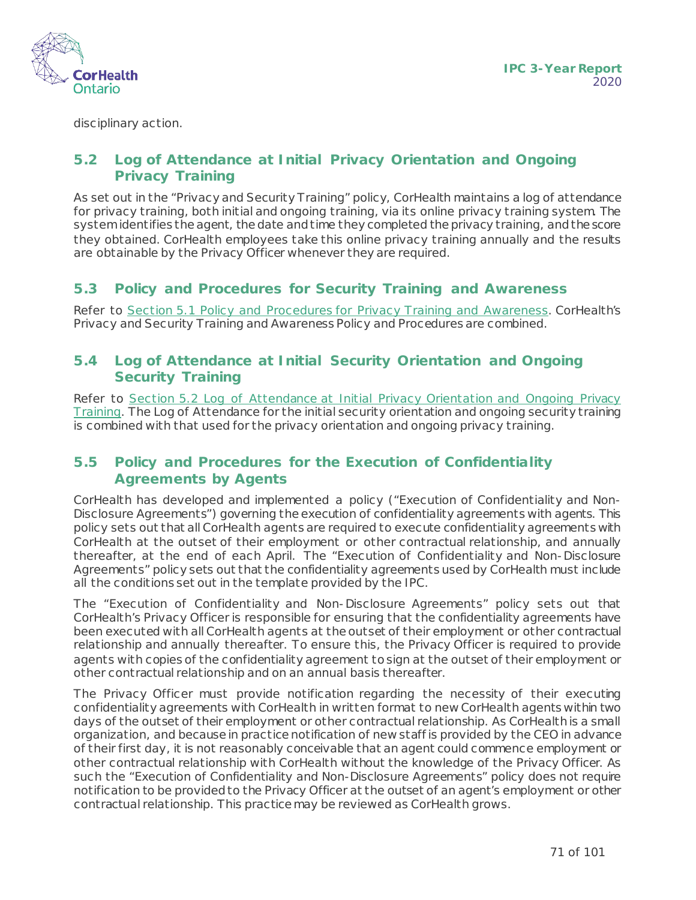disciplinary action.

## 5.2 Log of Attendance at Initial Privacy Orientation and Ongoing Privacy Training

As set out in the "Privacy and Security Training" policy, CorHealth maintains a log of attendance for privacy training, both initial and ongoing training, via its online privacy training system. The system identifies the agent, the date and time they completed the privacy training, and the score they obtained. CorHealth employees take this online privacy training annually and the results are obtainable by the Privacy Officer whenever they are required.

## 5.3 Policy and Procedures for Security Training and Awareness

Refer to Section 5.1 Policy and Procedures for Privacy Training and Awareness. CorHealth's Privacy and Security Training and Awareness Policy and Procedures are combined.

## 5.4 Log of Attendance at Initial Security Orientation and Ongoing Security Training

Refer to Section 5.2 Log of Attendance at Initial Privacy Orientation and Ongoing Privacy Training. The Log of Attendance for the initial security orientation and ongoing security training is combined with that used for the privacy orientation and ongoing privacy training.

## 5.5 Policy and Procedures for the Execution of Confidentiality Agreements by Agents

CorHealth has developed and implemented a policy ("Execution of Confidentiality and Non-Disclosure Agreements") governing the execution of confidentiality agreements with agents. This policy sets out that all CorHealth agents are required to execute confidentiality agreements with CorHealth at the outset of their employment or other contractual relationship, and annually thereafter, at the end of each April. The "Execution of Confidentiality and Non-Disclosure Agreements" policy sets out that the confidentiality agreements used by CorHealth must include all the conditions set out in the template provided by the IPC.

The "Execution of Confidentiality and Non-Disclosure Agreements" policy sets out that CorHealth's Privacy Officer is responsible for ensuring that the confidentiality agreements have been executed with all CorHealth agents at the outset of their employment or other contractual relationship and annually thereafter. To ensure this, the Privacy Officer is required to provide agents with copies of the confidentiality agreement to sign at the outset of their employment or other contractual relationship and on an annual basis thereafter.

The Privacy Officer must provide notification regarding the necessity of their executing confidentiality agreements with CorHealth in written format to new CorHealth agents within two days of the outset of their employment or other contractual relationship. As CorHealth is a small organization, and because in practice notification of new staff is provided by the CEO in advance of their first day, it is not reasonably conceivable that an agent could commence employment or other contractual relationship with CorHealth without the knowledge of the Privacy Officer. As such the "Execution of Confidentiality and Non-Disclosure Agreements" policy does not require notification to be provided to the Privacy Officer at the outset of an agent's employment or other contractual relationship. This practice may be reviewed as CorHealth grows.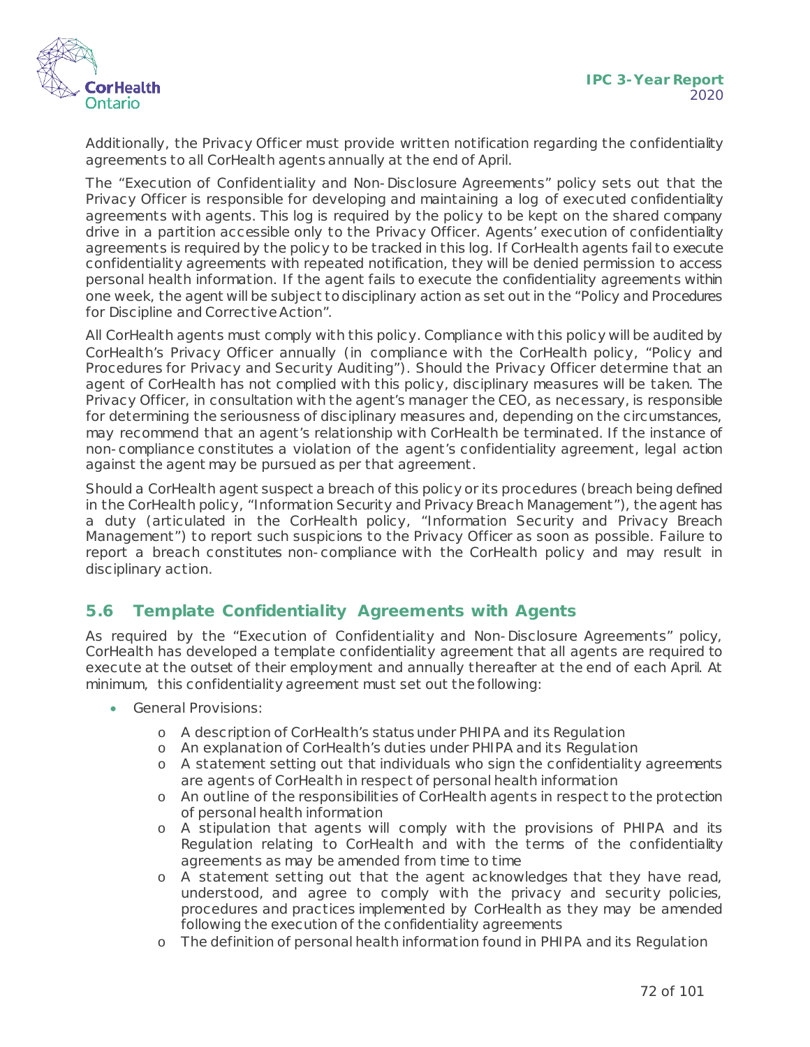Additionally, the Privacy Officer must provide written notification regarding the confidentiality agreements to all CorHealth agents annually at the end of April.

The "Execution of Confidentiality and Non-Disclosure Agreements" policy sets out that the Privacy Officer is responsible for developing and maintaining a log of executed confidentiality agreements with agents. This log is required by the policy to be kept on the shared company drive in a partition accessible only to the Privacy Officer. Agents' execution of confidentiality agreements is required by the policy to be tracked in this log. If CorHealth agents fail to execute confidentiality agreements with repeated notification, they will be denied permission to access personal health information. If the agent fails to execute the confidentiality agreements within one week, the agent will be subject to disciplinary action as set out in the "Policy and Procedures for Discipline and Corrective Action".

All CorHealth agents must comply with this policy. Compliance with this policy will be audited by CorHealth's Privacy Officer annually (in compliance with the CorHealth policy, "Policy and Procedures for Privacy and Security Auditing"). Should the Privacy Officer determine that an agent of CorHealth has not complied with this policy, disciplinary measures will be taken. The Privacy Officer, in consultation with the agent's manager the CEO, as necessary, is responsible for determining the seriousness of disciplinary measures and, depending on the circumstances, may recommend that an agent's relationship with CorHealth be terminated. If the instance of non-compliance constitutes a violation of the agent's confidentiality agreement, legal action against the agent may be pursued as per that agreement.

Should a CorHealth agent suspect a breach of this policy or its procedures (breach being defined in the CorHealth policy, "Information Security and Privacy Breach Management"), the agent has a duty (articulated in the CorHealth policy, "Information Security and Privacy Breach Management") to report such suspicions to the Privacy Officer as soon as possible. Failure to report a breach constitutes non-compliance with the CorHealth policy and may result in disciplinary action.

## 5.6 Template Confidentiality Agreements with Agents

As required by the "Execution of Confidentiality and Non-Disclosure Agreements" policy, CorHealth has developed a template confidentiality agreement that all agents are required to execute at the outset of their employment and annually thereafter at the end of each April. At minimum, this confidentiality agreement must set out the following:

- General Provisions:
  - A description of CorHealth's status under PHIPA and its Regulation
  - An explanation of CorHealth's duties under PHIPA and its Regulation
  - A statement setting out that individuals who sign the confidentiality agreements are agents of CorHealth in respect of personal health information
  - An outline of the responsibilities of CorHealth agents in respect to the protection of personal health information
  - A stipulation that agents will comply with the provisions of PHIPA and its Regulation relating to CorHealth and with the terms of the confidentiality agreements as may be amended from time to time
  - A statement setting out that the agent acknowledges that they have read, understood, and agree to comply with the privacy and security policies, procedures and practices implemented by CorHealth as they may be amended following the execution of the confidentiality agreements
  - The definition of personal health information found in PHIPA and its Regulation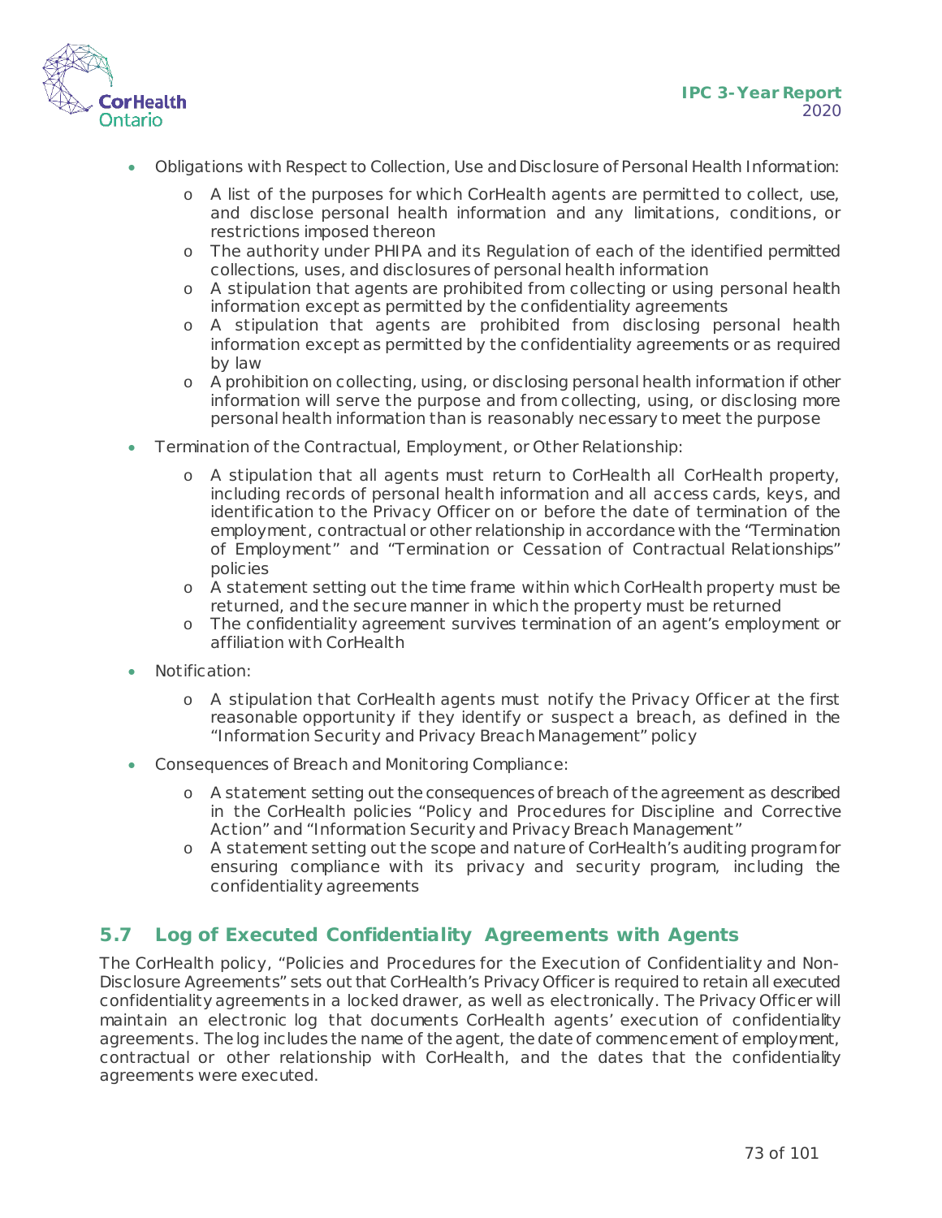- Obligations with Respect to Collection, Use and Disclosure of Personal Health Information:
    - A list of the purposes for which CorHealth agents are permitted to collect, use, and disclose personal health information and any limitations, conditions, or restrictions imposed thereon
    - The authority under PHIPA and its Regulation of each of the identified permitted collections, uses, and disclosures of personal health information
    - A stipulation that agents are prohibited from collecting or using personal health information except as permitted by the confidentiality agreements
    - A stipulation that agents are prohibited from disclosing personal health information except as permitted by the confidentiality agreements or as required by law
    - A prohibition on collecting, using, or disclosing personal health information if other information will serve the purpose and from collecting, using, or disclosing more personal health information than is reasonably necessary to meet the purpose
- Termination of the Contractual, Employment, or Other Relationship:
    - A stipulation that all agents must return to CorHealth all CorHealth property, including records of personal health information and all access cards, keys, and identification to the Privacy Officer on or before the date of termination of the employment, contractual or other relationship in accordance with the "Termination of Employment" and "Termination or Cessation of Contractual Relationships" policies
    - A statement setting out the time frame within which CorHealth property must be returned, and the secure manner in which the property must be returned
    - The confidentiality agreement survives termination of an agent's employment or affiliation with CorHealth
- Notification:
    - A stipulation that CorHealth agents must notify the Privacy Officer at the first reasonable opportunity if they identify or suspect a breach, as defined in the "Information Security and Privacy Breach Management" policy
- Consequences of Breach and Monitoring Compliance:
    - A statement setting out the consequences of breach of the agreement as described in the CorHealth policies "Policy and Procedures for Discipline and Corrective Action" and "Information Security and Privacy Breach Management"
    - A statement setting out the scope and nature of CorHealth's auditing program for ensuring compliance with its privacy and security program, including the confidentiality agreements

## 5.7 Log of Executed Confidentiality Agreements with Agents

The CorHealth policy, "Policies and Procedures for the Execution of Confidentiality and Non-Disclosure Agreements" sets out that CorHealth's Privacy Officer is required to retain all executed confidentiality agreements in a locked drawer, as well as electronically. The Privacy Officer will maintain an electronic log that documents CorHealth agents' execution of confidentiality agreements. The log includes the name of the agent, the date of commencement of employment, contractual or other relationship with CorHealth, and the dates that the confidentiality agreements were executed.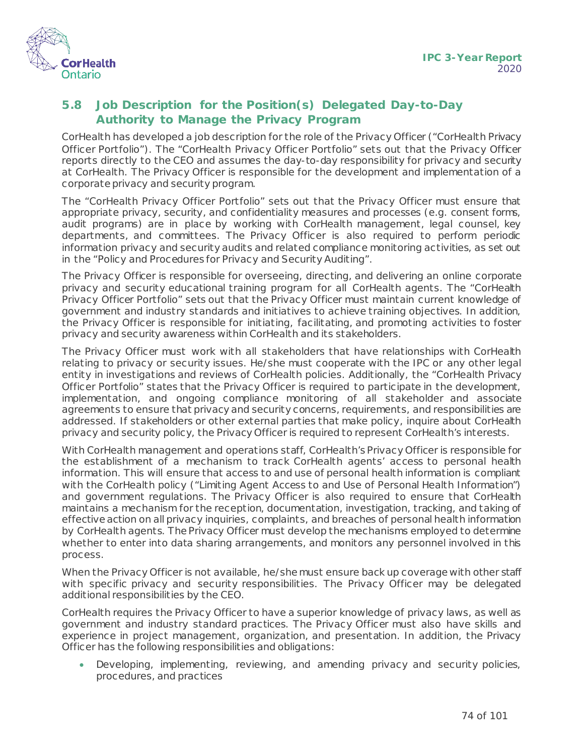## 5.8 Job Description for the Position(s) Delegated Day-to-Day Authority to Manage the Privacy Program

CorHealth has developed a job description for the role of the Privacy Officer ("CorHealth Privacy Officer Portfolio"). The "CorHealth Privacy Officer Portfolio" sets out that the Privacy Officer reports directly to the CEO and assumes the day-to-day responsibility for privacy and security at CorHealth. The Privacy Officer is responsible for the development and implementation of a corporate privacy and security program.

The "CorHealth Privacy Officer Portfolio" sets out that the Privacy Officer must ensure that appropriate privacy, security, and confidentiality measures and processes (e.g. consent forms, audit programs) are in place by working with CorHealth management, legal counsel, key departments, and committees. The Privacy Officer is also required to perform periodic information privacy and security audits and related compliance monitoring activities, as set out in the "Policy and Procedures for Privacy and Security Auditing".

The Privacy Officer is responsible for overseeing, directing, and delivering an online corporate privacy and security educational training program for all CorHealth agents. The "CorHealth Privacy Officer Portfolio" sets out that the Privacy Officer must maintain current knowledge of government and industry standards and initiatives to achieve training objectives. In addition, the Privacy Officer is responsible for initiating, facilitating, and promoting activities to foster privacy and security awareness within CorHealth and its stakeholders.

The Privacy Officer must work with all stakeholders that have relationships with CorHealth relating to privacy or security issues. He/she must cooperate with the IPC or any other legal entity in investigations and reviews of CorHealth policies. Additionally, the "CorHealth Privacy Officer Portfolio" states that the Privacy Officer is required to participate in the development, implementation, and ongoing compliance monitoring of all stakeholder and associate agreements to ensure that privacy and security concerns, requirements, and responsibilities are addressed. If stakeholders or other external parties that make policy, inquire about CorHealth privacy and security policy, the Privacy Officer is required to represent CorHealth's interests.

With CorHealth management and operations staff, CorHealth's Privacy Officer is responsible for the establishment of a mechanism to track CorHealth agents' access to personal health information. This will ensure that access to and use of personal health information is compliant with the CorHealth policy ("Limiting Agent Access to and Use of Personal Health Information") and government regulations. The Privacy Officer is also required to ensure that CorHealth maintains a mechanism for the reception, documentation, investigation, tracking, and taking of effective action on all privacy inquiries, complaints, and breaches of personal health information by CorHealth agents. The Privacy Officer must develop the mechanisms employed to determine whether to enter into data sharing arrangements, and monitors any personnel involved in this process.

When the Privacy Officer is not available, he/she must ensure back up coverage with other staff with specific privacy and security responsibilities. The Privacy Officer may be delegated additional responsibilities by the CEO.

CorHealth requires the Privacy Officer to have a superior knowledge of privacy laws, as well as government and industry standard practices. The Privacy Officer must also have skills and experience in project management, organization, and presentation. In addition, the Privacy Officer has the following responsibilities and obligations:

- Developing, implementing, reviewing, and amending privacy and security policies, procedures, and practices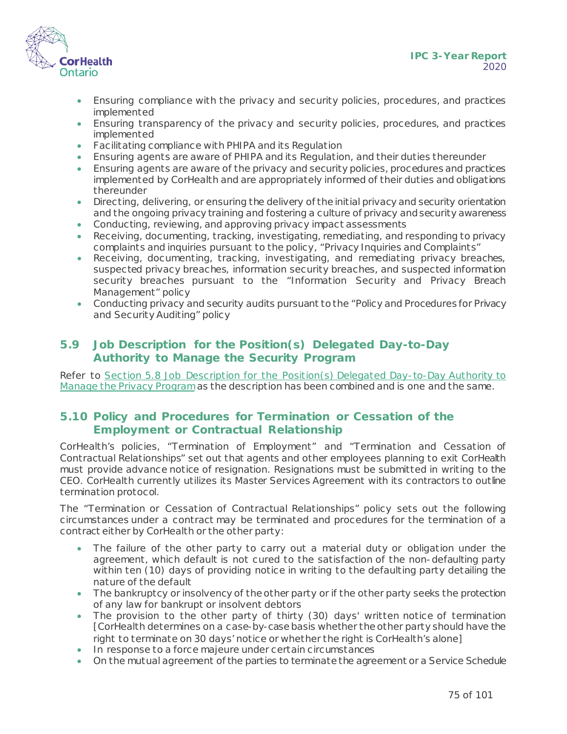- Ensuring compliance with the privacy and security policies, procedures, and practices implemented
- Ensuring transparency of the privacy and security policies, procedures, and practices implemented
- Facilitating compliance with PHIPA and its Regulation
- Ensuring agents are aware of PHIPA and its Regulation, and their duties thereunder
- Ensuring agents are aware of the privacy and security policies, procedures and practices implemented by CorHealth and are appropriately informed of their duties and obligations thereunder
- Directing, delivering, or ensuring the delivery of the initial privacy and security orientation and the ongoing privacy training and fostering a culture of privacy and security awareness
- Conducting, reviewing, and approving privacy impact assessments
- Receiving, documenting, tracking, investigating, remediating, and responding to privacy complaints and inquiries pursuant to the policy, "Privacy Inquiries and Complaints"
- Receiving, documenting, tracking, investigating, and remediating privacy breaches, suspected privacy breaches, information security breaches, and suspected information security breaches pursuant to the "Information Security and Privacy Breach Management" policy
- Conducting privacy and security audits pursuant to the "Policy and Procedures for Privacy and Security Auditing" policy

## 5.9 Job Description for the Position(s) Delegated Day-to-Day Authority to Manage the Security Program

Refer to Section 5.8 Job Description for the Position(s) Delegated Day-to-Day Authority to Manage the Privacy Program as the description has been combined and is one and the same.

## 5.10 Policy and Procedures for Termination or Cessation of the Employment or Contractual Relationship

CorHealth's policies, "Termination of Employment" and "Termination and Cessation of Contractual Relationships" set out that agents and other employees planning to exit CorHealth must provide advance notice of resignation. Resignations must be submitted in writing to the CEO. CorHealth currently utilizes its Master Services Agreement with its contractors to outline termination protocol.

The "Termination or Cessation of Contractual Relationships" policy sets out the following circumstances under a contract may be terminated and procedures for the termination of a contract either by CorHealth or the other party:

- The failure of the other party to carry out a material duty or obligation under the agreement, which default is not cured to the satisfaction of the non-defaulting party within ten (10) days of providing notice in writing to the defaulting party detailing the nature of the default
- The bankruptcy or insolvency of the other party or if the other party seeks the protection of any law for bankrupt or insolvent debtors
- The provision to the other party of thirty (30) days' written notice of termination [CorHealth determines on a case-by-case basis whether the other party should have the right to terminate on 30 days' notice or whether the right is CorHealth's alone]
- In response to a force majeure under certain circumstances
- On the mutual agreement of the parties to terminate the agreement or a Service Schedule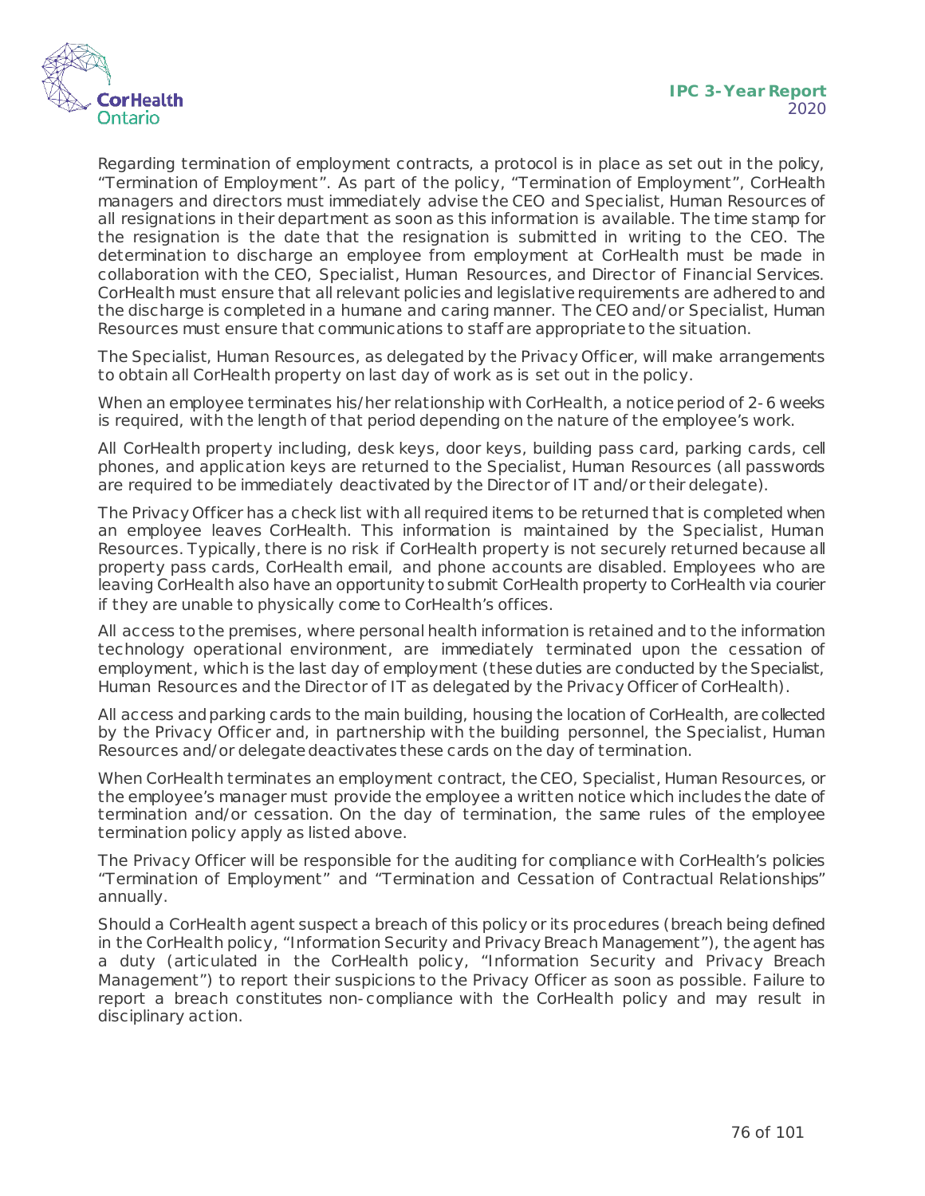Regarding termination of employment contracts, a protocol is in place as set out in the policy, "Termination of Employment". As part of the policy, "Termination of Employment", CorHealth managers and directors must immediately advise the CEO and Specialist, Human Resources of all resignations in their department as soon as this information is available. The time stamp for the resignation is the date that the resignation is submitted in writing to the CEO. The determination to discharge an employee from employment at CorHealth must be made in collaboration with the CEO, Specialist, Human Resources, and Director of Financial Services. CorHealth must ensure that all relevant policies and legislative requirements are adhered to and the discharge is completed in a humane and caring manner. The CEO and/or Specialist, Human Resources must ensure that communications to staff are appropriate to the situation.

The Specialist, Human Resources, as delegated by the Privacy Officer, will make arrangements to obtain all CorHealth property on last day of work as is set out in the policy.

When an employee terminates his/her relationship with CorHealth, a notice period of 2-6 weeks is required, with the length of that period depending on the nature of the employee's work.

All CorHealth property including, desk keys, door keys, building pass card, parking cards, cell phones, and application keys are returned to the Specialist, Human Resources (all passwords are required to be immediately deactivated by the Director of IT and/or their delegate).

The Privacy Officer has a check list with all required items to be returned that is completed when an employee leaves CorHealth. This information is maintained by the Specialist, Human Resources. Typically, there is no risk if CorHealth property is not securely returned because all property pass cards, CorHealth email, and phone accounts are disabled. Employees who are leaving CorHealth also have an opportunity to submit CorHealth property to CorHealth via courier if they are unable to physically come to CorHealth's offices.

All access to the premises, where personal health information is retained and to the information technology operational environment, are immediately terminated upon the cessation of employment, which is the last day of employment (these duties are conducted by the Specialist, Human Resources and the Director of IT as delegated by the Privacy Officer of CorHealth).

All access and parking cards to the main building, housing the location of CorHealth, are collected by the Privacy Officer and, in partnership with the building personnel, the Specialist, Human Resources and/or delegate deactivates these cards on the day of termination.

When CorHealth terminates an employment contract, the CEO, Specialist, Human Resources, or the employee's manager must provide the employee a written notice which includes the date of termination and/or cessation. On the day of termination, the same rules of the employee termination policy apply as listed above.

The Privacy Officer will be responsible for the auditing for compliance with CorHealth's policies "Termination of Employment" and "Termination and Cessation of Contractual Relationships" annually.

Should a CorHealth agent suspect a breach of this policy or its procedures (breach being defined in the CorHealth policy, "Information Security and Privacy Breach Management"), the agent has a duty (articulated in the CorHealth policy, "Information Security and Privacy Breach Management") to report their suspicions to the Privacy Officer as soon as possible. Failure to report a breach constitutes non-compliance with the CorHealth policy and may result in disciplinary action.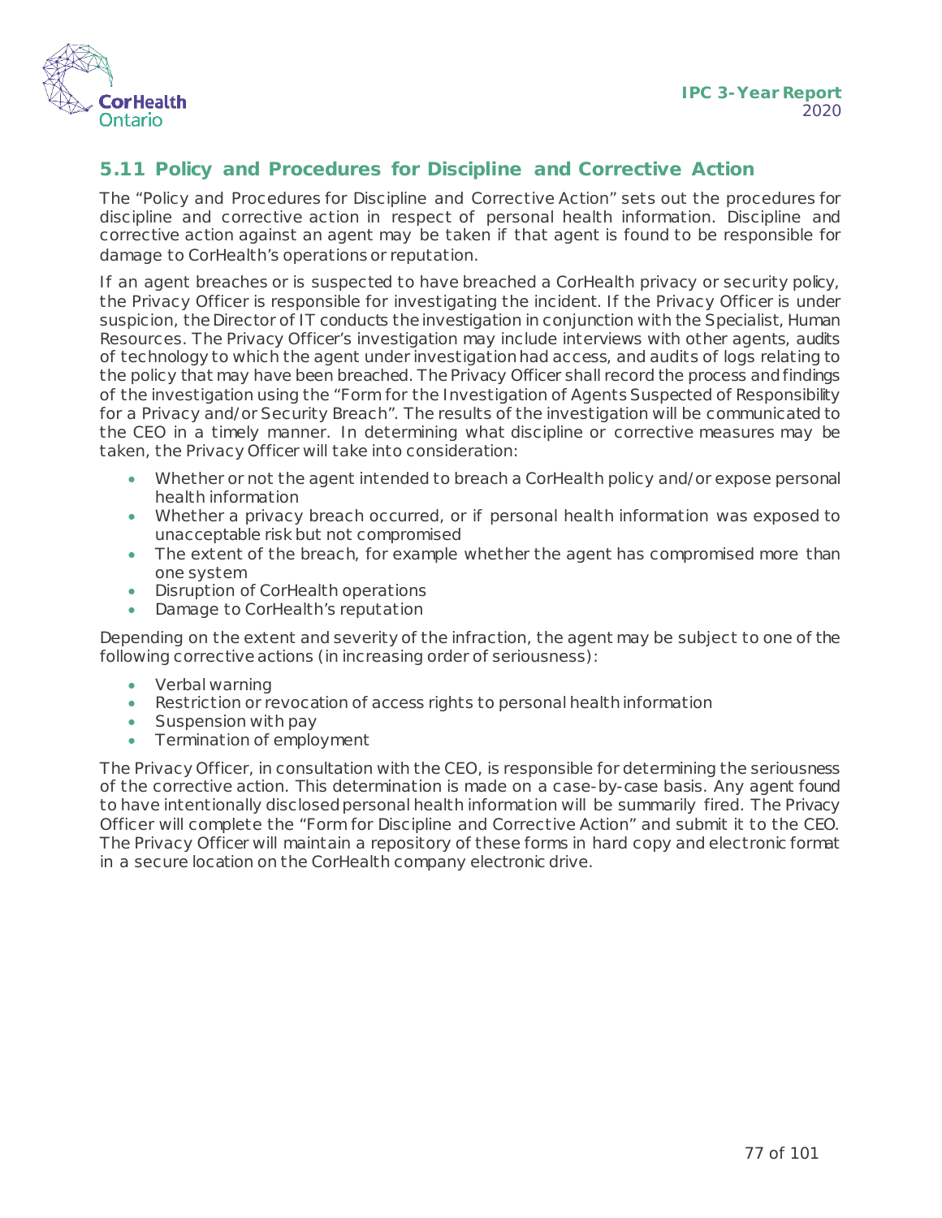## 5.11 Policy and Procedures for Discipline and Corrective Action

The "Policy and Procedures for Discipline and Corrective Action" sets out the procedures for discipline and corrective action in respect of personal health information. Discipline and corrective action against an agent may be taken if that agent is found to be responsible for damage to CorHealth's operations or reputation.

If an agent breaches or is suspected to have breached a CorHealth privacy or security policy, the Privacy Officer is responsible for investigating the incident. If the Privacy Officer is under suspicion, the Director of IT conducts the investigation in conjunction with the Specialist, Human Resources. The Privacy Officer's investigation may include interviews with other agents, audits of technology to which the agent under investigation had access, and audits of logs relating to the policy that may have been breached. The Privacy Officer shall record the process and findings of the investigation using the "Form for the Investigation of Agents Suspected of Responsibility for a Privacy and/or Security Breach". The results of the investigation will be communicated to the CEO in a timely manner. In determining what discipline or corrective measures may be taken, the Privacy Officer will take into consideration:

- Whether or not the agent intended to breach a CorHealth policy and/or expose personal health information
- Whether a privacy breach occurred, or if personal health information was exposed to unacceptable risk but not compromised
- The extent of the breach, for example whether the agent has compromised more than one system
- Disruption of CorHealth operations
- Damage to CorHealth's reputation

Depending on the extent and severity of the infraction, the agent may be subject to one of the following corrective actions (in increasing order of seriousness):

- Verbal warning
- Restriction or revocation of access rights to personal health information
- Suspension with pay
- Termination of employment

The Privacy Officer, in consultation with the CEO, is responsible for determining the seriousness of the corrective action. This determination is made on a case-by-case basis. Any agent found to have intentionally disclosed personal health information will be summarily fired. The Privacy Officer will complete the "Form for Discipline and Corrective Action" and submit it to the CEO. The Privacy Officer will maintain a repository of these forms in hard copy and electronic format in a secure location on the CorHealth company electronic drive.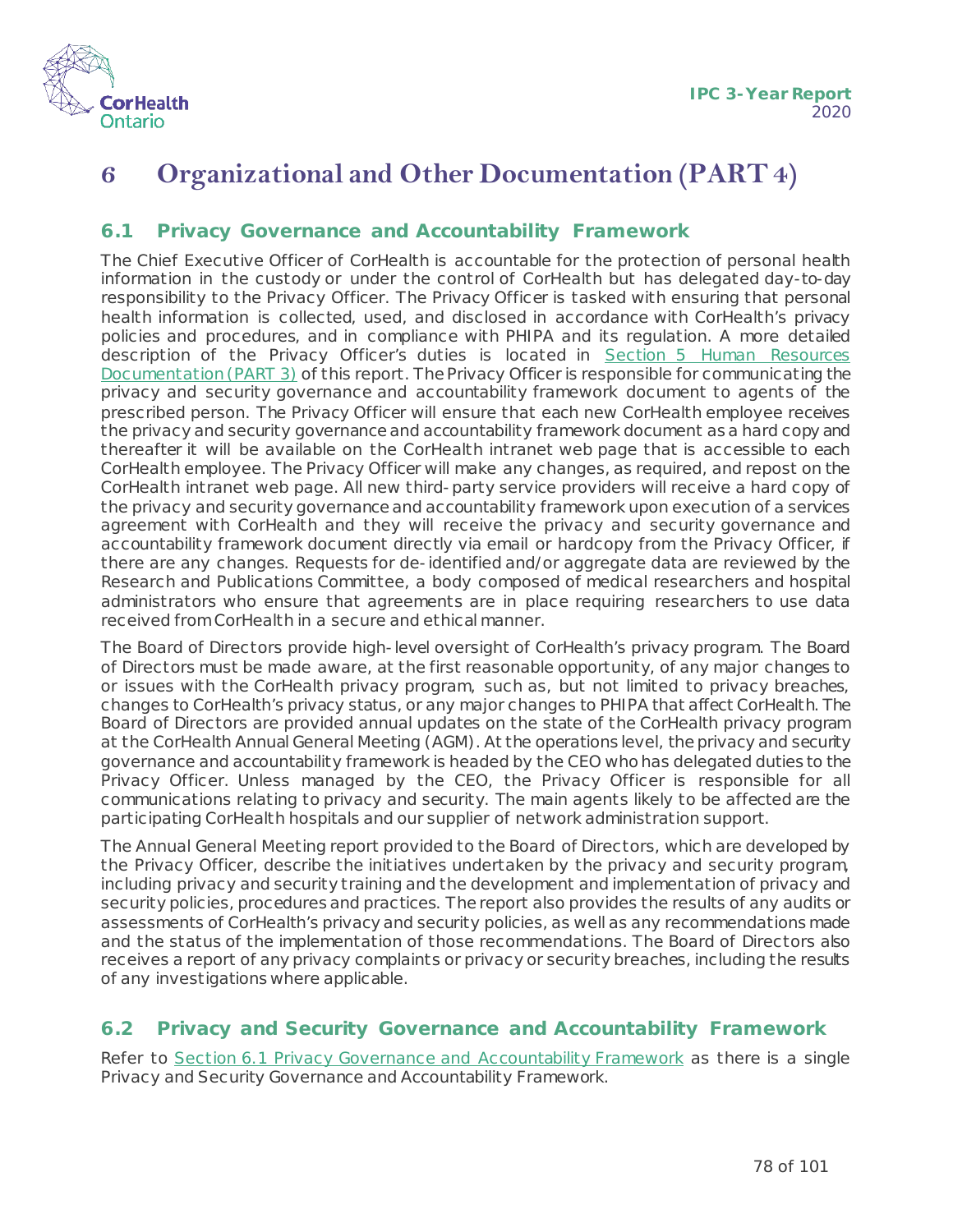# 6 Organizational and Other Documentation (PART 4)

## 6.1 Privacy Governance and Accountability Framework

The Chief Executive Officer of CorHealth is accountable for the protection of personal health information in the custody or under the control of CorHealth but has delegated day-to-day responsibility to the Privacy Officer. The Privacy Officer is tasked with ensuring that personal health information is collected, used, and disclosed in accordance with CorHealth's privacy policies and procedures, and in compliance with PHIPA and its regulation. A more detailed description of the Privacy Officer's duties is located in Section 5 Human Resources Documentation (PART 3) of this report. The Privacy Officer is responsible for communicating the privacy and security governance and accountability framework document to agents of the prescribed person. The Privacy Officer will ensure that each new CorHealth employee receives the privacy and security governance and accountability framework document as a hard copy and thereafter it will be available on the CorHealth intranet web page that is accessible to each CorHealth employee. The Privacy Officer will make any changes, as required, and repost on the CorHealth intranet web page. All new third-party service providers will receive a hard copy of the privacy and security governance and accountability framework upon execution of a services agreement with CorHealth and they will receive the privacy and security governance and accountability framework document directly via email or hardcopy from the Privacy Officer, if there are any changes. Requests for de-identified and/or aggregate data are reviewed by the Research and Publications Committee, a body composed of medical researchers and hospital administrators who ensure that agreements are in place requiring researchers to use data received from CorHealth in a secure and ethical manner.

The Board of Directors provide high-level oversight of CorHealth's privacy program. The Board of Directors must be made aware, at the first reasonable opportunity, of any major changes to or issues with the CorHealth privacy program, such as, but not limited to privacy breaches, changes to CorHealth's privacy status, or any major changes to PHIPA that affect CorHealth. The Board of Directors are provided annual updates on the state of the CorHealth privacy program at the CorHealth Annual General Meeting (AGM). At the operations level, the privacy and security governance and accountability framework is headed by the CEO who has delegated duties to the Privacy Officer. Unless managed by the CEO, the Privacy Officer is responsible for all communications relating to privacy and security. The main agents likely to be affected are the participating CorHealth hospitals and our supplier of network administration support.

The Annual General Meeting report provided to the Board of Directors, which are developed by the Privacy Officer, describe the initiatives undertaken by the privacy and security program, including privacy and security training and the development and implementation of privacy and security policies, procedures and practices. The report also provides the results of any audits or assessments of CorHealth's privacy and security policies, as well as any recommendations made and the status of the implementation of those recommendations. The Board of Directors also receives a report of any privacy complaints or privacy or security breaches, including the results of any investigations where applicable.

## 6.2 Privacy and Security Governance and Accountability Framework

Refer to Section 6.1 Privacy Governance and Accountability Framework as there is a single Privacy and Security Governance and Accountability Framework.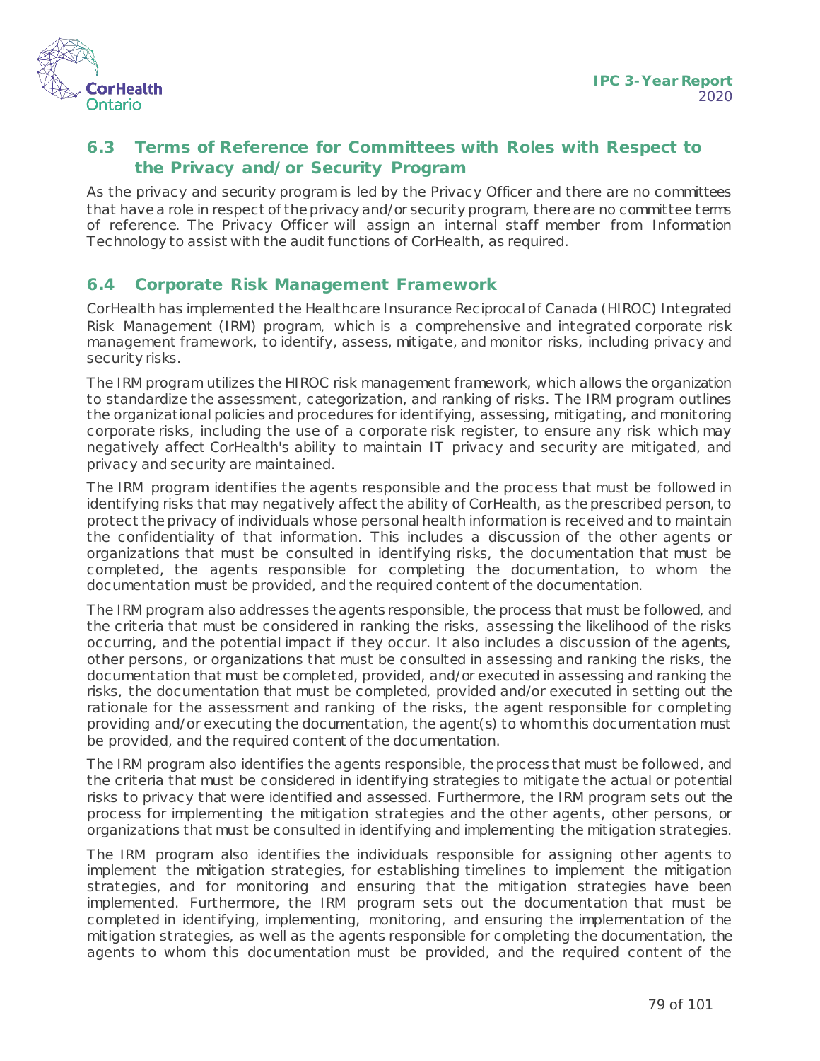## 6.3 Terms of Reference for Committees with Roles with Respect to the Privacy and/or Security Program

As the privacy and security program is led by the Privacy Officer and there are no committees that have a role in respect of the privacy and/or security program, there are no committee terms of reference. The Privacy Officer will assign an internal staff member from Information Technology to assist with the audit functions of CorHealth, as required.

## 6.4 Corporate Risk Management Framework

CorHealth has implemented the Healthcare Insurance Reciprocal of Canada (HIROC) Integrated Risk Management (IRM) program, which is a comprehensive and integrated corporate risk management framework, to identify, assess, mitigate, and monitor risks, including privacy and security risks.

The IRM program utilizes the HIROC risk management framework, which allows the organization to standardize the assessment, categorization, and ranking of risks. The IRM program outlines the organizational policies and procedures for identifying, assessing, mitigating, and monitoring corporate risks, including the use of a corporate risk register, to ensure any risk which may negatively affect CorHealth's ability to maintain IT privacy and security are mitigated, and privacy and security are maintained.

The IRM program identifies the agents responsible and the process that must be followed in identifying risks that may negatively affect the ability of CorHealth, as the prescribed person, to protect the privacy of individuals whose personal health information is received and to maintain the confidentiality of that information. This includes a discussion of the other agents or organizations that must be consulted in identifying risks, the documentation that must be completed, the agents responsible for completing the documentation, to whom the documentation must be provided, and the required content of the documentation.

The IRM program also addresses the agents responsible, the process that must be followed, and the criteria that must be considered in ranking the risks, assessing the likelihood of the risks occurring, and the potential impact if they occur. It also includes a discussion of the agents, other persons, or organizations that must be consulted in assessing and ranking the risks, the documentation that must be completed, provided, and/or executed in assessing and ranking the risks, the documentation that must be completed, provided and/or executed in setting out the rationale for the assessment and ranking of the risks, the agent responsible for completing providing and/or executing the documentation, the agent(s) to whom this documentation must be provided, and the required content of the documentation.

The IRM program also identifies the agents responsible, the process that must be followed, and the criteria that must be considered in identifying strategies to mitigate the actual or potential risks to privacy that were identified and assessed. Furthermore, the IRM program sets out the process for implementing the mitigation strategies and the other agents, other persons, or organizations that must be consulted in identifying and implementing the mitigation strategies.

The IRM program also identifies the individuals responsible for assigning other agents to implement the mitigation strategies, for establishing timelines to implement the mitigation strategies, and for monitoring and ensuring that the mitigation strategies have been implemented. Furthermore, the IRM program sets out the documentation that must be completed in identifying, implementing, monitoring, and ensuring the implementation of the mitigation strategies, as well as the agents responsible for completing the documentation, the agents to whom this documentation must be provided, and the required content of the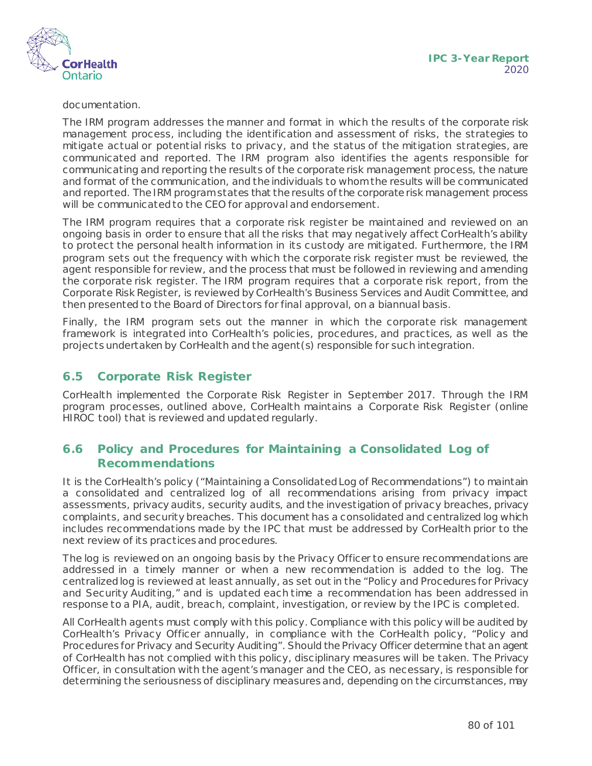documentation.

The IRM program addresses the manner and format in which the results of the corporate risk management process, including the identification and assessment of risks, the strategies to mitigate actual or potential risks to privacy, and the status of the mitigation strategies, are communicated and reported. The IRM program also identifies the agents responsible for communicating and reporting the results of the corporate risk management process, the nature and format of the communication, and the individuals to whom the results will be communicated and reported. The IRM program states that the results of the corporate risk management process will be communicated to the CEO for approval and endorsement.

The IRM program requires that a corporate risk register be maintained and reviewed on an ongoing basis in order to ensure that all the risks that may negatively affect CorHealth's ability to protect the personal health information in its custody are mitigated. Furthermore, the IRM program sets out the frequency with which the corporate risk register must be reviewed, the agent responsible for review, and the process that must be followed in reviewing and amending the corporate risk register. The IRM program requires that a corporate risk report, from the Corporate Risk Register, is reviewed by CorHealth's Business Services and Audit Committee, and then presented to the Board of Directors for final approval, on a biannual basis.

Finally, the IRM program sets out the manner in which the corporate risk management framework is integrated into CorHealth's policies, procedures, and practices, as well as the projects undertaken by CorHealth and the agent(s) responsible for such integration.

## 6.5 Corporate Risk Register

CorHealth implemented the Corporate Risk Register in September 2017. Through the IRM program processes, outlined above, CorHealth maintains a Corporate Risk Register (online HIROC tool) that is reviewed and updated regularly.

## 6.6 Policy and Procedures for Maintaining a Consolidated Log of Recommendations

It is the CorHealth's policy ("Maintaining a Consolidated Log of Recommendations") to maintain a consolidated and centralized log of all recommendations arising from privacy impact assessments, privacy audits, security audits, and the investigation of privacy breaches, privacy complaints, and security breaches. This document has a consolidated and centralized log which includes recommendations made by the IPC that must be addressed by CorHealth prior to the next review of its practices and procedures.

The log is reviewed on an ongoing basis by the Privacy Officer to ensure recommendations are addressed in a timely manner or when a new recommendation is added to the log. The centralized log is reviewed at least annually, as set out in the "Policy and Procedures for Privacy and Security Auditing," and is updated each time a recommendation has been addressed in response to a PIA, audit, breach, complaint, investigation, or review by the IPC is completed.

All CorHealth agents must comply with this policy. Compliance with this policy will be audited by CorHealth's Privacy Officer annually, in compliance with the CorHealth policy, "Policy and Procedures for Privacy and Security Auditing". Should the Privacy Officer determine that an agent of CorHealth has not complied with this policy, disciplinary measures will be taken. The Privacy Officer, in consultation with the agent's manager and the CEO, as necessary, is responsible for determining the seriousness of disciplinary measures and, depending on the circumstances, may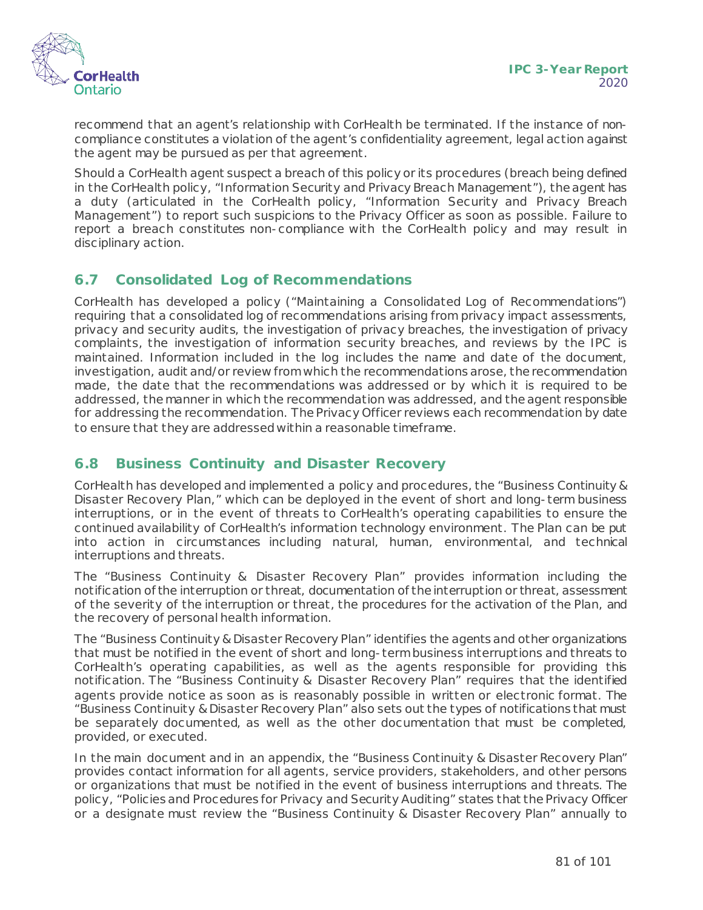recommend that an agent's relationship with CorHealth be terminated. If the instance of non-compliance constitutes a violation of the agent's confidentiality agreement, legal action against the agent may be pursued as per that agreement.

Should a CorHealth agent suspect a breach of this policy or its procedures (breach being defined in the CorHealth policy, "Information Security and Privacy Breach Management"), the agent has a duty (articulated in the CorHealth policy, "Information Security and Privacy Breach Management") to report such suspicions to the Privacy Officer as soon as possible. Failure to report a breach constitutes non-compliance with the CorHealth policy and may result in disciplinary action.

## 6.7 Consolidated Log of Recommendations

CorHealth has developed a policy ("Maintaining a Consolidated Log of Recommendations") requiring that a consolidated log of recommendations arising from privacy impact assessments, privacy and security audits, the investigation of privacy breaches, the investigation of privacy complaints, the investigation of information security breaches, and reviews by the IPC is maintained. Information included in the log includes the name and date of the document, investigation, audit and/or review from which the recommendations arose, the recommendation made, the date that the recommendations was addressed or by which it is required to be addressed, the manner in which the recommendation was addressed, and the agent responsible for addressing the recommendation. The Privacy Officer reviews each recommendation by date to ensure that they are addressed within a reasonable timeframe.

## 6.8 Business Continuity and Disaster Recovery

CorHealth has developed and implemented a policy and procedures, the "Business Continuity & Disaster Recovery Plan," which can be deployed in the event of short and long-term business interruptions, or in the event of threats to CorHealth's operating capabilities to ensure the continued availability of CorHealth's information technology environment. The Plan can be put into action in circumstances including natural, human, environmental, and technical interruptions and threats.

The "Business Continuity & Disaster Recovery Plan" provides information including the notification of the interruption or threat, documentation of the interruption or threat, assessment of the severity of the interruption or threat, the procedures for the activation of the Plan, and the recovery of personal health information.

The "Business Continuity & Disaster Recovery Plan" identifies the agents and other organizations that must be notified in the event of short and long-term business interruptions and threats to CorHealth's operating capabilities, as well as the agents responsible for providing this notification. The "Business Continuity & Disaster Recovery Plan" requires that the identified agents provide notice as soon as is reasonably possible in written or electronic format. The "Business Continuity & Disaster Recovery Plan" also sets out the types of notifications that must be separately documented, as well as the other documentation that must be completed, provided, or executed.

In the main document and in an appendix, the "Business Continuity & Disaster Recovery Plan" provides contact information for all agents, service providers, stakeholders, and other persons or organizations that must be notified in the event of business interruptions and threats. The policy, "Policies and Procedures for Privacy and Security Auditing" states that the Privacy Officer or a designate must review the "Business Continuity & Disaster Recovery Plan" annually to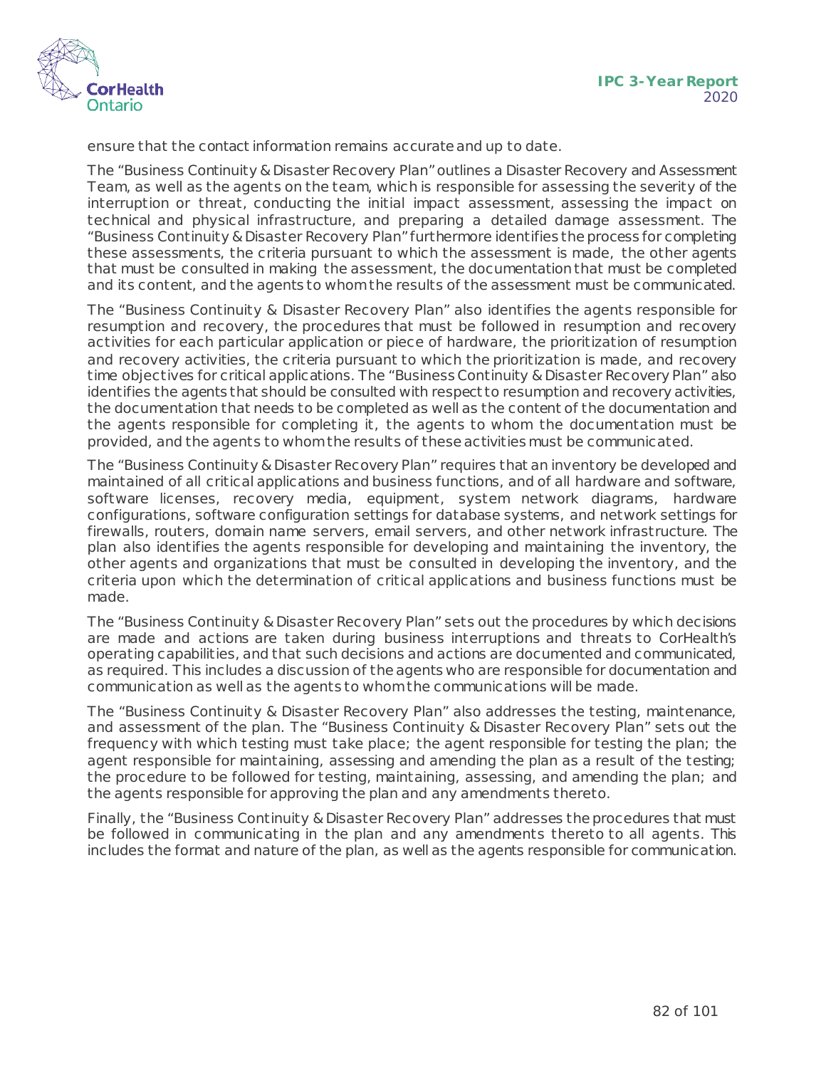ensure that the contact information remains accurate and up to date.

The "Business Continuity & Disaster Recovery Plan" outlines a Disaster Recovery and Assessment Team, as well as the agents on the team, which is responsible for assessing the severity of the interruption or threat, conducting the initial impact assessment, assessing the impact on technical and physical infrastructure, and preparing a detailed damage assessment. The "Business Continuity & Disaster Recovery Plan" furthermore identifies the process for completing these assessments, the criteria pursuant to which the assessment is made, the other agents that must be consulted in making the assessment, the documentation that must be completed and its content, and the agents to whom the results of the assessment must be communicated.

The "Business Continuity & Disaster Recovery Plan" also identifies the agents responsible for resumption and recovery, the procedures that must be followed in resumption and recovery activities for each particular application or piece of hardware, the prioritization of resumption and recovery activities, the criteria pursuant to which the prioritization is made, and recovery time objectives for critical applications. The "Business Continuity & Disaster Recovery Plan" also identifies the agents that should be consulted with respect to resumption and recovery activities, the documentation that needs to be completed as well as the content of the documentation and the agents responsible for completing it, the agents to whom the documentation must be provided, and the agents to whom the results of these activities must be communicated.

The "Business Continuity & Disaster Recovery Plan" requires that an inventory be developed and maintained of all critical applications and business functions, and of all hardware and software, software licenses, recovery media, equipment, system network diagrams, hardware configurations, software configuration settings for database systems, and network settings for firewalls, routers, domain name servers, email servers, and other network infrastructure. The plan also identifies the agents responsible for developing and maintaining the inventory, the other agents and organizations that must be consulted in developing the inventory, and the criteria upon which the determination of critical applications and business functions must be made.

The "Business Continuity & Disaster Recovery Plan" sets out the procedures by which decisions are made and actions are taken during business interruptions and threats to CorHealth's operating capabilities, and that such decisions and actions are documented and communicated, as required. This includes a discussion of the agents who are responsible for documentation and communication as well as the agents to whom the communications will be made.

The "Business Continuity & Disaster Recovery Plan" also addresses the testing, maintenance, and assessment of the plan. The "Business Continuity & Disaster Recovery Plan" sets out the frequency with which testing must take place; the agent responsible for testing the plan; the agent responsible for maintaining, assessing and amending the plan as a result of the testing; the procedure to be followed for testing, maintaining, assessing, and amending the plan; and the agents responsible for approving the plan and any amendments thereto.

Finally, the "Business Continuity & Disaster Recovery Plan" addresses the procedures that must be followed in communicating in the plan and any amendments thereto to all agents. This includes the format and nature of the plan, as well as the agents responsible for communication.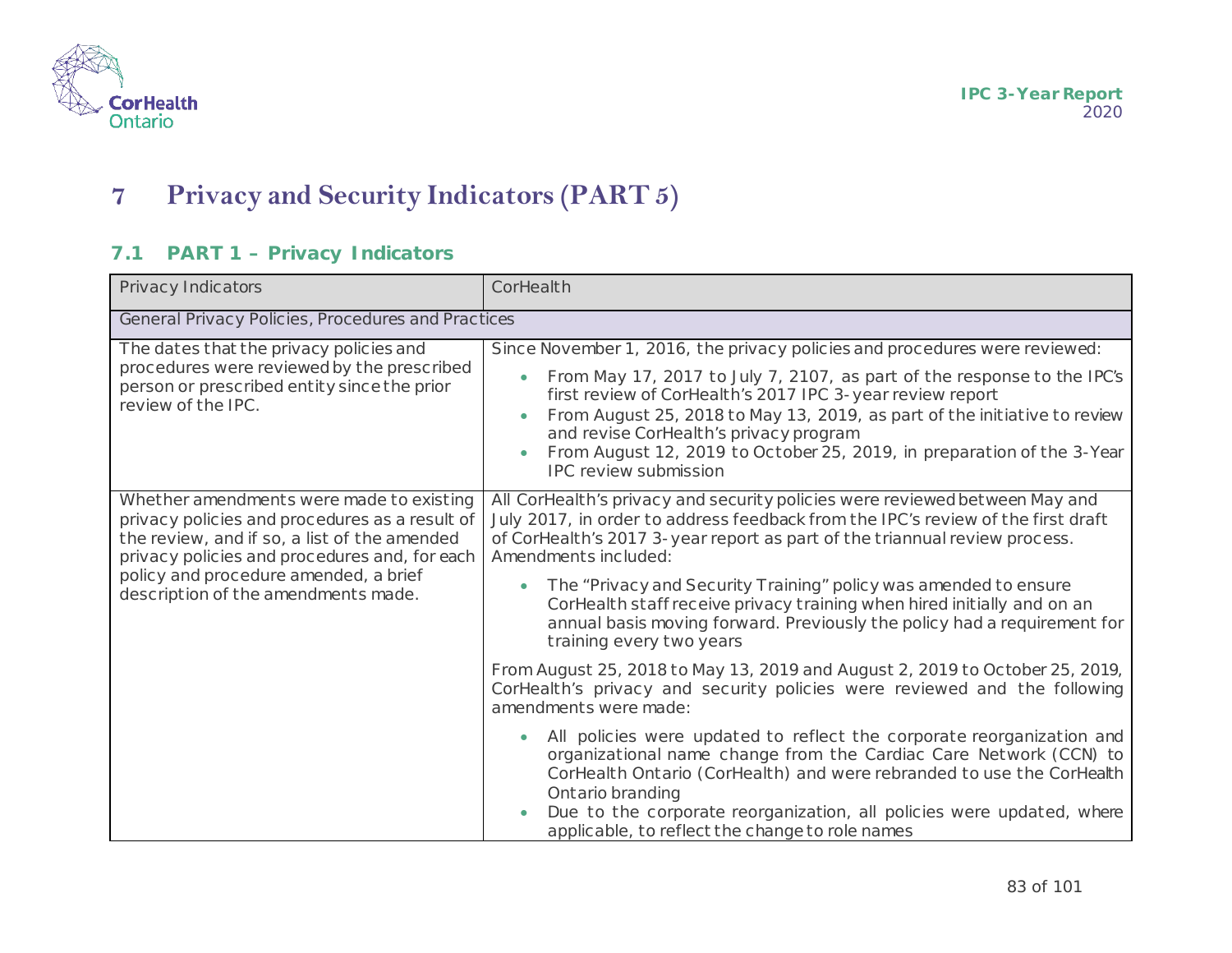# 7 Privacy and Security Indicators (PART 5)

## 7.1 PART 1 – Privacy Indicators

| Privacy Indicators | CorHealth |
|---|---|
| General Privacy Policies, Procedures and Practices | |
| The dates that the privacy policies and procedures were reviewed by the prescribed person or prescribed entity since the prior review of the IPC. | Since November 1, 2016, the privacy policies and procedures were reviewed:<br>• From May 17, 2017 to July 7, 2107, as part of the response to the IPC's first review of CorHealth's 2017 IPC 3-year review report<br>• From August 25, 2018 to May 13, 2019, as part of the initiative to review and revise CorHealth's privacy program<br>• From August 12, 2019 to October 25, 2019, in preparation of the 3-Year IPC review submission |
| Whether amendments were made to existing privacy policies and procedures as a result of the review, and if so, a list of the amended privacy policies and procedures and, for each policy and procedure amended, a brief description of the amendments made. | All CorHealth's privacy and security policies were reviewed between May and July 2017, in order to address feedback from the IPC's review of the first draft of CorHealth's 2017 3-year report as part of the triannual review process. Amendments included:<br>• The "Privacy and Security Training" policy was amended to ensure CorHealth staff receive privacy training when hired initially and on an annual basis moving forward. Previously the policy had a requirement for training every two years<br><br>From August 25, 2018 to May 13, 2019 and August 2, 2019 to October 25, 2019, CorHealth's privacy and security policies were reviewed and the following amendments were made:<br>• All policies were updated to reflect the corporate reorganization and organizational name change from the Cardiac Care Network (CCN) to CorHealth Ontario (CorHealth) and were rebranded to use the CorHealth Ontario branding<br>• Due to the corporate reorganization, all policies were updated, where applicable, to reflect the change to role names |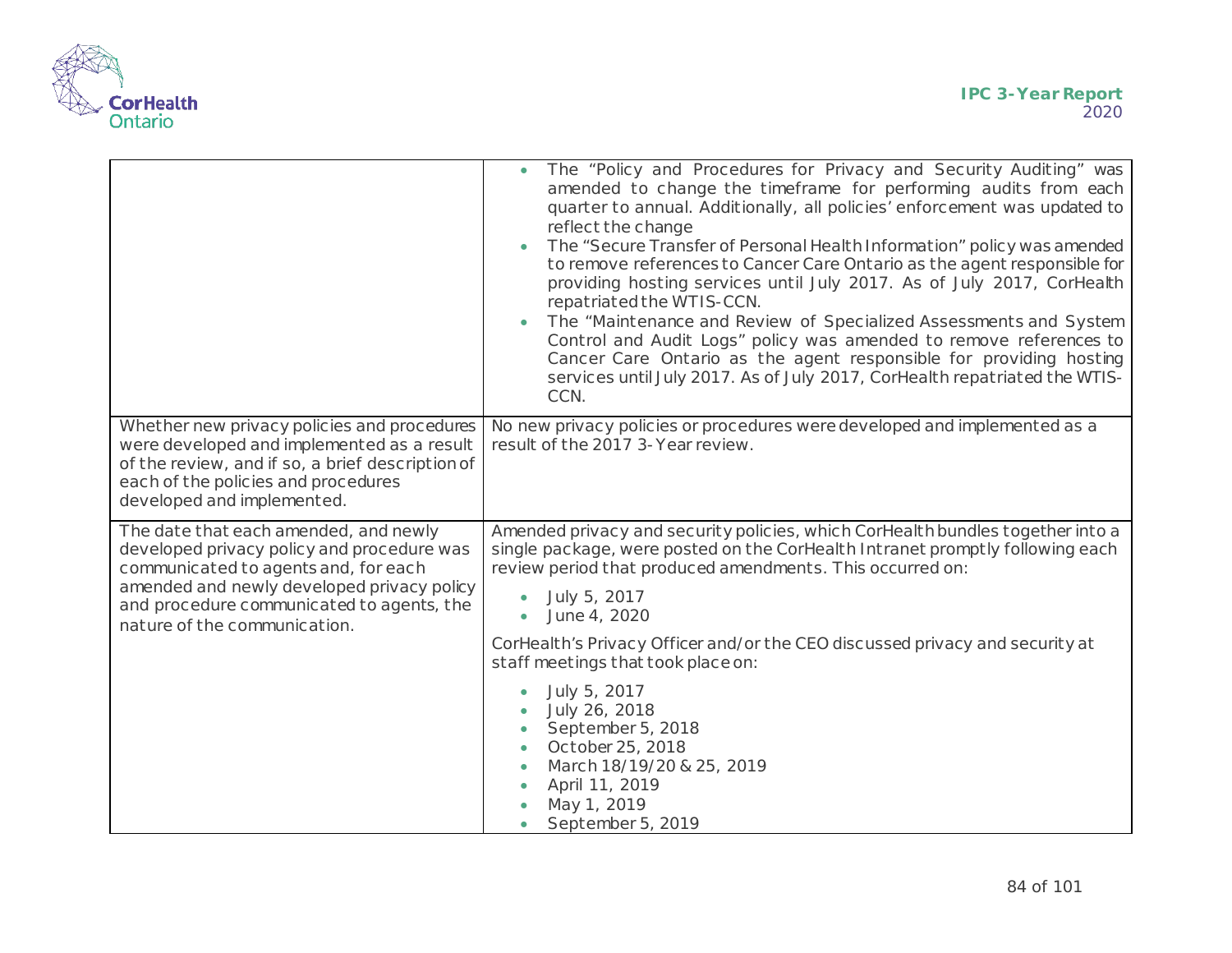| | |
|---|---|
| | • The "Policy and Procedures for Privacy and Security Auditing" was amended to change the timeframe for performing audits from each quarter to annual. Additionally, all policies' enforcement was updated to reflect the change<br>• The "Secure Transfer of Personal Health Information" policy was amended to remove references to Cancer Care Ontario as the agent responsible for providing hosting services until July 2017. As of July 2017, CorHealth repatriated the WTIS-CCN.<br>• The "Maintenance and Review of Specialized Assessments and System Control and Audit Logs" policy was amended to remove references to Cancer Care Ontario as the agent responsible for providing hosting services until July 2017. As of July 2017, CorHealth repatriated the WTIS-CCN. |
| Whether new privacy policies and procedures were developed and implemented as a result of the review, and if so, a brief description of each of the policies and procedures developed and implemented. | No new privacy policies or procedures were developed and implemented as a result of the 2017 3-Year review. |
| The date that each amended, and newly developed privacy policy and procedure was communicated to agents and, for each amended and newly developed privacy policy and procedure communicated to agents, the nature of the communication. | Amended privacy and security policies, which CorHealth bundles together into a single package, were posted on the CorHealth Intranet promptly following each review period that produced amendments. This occurred on:<br>• July 5, 2017<br>• June 4, 2020<br><br>CorHealth's Privacy Officer and/or the CEO discussed privacy and security at staff meetings that took place on:<br>• July 5, 2017<br>• July 26, 2018<br>• September 5, 2018<br>• October 25, 2018<br>• March 18/19/20 & 25, 2019<br>• April 11, 2019<br>• May 1, 2019<br>• September 5, 2019 |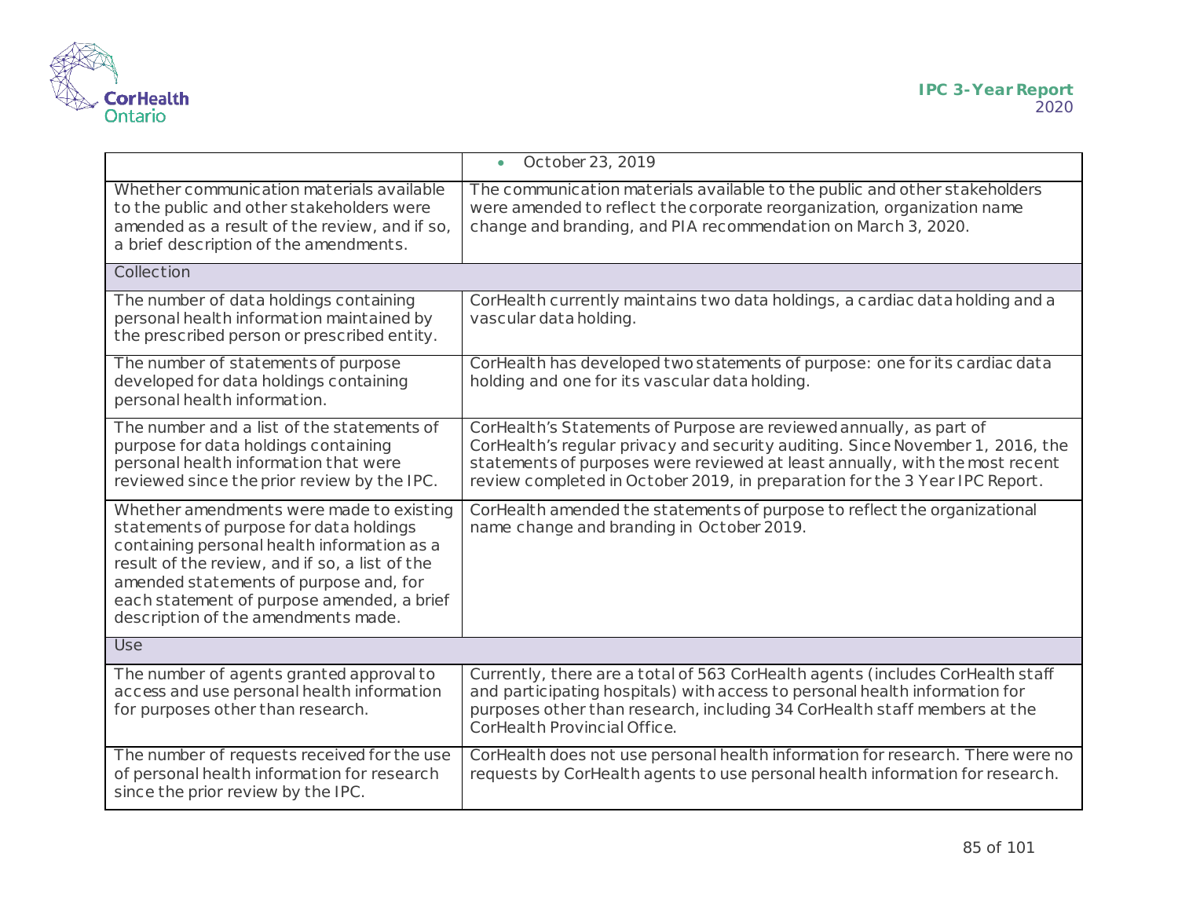| | |
|---|---|
| | • October 23, 2019 |
| Whether communication materials available to the public and other stakeholders were amended as a result of the review, and if so, a brief description of the amendments. | The communication materials available to the public and other stakeholders were amended to reflect the corporate reorganization, organization name change and branding, and PIA recommendation on March 3, 2020. |
| **Collection** | |
| The number of data holdings containing personal health information maintained by the prescribed person or prescribed entity. | CorHealth currently maintains two data holdings, a cardiac data holding and a vascular data holding. |
| The number of statements of purpose developed for data holdings containing personal health information. | CorHealth has developed two statements of purpose: one for its cardiac data holding and one for its vascular data holding. |
| The number and a list of the statements of purpose for data holdings containing personal health information that were reviewed since the prior review by the IPC. | CorHealth's Statements of Purpose are reviewed annually, as part of CorHealth's regular privacy and security auditing. Since November 1, 2016, the statements of purposes were reviewed at least annually, with the most recent review completed in October 2019, in preparation for the 3 Year IPC Report. |
| Whether amendments were made to existing statements of purpose for data holdings containing personal health information as a result of the review, and if so, a list of the amended statements of purpose and, for each statement of purpose amended, a brief description of the amendments made. | CorHealth amended the statements of purpose to reflect the organizational name change and branding in October 2019. |
| **Use** | |
| The number of agents granted approval to access and use personal health information for purposes other than research. | Currently, there are a total of 563 CorHealth agents (includes CorHealth staff and participating hospitals) with access to personal health information for purposes other than research, including 34 CorHealth staff members at the CorHealth Provincial Office. |
| The number of requests received for the use of personal health information for research since the prior review by the IPC. | CorHealth does not use personal health information for research. There were no requests by CorHealth agents to use personal health information for research. |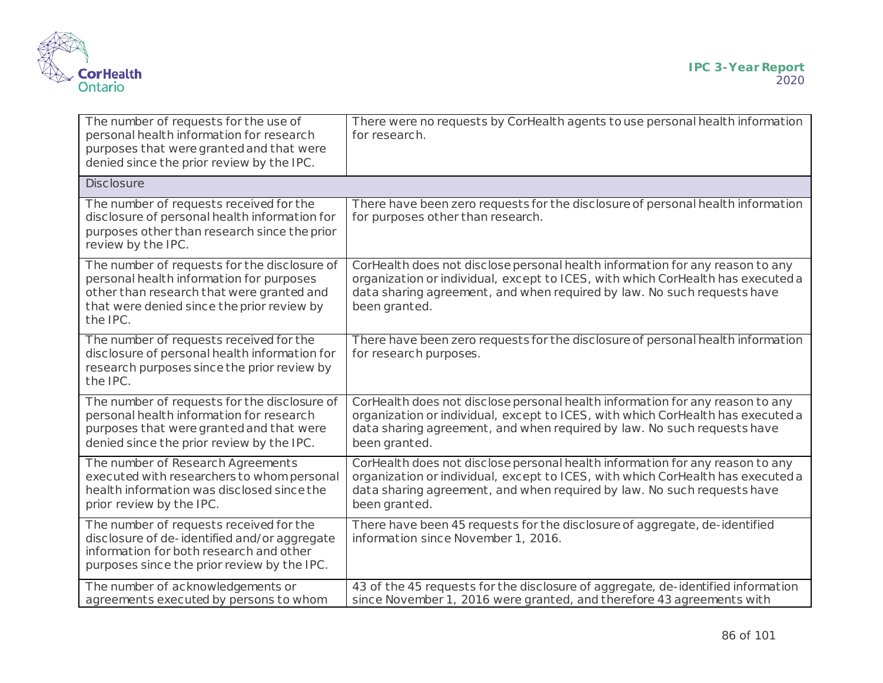| | |
|---|---|
| The number of requests for the use of personal health information for research purposes that were granted and that were denied since the prior review by the IPC. | There were no requests by CorHealth agents to use personal health information for research. |
| Disclosure | |
| The number of requests received for the disclosure of personal health information for purposes other than research since the prior review by the IPC. | There have been zero requests for the disclosure of personal health information for purposes other than research. |
| The number of requests for the disclosure of personal health information for purposes other than research that were granted and that were denied since the prior review by the IPC. | CorHealth does not disclose personal health information for any reason to any organization or individual, except to ICES, with which CorHealth has executed a data sharing agreement, and when required by law. No such requests have been granted. |
| The number of requests received for the disclosure of personal health information for research purposes since the prior review by the IPC. | There have been zero requests for the disclosure of personal health information for research purposes. |
| The number of requests for the disclosure of personal health information for research purposes that were granted and that were denied since the prior review by the IPC. | CorHealth does not disclose personal health information for any reason to any organization or individual, except to ICES, with which CorHealth has executed a data sharing agreement, and when required by law. No such requests have been granted. |
| The number of Research Agreements executed with researchers to whom personal health information was disclosed since the prior review by the IPC. | CorHealth does not disclose personal health information for any reason to any organization or individual, except to ICES, with which CorHealth has executed a data sharing agreement, and when required by law. No such requests have been granted. |
| The number of requests received for the disclosure of de-identified and/or aggregate information for both research and other purposes since the prior review by the IPC. | There have been 45 requests for the disclosure of aggregate, de-identified information since November 1, 2016. |
| The number of acknowledgements or agreements executed by persons to whom | 43 of the 45 requests for the disclosure of aggregate, de-identified information since November 1, 2016 were granted, and therefore 43 agreements with |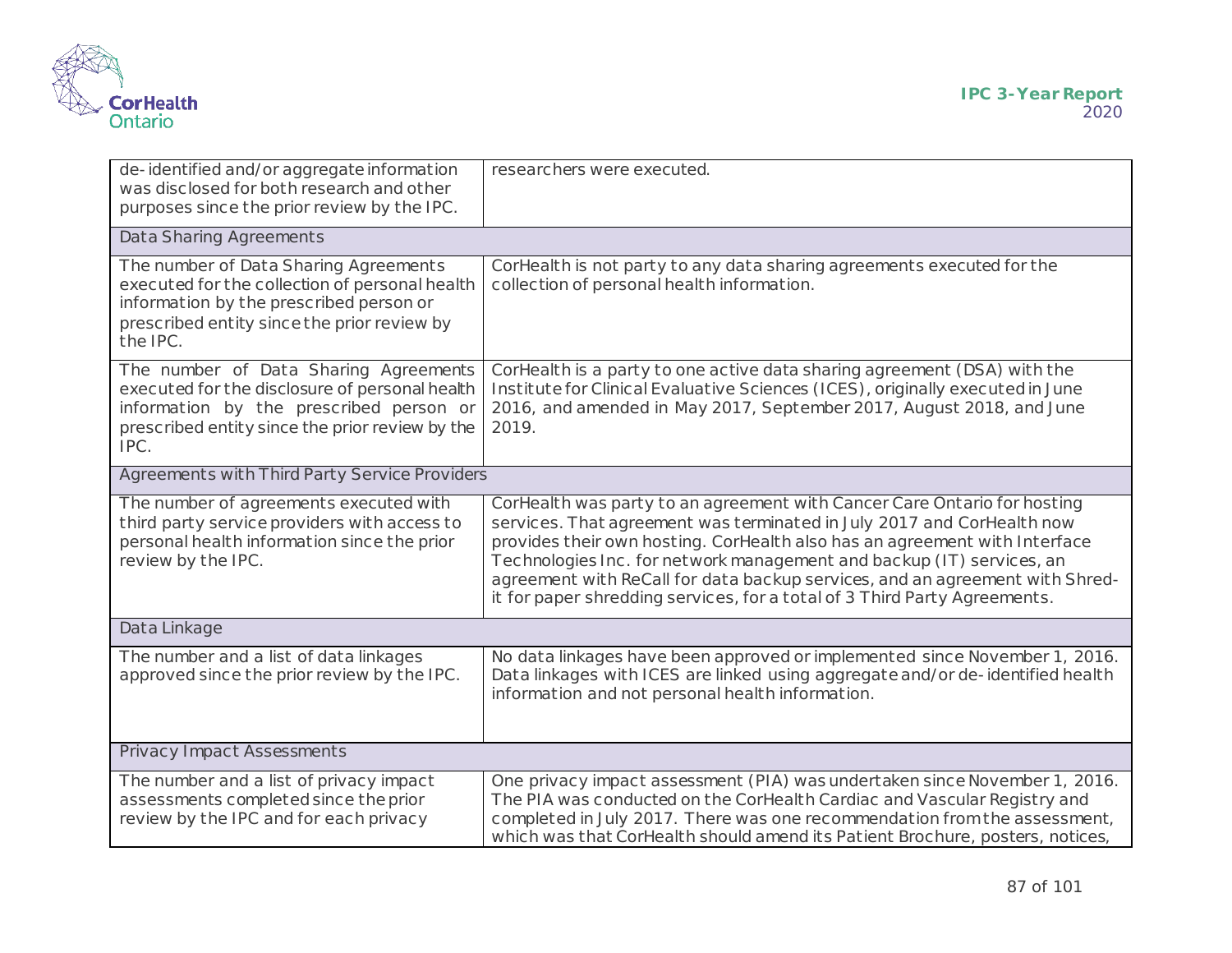| | |
|---|---|
| de-identified and/or aggregate information was disclosed for both research and other purposes since the prior review by the IPC. | researchers were executed. |
| **Data Sharing Agreements** | |
| The number of Data Sharing Agreements executed for the collection of personal health information by the prescribed person or prescribed entity since the prior review by the IPC. | CorHealth is not party to any data sharing agreements executed for the collection of personal health information. |
| The number of Data Sharing Agreements executed for the disclosure of personal health information by the prescribed person or prescribed entity since the prior review by the IPC. | CorHealth is a party to one active data sharing agreement (DSA) with the Institute for Clinical Evaluative Sciences (ICES), originally executed in June 2016, and amended in May 2017, September 2017, August 2018, and June 2019. |
| **Agreements with Third Party Service Providers** | |
| The number of agreements executed with third party service providers with access to personal health information since the prior review by the IPC. | CorHealth was party to an agreement with Cancer Care Ontario for hosting services. That agreement was terminated in July 2017 and CorHealth now provides their own hosting. CorHealth also has an agreement with Interface Technologies Inc. for network management and backup (IT) services, an agreement with ReCall for data backup services, and an agreement with Shred-it for paper shredding services, for a total of 3 Third Party Agreements. |
| **Data Linkage** | |
| The number and a list of data linkages approved since the prior review by the IPC. | No data linkages have been approved or implemented since November 1, 2016. Data linkages with ICES are linked using aggregate and/or de-identified health information and not personal health information. |
| **Privacy Impact Assessments** | |
| The number and a list of privacy impact assessments completed since the prior review by the IPC and for each privacy | One privacy impact assessment (PIA) was undertaken since November 1, 2016. The PIA was conducted on the CorHealth Cardiac and Vascular Registry and completed in July 2017. There was one recommendation from the assessment, which was that CorHealth should amend its Patient Brochure, posters, notices, |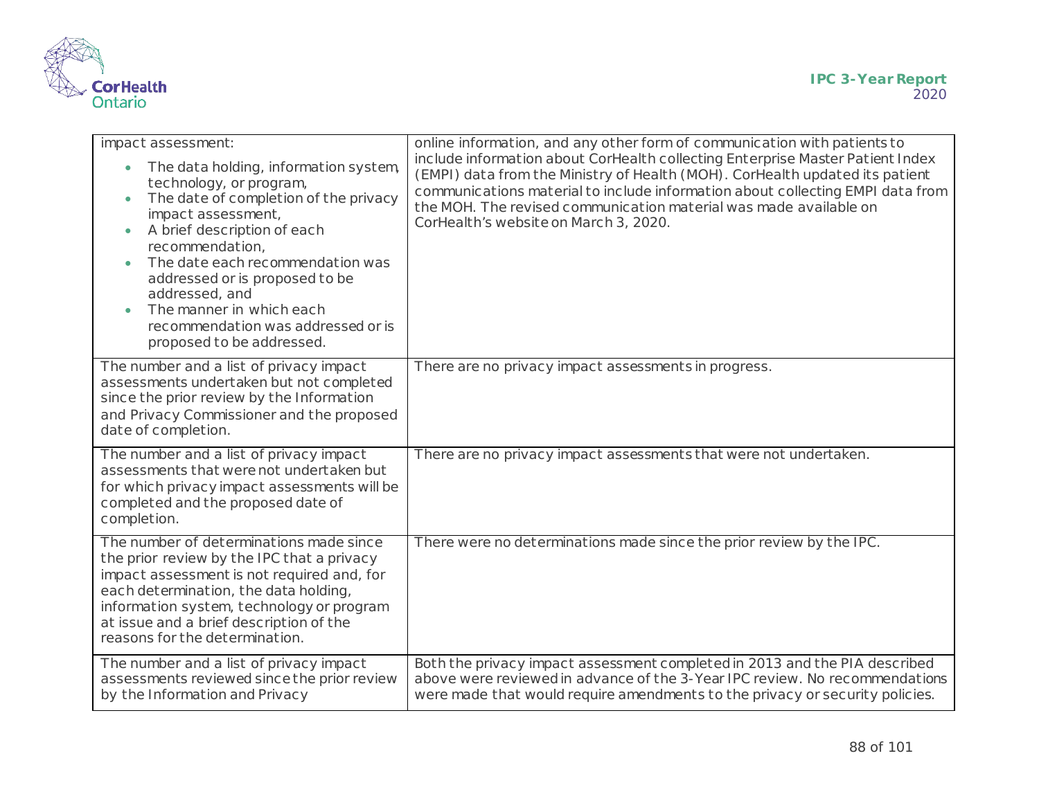| | |
|---|---|
| impact assessment:<br>• The data holding, information system, technology, or program,<br>• The date of completion of the privacy impact assessment,<br>• A brief description of each recommendation,<br>• The date each recommendation was addressed or is proposed to be addressed, and<br>• The manner in which each recommendation was addressed or is proposed to be addressed. | online information, and any other form of communication with patients to include information about CorHealth collecting Enterprise Master Patient Index (EMPI) data from the Ministry of Health (MOH). CorHealth updated its patient communications material to include information about collecting EMPI data from the MOH. The revised communication material was made available on CorHealth's website on March 3, 2020. |
| The number and a list of privacy impact assessments undertaken but not completed since the prior review by the Information and Privacy Commissioner and the proposed date of completion. | There are no privacy impact assessments in progress. |
| The number and a list of privacy impact assessments that were not undertaken but for which privacy impact assessments will be completed and the proposed date of completion. | There are no privacy impact assessments that were not undertaken. |
| The number of determinations made since the prior review by the IPC that a privacy impact assessment is not required and, for each determination, the data holding, information system, technology or program at issue and a brief description of the reasons for the determination. | There were no determinations made since the prior review by the IPC. |
| The number and a list of privacy impact assessments reviewed since the prior review by the Information and Privacy | Both the privacy impact assessment completed in 2013 and the PIA described above were reviewed in advance of the 3-Year IPC review. No recommendations were made that would require amendments to the privacy or security policies. |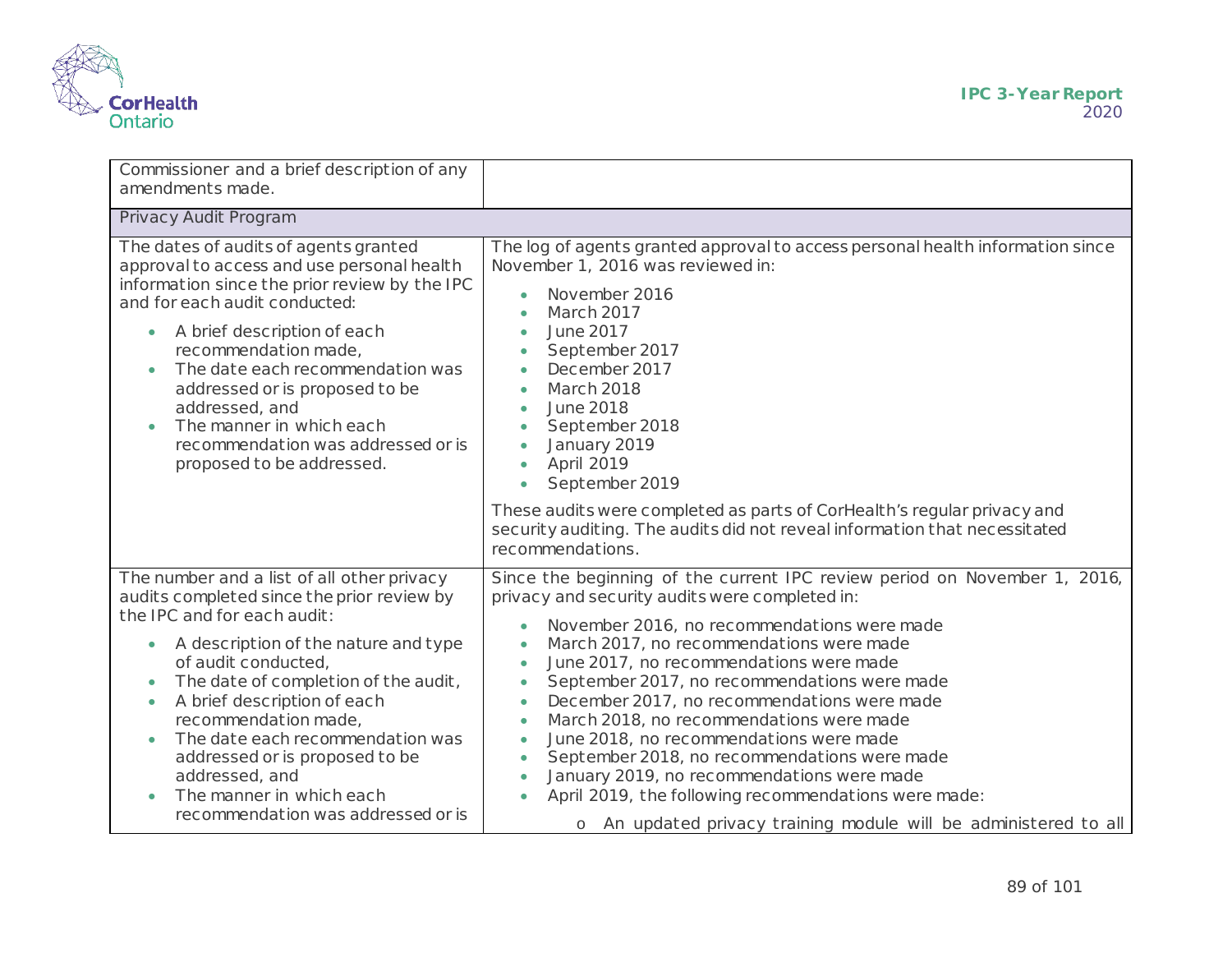| | |
|---|---|
| Commissioner and a brief description of any amendments made. | |
| Privacy Audit Program | |
| The dates of audits of agents granted approval to access and use personal health information since the prior review by the IPC and for each audit conducted:<br>• A brief description of each recommendation made,<br>• The date each recommendation was addressed or is proposed to be addressed, and<br>• The manner in which each recommendation was addressed or is proposed to be addressed. | The log of agents granted approval to access personal health information since November 1, 2016 was reviewed in:<br>• November 2016<br>• March 2017<br>• June 2017<br>• September 2017<br>• December 2017<br>• March 2018<br>• June 2018<br>• September 2018<br>• January 2019<br>• April 2019<br>• September 2019<br><br>These audits were completed as parts of CorHealth's regular privacy and security auditing. The audits did not reveal information that necessitated recommendations. |
| The number and a list of all other privacy audits completed since the prior review by the IPC and for each audit:<br>• A description of the nature and type of audit conducted,<br>• The date of completion of the audit,<br>• A brief description of each recommendation made,<br>• The date each recommendation was addressed or is proposed to be addressed, and<br>• The manner in which each recommendation was addressed or is | Since the beginning of the current IPC review period on November 1, 2016, privacy and security audits were completed in:<br>• November 2016, no recommendations were made<br>• March 2017, no recommendations were made<br>• June 2017, no recommendations were made<br>• September 2017, no recommendations were made<br>• December 2017, no recommendations were made<br>• March 2018, no recommendations were made<br>• June 2018, no recommendations were made<br>• September 2018, no recommendations were made<br>• January 2019, no recommendations were made<br>• April 2019, the following recommendations were made:<br>  o An updated privacy training module will be administered to all |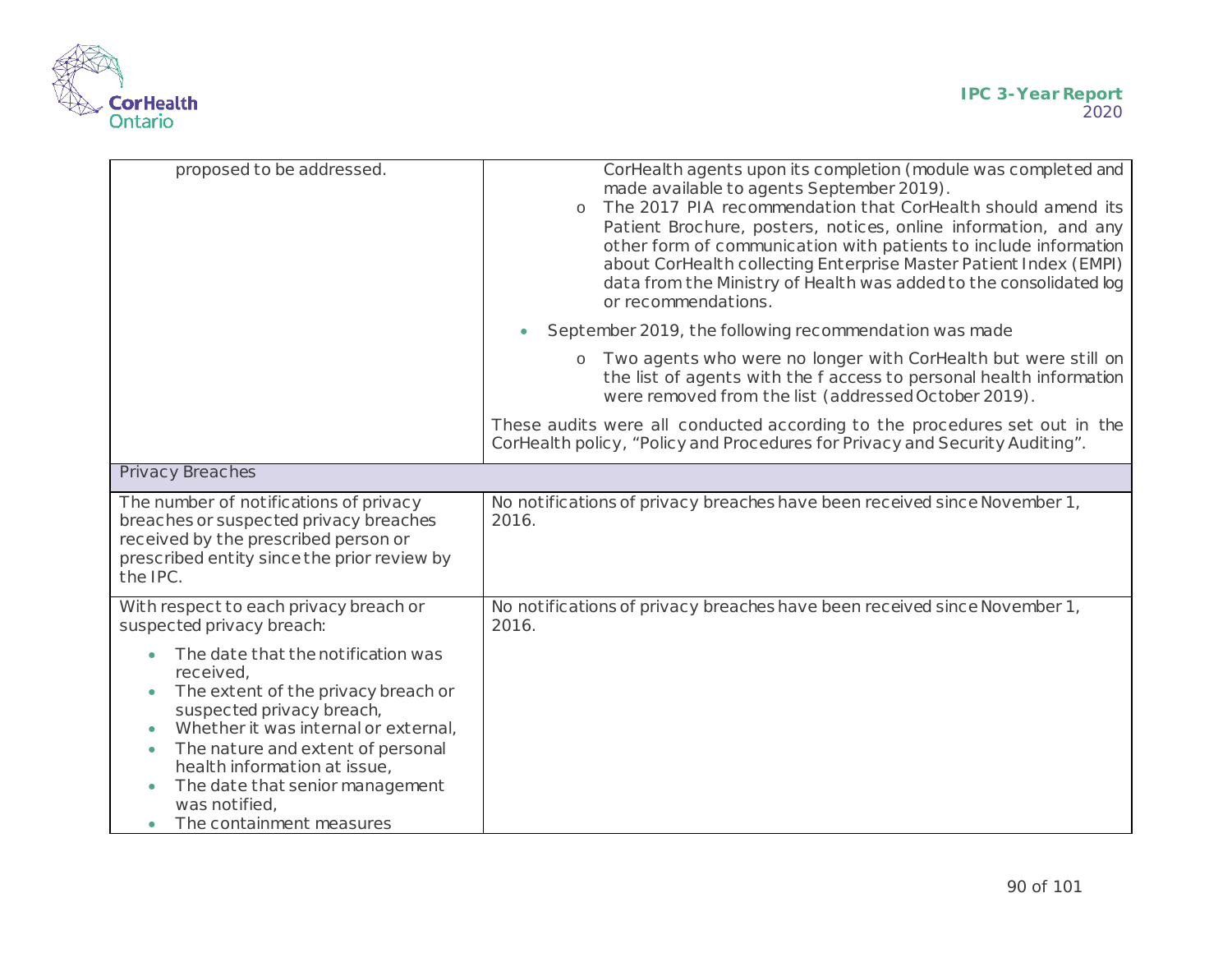| | |
|---|---|
| proposed to be addressed. | CorHealth agents upon its completion (module was completed and made available to agents September 2019).<br>o The 2017 PIA recommendation that CorHealth should amend its Patient Brochure, posters, notices, online information, and any other form of communication with patients to include information about CorHealth collecting Enterprise Master Patient Index (EMPI) data from the Ministry of Health was added to the consolidated log or recommendations.<br>• September 2019, the following recommendation was made<br>o Two agents who were no longer with CorHealth but were still on the list of agents with the f access to personal health information were removed from the list (addressed October 2019).<br>These audits were all conducted according to the procedures set out in the CorHealth policy, "Policy and Procedures for Privacy and Security Auditing". |
| **Privacy Breaches** | |
| The number of notifications of privacy breaches or suspected privacy breaches received by the prescribed person or prescribed entity since the prior review by the IPC. | No notifications of privacy breaches have been received since November 1, 2016. |
| With respect to each privacy breach or suspected privacy breach:<br>• The date that the notification was received,<br>• The extent of the privacy breach or suspected privacy breach,<br>• Whether it was internal or external,<br>• The nature and extent of personal health information at issue,<br>• The date that senior management was notified,<br>• The containment measures | No notifications of privacy breaches have been received since November 1, 2016. |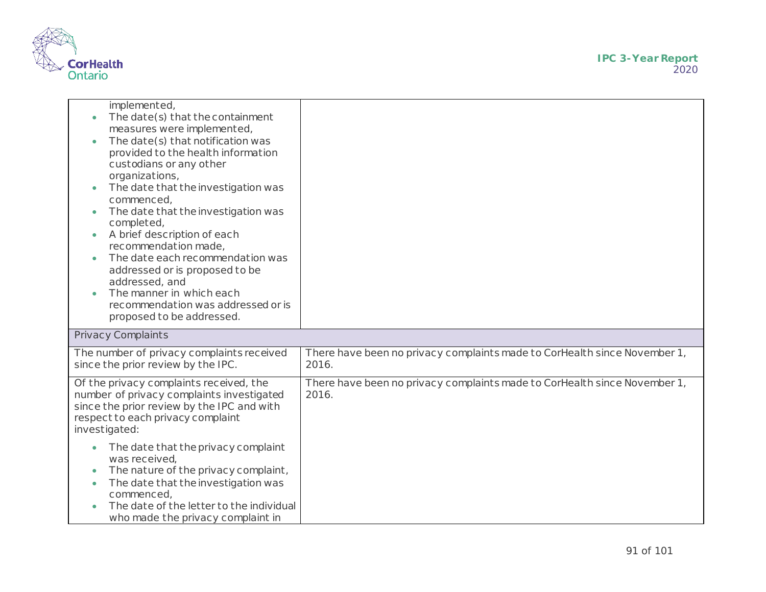| | |
|---|---|
| implemented,<br>• The date(s) that the containment measures were implemented,<br>• The date(s) that notification was provided to the health information custodians or any other organizations,<br>• The date that the investigation was commenced,<br>• The date that the investigation was completed,<br>• A brief description of each recommendation made,<br>• The date each recommendation was addressed or is proposed to be addressed, and<br>• The manner in which each recommendation was addressed or is proposed to be addressed. | |
| **Privacy Complaints** | |
| The number of privacy complaints received since the prior review by the IPC. | There have been no privacy complaints made to CorHealth since November 1, 2016. |
| Of the privacy complaints received, the number of privacy complaints investigated since the prior review by the IPC and with respect to each privacy complaint investigated:<br>• The date that the privacy complaint was received,<br>• The nature of the privacy complaint,<br>• The date that the investigation was commenced,<br>• The date of the letter to the individual who made the privacy complaint in | There have been no privacy complaints made to CorHealth since November 1, 2016. |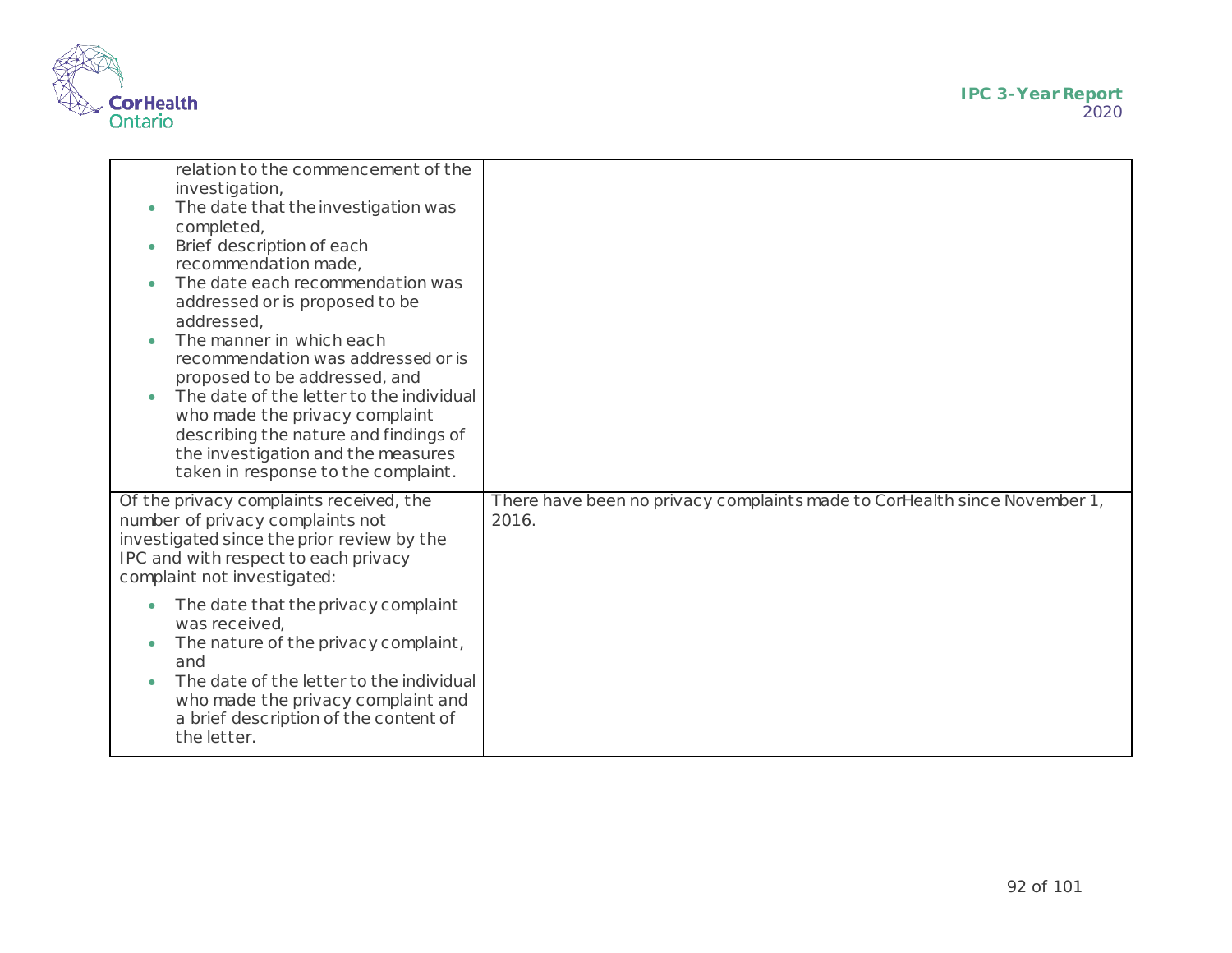| | |
|---|---|
| relation to the commencement of the investigation,<br>• The date that the investigation was completed,<br>• Brief description of each recommendation made,<br>• The date each recommendation was addressed or is proposed to be addressed,<br>• The manner in which each recommendation was addressed or is proposed to be addressed, and<br>• The date of the letter to the individual who made the privacy complaint describing the nature and findings of the investigation and the measures taken in response to the complaint. | |
| Of the privacy complaints received, the number of privacy complaints not investigated since the prior review by the IPC and with respect to each privacy complaint not investigated:<br>• The date that the privacy complaint was received,<br>• The nature of the privacy complaint, and<br>• The date of the letter to the individual who made the privacy complaint and a brief description of the content of the letter. | There have been no privacy complaints made to CorHealth since November 1, 2016. |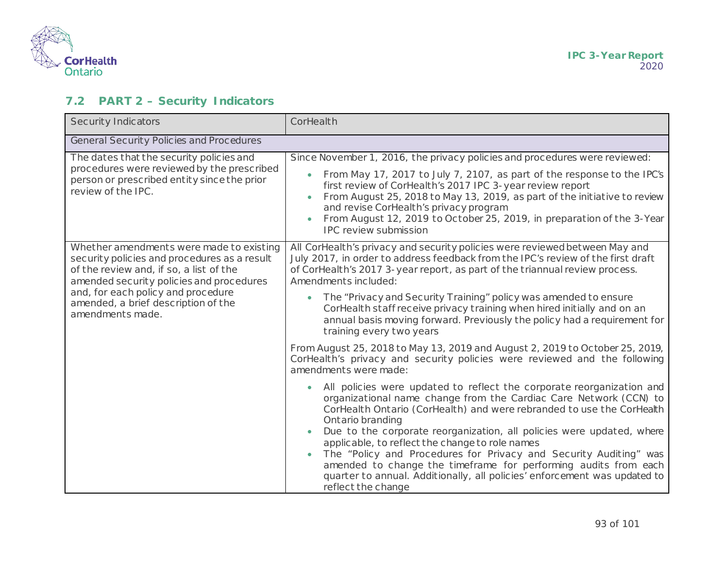## 7.2 PART 2 – Security Indicators

| Security Indicators | CorHealth |
|---|---|
| **General Security Policies and Procedures** | |
| The dates that the security policies and procedures were reviewed by the prescribed person or prescribed entity since the prior review of the IPC. | Since November 1, 2016, the privacy policies and procedures were reviewed:<br>• From May 17, 2017 to July 7, 2107, as part of the response to the IPC's first review of CorHealth's 2017 IPC 3-year review report<br>• From August 25, 2018 to May 13, 2019, as part of the initiative to review and revise CorHealth's privacy program<br>• From August 12, 2019 to October 25, 2019, in preparation of the 3-Year IPC review submission |
| Whether amendments were made to existing security policies and procedures as a result of the review and, if so, a list of the amended security policies and procedures and, for each policy and procedure amended, a brief description of the amendments made. | All CorHealth's privacy and security policies were reviewed between May and July 2017, in order to address feedback from the IPC's review of the first draft of CorHealth's 2017 3-year report, as part of the triannual review process. Amendments included:<br>• The "Privacy and Security Training" policy was amended to ensure CorHealth staff receive privacy training when hired initially and on an annual basis moving forward. Previously the policy had a requirement for training every two years<br><br>From August 25, 2018 to May 13, 2019 and August 2, 2019 to October 25, 2019, CorHealth's privacy and security policies were reviewed and the following amendments were made:<br>• All policies were updated to reflect the corporate reorganization and organizational name change from the Cardiac Care Network (CCN) to CorHealth Ontario (CorHealth) and were rebranded to use the CorHealth Ontario branding<br>• Due to the corporate reorganization, all policies were updated, where applicable, to reflect the change to role names<br>• The "Policy and Procedures for Privacy and Security Auditing" was amended to change the timeframe for performing audits from each quarter to annual. Additionally, all policies' enforcement was updated to reflect the change |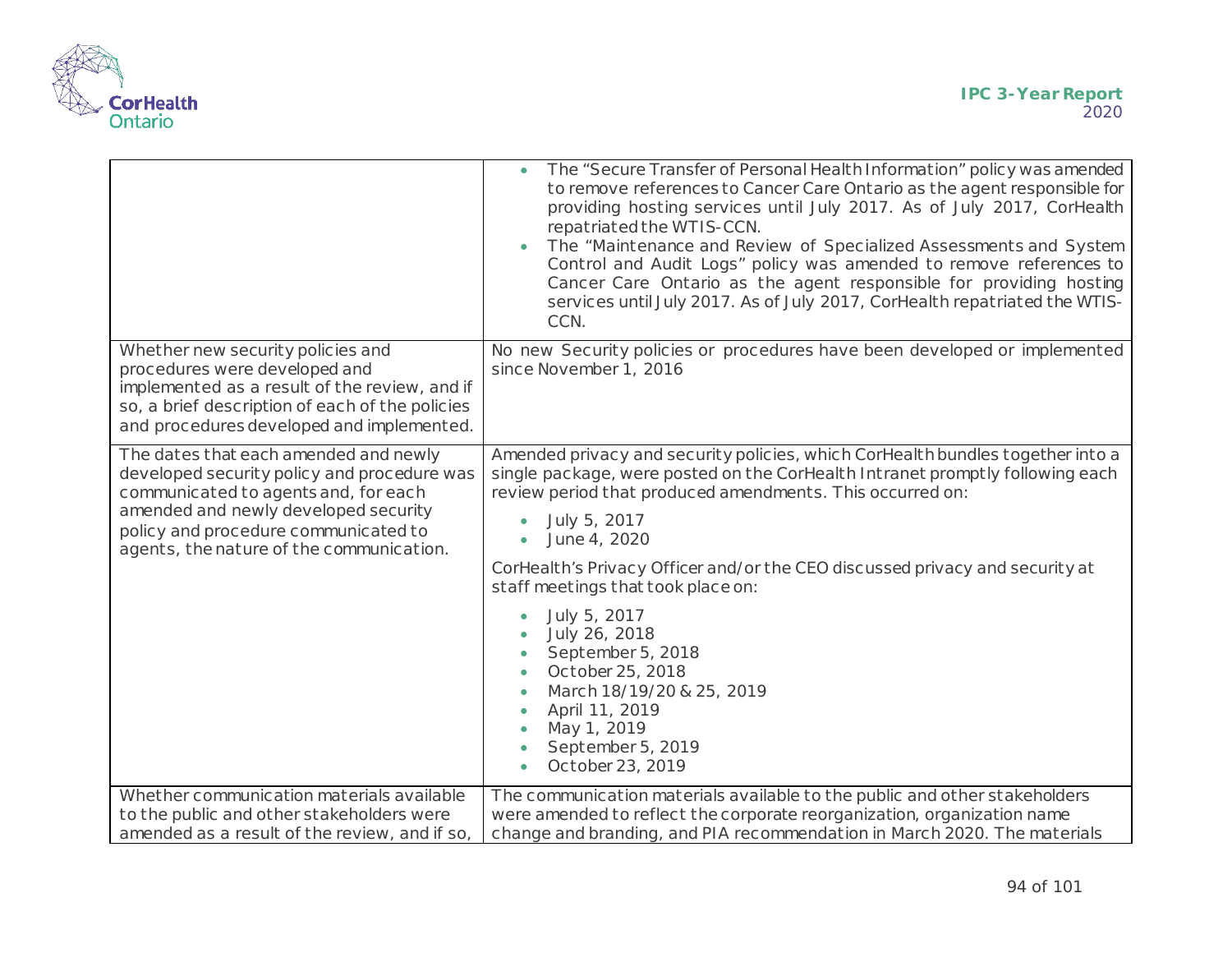| | |
|---|---|
| | • The "Secure Transfer of Personal Health Information" policy was amended to remove references to Cancer Care Ontario as the agent responsible for providing hosting services until July 2017. As of July 2017, CorHealth repatriated the WTIS-CCN.<br>• The "Maintenance and Review of Specialized Assessments and System Control and Audit Logs" policy was amended to remove references to Cancer Care Ontario as the agent responsible for providing hosting services until July 2017. As of July 2017, CorHealth repatriated the WTIS-CCN. |
| Whether new security policies and procedures were developed and implemented as a result of the review, and if so, a brief description of each of the policies and procedures developed and implemented. | No new Security policies or procedures have been developed or implemented since November 1, 2016 |
| The dates that each amended and newly developed security policy and procedure was communicated to agents and, for each amended and newly developed security policy and procedure communicated to agents, the nature of the communication. | Amended privacy and security policies, which CorHealth bundles together into a single package, were posted on the CorHealth Intranet promptly following each review period that produced amendments. This occurred on:<br>• July 5, 2017<br>• June 4, 2020<br><br>CorHealth's Privacy Officer and/or the CEO discussed privacy and security at staff meetings that took place on:<br>• July 5, 2017<br>• July 26, 2018<br>• September 5, 2018<br>• October 25, 2018<br>• March 18/19/20 & 25, 2019<br>• April 11, 2019<br>• May 1, 2019<br>• September 5, 2019<br>• October 23, 2019 |
| Whether communication materials available to the public and other stakeholders were amended as a result of the review, and if so, | The communication materials available to the public and other stakeholders were amended to reflect the corporate reorganization, organization name change and branding, and PIA recommendation in March 2020. The materials |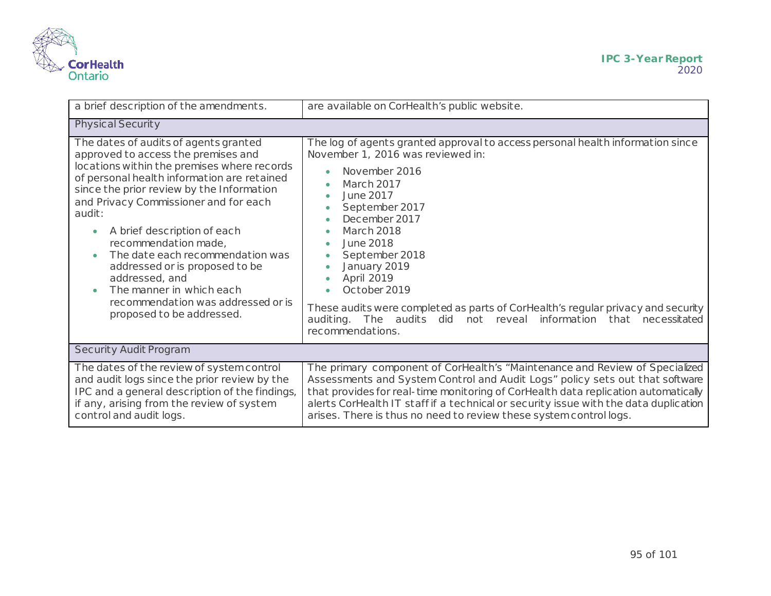| | |
|---|---|
| a brief description of the amendments. | are available on CorHealth's public website. |
| **Physical Security** | |
| The dates of audits of agents granted approved to access the premises and locations within the premises where records of personal health information are retained since the prior review by the Information and Privacy Commissioner and for each audit:<br>• A brief description of each recommendation made,<br>• The date each recommendation was addressed or is proposed to be addressed, and<br>• The manner in which each recommendation was addressed or is proposed to be addressed. | The log of agents granted approval to access personal health information since November 1, 2016 was reviewed in:<br>• November 2016<br>• March 2017<br>• June 2017<br>• September 2017<br>• December 2017<br>• March 2018<br>• June 2018<br>• September 2018<br>• January 2019<br>• April 2019<br>• October 2019<br><br>These audits were completed as parts of CorHealth's regular privacy and security auditing. The audits did not reveal information that necessitated recommendations. |
| **Security Audit Program** | |
| The dates of the review of system control and audit logs since the prior review by the IPC and a general description of the findings, if any, arising from the review of system control and audit logs. | The primary component of CorHealth's "Maintenance and Review of Specialized Assessments and System Control and Audit Logs" policy sets out that software that provides for real-time monitoring of CorHealth data replication automatically alerts CorHealth IT staff if a technical or security issue with the data duplication arises. There is thus no need to review these system control logs. |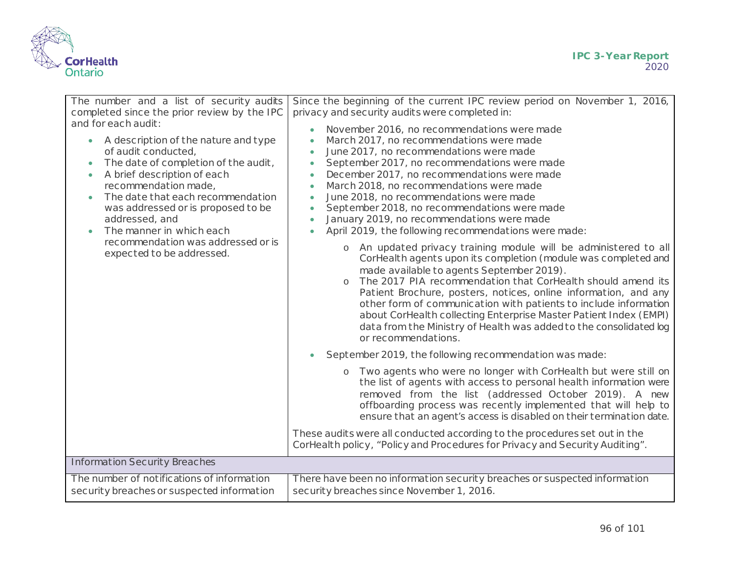| | |
|---|---|
| The number and a list of security audits completed since the prior review by the IPC and for each audit:<br><br>• A description of the nature and type of audit conducted,<br>• The date of completion of the audit,<br>• A brief description of each recommendation made,<br>• The date that each recommendation was addressed or is proposed to be addressed, and<br>• The manner in which each recommendation was addressed or is expected to be addressed. | Since the beginning of the current IPC review period on November 1, 2016, privacy and security audits were completed in:<br><br>• November 2016, no recommendations were made<br>• March 2017, no recommendations were made<br>• June 2017, no recommendations were made<br>• September 2017, no recommendations were made<br>• December 2017, no recommendations were made<br>• March 2018, no recommendations were made<br>• June 2018, no recommendations were made<br>• September 2018, no recommendations were made<br>• January 2019, no recommendations were made<br>• April 2019, the following recommendations were made:<br>  o An updated privacy training module will be administered to all CorHealth agents upon its completion (module was completed and made available to agents September 2019).<br>  o The 2017 PIA recommendation that CorHealth should amend its Patient Brochure, posters, notices, online information, and any other form of communication with patients to include information about CorHealth collecting Enterprise Master Patient Index (EMPI) data from the Ministry of Health was added to the consolidated log or recommendations.<br>• September 2019, the following recommendation was made:<br>  o Two agents who were no longer with CorHealth but were still on the list of agents with access to personal health information were removed from the list (addressed October 2019). A new offboarding process was recently implemented that will help to ensure that an agent's access is disabled on their termination date.<br><br>These audits were all conducted according to the procedures set out in the CorHealth policy, "Policy and Procedures for Privacy and Security Auditing". |
| **Information Security Breaches** | |
| The number of notifications of information security breaches or suspected information | There have been no information security breaches or suspected information security breaches since November 1, 2016. |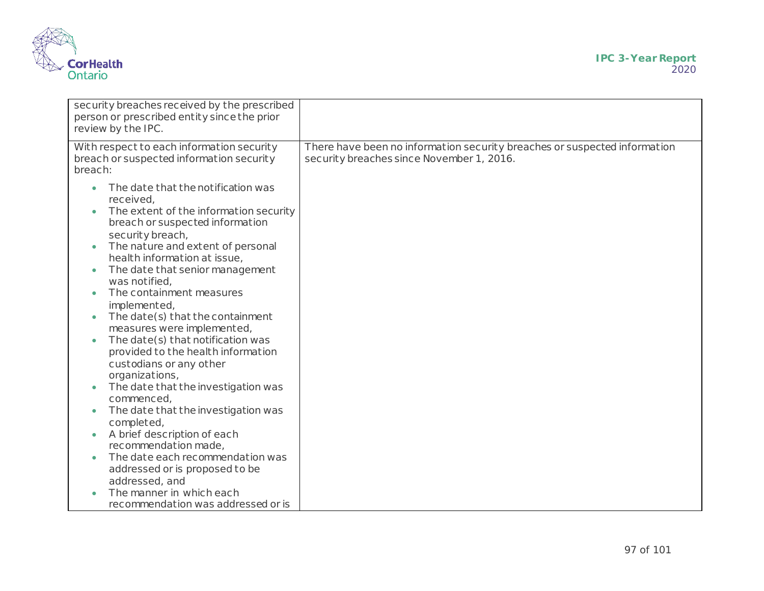| | |
|---|---|
| security breaches received by the prescribed person or prescribed entity since the prior review by the IPC. | |
| With respect to each information security breach or suspected information security breach:<br><br>• The date that the notification was received,<br>• The extent of the information security breach or suspected information security breach,<br>• The nature and extent of personal health information at issue,<br>• The date that senior management was notified,<br>• The containment measures implemented,<br>• The date(s) that the containment measures were implemented,<br>• The date(s) that notification was provided to the health information custodians or any other organizations,<br>• The date that the investigation was commenced,<br>• The date that the investigation was completed,<br>• A brief description of each recommendation made,<br>• The date each recommendation was addressed or is proposed to be addressed, and<br>• The manner in which each recommendation was addressed or is | There have been no information security breaches or suspected information security breaches since November 1, 2016. |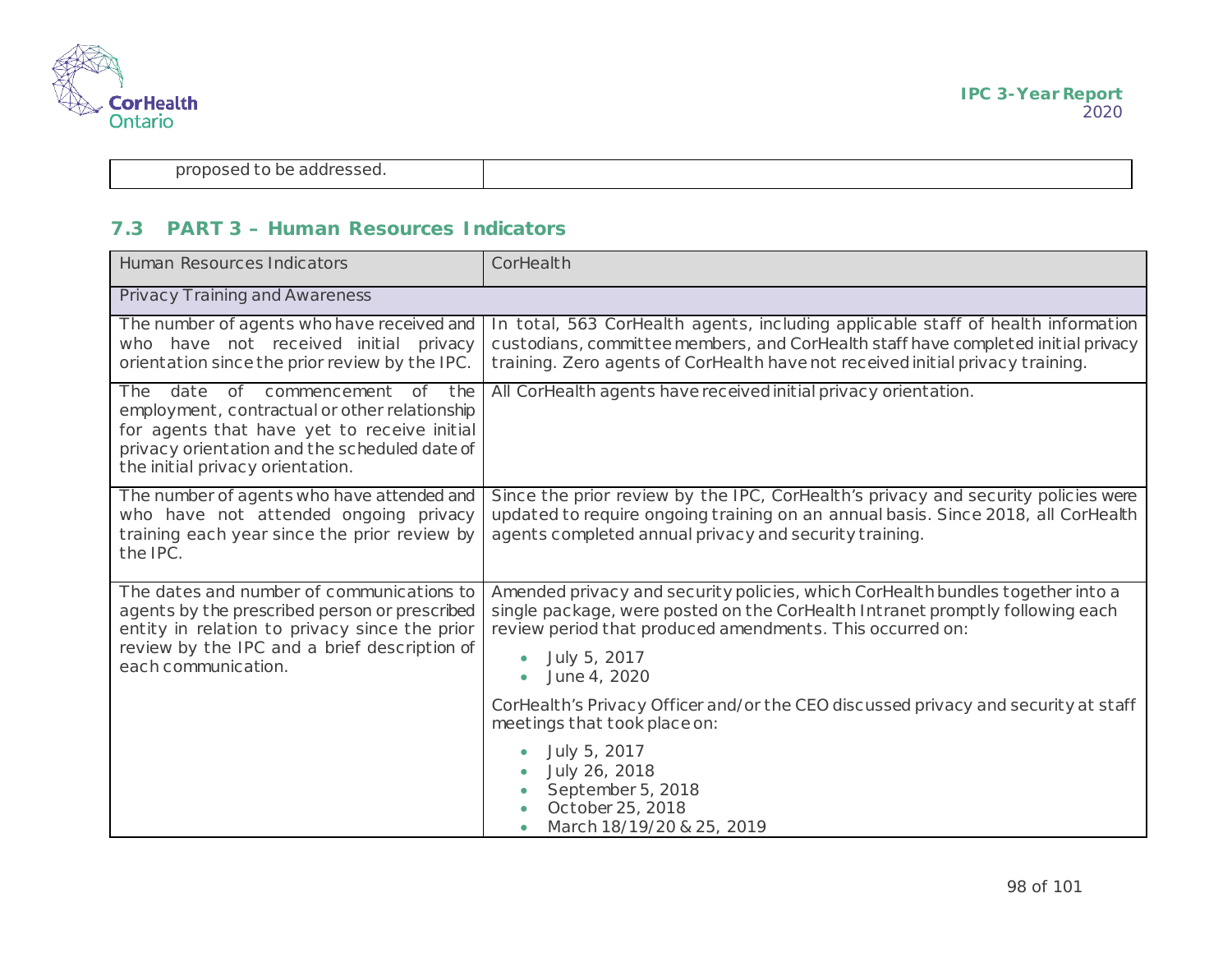| proposed to be addressed. | |
|---|---|

## 7.3 PART 3 – Human Resources Indicators

| Human Resources Indicators | CorHealth |
|---|---|
| Privacy Training and Awareness | |
| The number of agents who have received and who have not received initial privacy orientation since the prior review by the IPC. | In total, 563 CorHealth agents, including applicable staff of health information custodians, committee members, and CorHealth staff have completed initial privacy training. Zero agents of CorHealth have not received initial privacy training. |
| The date of commencement of the employment, contractual or other relationship for agents that have yet to receive initial privacy orientation and the scheduled date of the initial privacy orientation. | All CorHealth agents have received initial privacy orientation. |
| The number of agents who have attended and who have not attended ongoing privacy training each year since the prior review by the IPC. | Since the prior review by the IPC, CorHealth's privacy and security policies were updated to require ongoing training on an annual basis. Since 2018, all CorHealth agents completed annual privacy and security training. |
| The dates and number of communications to agents by the prescribed person or prescribed entity in relation to privacy since the prior review by the IPC and a brief description of each communication. | Amended privacy and security policies, which CorHealth bundles together into a single package, were posted on the CorHealth Intranet promptly following each review period that produced amendments. This occurred on: <br>• July 5, 2017 <br>• June 4, 2020 <br><br>CorHealth's Privacy Officer and/or the CEO discussed privacy and security at staff meetings that took place on: <br>• July 5, 2017 <br>• July 26, 2018 <br>• September 5, 2018 <br>• October 25, 2018 <br>• March 18/19/20 & 25, 2019 |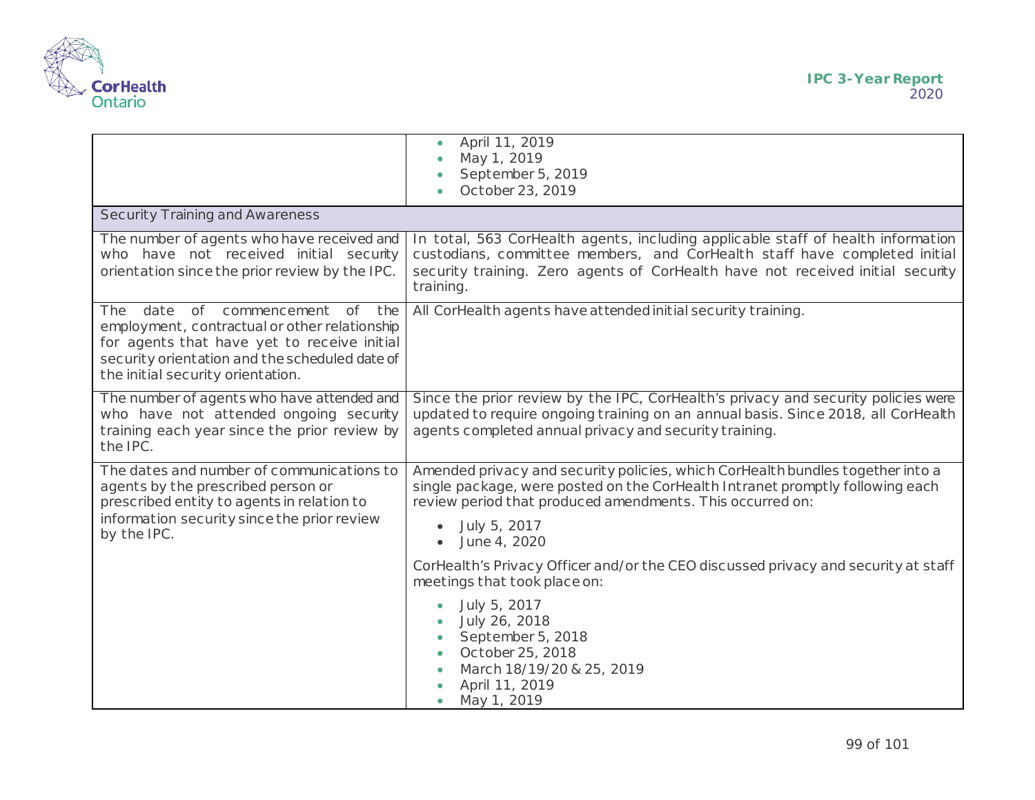| | |
|---|---|
| | • April 11, 2019<br>• May 1, 2019<br>• September 5, 2019<br>• October 23, 2019 |
| **Security Training and Awareness** | |
| The number of agents who have received and who have not received initial security orientation since the prior review by the IPC. | In total, 563 CorHealth agents, including applicable staff of health information custodians, committee members, and CorHealth staff have completed initial security training. Zero agents of CorHealth have not received initial security training. |
| The date of commencement of the employment, contractual or other relationship for agents that have yet to receive initial security orientation and the scheduled date of the initial security orientation. | All CorHealth agents have attended initial security training. |
| The number of agents who have attended and who have not attended ongoing security training each year since the prior review by the IPC. | Since the prior review by the IPC, CorHealth's privacy and security policies were updated to require ongoing training on an annual basis. Since 2018, all CorHealth agents completed annual privacy and security training. |
| The dates and number of communications to agents by the prescribed person or prescribed entity to agents in relation to information security since the prior review by the IPC. | Amended privacy and security policies, which CorHealth bundles together into a single package, were posted on the CorHealth Intranet promptly following each review period that produced amendments. This occurred on:<br>• July 5, 2017<br>• June 4, 2020<br><br>CorHealth's Privacy Officer and/or the CEO discussed privacy and security at staff meetings that took place on:<br>• July 5, 2017<br>• July 26, 2018<br>• September 5, 2018<br>• October 25, 2018<br>• March 18/19/20 & 25, 2019<br>• April 11, 2019<br>• May 1, 2019 |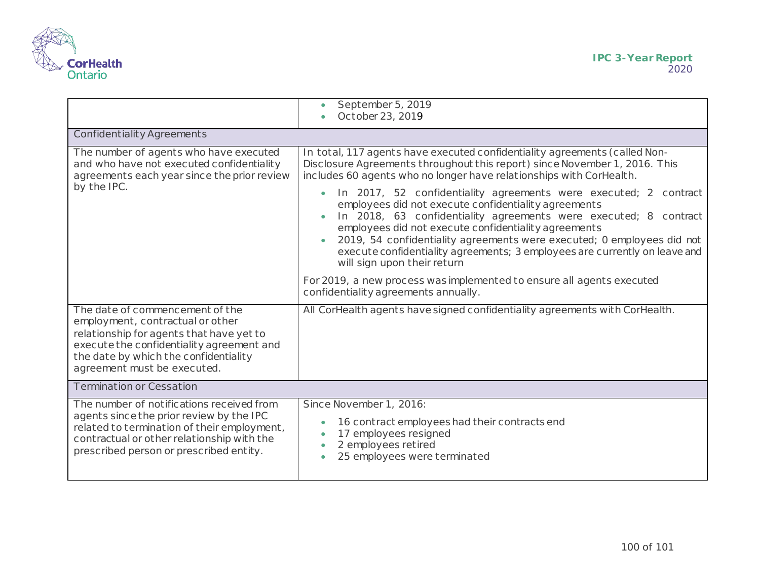| | |
|---|---|
| | • September 5, 2019<br>• October 23, 2019 |
| **Confidentiality Agreements** | |
| The number of agents who have executed and who have not executed confidentiality agreements each year since the prior review by the IPC. | In total, 117 agents have executed confidentiality agreements (called Non-Disclosure Agreements throughout this report) since November 1, 2016. This includes 60 agents who no longer have relationships with CorHealth.<br>• In 2017, 52 confidentiality agreements were executed; 2 contract employees did not execute confidentiality agreements<br>• In 2018, 63 confidentiality agreements were executed; 8 contract employees did not execute confidentiality agreements<br>• 2019, 54 confidentiality agreements were executed; 0 employees did not execute confidentiality agreements; 3 employees are currently on leave and will sign upon their return<br>For 2019, a new process was implemented to ensure all agents executed confidentiality agreements annually. |
| The date of commencement of the employment, contractual or other relationship for agents that have yet to execute the confidentiality agreement and the date by which the confidentiality agreement must be executed. | All CorHealth agents have signed confidentiality agreements with CorHealth. |
| **Termination or Cessation** | |
| The number of notifications received from agents since the prior review by the IPC related to termination of their employment, contractual or other relationship with the prescribed person or prescribed entity. | Since November 1, 2016:<br>• 16 contract employees had their contracts end<br>• 17 employees resigned<br>• 2 employees retired<br>• 25 employees were terminated |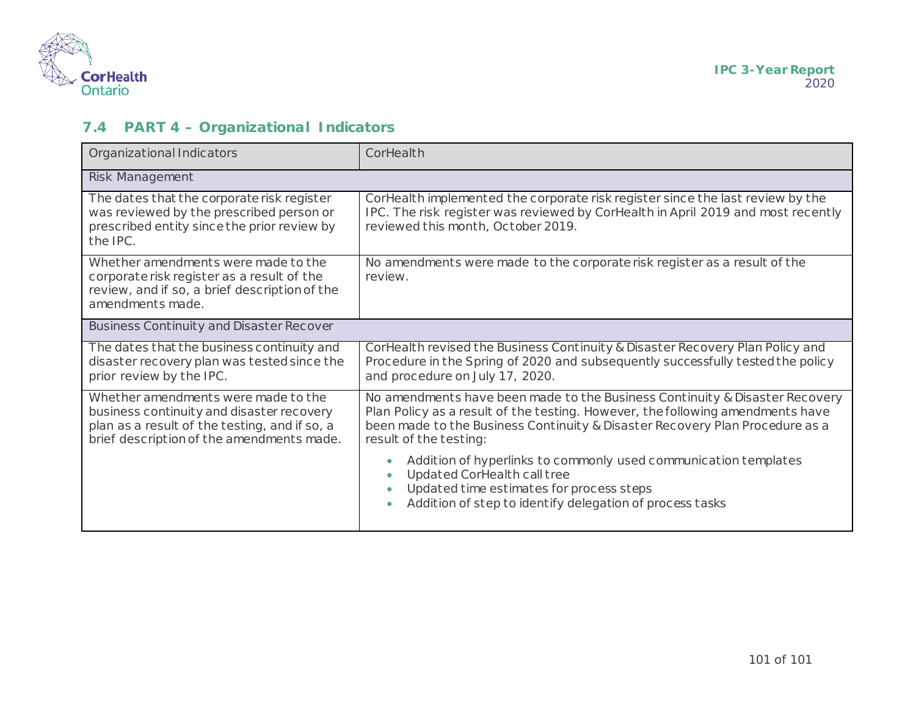## 7.4 PART 4 – Organizational Indicators

| Organizational Indicators | CorHealth |
|---|---|
| Risk Management | |
| The dates that the corporate risk register was reviewed by the prescribed person or prescribed entity since the prior review by the IPC. | CorHealth implemented the corporate risk register since the last review by the IPC. The risk register was reviewed by CorHealth in April 2019 and most recently reviewed this month, October 2019. |
| Whether amendments were made to the corporate risk register as a result of the review, and if so, a brief description of the amendments made. | No amendments were made to the corporate risk register as a result of the review. |
| Business Continuity and Disaster Recover | |
| The dates that the business continuity and disaster recovery plan was tested since the prior review by the IPC. | CorHealth revised the Business Continuity & Disaster Recovery Plan Policy and Procedure in the Spring of 2020 and subsequently successfully tested the policy and procedure on July 17, 2020. |
| Whether amendments were made to the business continuity and disaster recovery plan as a result of the testing, and if so, a brief description of the amendments made. | No amendments have been made to the Business Continuity & Disaster Recovery Plan Policy as a result of the testing. However, the following amendments have been made to the Business Continuity & Disaster Recovery Plan Procedure as a result of the testing:<br>• Addition of hyperlinks to commonly used communication templates<br>• Updated CorHealth call tree<br>• Updated time estimates for process steps<br>• Addition of step to identify delegation of process tasks |